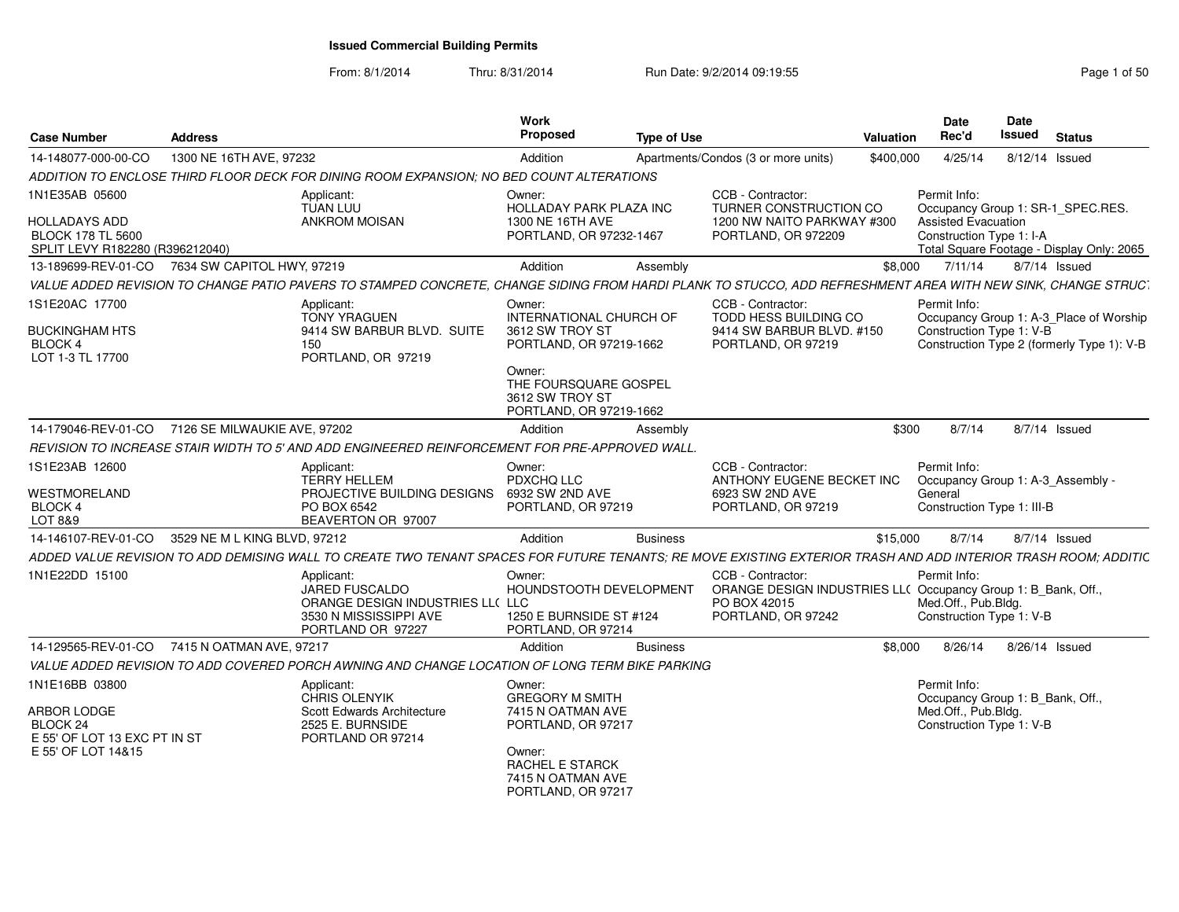# Issued Commercial Building Permits

From: 8/1/2014 Thru: 8/31/2014 Run Date: 9/2/2014 09:19:55

| Case Number | Address | Work Proposed | Type of Use | Valuation | Date Rec'd | Date Issued | Status |
|---|---|---|---|---|---|---|---|
| 14-148077-000-00-CO | 1300 NE 16TH AVE, 97232 | Addition | Apartments/Condos (3 or more units) | $400,000 | 4/25/14 | 8/12/14 | Issued |

*ADDITION TO ENCLOSE THIRD FLOOR DECK FOR DINING ROOM EXPANSION; NO BED COUNT ALTERATIONS*

1N1E35AB 05600
HOLLADAYS ADD
BLOCK 178 TL 5600
SPLIT LEVY R182280 (R396212040)

Applicant:
TUAN LUU
ANKROM MOISAN

Owner:
HOLLADAY PARK PLAZA INC
1300 NE 16TH AVE
PORTLAND, OR 97232-1467

CCB - Contractor:
TURNER CONSTRUCTION CO
1200 NW NAITO PARKWAY #300
PORTLAND, OR 972209

Permit Info:
Occupancy Group 1: SR-1_SPEC.RES. Assisted Evacuation
Construction Type 1: I-A
Total Square Footage - Display Only: 2065

---

| Case Number | Address | Work Proposed | Type of Use | Valuation | Date Rec'd | Date Issued | Status |
|---|---|---|---|---|---|---|---|
| 13-189699-REV-01-CO | 7634 SW CAPITOL HWY, 97219 | Addition | Assembly | $8,000 | 7/11/14 | 8/7/14 | Issued |

*VALUE ADDED REVISION TO CHANGE PATIO PAVERS TO STAMPED CONCRETE, CHANGE SIDING FROM HARDI PLANK TO STUCCO, ADD REFRESHMENT AREA WITH NEW SINK, CHANGE STRUCT*

1S1E20AC 17700
BUCKINGHAM HTS
BLOCK 4
LOT 1-3 TL 17700

Applicant:
TONY YRAGUEN
9414 SW BARBUR BLVD. SUITE 150
PORTLAND, OR 97219

Owner:
INTERNATIONAL CHURCH OF
3612 SW TROY ST
PORTLAND, OR 97219-1662

Owner:
THE FOURSQUARE GOSPEL
3612 SW TROY ST
PORTLAND, OR 97219-1662

CCB - Contractor:
TODD HESS BUILDING CO
9414 SW BARBUR BLVD. #150
PORTLAND, OR 97219

Permit Info:
Occupancy Group 1: A-3_Place of Worship
Construction Type 1: V-B
Construction Type 2 (formerly Type 1): V-B

---

| Case Number | Address | Work Proposed | Type of Use | Valuation | Date Rec'd | Date Issued | Status |
|---|---|---|---|---|---|---|---|
| 14-179046-REV-01-CO | 7126 SE MILWAUKIE AVE, 97202 | Addition | Assembly | $300 | 8/7/14 | 8/7/14 | Issued |

*REVISION TO INCREASE STAIR WIDTH TO 5' AND ADD ENGINEERED REINFORCEMENT FOR PRE-APPROVED WALL.*

1S1E23AB 12600
WESTMORELAND
BLOCK 4
LOT 8&9

Applicant:
TERRY HELLEM
PROJECTIVE BUILDING DESIGNS
PO BOX 6542
BEAVERTON OR 97007

Owner:
PDXCHQ LLC
6932 SW 2ND AVE
PORTLAND, OR 97219

CCB - Contractor:
ANTHONY EUGENE BECKET INC
6923 SW 2ND AVE
PORTLAND, OR 97219

Permit Info:
Occupancy Group 1: A-3_Assembly - General
Construction Type 1: III-B

---

| Case Number | Address | Work Proposed | Type of Use | Valuation | Date Rec'd | Date Issued | Status |
|---|---|---|---|---|---|---|---|
| 14-146107-REV-01-CO | 3529 NE M L KING BLVD, 97212 | Addition | Business | $15,000 | 8/7/14 | 8/7/14 | Issued |

*ADDED VALUE REVISION TO ADD DEMISING WALL TO CREATE TWO TENANT SPACES FOR FUTURE TENANTS; RE MOVE EXISTING EXTERIOR TRASH AND ADD INTERIOR TRASH ROOM; ADDITIC*

1N1E22DD 15100

Applicant:
JARED FUSCALDO
ORANGE DESIGN INDUSTRIES LLC
3530 N MISSISSIPPI AVE
PORTLAND OR 97227

Owner:
HOUNDSTOOTH DEVELOPMENT LLC
1250 E BURNSIDE ST #124
PORTLAND, OR 97214

CCB - Contractor:
ORANGE DESIGN INDUSTRIES LLC
PO BOX 42015
PORTLAND, OR 97242

Permit Info:
Occupancy Group 1: B_Bank, Off., Med.Off., Pub.Bldg.
Construction Type 1: V-B

---

| Case Number | Address | Work Proposed | Type of Use | Valuation | Date Rec'd | Date Issued | Status |
|---|---|---|---|---|---|---|---|
| 14-129565-REV-01-CO | 7415 N OATMAN AVE, 97217 | Addition | Business | $8,000 | 8/26/14 | 8/26/14 | Issued |

*VALUE ADDED REVISION TO ADD COVERED PORCH AWNING AND CHANGE LOCATION OF LONG TERM BIKE PARKING*

1N1E16BB 03800
ARBOR LODGE
BLOCK 24
E 55' OF LOT 13 EXC PT IN ST
E 55' OF LOT 14&15

Applicant:
CHRIS OLENYIK
Scott Edwards Architecture
2525 E. BURNSIDE
PORTLAND OR 97214

Owner:
GREGORY M SMITH
7415 N OATMAN AVE
PORTLAND, OR 97217

Owner:
RACHEL E STARCK
7415 N OATMAN AVE
PORTLAND, OR 97217

Permit Info:
Occupancy Group 1: B_Bank, Off., Med.Off., Pub.Bldg.
Construction Type 1: V-B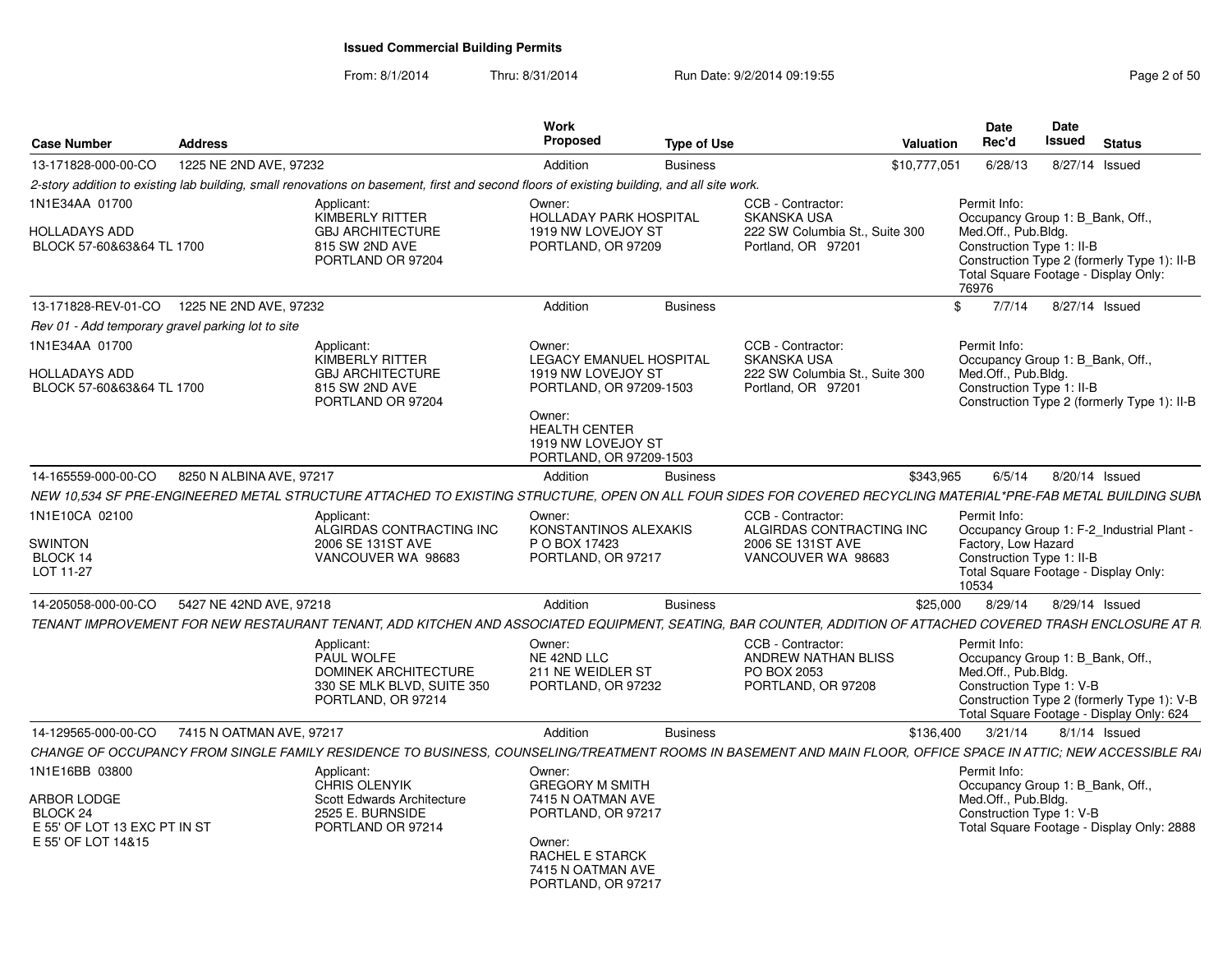# Issued Commercial Building Permits

From: 8/1/2014 Thru: 8/31/2014 Run Date: 9/2/2014 09:19:55

| Case Number | Address | Work Proposed | Type of Use | Valuation | Date Rec'd | Date Issued | Status |
|---|---|---|---|---|---|---|---|
| 13-171828-000-00-CO | 1225 NE 2ND AVE, 97232 | Addition | Business | $10,777,051 | 6/28/13 | 8/27/14 | Issued |

*2-story addition to existing lab building, small renovations on basement, first and second floors of existing building, and all site work.*

1N1E34AA 01700
HOLLADAYS ADD
BLOCK 57-60&63&64 TL 1700

Applicant:
KIMBERLY RITTER
GBJ ARCHITECTURE
815 SW 2ND AVE
PORTLAND OR 97204

Owner:
HOLLADAY PARK HOSPITAL
1919 NW LOVEJOY ST
PORTLAND, OR 97209

CCB - Contractor:
SKANSKA USA
222 SW Columbia St., Suite 300
Portland, OR 97201

Permit Info:
Occupancy Group 1: B_Bank, Off., Med.Off., Pub.Bldg.
Construction Type 1: II-B
Construction Type 2 (formerly Type 1): II-B
Total Square Footage - Display Only: 76976

---

| Case Number | Address | Work Proposed | Type of Use | Valuation | Date Rec'd | Date Issued | Status |
|---|---|---|---|---|---|---|---|
| 13-171828-REV-01-CO | 1225 NE 2ND AVE, 97232 | Addition | Business | $ | 7/7/14 | 8/27/14 | Issued |

*Rev 01 - Add temporary gravel parking lot to site*

1N1E34AA 01700
HOLLADAYS ADD
BLOCK 57-60&63&64 TL 1700

Applicant:
KIMBERLY RITTER
GBJ ARCHITECTURE
815 SW 2ND AVE
PORTLAND OR 97204

Owner:
LEGACY EMANUEL HOSPITAL
1919 NW LOVEJOY ST
PORTLAND, OR 97209-1503

Owner:
HEALTH CENTER
1919 NW LOVEJOY ST
PORTLAND, OR 97209-1503

CCB - Contractor:
SKANSKA USA
222 SW Columbia St., Suite 300
Portland, OR 97201

Permit Info:
Occupancy Group 1: B_Bank, Off., Med.Off., Pub.Bldg.
Construction Type 1: II-B
Construction Type 2 (formerly Type 1): II-B

---

| Case Number | Address | Work Proposed | Type of Use | Valuation | Date Rec'd | Date Issued | Status |
|---|---|---|---|---|---|---|---|
| 14-165559-000-00-CO | 8250 N ALBINA AVE, 97217 | Addition | Business | $343,965 | 6/5/14 | 8/20/14 | Issued |

*NEW 10,534 SF PRE-ENGINEERED METAL STRUCTURE ATTACHED TO EXISTING STRUCTURE, OPEN ON ALL FOUR SIDES FOR COVERED RECYCLING MATERIAL*PRE-FAB METAL BUILDING SUBM*

1N1E10CA 02100
SWINTON
BLOCK 14
LOT 11-27

Applicant:
ALGIRDAS CONTRACTING INC
2006 SE 131ST AVE
VANCOUVER WA 98683

Owner:
KONSTANTINOS ALEXAKIS
P O BOX 17423
PORTLAND, OR 97217

CCB - Contractor:
ALGIRDAS CONTRACTING INC
2006 SE 131ST AVE
VANCOUVER WA 98683

Permit Info:
Occupancy Group 1: F-2_Industrial Plant - Factory, Low Hazard
Construction Type 1: II-B
Total Square Footage - Display Only: 10534

---

| Case Number | Address | Work Proposed | Type of Use | Valuation | Date Rec'd | Date Issued | Status |
|---|---|---|---|---|---|---|---|
| 14-205058-000-00-CO | 5427 NE 42ND AVE, 97218 | Addition | Business | $25,000 | 8/29/14 | 8/29/14 | Issued |

*TENANT IMPROVEMENT FOR NEW RESTAURANT TENANT, ADD KITCHEN AND ASSOCIATED EQUIPMENT, SEATING, BAR COUNTER, ADDITION OF ATTACHED COVERED TRASH ENCLOSURE AT R*

Applicant:
PAUL WOLFE
DOMINEK ARCHITECTURE
330 SE MLK BLVD, SUITE 350
PORTLAND, OR 97214

Owner:
NE 42ND LLC
211 NE WEIDLER ST
PORTLAND, OR 97232

CCB - Contractor:
ANDREW NATHAN BLISS
PO BOX 2053
PORTLAND, OR 97208

Permit Info:
Occupancy Group 1: B_Bank, Off., Med.Off., Pub.Bldg.
Construction Type 1: V-B
Construction Type 2 (formerly Type 1): V-B
Total Square Footage - Display Only: 624

---

| Case Number | Address | Work Proposed | Type of Use | Valuation | Date Rec'd | Date Issued | Status |
|---|---|---|---|---|---|---|---|
| 14-129565-000-00-CO | 7415 N OATMAN AVE, 97217 | Addition | Business | $136,400 | 3/21/14 | 8/1/14 | Issued |

*CHANGE OF OCCUPANCY FROM SINGLE FAMILY RESIDENCE TO BUSINESS, COUNSELING/TREATMENT ROOMS IN BASEMENT AND MAIN FLOOR, OFFICE SPACE IN ATTIC; NEW ACCESSIBLE RA*

1N1E16BB 03800
ARBOR LODGE
BLOCK 24
E 55' OF LOT 13 EXC PT IN ST
E 55' OF LOT 14&15

Applicant:
CHRIS OLENYIK
Scott Edwards Architecture
2525 E. BURNSIDE
PORTLAND OR 97214

Owner:
GREGORY M SMITH
7415 N OATMAN AVE
PORTLAND, OR 97217

Owner:
RACHEL E STARCK
7415 N OATMAN AVE
PORTLAND, OR 97217

Permit Info:
Occupancy Group 1: B_Bank, Off., Med.Off., Pub.Bldg.
Construction Type 1: V-B
Total Square Footage - Display Only: 2888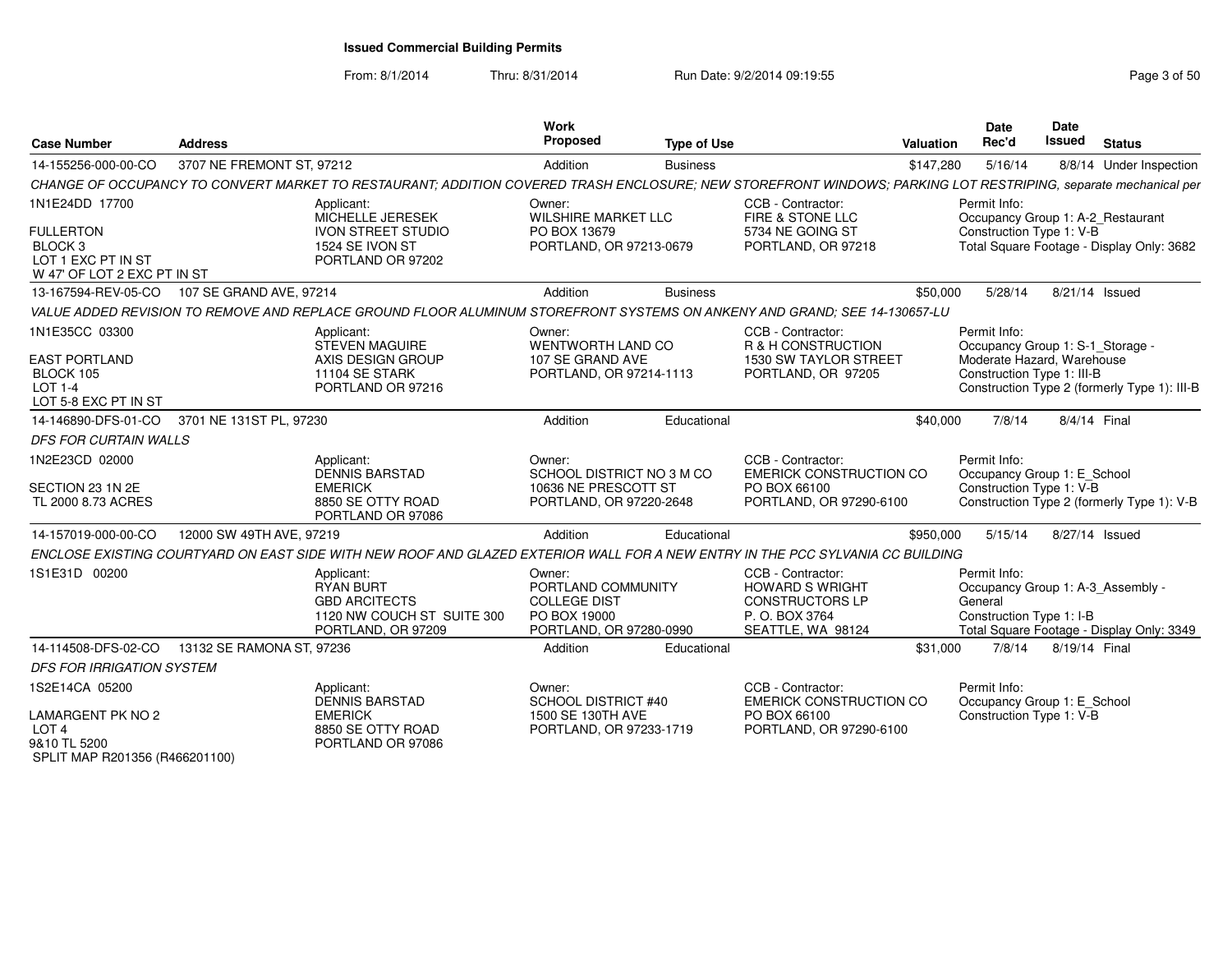**Issued Commercial Building Permits**

From: 8/1/2014 Thru: 8/31/2014 Run Date: 9/2/2014 09:19:55

| Case Number | Address | Work Proposed | Type of Use | Valuation | Date Rec'd | Date Issued | Status |
|---|---|---|---|---|---|---|---|
| 14-155256-000-00-CO | 3707 NE FREMONT ST, 97212 | Addition | Business | $147,280 | 5/16/14 | 8/8/14 | Under Inspection |

*CHANGE OF OCCUPANCY TO CONVERT MARKET TO RESTAURANT; ADDITION COVERED TRASH ENCLOSURE; NEW STOREFRONT WINDOWS; PARKING LOT RESTRIPING, separate mechanical per*

| Legal Description | Applicant | Owner | CCB - Contractor | Permit Info |
|---|---|---|---|---|
| 1N1E24DD 17700<br>FULLERTON<br>BLOCK 3<br>LOT 1 EXC PT IN ST<br>W 47' OF LOT 2 EXC PT IN ST | MICHELLE JERESEK<br>IVON STREET STUDIO<br>1524 SE IVON ST<br>PORTLAND OR 97202 | WILSHIRE MARKET LLC<br>PO BOX 13679<br>PORTLAND, OR 97213-0679 | FIRE & STONE LLC<br>5734 NE GOING ST<br>PORTLAND, OR 97218 | Occupancy Group 1: A-2_Restaurant<br>Construction Type 1: V-B<br>Total Square Footage - Display Only: 3682 |

| Case Number | Address | Work Proposed | Type of Use | Valuation | Date Rec'd | Date Issued | Status |
|---|---|---|---|---|---|---|---|
| 13-167594-REV-05-CO | 107 SE GRAND AVE, 97214 | Addition | Business | $50,000 | 5/28/14 | 8/21/14 | Issued |

*VALUE ADDED REVISION TO REMOVE AND REPLACE GROUND FLOOR ALUMINUM STOREFRONT SYSTEMS ON ANKENY AND GRAND; SEE 14-130657-LU*

| Legal Description | Applicant | Owner | CCB - Contractor | Permit Info |
|---|---|---|---|---|
| 1N1E35CC 03300<br>EAST PORTLAND<br>BLOCK 105<br>LOT 1-4<br>LOT 5-8 EXC PT IN ST | STEVEN MAGUIRE<br>AXIS DESIGN GROUP<br>11104 SE STARK<br>PORTLAND OR 97216 | WENTWORTH LAND CO<br>107 SE GRAND AVE<br>PORTLAND, OR 97214-1113 | R & H CONSTRUCTION<br>1530 SW TAYLOR STREET<br>PORTLAND, OR 97205 | Occupancy Group 1: S-1_Storage - Moderate Hazard, Warehouse<br>Construction Type 1: III-B<br>Construction Type 2 (formerly Type 1): III-B |

| Case Number | Address | Work Proposed | Type of Use | Valuation | Date Rec'd | Date Issued | Status |
|---|---|---|---|---|---|---|---|
| 14-146890-DFS-01-CO | 3701 NE 131ST PL, 97230 | Addition | Educational | $40,000 | 7/8/14 | 8/4/14 | Final |

*DFS FOR CURTAIN WALLS*

| Legal Description | Applicant | Owner | CCB - Contractor | Permit Info |
|---|---|---|---|---|
| 1N2E23CD 02000<br>SECTION 23 1N 2E<br>TL 2000 8.73 ACRES | DENNIS BARSTAD<br>EMERICK<br>8850 SE OTTY ROAD<br>PORTLAND OR 97086 | SCHOOL DISTRICT NO 3 M CO<br>10636 NE PRESCOTT ST<br>PORTLAND, OR 97220-2648 | EMERICK CONSTRUCTION CO<br>PO BOX 66100<br>PORTLAND, OR 97290-6100 | Occupancy Group 1: E_School<br>Construction Type 1: V-B<br>Construction Type 2 (formerly Type 1): V-B |

| Case Number | Address | Work Proposed | Type of Use | Valuation | Date Rec'd | Date Issued | Status |
|---|---|---|---|---|---|---|---|
| 14-157019-000-00-CO | 12000 SW 49TH AVE, 97219 | Addition | Educational | $950,000 | 5/15/14 | 8/27/14 | Issued |

*ENCLOSE EXISTING COURTYARD ON EAST SIDE WITH NEW ROOF AND GLAZED EXTERIOR WALL FOR A NEW ENTRY IN THE PCC SYLVANIA CC BUILDING*

| Legal Description | Applicant | Owner | CCB - Contractor | Permit Info |
|---|---|---|---|---|
| 1S1E31D 00200 | RYAN BURT<br>GBD ARCITECTS<br>1120 NW COUCH ST SUITE 300<br>PORTLAND, OR 97209 | PORTLAND COMMUNITY COLLEGE DIST<br>PO BOX 19000<br>PORTLAND, OR 97280-0990 | HOWARD S WRIGHT CONSTRUCTORS LP<br>P. O. BOX 3764<br>SEATTLE, WA 98124 | Occupancy Group 1: A-3_Assembly - General<br>Construction Type 1: I-B<br>Total Square Footage - Display Only: 3349 |

| Case Number | Address | Work Proposed | Type of Use | Valuation | Date Rec'd | Date Issued | Status |
|---|---|---|---|---|---|---|---|
| 14-114508-DFS-02-CO | 13132 SE RAMONA ST, 97236 | Addition | Educational | $31,000 | 7/8/14 | 8/19/14 | Final |

*DFS FOR IRRIGATION SYSTEM*

| Legal Description | Applicant | Owner | CCB - Contractor | Permit Info |
|---|---|---|---|---|
| 1S2E14CA 05200<br>LAMARGENT PK NO 2<br>LOT 4<br>9&10 TL 5200<br>SPLIT MAP R201356 (R466201100) | DENNIS BARSTAD<br>EMERICK<br>8850 SE OTTY ROAD<br>PORTLAND OR 97086 | SCHOOL DISTRICT #40<br>1500 SE 130TH AVE<br>PORTLAND, OR 97233-1719 | EMERICK CONSTRUCTION CO<br>PO BOX 66100<br>PORTLAND, OR 97290-6100 | Occupancy Group 1: E_School<br>Construction Type 1: V-B |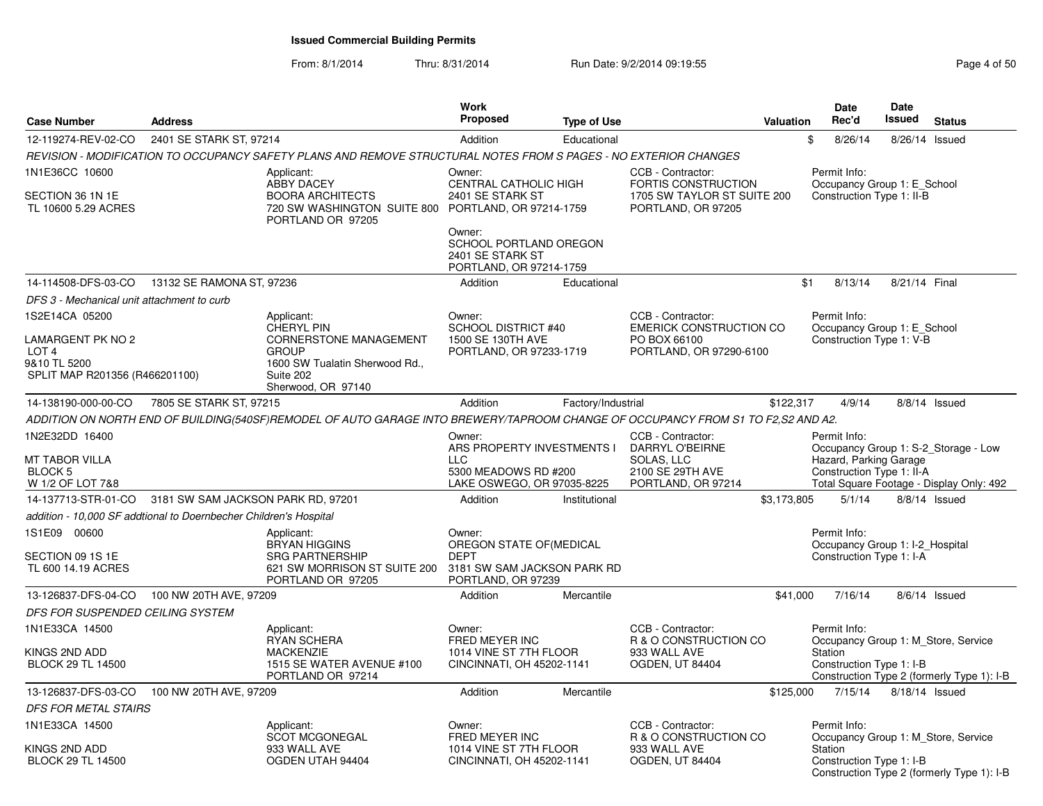## Issued Commercial Building Permits

From: 8/1/2014 Thru: 8/31/2014 Run Date: 9/2/2014 09:19:55

| Case Number | Address | Work Proposed | Type of Use | Valuation | Date Rec'd | Date Issued | Status |
|---|---|---|---|---|---|---|---|
| 12-119274-REV-02-CO | 2401 SE STARK ST, 97214 | Addition | Educational | $ | 8/26/14 | 8/26/14 | Issued |

*REVISION - MODIFICATION TO OCCUPANCY SAFETY PLANS AND REMOVE STRUCTURAL NOTES FROM S PAGES - NO EXTERIOR CHANGES*

1N1E36CC 10600
SECTION 36 1N 1E
TL 10600 5.29 ACRES

Applicant:
ABBY DACEY
BOORA ARCHITECTS
720 SW WASHINGTON SUITE 800
PORTLAND OR 97205

Owner:
CENTRAL CATHOLIC HIGH
2401 SE STARK ST
PORTLAND, OR 97214-1759

Owner:
SCHOOL PORTLAND OREGON
2401 SE STARK ST
PORTLAND, OR 97214-1759

CCB - Contractor:
FORTIS CONSTRUCTION
1705 SW TAYLOR ST SUITE 200
PORTLAND, OR 97205

Permit Info:
Occupancy Group 1: E_School
Construction Type 1: II-B

---

| Case Number | Address | Work Proposed | Type of Use | Valuation | Date Rec'd | Date Issued | Status |
|---|---|---|---|---|---|---|---|
| 14-114508-DFS-03-CO | 13132 SE RAMONA ST, 97236 | Addition | Educational | $1 | 8/13/14 | 8/21/14 | Final |

*DFS 3 - Mechanical unit attachment to curb*

1S2E14CA 05200
LAMARGENT PK NO 2
LOT 4
9&10 TL 5200
SPLIT MAP R201356 (R466201100)

Applicant:
CHERYL PIN
CORNERSTONE MANAGEMENT GROUP
1600 SW Tualatin Sherwood Rd., Suite 202
Sherwood, OR 97140

Owner:
SCHOOL DISTRICT #40
1500 SE 130TH AVE
PORTLAND, OR 97233-1719

CCB - Contractor:
EMERICK CONSTRUCTION CO
PO BOX 66100
PORTLAND, OR 97290-6100

Permit Info:
Occupancy Group 1: E_School
Construction Type 1: V-B

---

| Case Number | Address | Work Proposed | Type of Use | Valuation | Date Rec'd | Date Issued | Status |
|---|---|---|---|---|---|---|---|
| 14-138190-000-00-CO | 7805 SE STARK ST, 97215 | Addition | Factory/Industrial | $122,317 | 4/9/14 | 8/8/14 | Issued |

*ADDITION ON NORTH END OF BUILDING(540SF)REMODEL OF AUTO GARAGE INTO BREWERY/TAPROOM CHANGE OF OCCUPANCY FROM S1 TO F2,S2 AND A2.*

1N2E32DD 16400
MT TABOR VILLA
BLOCK 5
W 1/2 OF LOT 7&8

Owner:
ARS PROPERTY INVESTMENTS I LLC
5300 MEADOWS RD #200
LAKE OSWEGO, OR 97035-8225

CCB - Contractor:
DARRYL O'BEIRNE
SOLAS, LLC
2100 SE 29TH AVE
PORTLAND, OR 97214

Permit Info:
Occupancy Group 1: S-2_Storage - Low Hazard, Parking Garage
Construction Type 1: II-A
Total Square Footage - Display Only: 492

---

| Case Number | Address | Work Proposed | Type of Use | Valuation | Date Rec'd | Date Issued | Status |
|---|---|---|---|---|---|---|---|
| 14-137713-STR-01-CO | 3181 SW SAM JACKSON PARK RD, 97201 | Addition | Institutional | $3,173,805 | 5/1/14 | 8/8/14 | Issued |

*addition - 10,000 SF addtional to Doernbecher Children's Hospital*

1S1E09 00600
SECTION 09 1S 1E
TL 600 14.19 ACRES

Applicant:
BRYAN HIGGINS
SRG PARTNERSHIP
621 SW MORRISON ST SUITE 200
PORTLAND OR 97205

Owner:
OREGON STATE OF(MEDICAL DEPT
3181 SW SAM JACKSON PARK RD
PORTLAND, OR 97239

Permit Info:
Occupancy Group 1: I-2_Hospital
Construction Type 1: I-A

---

| Case Number | Address | Work Proposed | Type of Use | Valuation | Date Rec'd | Date Issued | Status |
|---|---|---|---|---|---|---|---|
| 13-126837-DFS-04-CO | 100 NW 20TH AVE, 97209 | Addition | Mercantile | $41,000 | 7/16/14 | 8/6/14 | Issued |

*DFS FOR SUSPENDED CEILING SYSTEM*

1N1E33CA 14500
KINGS 2ND ADD
BLOCK 29 TL 14500

Applicant:
RYAN SCHERA
MACKENZIE
1515 SE WATER AVENUE #100
PORTLAND OR 97214

Owner:
FRED MEYER INC
1014 VINE ST 7TH FLOOR
CINCINNATI, OH 45202-1141

CCB - Contractor:
R & O CONSTRUCTION CO
933 WALL AVE
OGDEN, UT 84404

Permit Info:
Occupancy Group 1: M_Store, Service Station
Construction Type 1: I-B
Construction Type 2 (formerly Type 1): I-B

---

| Case Number | Address | Work Proposed | Type of Use | Valuation | Date Rec'd | Date Issued | Status |
|---|---|---|---|---|---|---|---|
| 13-126837-DFS-03-CO | 100 NW 20TH AVE, 97209 | Addition | Mercantile | $125,000 | 7/15/14 | 8/18/14 | Issued |

*DFS FOR METAL STAIRS*

1N1E33CA 14500
KINGS 2ND ADD
BLOCK 29 TL 14500

Applicant:
SCOT MCGONEGAL
933 WALL AVE
OGDEN UTAH 94404

Owner:
FRED MEYER INC
1014 VINE ST 7TH FLOOR
CINCINNATI, OH 45202-1141

CCB - Contractor:
R & O CONSTRUCTION CO
933 WALL AVE
OGDEN, UT 84404

Permit Info:
Occupancy Group 1: M_Store, Service Station
Construction Type 1: I-B
Construction Type 2 (formerly Type 1): I-B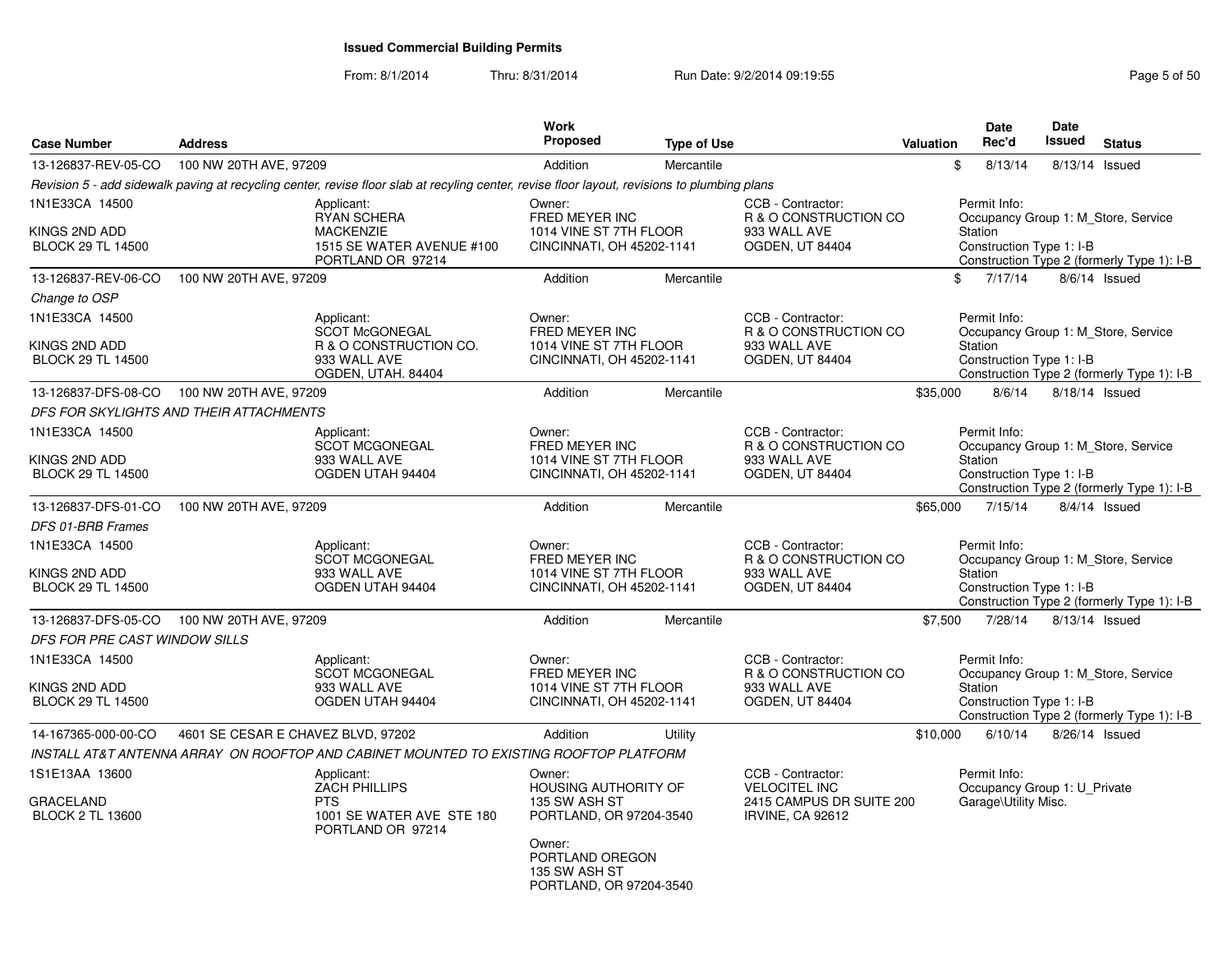**Issued Commercial Building Permits**

From: 8/1/2014 Thru: 8/31/2014 Run Date: 9/2/2014 09:19:55

| Case Number | Address | Work Proposed | Type of Use | Valuation | Date Rec'd | Date Issued | Status |
|---|---|---|---|---|---|---|---|
| 13-126837-REV-05-CO | 100 NW 20TH AVE, 97209 | Addition | Mercantile | $ | 8/13/14 | 8/13/14 | Issued |

*Revision 5 - add sidewalk paving at recycling center, revise floor slab at recyling center, revise floor layout, revisions to plumbing plans*

- 1N1E33CA 14500 / KINGS 2ND ADD / BLOCK 29 TL 14500
- Applicant: RYAN SCHERA, MACKENZIE, 1515 SE WATER AVENUE #100, PORTLAND OR 97214
- Owner: FRED MEYER INC, 1014 VINE ST 7TH FLOOR, CINCINNATI, OH 45202-1141
- CCB - Contractor: R & O CONSTRUCTION CO, 933 WALL AVE, OGDEN, UT 84404
- Permit Info: Occupancy Group 1: M_Store, Service Station; Construction Type 1: I-B; Construction Type 2 (formerly Type 1): I-B

| Case Number | Address | Work Proposed | Type of Use | Valuation | Date Rec'd | Date Issued | Status |
|---|---|---|---|---|---|---|---|
| 13-126837-REV-06-CO | 100 NW 20TH AVE, 97209 | Addition | Mercantile | $ | 7/17/14 | 8/6/14 | Issued |

*Change to OSP*

- 1N1E33CA 14500 / KINGS 2ND ADD / BLOCK 29 TL 14500
- Applicant: SCOT McGONEGAL, R & O CONSTRUCTION CO., 933 WALL AVE, OGDEN, UTAH. 84404
- Owner: FRED MEYER INC, 1014 VINE ST 7TH FLOOR, CINCINNATI, OH 45202-1141
- CCB - Contractor: R & O CONSTRUCTION CO, 933 WALL AVE, OGDEN, UT 84404
- Permit Info: Occupancy Group 1: M_Store, Service Station; Construction Type 1: I-B; Construction Type 2 (formerly Type 1): I-B

| Case Number | Address | Work Proposed | Type of Use | Valuation | Date Rec'd | Date Issued | Status |
|---|---|---|---|---|---|---|---|
| 13-126837-DFS-08-CO | 100 NW 20TH AVE, 97209 | Addition | Mercantile | $35,000 | 8/6/14 | 8/18/14 | Issued |

*DFS FOR SKYLIGHTS AND THEIR ATTACHMENTS*

- 1N1E33CA 14500 / KINGS 2ND ADD / BLOCK 29 TL 14500
- Applicant: SCOT MCGONEGAL, 933 WALL AVE, OGDEN UTAH 94404
- Owner: FRED MEYER INC, 1014 VINE ST 7TH FLOOR, CINCINNATI, OH 45202-1141
- CCB - Contractor: R & O CONSTRUCTION CO, 933 WALL AVE, OGDEN, UT 84404
- Permit Info: Occupancy Group 1: M_Store, Service Station; Construction Type 1: I-B; Construction Type 2 (formerly Type 1): I-B

| Case Number | Address | Work Proposed | Type of Use | Valuation | Date Rec'd | Date Issued | Status |
|---|---|---|---|---|---|---|---|
| 13-126837-DFS-01-CO | 100 NW 20TH AVE, 97209 | Addition | Mercantile | $65,000 | 7/15/14 | 8/4/14 | Issued |

*DFS 01-BRB Frames*

- 1N1E33CA 14500 / KINGS 2ND ADD / BLOCK 29 TL 14500
- Applicant: SCOT MCGONEGAL, 933 WALL AVE, OGDEN UTAH 94404
- Owner: FRED MEYER INC, 1014 VINE ST 7TH FLOOR, CINCINNATI, OH 45202-1141
- CCB - Contractor: R & O CONSTRUCTION CO, 933 WALL AVE, OGDEN, UT 84404
- Permit Info: Occupancy Group 1: M_Store, Service Station; Construction Type 1: I-B; Construction Type 2 (formerly Type 1): I-B

| Case Number | Address | Work Proposed | Type of Use | Valuation | Date Rec'd | Date Issued | Status |
|---|---|---|---|---|---|---|---|
| 13-126837-DFS-05-CO | 100 NW 20TH AVE, 97209 | Addition | Mercantile | $7,500 | 7/28/14 | 8/13/14 | Issued |

*DFS FOR PRE CAST WINDOW SILLS*

- 1N1E33CA 14500 / KINGS 2ND ADD / BLOCK 29 TL 14500
- Applicant: SCOT MCGONEGAL, 933 WALL AVE, OGDEN UTAH 94404
- Owner: FRED MEYER INC, 1014 VINE ST 7TH FLOOR, CINCINNATI, OH 45202-1141
- CCB - Contractor: R & O CONSTRUCTION CO, 933 WALL AVE, OGDEN, UT 84404
- Permit Info: Occupancy Group 1: M_Store, Service Station; Construction Type 1: I-B; Construction Type 2 (formerly Type 1): I-B

| Case Number | Address | Work Proposed | Type of Use | Valuation | Date Rec'd | Date Issued | Status |
|---|---|---|---|---|---|---|---|
| 14-167365-000-00-CO | 4601 SE CESAR E CHAVEZ BLVD, 97202 | Addition | Utility | $10,000 | 6/10/14 | 8/26/14 | Issued |

*INSTALL AT&T ANTENNA ARRAY ON ROOFTOP AND CABINET MOUNTED TO EXISTING ROOFTOP PLATFORM*

- 1S1E13AA 13600 / GRACELAND / BLOCK 2 TL 13600
- Applicant: ZACH PHILLIPS, PTS, 1001 SE WATER AVE STE 180, PORTLAND OR 97214
- Owner: HOUSING AUTHORITY OF, 135 SW ASH ST, PORTLAND, OR 97204-3540
- Owner: PORTLAND OREGON, 135 SW ASH ST, PORTLAND, OR 97204-3540
- CCB - Contractor: VELOCITEL INC, 2415 CAMPUS DR SUITE 200, IRVINE, CA 92612
- Permit Info: Occupancy Group 1: U_Private Garage\Utility Misc.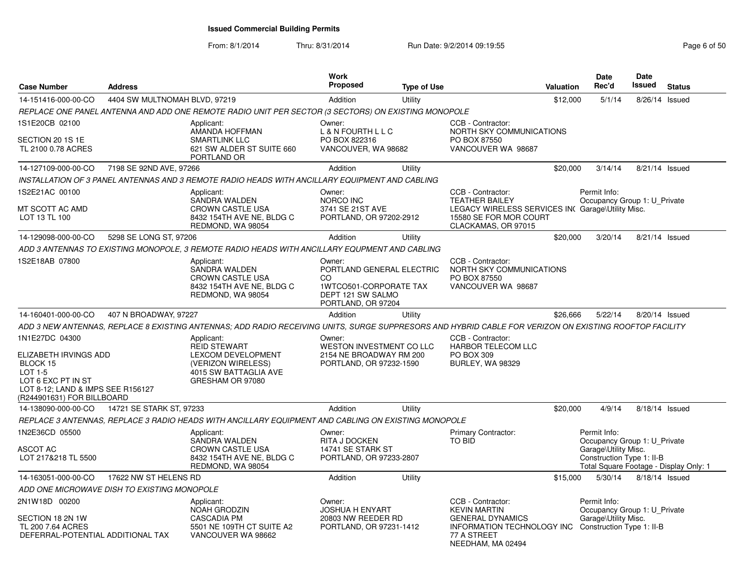# Issued Commercial Building Permits

From: 8/1/2014 Thru: 8/31/2014 Run Date: 9/2/2014 09:19:55

| Case Number | Address | Work Proposed | Type of Use | Valuation | Date Rec'd | Date Issued | Status |
|---|---|---|---|---|---|---|---|
| 14-151416-000-00-CO | 4404 SW MULTNOMAH BLVD, 97219 | Addition | Utility | $12,000 | 5/1/14 | 8/26/14 | Issued |

*REPLACE ONE PANEL ANTENNA AND ADD ONE REMOTE RADIO UNIT PER SECTOR (3 SECTORS) ON EXISTING MONOPOLE*

- 1S1E20CB 02100
- SECTION 20 1S 1E
- TL 2100 0.78 ACRES
- Applicant: AMANDA HOFFMAN, SMARTLINK LLC, 621 SW ALDER ST SUITE 660, PORTLAND OR
- Owner: L & N FOURTH L L C, PO BOX 822316, VANCOUVER, WA 98682
- CCB - Contractor: NORTH SKY COMMUNICATIONS, PO BOX 87550, VANCOUVER WA 98687

| Case Number | Address | Work Proposed | Type of Use | Valuation | Date Rec'd | Date Issued | Status |
|---|---|---|---|---|---|---|---|
| 14-127109-000-00-CO | 7198 SE 92ND AVE, 97266 | Addition | Utility | $20,000 | 3/14/14 | 8/21/14 | Issued |

*INSTALLATION OF 3 PANEL ANTENNAS AND 3 REMOTE RADIO HEADS WITH ANCILLARY EQUIPMENT AND CABLING*

- 1S2E21AC 00100
- MT SCOTT AC AMD
- LOT 13 TL 100
- Applicant: SANDRA WALDEN, CROWN CASTLE USA, 8432 154TH AVE NE, BLDG C, REDMOND, WA 98054
- Owner: NORCO INC, 3741 SE 21ST AVE, PORTLAND, OR 97202-2912
- CCB - Contractor: TEATHER BAILEY, LEGACY WIRELESS SERVICES INC, 15580 SE FOR MOR COURT, CLACKAMAS, OR 97015
- Permit Info: Occupancy Group 1: U_Private Garage\Utility Misc.

| Case Number | Address | Work Proposed | Type of Use | Valuation | Date Rec'd | Date Issued | Status |
|---|---|---|---|---|---|---|---|
| 14-129098-000-00-CO | 5298 SE LONG ST, 97206 | Addition | Utility | $20,000 | 3/20/14 | 8/21/14 | Issued |

*ADD 3 ANTENNAS TO EXISTING MONOPOLE, 3 REMOTE RADIO HEADS WITH ANCILLARY EQUPMENT AND CABLING*

- 1S2E18AB 07800
- Applicant: SANDRA WALDEN, CROWN CASTLE USA, 8432 154TH AVE NE, BLDG C, REDMOND, WA 98054
- Owner: PORTLAND GENERAL ELECTRIC CO, 1WTCO501-CORPORATE TAX DEPT 121 SW SALMO, PORTLAND, OR 97204
- CCB - Contractor: NORTH SKY COMMUNICATIONS, PO BOX 87550, VANCOUVER WA 98687

| Case Number | Address | Work Proposed | Type of Use | Valuation | Date Rec'd | Date Issued | Status |
|---|---|---|---|---|---|---|---|
| 14-160401-000-00-CO | 407 N BROADWAY, 97227 | Addition | Utility | $26,666 | 5/22/14 | 8/20/14 | Issued |

*ADD 3 NEW ANTENNAS, REPLACE 8 EXISTING ANTENNAS; ADD RADIO RECEIVING UNITS, SURGE SUPPRESORS AND HYBRID CABLE FOR VERIZON ON EXISTING ROOFTOP FACILITY*

- 1N1E27DC 04300
- ELIZABETH IRVINGS ADD
- BLOCK 15
- LOT 1-5
- LOT 6 EXC PT IN ST
- LOT 8-12; LAND & IMPS SEE R156127 (R244901631) FOR BILLBOARD
- Applicant: REID STEWART, LEXCOM DEVELOPMENT (VERIZON WIRELESS), 4015 SW BATTAGLIA AVE, GRESHAM OR 97080
- Owner: WESTON INVESTMENT CO LLC, 2154 NE BROADWAY RM 200, PORTLAND, OR 97232-1590
- CCB - Contractor: HARBOR TELECOM LLC, PO BOX 309, BURLEY, WA 98329

| Case Number | Address | Work Proposed | Type of Use | Valuation | Date Rec'd | Date Issued | Status |
|---|---|---|---|---|---|---|---|
| 14-138090-000-00-CO | 14721 SE STARK ST, 97233 | Addition | Utility | $20,000 | 4/9/14 | 8/18/14 | Issued |

*REPLACE 3 ANTENNAS, REPLACE 3 RADIO HEADS WITH ANCILLARY EQUIPMENT AND CABLING ON EXISTING MONOPOLE*

- 1N2E36CD 05500
- ASCOT AC
- LOT 217&218 TL 5500
- Applicant: SANDRA WALDEN, CROWN CASTLE USA, 8432 154TH AVE NE, BLDG C, REDMOND, WA 98054
- Owner: RITA J DOCKEN, 14741 SE STARK ST, PORTLAND, OR 97233-2807
- Primary Contractor: TO BID
- Permit Info: Occupancy Group 1: U_Private Garage\Utility Misc. Construction Type 1: II-B Total Square Footage - Display Only: 1

| Case Number | Address | Work Proposed | Type of Use | Valuation | Date Rec'd | Date Issued | Status |
|---|---|---|---|---|---|---|---|
| 14-163051-000-00-CO | 17622 NW ST HELENS RD | Addition | Utility | $15,000 | 5/30/14 | 8/18/14 | Issued |

*ADD ONE MICROWAVE DISH TO EXISTING MONOPOLE*

- 2N1W18D 00200
- SECTION 18 2N 1W
- TL 200 7.64 ACRES
- DEFERRAL-POTENTIAL ADDITIONAL TAX
- Applicant: NOAH GRODZIN, CASCADIA PM, 5501 NE 109TH CT SUITE A2, VANCOUVER WA 98662
- Owner: JOSHUA H ENYART, 20803 NW REEDER RD, PORTLAND, OR 97231-1412
- CCB - Contractor: KEVIN MARTIN, GENERAL DYNAMICS INFORMATION TECHNOLOGY INC, 77 A STREET, NEEDHAM, MA 02494
- Permit Info: Occupancy Group 1: U_Private Garage\Utility Misc. Construction Type 1: II-B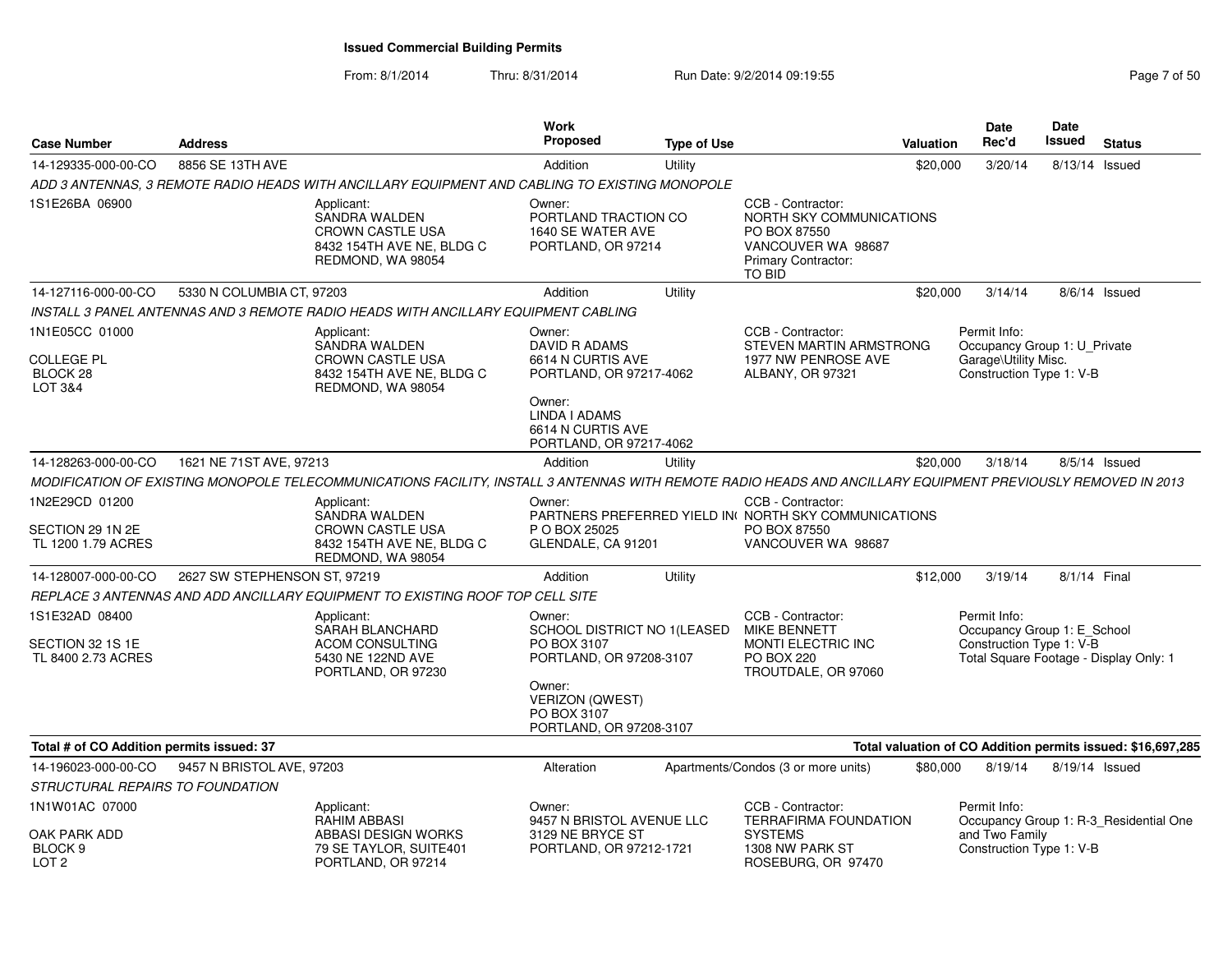# Issued Commercial Building Permits

From: 8/1/2014 Thru: 8/31/2014 Run Date: 9/2/2014 09:19:55

| Case Number | Address | | Work Proposed | Type of Use | | Valuation | Date Rec'd | Date Issued | Status |
|---|---|---|---|---|---|---|---|---|---|
| 14-129335-000-00-CO | 8856 SE 13TH AVE | | Addition | Utility | | $20,000 | 3/20/14 | 8/13/14 | Issued |
| *ADD 3 ANTENNAS, 3 REMOTE RADIO HEADS WITH ANCILLARY EQUIPMENT AND CABLING TO EXISTING MONOPOLE* | | | | | | | | | |
| 1S1E26BA 06900 | | Applicant:<br>SANDRA WALDEN<br>CROWN CASTLE USA<br>8432 154TH AVE NE, BLDG C<br>REDMOND, WA 98054 | Owner:<br>PORTLAND TRACTION CO<br>1640 SE WATER AVE<br>PORTLAND, OR 97214 | | CCB - Contractor:<br>NORTH SKY COMMUNICATIONS<br>PO BOX 87550<br>VANCOUVER WA 98687<br>Primary Contractor:<br>TO BID | | | | |
| 14-127116-000-00-CO | 5330 N COLUMBIA CT, 97203 | | Addition | Utility | | $20,000 | 3/14/14 | 8/6/14 | Issued |
| *INSTALL 3 PANEL ANTENNAS AND 3 REMOTE RADIO HEADS WITH ANCILLARY EQUIPMENT CABLING* | | | | | | | | | |
| 1N1E05CC 01000<br><br>COLLEGE PL<br>BLOCK 28<br>LOT 3&4 | | Applicant:<br>SANDRA WALDEN<br>CROWN CASTLE USA<br>8432 154TH AVE NE, BLDG C<br>REDMOND, WA 98054 | Owner:<br>DAVID R ADAMS<br>6614 N CURTIS AVE<br>PORTLAND, OR 97217-4062<br><br>Owner:<br>LINDA I ADAMS<br>6614 N CURTIS AVE<br>PORTLAND, OR 97217-4062 | | CCB - Contractor:<br>STEVEN MARTIN ARMSTRONG<br>1977 NW PENROSE AVE<br>ALBANY, OR 97321 | | Permit Info:<br>Occupancy Group 1: U_Private Garage\Utility Misc.<br>Construction Type 1: V-B | | |
| 14-128263-000-00-CO | 1621 NE 71ST AVE, 97213 | | Addition | Utility | | $20,000 | 3/18/14 | 8/5/14 | Issued |
| *MODIFICATION OF EXISTING MONOPOLE TELECOMMUNICATIONS FACILITY, INSTALL 3 ANTENNAS WITH REMOTE RADIO HEADS AND ANCILLARY EQUIPMENT PREVIOUSLY REMOVED IN 2013* | | | | | | | | | |
| 1N2E29CD 01200<br><br>SECTION 29 1N 2E<br>TL 1200 1.79 ACRES | | Applicant:<br>SANDRA WALDEN<br>CROWN CASTLE USA<br>8432 154TH AVE NE, BLDG C<br>REDMOND, WA 98054 | Owner:<br>PARTNERS PREFERRED YIELD IN(<br>P O BOX 25025<br>GLENDALE, CA 91201 | | CCB - Contractor:<br>NORTH SKY COMMUNICATIONS<br>PO BOX 87550<br>VANCOUVER WA 98687 | | | | |
| 14-128007-000-00-CO | 2627 SW STEPHENSON ST, 97219 | | Addition | Utility | | $12,000 | 3/19/14 | 8/1/14 | Final |
| *REPLACE 3 ANTENNAS AND ADD ANCILLARY EQUIPMENT TO EXISTING ROOF TOP CELL SITE* | | | | | | | | | |
| 1S1E32AD 08400<br><br>SECTION 32 1S 1E<br>TL 8400 2.73 ACRES | | Applicant:<br>SARAH BLANCHARD<br>ACOM CONSULTING<br>5430 NE 122ND AVE<br>PORTLAND, OR 97230 | Owner:<br>SCHOOL DISTRICT NO 1(LEASED<br>PO BOX 3107<br>PORTLAND, OR 97208-3107<br><br>Owner:<br>VERIZON (QWEST)<br>PO BOX 3107<br>PORTLAND, OR 97208-3107 | | CCB - Contractor:<br>MIKE BENNETT<br>MONTI ELECTRIC INC<br>PO BOX 220<br>TROUTDALE, OR 97060 | | Permit Info:<br>Occupancy Group 1: E_School<br>Construction Type 1: V-B<br>Total Square Footage - Display Only: 1 | | |
| **Total # of CO Addition permits issued: 37** | | | | | | **Total valuation of CO Addition permits issued: $16,697,285** | | | |
| 14-196023-000-00-CO | 9457 N BRISTOL AVE, 97203 | | Alteration | Apartments/Condos (3 or more units) | | $80,000 | 8/19/14 | 8/19/14 | Issued |
| *STRUCTURAL REPAIRS TO FOUNDATION* | | | | | | | | | |
| 1N1W01AC 07000<br><br>OAK PARK ADD<br>BLOCK 9<br>LOT 2 | | Applicant:<br>RAHIM ABBASI<br>ABBASI DESIGN WORKS<br>79 SE TAYLOR, SUITE401<br>PORTLAND, OR 97214 | Owner:<br>9457 N BRISTOL AVENUE LLC<br>3129 NE BRYCE ST<br>PORTLAND, OR 97212-1721 | | CCB - Contractor:<br>TERRAFIRMA FOUNDATION SYSTEMS<br>1308 NW PARK ST<br>ROSEBURG, OR 97470 | | Permit Info:<br>Occupancy Group 1: R-3_Residential One and Two Family<br>Construction Type 1: V-B | | |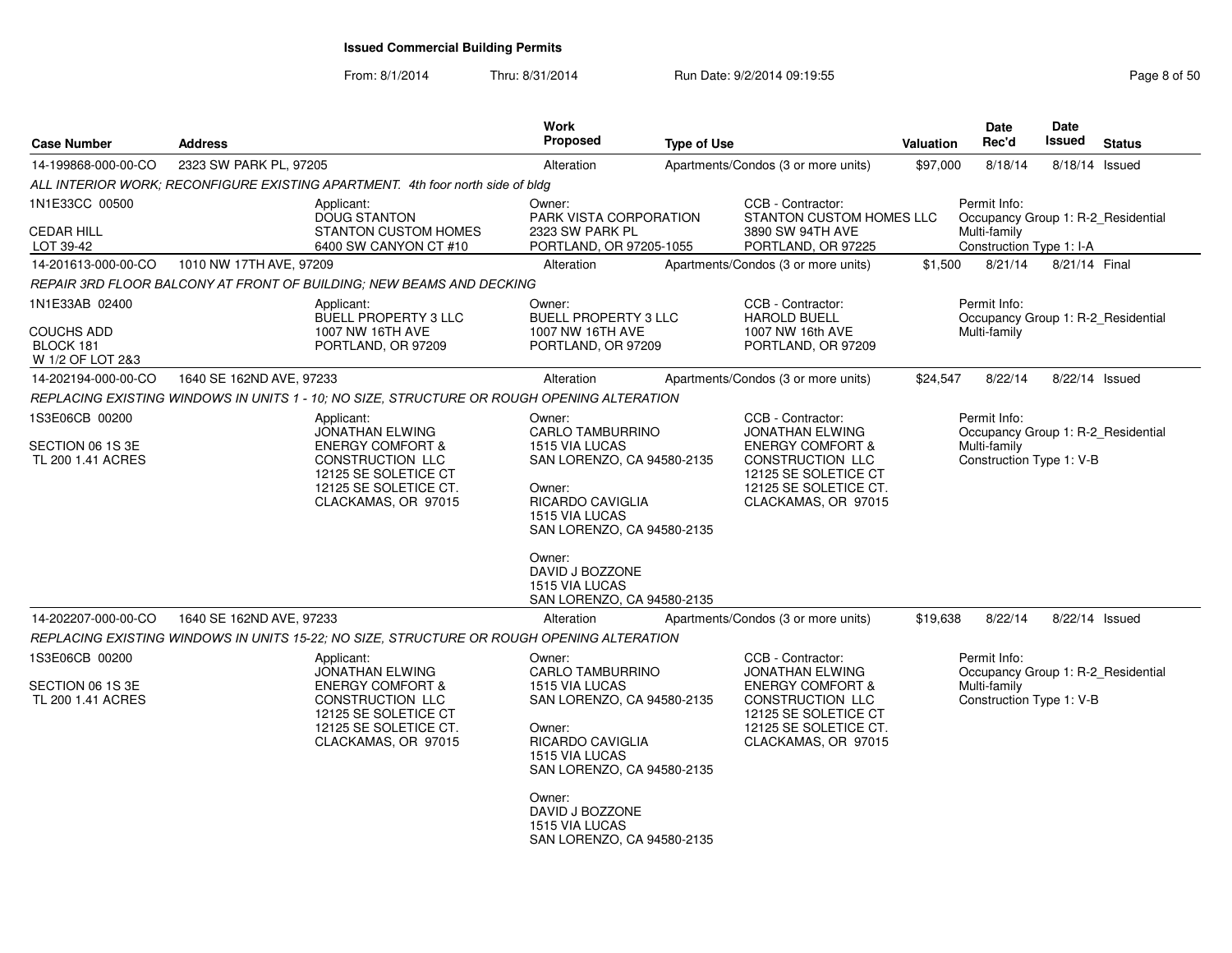# Issued Commercial Building Permits

From: 8/1/2014 Thru: 8/31/2014 Run Date: 9/2/2014 09:19:55

| Case Number | Address | Work Proposed | Type of Use | Valuation | Date Rec'd | Date Issued | Status |
|---|---|---|---|---|---|---|---|
| 14-199868-000-00-CO | 2323 SW PARK PL, 97205 | Alteration | Apartments/Condos (3 or more units) | $97,000 | 8/18/14 | 8/18/14 | Issued |

*ALL INTERIOR WORK; RECONFIGURE EXISTING APARTMENT. 4th foor north side of bldg*

1N1E33CC 00500
CEDAR HILL
LOT 39-42

Applicant:
DOUG STANTON
STANTON CUSTOM HOMES
6400 SW CANYON CT #10

Owner:
PARK VISTA CORPORATION
2323 SW PARK PL
PORTLAND, OR 97205-1055

CCB - Contractor:
STANTON CUSTOM HOMES LLC
3890 SW 94TH AVE
PORTLAND, OR 97225

Permit Info:
Occupancy Group 1: R-2_Residential Multi-family
Construction Type 1: I-A

| Case Number | Address | Work Proposed | Type of Use | Valuation | Date Rec'd | Date Issued | Status |
|---|---|---|---|---|---|---|---|
| 14-201613-000-00-CO | 1010 NW 17TH AVE, 97209 | Alteration | Apartments/Condos (3 or more units) | $1,500 | 8/21/14 | 8/21/14 | Final |

*REPAIR 3RD FLOOR BALCONY AT FRONT OF BUILDING; NEW BEAMS AND DECKING*

1N1E33AB 02400
COUCHS ADD
BLOCK 181
W 1/2 OF LOT 2&3

Applicant:
BUELL PROPERTY 3 LLC
1007 NW 16TH AVE
PORTLAND, OR 97209

Owner:
BUELL PROPERTY 3 LLC
1007 NW 16TH AVE
PORTLAND, OR 97209

CCB - Contractor:
HAROLD BUELL
1007 NW 16th AVE
PORTLAND, OR 97209

Permit Info:
Occupancy Group 1: R-2_Residential Multi-family

| Case Number | Address | Work Proposed | Type of Use | Valuation | Date Rec'd | Date Issued | Status |
|---|---|---|---|---|---|---|---|
| 14-202194-000-00-CO | 1640 SE 162ND AVE, 97233 | Alteration | Apartments/Condos (3 or more units) | $24,547 | 8/22/14 | 8/22/14 | Issued |

*REPLACING EXISTING WINDOWS IN UNITS 1 - 10; NO SIZE, STRUCTURE OR ROUGH OPENING ALTERATION*

1S3E06CB 00200
SECTION 06 1S 3E
TL 200 1.41 ACRES

Applicant:
JONATHAN ELWING
ENERGY COMFORT &
CONSTRUCTION LLC
12125 SE SOLETICE CT
12125 SE SOLETICE CT.
CLACKAMAS, OR 97015

Owner:
CARLO TAMBURRINO
1515 VIA LUCAS
SAN LORENZO, CA 94580-2135

Owner:
RICARDO CAVIGLIA
1515 VIA LUCAS
SAN LORENZO, CA 94580-2135

Owner:
DAVID J BOZZONE
1515 VIA LUCAS
SAN LORENZO, CA 94580-2135

CCB - Contractor:
JONATHAN ELWING
ENERGY COMFORT &
CONSTRUCTION LLC
12125 SE SOLETICE CT
12125 SE SOLETICE CT.
CLACKAMAS, OR 97015

Permit Info:
Occupancy Group 1: R-2_Residential Multi-family
Construction Type 1: V-B

| Case Number | Address | Work Proposed | Type of Use | Valuation | Date Rec'd | Date Issued | Status |
|---|---|---|---|---|---|---|---|
| 14-202207-000-00-CO | 1640 SE 162ND AVE, 97233 | Alteration | Apartments/Condos (3 or more units) | $19,638 | 8/22/14 | 8/22/14 | Issued |

*REPLACING EXISTING WINDOWS IN UNITS 15-22; NO SIZE, STRUCTURE OR ROUGH OPENING ALTERATION*

1S3E06CB 00200
SECTION 06 1S 3E
TL 200 1.41 ACRES

Applicant:
JONATHAN ELWING
ENERGY COMFORT &
CONSTRUCTION LLC
12125 SE SOLETICE CT
12125 SE SOLETICE CT.
CLACKAMAS, OR 97015

Owner:
CARLO TAMBURRINO
1515 VIA LUCAS
SAN LORENZO, CA 94580-2135

Owner:
RICARDO CAVIGLIA
1515 VIA LUCAS
SAN LORENZO, CA 94580-2135

Owner:
DAVID J BOZZONE
1515 VIA LUCAS
SAN LORENZO, CA 94580-2135

CCB - Contractor:
JONATHAN ELWING
ENERGY COMFORT &
CONSTRUCTION LLC
12125 SE SOLETICE CT
12125 SE SOLETICE CT.
CLACKAMAS, OR 97015

Permit Info:
Occupancy Group 1: R-2_Residential Multi-family
Construction Type 1: V-B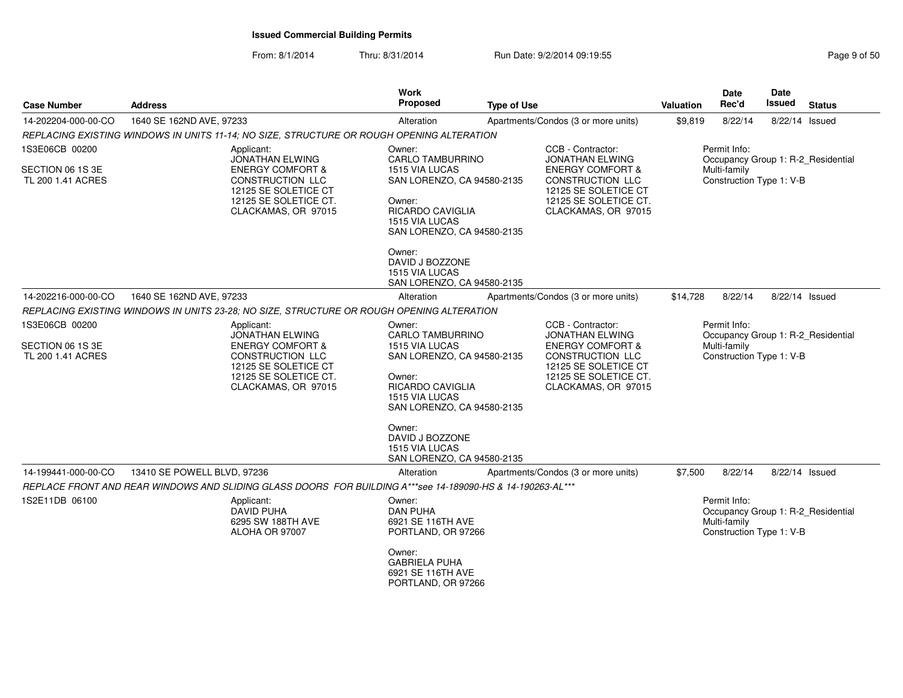**Issued Commercial Building Permits**

From: 8/1/2014 Thru: 8/31/2014 Run Date: 9/2/2014 09:19:55

| Case Number | Address | Work Proposed | Type of Use | Valuation | Date Rec'd | Date Issued | Status |
|---|---|---|---|---|---|---|---|
| 14-202204-000-00-CO | 1640 SE 162ND AVE, 97233 | Alteration | Apartments/Condos (3 or more units) | $9,819 | 8/22/14 | 8/22/14 | Issued |

*REPLACING EXISTING WINDOWS IN UNITS 11-14; NO SIZE, STRUCTURE OR ROUGH OPENING ALTERATION*

1S3E06CB 00200

SECTION 06 1S 3E
TL 200 1.41 ACRES

Applicant:
JONATHAN ELWING
ENERGY COMFORT &
CONSTRUCTION LLC
12125 SE SOLETICE CT
12125 SE SOLETICE CT.
CLACKAMAS, OR 97015

Owner:
CARLO TAMBURRINO
1515 VIA LUCAS
SAN LORENZO, CA 94580-2135

Owner:
RICARDO CAVIGLIA
1515 VIA LUCAS
SAN LORENZO, CA 94580-2135

Owner:
DAVID J BOZZONE
1515 VIA LUCAS
SAN LORENZO, CA 94580-2135

CCB - Contractor:
JONATHAN ELWING
ENERGY COMFORT &
CONSTRUCTION LLC
12125 SE SOLETICE CT
12125 SE SOLETICE CT.
CLACKAMAS, OR 97015

Permit Info:
Occupancy Group 1: R-2_Residential Multi-family
Construction Type 1: V-B

| Case Number | Address | Work Proposed | Type of Use | Valuation | Date Rec'd | Date Issued | Status |
|---|---|---|---|---|---|---|---|
| 14-202216-000-00-CO | 1640 SE 162ND AVE, 97233 | Alteration | Apartments/Condos (3 or more units) | $14,728 | 8/22/14 | 8/22/14 | Issued |

*REPLACING EXISTING WINDOWS IN UNITS 23-28; NO SIZE, STRUCTURE OR ROUGH OPENING ALTERATION*

1S3E06CB 00200

SECTION 06 1S 3E
TL 200 1.41 ACRES

Applicant:
JONATHAN ELWING
ENERGY COMFORT &
CONSTRUCTION LLC
12125 SE SOLETICE CT
12125 SE SOLETICE CT.
CLACKAMAS, OR 97015

Owner:
CARLO TAMBURRINO
1515 VIA LUCAS
SAN LORENZO, CA 94580-2135

Owner:
RICARDO CAVIGLIA
1515 VIA LUCAS
SAN LORENZO, CA 94580-2135

Owner:
DAVID J BOZZONE
1515 VIA LUCAS
SAN LORENZO, CA 94580-2135

CCB - Contractor:
JONATHAN ELWING
ENERGY COMFORT &
CONSTRUCTION LLC
12125 SE SOLETICE CT
12125 SE SOLETICE CT.
CLACKAMAS, OR 97015

Permit Info:
Occupancy Group 1: R-2_Residential Multi-family
Construction Type 1: V-B

| Case Number | Address | Work Proposed | Type of Use | Valuation | Date Rec'd | Date Issued | Status |
|---|---|---|---|---|---|---|---|
| 14-199441-000-00-CO | 13410 SE POWELL BLVD, 97236 | Alteration | Apartments/Condos (3 or more units) | $7,500 | 8/22/14 | 8/22/14 | Issued |

*REPLACE FRONT AND REAR WINDOWS AND SLIDING GLASS DOORS FOR BUILDING A***see 14-189090-HS & 14-190263-AL****

1S2E11DB 06100

Applicant:
DAVID PUHA
6295 SW 188TH AVE
ALOHA OR 97007

Owner:
DAN PUHA
6921 SE 116TH AVE
PORTLAND, OR 97266

Owner:
GABRIELA PUHA
6921 SE 116TH AVE
PORTLAND, OR 97266

Permit Info:
Occupancy Group 1: R-2_Residential Multi-family
Construction Type 1: V-B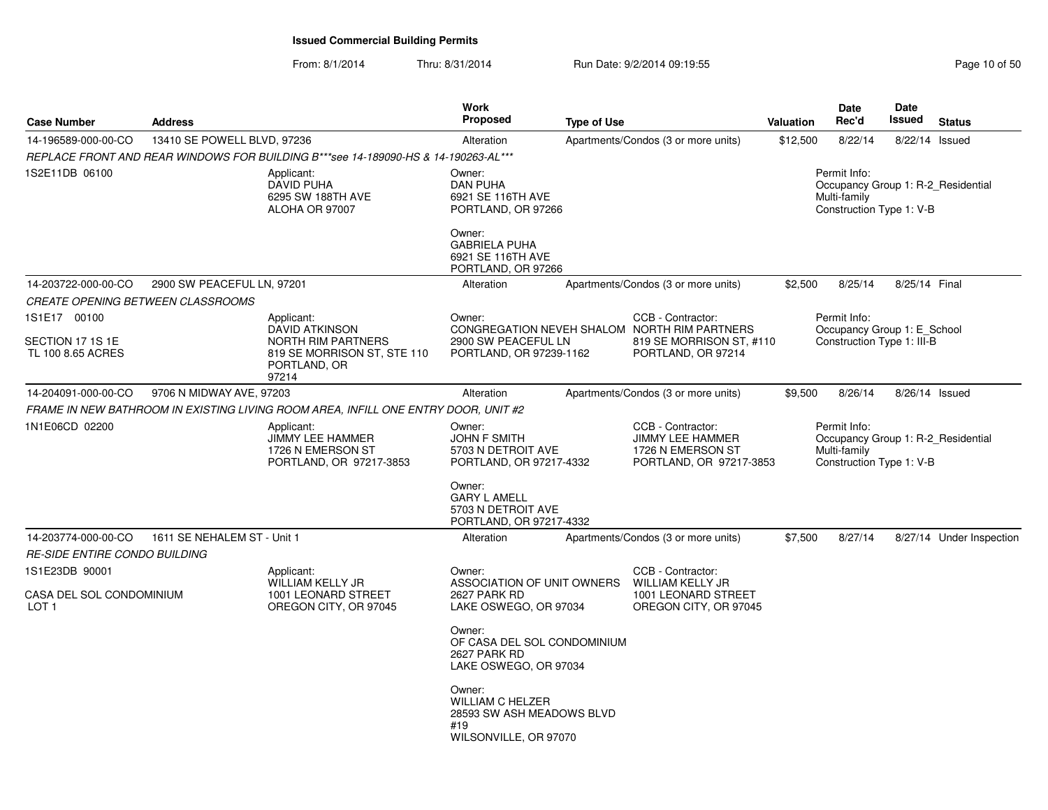**Issued Commercial Building Permits**

From: 8/1/2014 Thru: 8/31/2014 Run Date: 9/2/2014 09:19:55

| Case Number | Address | Work Proposed | Type of Use | Valuation | Date Rec'd | Date Issued | Status |
|---|---|---|---|---|---|---|---|
| 14-196589-000-00-CO | 13410 SE POWELL BLVD, 97236 | Alteration | Apartments/Condos (3 or more units) | $12,500 | 8/22/14 | 8/22/14 | Issued |

REPLACE FRONT AND REAR WINDOWS FOR BUILDING B***see 14-189090-HS & 14-190263-AL***

1S2E11DB 06100

Applicant:
DAVID PUHA
6295 SW 188TH AVE
ALOHA OR 97007

Owner:
DAN PUHA
6921 SE 116TH AVE
PORTLAND, OR 97266

Owner:
GABRIELA PUHA
6921 SE 116TH AVE
PORTLAND, OR 97266

Permit Info:
Occupancy Group 1: R-2_Residential Multi-family
Construction Type 1: V-B

| Case Number | Address | Work Proposed | Type of Use | Valuation | Date Rec'd | Date Issued | Status |
|---|---|---|---|---|---|---|---|
| 14-203722-000-00-CO | 2900 SW PEACEFUL LN, 97201 | Alteration | Apartments/Condos (3 or more units) | $2,500 | 8/25/14 | 8/25/14 | Final |

CREATE OPENING BETWEEN CLASSROOMS

1S1E17 00100

SECTION 17 1S 1E
TL 100 8.65 ACRES

Applicant:
DAVID ATKINSON
NORTH RIM PARTNERS
819 SE MORRISON ST, STE 110
PORTLAND, OR
97214

Owner:
CONGREGATION NEVEH SHALOM
2900 SW PEACEFUL LN
PORTLAND, OR 97239-1162

CCB - Contractor:
NORTH RIM PARTNERS
819 SE MORRISON ST, #110
PORTLAND, OR 97214

Permit Info:
Occupancy Group 1: E_School
Construction Type 1: III-B

| Case Number | Address | Work Proposed | Type of Use | Valuation | Date Rec'd | Date Issued | Status |
|---|---|---|---|---|---|---|---|
| 14-204091-000-00-CO | 9706 N MIDWAY AVE, 97203 | Alteration | Apartments/Condos (3 or more units) | $9,500 | 8/26/14 | 8/26/14 | Issued |

FRAME IN NEW BATHROOM IN EXISTING LIVING ROOM AREA, INFILL ONE ENTRY DOOR, UNIT #2

1N1E06CD 02200

Applicant:
JIMMY LEE HAMMER
1726 N EMERSON ST
PORTLAND, OR 97217-3853

Owner:
JOHN F SMITH
5703 N DETROIT AVE
PORTLAND, OR 97217-4332

Owner:
GARY L AMELL
5703 N DETROIT AVE
PORTLAND, OR 97217-4332

CCB - Contractor:
JIMMY LEE HAMMER
1726 N EMERSON ST
PORTLAND, OR 97217-3853

Permit Info:
Occupancy Group 1: R-2_Residential Multi-family
Construction Type 1: V-B

| Case Number | Address | Work Proposed | Type of Use | Valuation | Date Rec'd | Date Issued | Status |
|---|---|---|---|---|---|---|---|
| 14-203774-000-00-CO | 1611 SE NEHALEM ST - Unit 1 | Alteration | Apartments/Condos (3 or more units) | $7,500 | 8/27/14 | 8/27/14 | Under Inspection |

RE-SIDE ENTIRE CONDO BUILDING

1S1E23DB 90001

CASA DEL SOL CONDOMINIUM
LOT 1

Applicant:
WILLIAM KELLY JR
1001 LEONARD STREET
OREGON CITY, OR 97045

Owner:
ASSOCIATION OF UNIT OWNERS
2627 PARK RD
LAKE OSWEGO, OR 97034

Owner:
OF CASA DEL SOL CONDOMINIUM
2627 PARK RD
LAKE OSWEGO, OR 97034

Owner:
WILLIAM C HELZER
28593 SW ASH MEADOWS BLVD
#19
WILSONVILLE, OR 97070

CCB - Contractor:
WILLIAM KELLY JR
1001 LEONARD STREET
OREGON CITY, OR 97045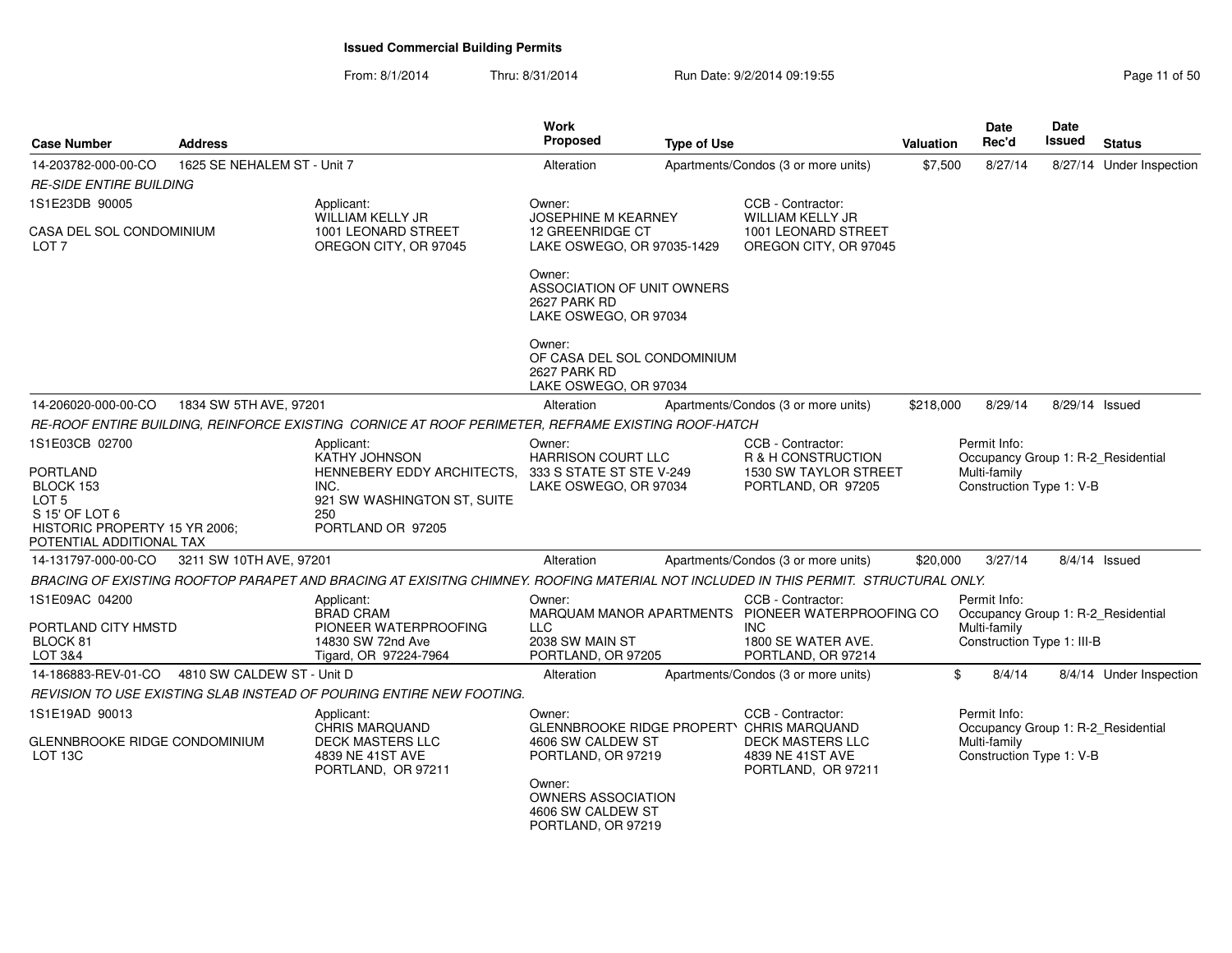# Issued Commercial Building Permits

From: 8/1/2014 Thru: 8/31/2014 Run Date: 9/2/2014 09:19:55

| Case Number | Address | Work Proposed | Type of Use | Valuation | Date Rec'd | Date Issued | Status |
|---|---|---|---|---|---|---|---|
| 14-203782-000-00-CO | 1625 SE NEHALEM ST - Unit 7 | Alteration | Apartments/Condos (3 or more units) | $7,500 | 8/27/14 | 8/27/14 | Under Inspection |

*RE-SIDE ENTIRE BUILDING*

1S1E23DB 90005

CASA DEL SOL CONDOMINIUM
LOT 7

Applicant:
WILLIAM KELLY JR
1001 LEONARD STREET
OREGON CITY, OR 97045

Owner:
JOSEPHINE M KEARNEY
12 GREENRIDGE CT
LAKE OSWEGO, OR 97035-1429

Owner:
ASSOCIATION OF UNIT OWNERS
2627 PARK RD
LAKE OSWEGO, OR 97034

Owner:
OF CASA DEL SOL CONDOMINIUM
2627 PARK RD
LAKE OSWEGO, OR 97034

CCB - Contractor:
WILLIAM KELLY JR
1001 LEONARD STREET
OREGON CITY, OR 97045

---

| Case Number | Address | Work Proposed | Type of Use | Valuation | Date Rec'd | Date Issued | Status |
|---|---|---|---|---|---|---|---|
| 14-206020-000-00-CO | 1834 SW 5TH AVE, 97201 | Alteration | Apartments/Condos (3 or more units) | $218,000 | 8/29/14 | 8/29/14 | Issued |

*RE-ROOF ENTIRE BUILDING, REINFORCE EXISTING CORNICE AT ROOF PERIMETER, REFRAME EXISTING ROOF-HATCH*

1S1E03CB 02700

PORTLAND
BLOCK 153
LOT 5
S 15' OF LOT 6
HISTORIC PROPERTY 15 YR 2006;
POTENTIAL ADDITIONAL TAX

Applicant:
KATHY JOHNSON
HENNEBERY EDDY ARCHITECTS, INC.
921 SW WASHINGTON ST, SUITE 250
PORTLAND OR 97205

Owner:
HARRISON COURT LLC
333 S STATE ST STE V-249
LAKE OSWEGO, OR 97034

CCB - Contractor:
R & H CONSTRUCTION
1530 SW TAYLOR STREET
PORTLAND, OR 97205

Permit Info:
Occupancy Group 1: R-2_Residential Multi-family
Construction Type 1: V-B

---

| Case Number | Address | Work Proposed | Type of Use | Valuation | Date Rec'd | Date Issued | Status |
|---|---|---|---|---|---|---|---|
| 14-131797-000-00-CO | 3211 SW 10TH AVE, 97201 | Alteration | Apartments/Condos (3 or more units) | $20,000 | 3/27/14 | 8/4/14 | Issued |

*BRACING OF EXISTING ROOFTOP PARAPET AND BRACING AT EXISITNG CHIMNEY. ROOFING MATERIAL NOT INCLUDED IN THIS PERMIT. STRUCTURAL ONLY.*

1S1E09AC 04200

PORTLAND CITY HMSTD
BLOCK 81
LOT 3&4

Applicant:
BRAD CRAM
PIONEER WATERPROOFING
14830 SW 72nd Ave
Tigard, OR 97224-7964

Owner:
MARQUAM MANOR APARTMENTS LLC
2038 SW MAIN ST
PORTLAND, OR 97205

CCB - Contractor:
PIONEER WATERPROOFING CO INC
1800 SE WATER AVE.
PORTLAND, OR 97214

Permit Info:
Occupancy Group 1: R-2_Residential Multi-family
Construction Type 1: III-B

---

| Case Number | Address | Work Proposed | Type of Use | Valuation | Date Rec'd | Date Issued | Status |
|---|---|---|---|---|---|---|---|
| 14-186883-REV-01-CO | 4810 SW CALDEW ST - Unit D | Alteration | Apartments/Condos (3 or more units) | $ | 8/4/14 | 8/4/14 | Under Inspection |

*REVISION TO USE EXISTING SLAB INSTEAD OF POURING ENTIRE NEW FOOTING.*

1S1E19AD 90013

GLENNBROOKE RIDGE CONDOMINIUM
LOT 13C

Applicant:
CHRIS MARQUAND
DECK MASTERS LLC
4839 NE 41ST AVE
PORTLAND, OR 97211

Owner:
GLENNBROOKE RIDGE PROPERTY
4606 SW CALDEW ST
PORTLAND, OR 97219

Owner:
OWNERS ASSOCIATION
4606 SW CALDEW ST
PORTLAND, OR 97219

CCB - Contractor:
CHRIS MARQUAND
DECK MASTERS LLC
4839 NE 41ST AVE
PORTLAND, OR 97211

Permit Info:
Occupancy Group 1: R-2_Residential Multi-family
Construction Type 1: V-B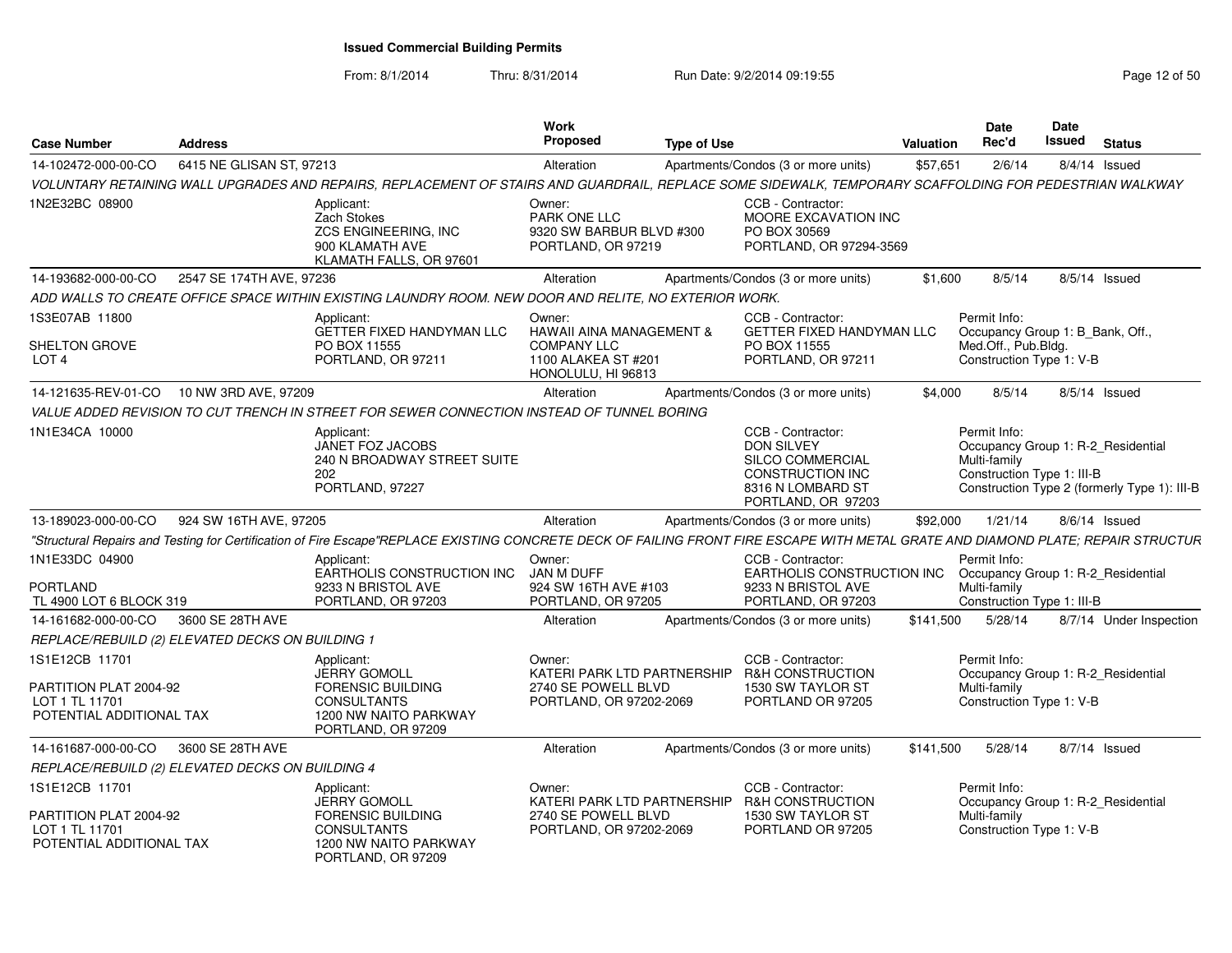# Issued Commercial Building Permits

From: 8/1/2014 Thru: 8/31/2014 Run Date: 9/2/2014 09:19:55

| Case Number | Address | Work Proposed | Type of Use | Valuation | Date Rec'd | Date Issued | Status |
|---|---|---|---|---|---|---|---|
| 14-102472-000-00-CO | 6415 NE GLISAN ST, 97213 | Alteration | Apartments/Condos (3 or more units) | $57,651 | 2/6/14 | 8/4/14 | Issued |

*VOLUNTARY RETAINING WALL UPGRADES AND REPAIRS, REPLACEMENT OF STAIRS AND GUARDRAIL, REPLACE SOME SIDEWALK, TEMPORARY SCAFFOLDING FOR PEDESTRIAN WALKWAY*

1N2E32BC 08900

Applicant: Zach Stokes, ZCS ENGINEERING, INC, 900 KLAMATH AVE, KLAMATH FALLS, OR 97601

Owner: PARK ONE LLC, 9320 SW BARBUR BLVD #300, PORTLAND, OR 97219

CCB - Contractor: MOORE EXCAVATION INC, PO BOX 30569, PORTLAND, OR 97294-3569

---

| Case Number | Address | Work Proposed | Type of Use | Valuation | Date Rec'd | Date Issued | Status |
|---|---|---|---|---|---|---|---|
| 14-193682-000-00-CO | 2547 SE 174TH AVE, 97236 | Alteration | Apartments/Condos (3 or more units) | $1,600 | 8/5/14 | 8/5/14 | Issued |

*ADD WALLS TO CREATE OFFICE SPACE WITHIN EXISTING LAUNDRY ROOM. NEW DOOR AND RELITE, NO EXTERIOR WORK.*

1S3E07AB 11800
SHELTON GROVE
LOT 4

Applicant: GETTER FIXED HANDYMAN LLC, PO BOX 11555, PORTLAND, OR 97211

Owner: HAWAII AINA MANAGEMENT & COMPANY LLC, 1100 ALAKEA ST #201, HONOLULU, HI 96813

CCB - Contractor: GETTER FIXED HANDYMAN LLC, PO BOX 11555, PORTLAND, OR 97211

Permit Info: Occupancy Group 1: B_Bank, Off., Med.Off., Pub.Bldg. Construction Type 1: V-B

---

| Case Number | Address | Work Proposed | Type of Use | Valuation | Date Rec'd | Date Issued | Status |
|---|---|---|---|---|---|---|---|
| 14-121635-REV-01-CO | 10 NW 3RD AVE, 97209 | Alteration | Apartments/Condos (3 or more units) | $4,000 | 8/5/14 | 8/5/14 | Issued |

*VALUE ADDED REVISION TO CUT TRENCH IN STREET FOR SEWER CONNECTION INSTEAD OF TUNNEL BORING*

1N1E34CA 10000

Applicant: JANET FOZ JACOBS, 240 N BROADWAY STREET SUITE 202, PORTLAND, 97227

CCB - Contractor: DON SILVEY, SILCO COMMERCIAL CONSTRUCTION INC, 8316 N LOMBARD ST, PORTLAND, OR 97203

Permit Info: Occupancy Group 1: R-2_Residential Multi-family Construction Type 1: III-B Construction Type 2 (formerly Type 1): III-B

---

| Case Number | Address | Work Proposed | Type of Use | Valuation | Date Rec'd | Date Issued | Status |
|---|---|---|---|---|---|---|---|
| 13-189023-000-00-CO | 924 SW 16TH AVE, 97205 | Alteration | Apartments/Condos (3 or more units) | $92,000 | 1/21/14 | 8/6/14 | Issued |

*"Structural Repairs and Testing for Certification of Fire Escape"REPLACE EXISTING CONCRETE DECK OF FAILING FRONT FIRE ESCAPE WITH METAL GRATE AND DIAMOND PLATE; REPAIR STRUCTUR*

1N1E33DC 04900
PORTLAND
TL 4900 LOT 6 BLOCK 319

Applicant: EARTHOLIS CONSTRUCTION INC, 9233 N BRISTOL AVE, PORTLAND, OR 97203

Owner: JAN M DUFF, 924 SW 16TH AVE #103, PORTLAND, OR 97205

CCB - Contractor: EARTHOLIS CONSTRUCTION INC, 9233 N BRISTOL AVE, PORTLAND, OR 97203

Permit Info: Occupancy Group 1: R-2_Residential Multi-family Construction Type 1: III-B

---

| Case Number | Address | Work Proposed | Type of Use | Valuation | Date Rec'd | Date Issued | Status |
|---|---|---|---|---|---|---|---|
| 14-161682-000-00-CO | 3600 SE 28TH AVE | Alteration | Apartments/Condos (3 or more units) | $141,500 | 5/28/14 | 8/7/14 | Under Inspection |

*REPLACE/REBUILD (2) ELEVATED DECKS ON BUILDING 1*

1S1E12CB 11701
PARTITION PLAT 2004-92
LOT 1 TL 11701
POTENTIAL ADDITIONAL TAX

Applicant: JERRY GOMOLL, FORENSIC BUILDING CONSULTANTS, 1200 NW NAITO PARKWAY, PORTLAND, OR 97209

Owner: KATERI PARK LTD PARTNERSHIP, 2740 SE POWELL BLVD, PORTLAND, OR 97202-2069

CCB - Contractor: R&H CONSTRUCTION, 1530 SW TAYLOR ST, PORTLAND OR 97205

Permit Info: Occupancy Group 1: R-2_Residential Multi-family Construction Type 1: V-B

---

| Case Number | Address | Work Proposed | Type of Use | Valuation | Date Rec'd | Date Issued | Status |
|---|---|---|---|---|---|---|---|
| 14-161687-000-00-CO | 3600 SE 28TH AVE | Alteration | Apartments/Condos (3 or more units) | $141,500 | 5/28/14 | 8/7/14 | Issued |

*REPLACE/REBUILD (2) ELEVATED DECKS ON BUILDING 4*

1S1E12CB 11701
PARTITION PLAT 2004-92
LOT 1 TL 11701
POTENTIAL ADDITIONAL TAX

Applicant: JERRY GOMOLL, FORENSIC BUILDING CONSULTANTS, 1200 NW NAITO PARKWAY, PORTLAND, OR 97209

Owner: KATERI PARK LTD PARTNERSHIP, 2740 SE POWELL BLVD, PORTLAND, OR 97202-2069

CCB - Contractor: R&H CONSTRUCTION, 1530 SW TAYLOR ST, PORTLAND OR 97205

Permit Info: Occupancy Group 1: R-2_Residential Multi-family Construction Type 1: V-B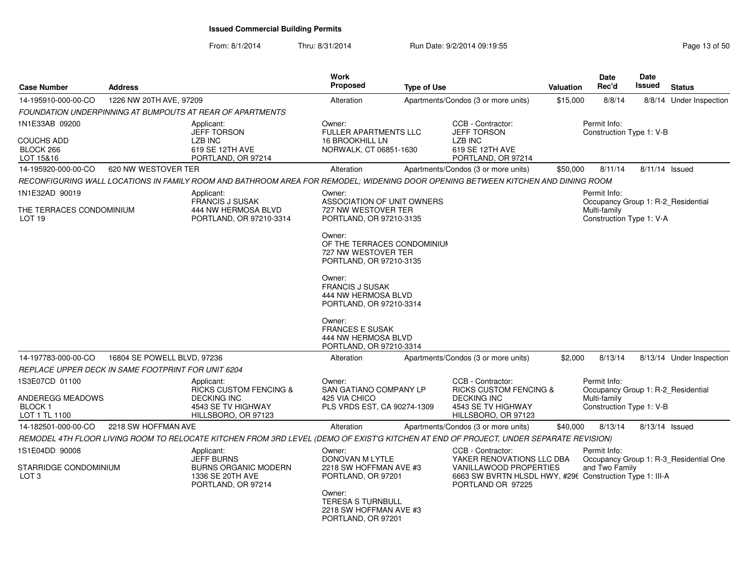**Issued Commercial Building Permits**

From: 8/1/2014 Thru: 8/31/2014 Run Date: 9/2/2014 09:19:55

| Case Number | Address | Work Proposed | Type of Use | Valuation | Date Rec'd | Date Issued | Status |
|---|---|---|---|---|---|---|---|
| 14-195910-000-00-CO | 1226 NW 20TH AVE, 97209 | Alteration | Apartments/Condos (3 or more units) | $15,000 | 8/8/14 | 8/8/14 | Under Inspection |

*FOUNDATION UNDERPINNING AT BUMPOUTS AT REAR OF APARTMENTS*

1N1E33AB 09200
COUCHS ADD
BLOCK 266
LOT 15&16

Applicant:
JEFF TORSON
LZB INC
619 SE 12TH AVE
PORTLAND, OR 97214

Owner:
FULLER APARTMENTS LLC
16 BROOKHILL LN
NORWALK, CT 06851-1630

CCB - Contractor:
JEFF TORSON
LZB INC
619 SE 12TH AVE
PORTLAND, OR 97214

Permit Info:
Construction Type 1: V-B

| Case Number | Address | Work Proposed | Type of Use | Valuation | Date Rec'd | Date Issued | Status |
|---|---|---|---|---|---|---|---|
| 14-195920-000-00-CO | 620 NW WESTOVER TER | Alteration | Apartments/Condos (3 or more units) | $50,000 | 8/11/14 | 8/11/14 | Issued |

*RECONFIGURING WALL LOCATIONS IN FAMILY ROOM AND BATHROOM AREA FOR REMODEL; WIDENING DOOR OPENING BETWEEN KITCHEN AND DINING ROOM*

1N1E32AD 90019
THE TERRACES CONDOMINIUM
LOT 19

Applicant:
FRANCIS J SUSAK
444 NW HERMOSA BLVD
PORTLAND, OR 97210-3314

Owner:
ASSOCIATION OF UNIT OWNERS
727 NW WESTOVER TER
PORTLAND, OR 97210-3135

Owner:
OF THE TERRACES CONDOMINIUM
727 NW WESTOVER TER
PORTLAND, OR 97210-3135

Owner:
FRANCIS J SUSAK
444 NW HERMOSA BLVD
PORTLAND, OR 97210-3314

Owner:
FRANCES E SUSAK
444 NW HERMOSA BLVD
PORTLAND, OR 97210-3314

Permit Info:
Occupancy Group 1: R-2_Residential Multi-family
Construction Type 1: V-A

| Case Number | Address | Work Proposed | Type of Use | Valuation | Date Rec'd | Date Issued | Status |
|---|---|---|---|---|---|---|---|
| 14-197783-000-00-CO | 16804 SE POWELL BLVD, 97236 | Alteration | Apartments/Condos (3 or more units) | $2,000 | 8/13/14 | 8/13/14 | Under Inspection |

*REPLACE UPPER DECK IN SAME FOOTPRINT FOR UNIT 6204*

1S3E07CD 01100
ANDEREGG MEADOWS
BLOCK 1
LOT 1 TL 1100

Applicant:
RICKS CUSTOM FENCING & DECKING INC
4543 SE TV HIGHWAY
HILLSBORO, OR 97123

Owner:
SAN GATIANO COMPANY LP
425 VIA CHICO
PLS VRDS EST, CA 90274-1309

CCB - Contractor:
RICKS CUSTOM FENCING & DECKING INC
4543 SE TV HIGHWAY
HILLSBORO, OR 97123

Permit Info:
Occupancy Group 1: R-2_Residential Multi-family
Construction Type 1: V-B

| Case Number | Address | Work Proposed | Type of Use | Valuation | Date Rec'd | Date Issued | Status |
|---|---|---|---|---|---|---|---|
| 14-182501-000-00-CO | 2218 SW HOFFMAN AVE | Alteration | Apartments/Condos (3 or more units) | $40,000 | 8/13/14 | 8/13/14 | Issued |

*REMODEL 4TH FLOOR LIVING ROOM TO RELOCATE KITCHEN FROM 3RD LEVEL (DEMO OF EXIST'G KITCHEN AT END OF PROJECT, UNDER SEPARATE REVISION)*

1S1E04DD 90008
STARRIDGE CONDOMINIUM
LOT 3

Applicant:
JEFF BURNS
BURNS ORGANIC MODERN
1336 SE 20TH AVE
PORTLAND, OR 97214

Owner:
DONOVAN M LYTLE
2218 SW HOFFMAN AVE #3
PORTLAND, OR 97201

Owner:
TERESA S TURNBULL
2218 SW HOFFMAN AVE #3
PORTLAND, OR 97201

CCB - Contractor:
YAKER RENOVATIONS LLC DBA
VANILLAWOOD PROPERTIES
6663 SW BVRTN HLSDL HWY, #296
PORTLAND OR 97225

Permit Info:
Occupancy Group 1: R-3_Residential One and Two Family
Construction Type 1: III-A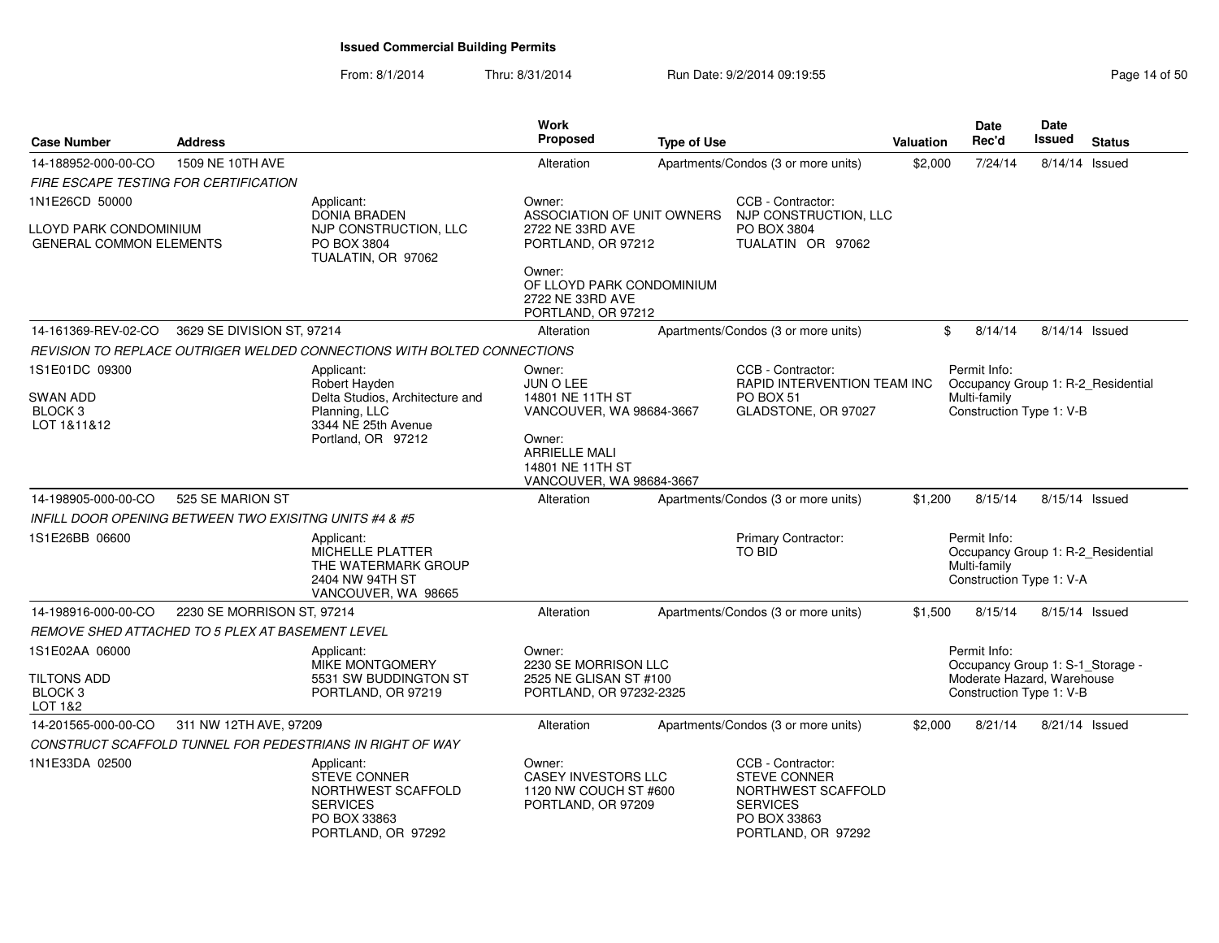# Issued Commercial Building Permits

From: 8/1/2014 Thru: 8/31/2014 Run Date: 9/2/2014 09:19:55

| Case Number | Address | Work Proposed | Type of Use | Valuation | Date Rec'd | Date Issued | Status |
|---|---|---|---|---|---|---|---|
| 14-188952-000-00-CO | 1509 NE 10TH AVE | Alteration | Apartments/Condos (3 or more units) | $2,000 | 7/24/14 | 8/14/14 | Issued |

*FIRE ESCAPE TESTING FOR CERTIFICATION*

1N1E26CD 50000

LLOYD PARK CONDOMINIUM
GENERAL COMMON ELEMENTS

Applicant:
DONIA BRADEN
NJP CONSTRUCTION, LLC
PO BOX 3804
TUALATIN, OR 97062

Owner:
ASSOCIATION OF UNIT OWNERS
2722 NE 33RD AVE
PORTLAND, OR 97212

Owner:
OF LLOYD PARK CONDOMINIUM
2722 NE 33RD AVE
PORTLAND, OR 97212

CCB - Contractor:
NJP CONSTRUCTION, LLC
PO BOX 3804
TUALATIN OR 97062

| Case Number | Address | Work Proposed | Type of Use | Valuation | Date Rec'd | Date Issued | Status |
|---|---|---|---|---|---|---|---|
| 14-161369-REV-02-CO | 3629 SE DIVISION ST, 97214 | Alteration | Apartments/Condos (3 or more units) | $ | 8/14/14 | 8/14/14 | Issued |

*REVISION TO REPLACE OUTRIGER WELDED CONNECTIONS WITH BOLTED CONNECTIONS*

1S1E01DC 09300

SWAN ADD
BLOCK 3
LOT 1&11&12

Applicant:
Robert Hayden
Delta Studios, Architecture and Planning, LLC
3344 NE 25th Avenue
Portland, OR 97212

Owner:
JUN O LEE
14801 NE 11TH ST
VANCOUVER, WA 98684-3667

Owner:
ARRIELLE MALI
14801 NE 11TH ST
VANCOUVER, WA 98684-3667

CCB - Contractor:
RAPID INTERVENTION TEAM INC
PO BOX 51
GLADSTONE, OR 97027

Permit Info:
Occupancy Group 1: R-2_Residential Multi-family
Construction Type 1: V-B

| Case Number | Address | Work Proposed | Type of Use | Valuation | Date Rec'd | Date Issued | Status |
|---|---|---|---|---|---|---|---|
| 14-198905-000-00-CO | 525 SE MARION ST | Alteration | Apartments/Condos (3 or more units) | $1,200 | 8/15/14 | 8/15/14 | Issued |

*INFILL DOOR OPENING BETWEEN TWO EXISITNG UNITS #4 & #5*

1S1E26BB 06600

Applicant:
MICHELLE PLATTER
THE WATERMARK GROUP
2404 NW 94TH ST
VANCOUVER, WA 98665

Primary Contractor:
TO BID

Permit Info:
Occupancy Group 1: R-2_Residential Multi-family
Construction Type 1: V-A

| Case Number | Address | Work Proposed | Type of Use | Valuation | Date Rec'd | Date Issued | Status |
|---|---|---|---|---|---|---|---|
| 14-198916-000-00-CO | 2230 SE MORRISON ST, 97214 | Alteration | Apartments/Condos (3 or more units) | $1,500 | 8/15/14 | 8/15/14 | Issued |

*REMOVE SHED ATTACHED TO 5 PLEX AT BASEMENT LEVEL*

1S1E02AA 06000

TILTONS ADD
BLOCK 3
LOT 1&2

Applicant:
MIKE MONTGOMERY
5531 SW BUDDINGTON ST
PORTLAND, OR 97219

Owner:
2230 SE MORRISON LLC
2525 NE GLISAN ST #100
PORTLAND, OR 97232-2325

Permit Info:
Occupancy Group 1: S-1_Storage - Moderate Hazard, Warehouse
Construction Type 1: V-B

| Case Number | Address | Work Proposed | Type of Use | Valuation | Date Rec'd | Date Issued | Status |
|---|---|---|---|---|---|---|---|
| 14-201565-000-00-CO | 311 NW 12TH AVE, 97209 | Alteration | Apartments/Condos (3 or more units) | $2,000 | 8/21/14 | 8/21/14 | Issued |

*CONSTRUCT SCAFFOLD TUNNEL FOR PEDESTRIANS IN RIGHT OF WAY*

1N1E33DA 02500

Applicant:
STEVE CONNER
NORTHWEST SCAFFOLD SERVICES
PO BOX 33863
PORTLAND, OR 97292

Owner:
CASEY INVESTORS LLC
1120 NW COUCH ST #600
PORTLAND, OR 97209

CCB - Contractor:
STEVE CONNER
NORTHWEST SCAFFOLD SERVICES
PO BOX 33863
PORTLAND, OR 97292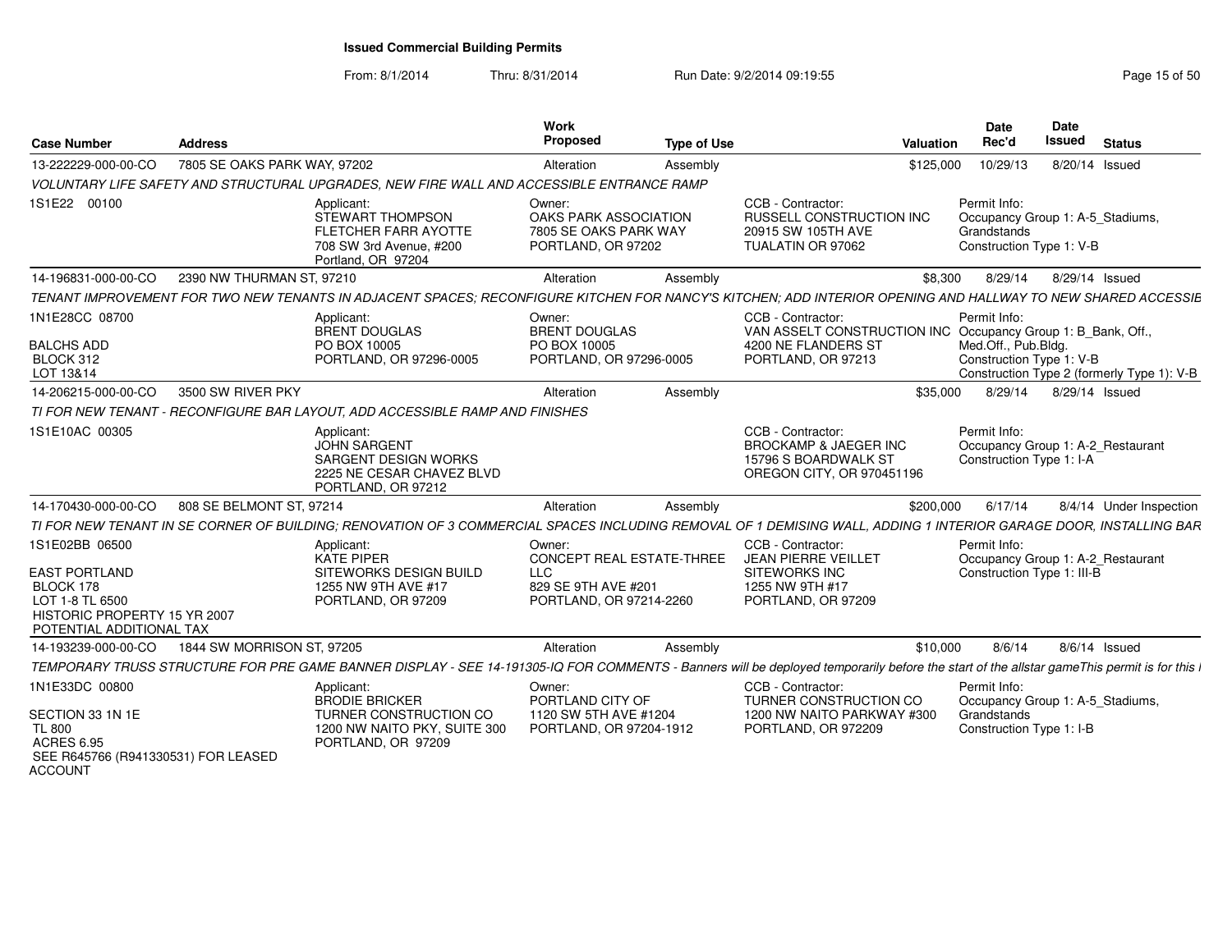# Issued Commercial Building Permits

From: 8/1/2014 Thru: 8/31/2014 Run Date: 9/2/2014 09:19:55

| Case Number | Address | Work Proposed | Type of Use | Valuation | Date Rec'd | Date Issued | Status |
|---|---|---|---|---|---|---|---|
| 13-222229-000-00-CO | 7805 SE OAKS PARK WAY, 97202 | Alteration | Assembly | $125,000 | 10/29/13 | 8/20/14 | Issued |

*VOLUNTARY LIFE SAFETY AND STRUCTURAL UPGRADES, NEW FIRE WALL AND ACCESSIBLE ENTRANCE RAMP*

1S1E22 00100

Applicant: STEWART THOMPSON, FLETCHER FARR AYOTTE, 708 SW 3rd Avenue, #200, Portland, OR 97204

Owner: OAKS PARK ASSOCIATION, 7805 SE OAKS PARK WAY, PORTLAND, OR 97202

CCB - Contractor: RUSSELL CONSTRUCTION INC, 20915 SW 105TH AVE, TUALATIN OR 97062

Permit Info: Occupancy Group 1: A-5_Stadiums, Grandstands; Construction Type 1: V-B

---

| Case Number | Address | Work Proposed | Type of Use | Valuation | Date Rec'd | Date Issued | Status |
|---|---|---|---|---|---|---|---|
| 14-196831-000-00-CO | 2390 NW THURMAN ST, 97210 | Alteration | Assembly | $8,300 | 8/29/14 | 8/29/14 | Issued |

*TENANT IMPROVEMENT FOR TWO NEW TENANTS IN ADJACENT SPACES; RECONFIGURE KITCHEN FOR NANCY'S KITCHEN; ADD INTERIOR OPENING AND HALLWAY TO NEW SHARED ACCESSIE*

1N1E28CC 08700, BALCHS ADD, BLOCK 312, LOT 13&14

Applicant: BRENT DOUGLAS, PO BOX 10005, PORTLAND, OR 97296-0005

Owner: BRENT DOUGLAS, PO BOX 10005, PORTLAND, OR 97296-0005

CCB - Contractor: VAN ASSELT CONSTRUCTION INC, 4200 NE FLANDERS ST, PORTLAND, OR 97213

Permit Info: Occupancy Group 1: B_Bank, Off., Med.Off., Pub.Bldg.; Construction Type 1: V-B; Construction Type 2 (formerly Type 1): V-B

---

| Case Number | Address | Work Proposed | Type of Use | Valuation | Date Rec'd | Date Issued | Status |
|---|---|---|---|---|---|---|---|
| 14-206215-000-00-CO | 3500 SW RIVER PKY | Alteration | Assembly | $35,000 | 8/29/14 | 8/29/14 | Issued |

*TI FOR NEW TENANT - RECONFIGURE BAR LAYOUT, ADD ACCESSIBLE RAMP AND FINISHES*

1S1E10AC 00305

Applicant: JOHN SARGENT, SARGENT DESIGN WORKS, 2225 NE CESAR CHAVEZ BLVD, PORTLAND, OR 97212

CCB - Contractor: BROCKAMP & JAEGER INC, 15796 S BOARDWALK ST, OREGON CITY, OR 970451196

Permit Info: Occupancy Group 1: A-2_Restaurant; Construction Type 1: I-A

---

| Case Number | Address | Work Proposed | Type of Use | Valuation | Date Rec'd | Date Issued | Status |
|---|---|---|---|---|---|---|---|
| 14-170430-000-00-CO | 808 SE BELMONT ST, 97214 | Alteration | Assembly | $200,000 | 6/17/14 | 8/4/14 | Under Inspection |

*TI FOR NEW TENANT IN SE CORNER OF BUILDING; RENOVATION OF 3 COMMERCIAL SPACES INCLUDING REMOVAL OF 1 DEMISING WALL, ADDING 1 INTERIOR GARAGE DOOR, INSTALLING BAR*

1S1E02BB 06500, EAST PORTLAND, BLOCK 178, LOT 1-8 TL 6500, HISTORIC PROPERTY 15 YR 2007, POTENTIAL ADDITIONAL TAX

Applicant: KATE PIPER, SITEWORKS DESIGN BUILD, 1255 NW 9TH AVE #17, PORTLAND, OR 97209

Owner: CONCEPT REAL ESTATE-THREE LLC, 829 SE 9TH AVE #201, PORTLAND, OR 97214-2260

CCB - Contractor: JEAN PIERRE VEILLET, SITEWORKS INC, 1255 NW 9TH #17, PORTLAND, OR 97209

Permit Info: Occupancy Group 1: A-2_Restaurant; Construction Type 1: III-B

---

| Case Number | Address | Work Proposed | Type of Use | Valuation | Date Rec'd | Date Issued | Status |
|---|---|---|---|---|---|---|---|
| 14-193239-000-00-CO | 1844 SW MORRISON ST, 97205 | Alteration | Assembly | $10,000 | 8/6/14 | 8/6/14 | Issued |

*TEMPORARY TRUSS STRUCTURE FOR PRE GAME BANNER DISPLAY - SEE 14-191305-IQ FOR COMMENTS - Banners will be deployed temporarily before the start of the allstar gameThis permit is for this I*

1N1E33DC 00800, SECTION 33 1N 1E, TL 800, ACRES 6.95, SEE R645766 (R941330531) FOR LEASED ACCOUNT

Applicant: BRODIE BRICKER, TURNER CONSTRUCTION CO, 1200 NW NAITO PKY, SUITE 300, PORTLAND, OR 97209

Owner: PORTLAND CITY OF, 1120 SW 5TH AVE #1204, PORTLAND, OR 97204-1912

CCB - Contractor: TURNER CONSTRUCTION CO, 1200 NW NAITO PARKWAY #300, PORTLAND, OR 972209

Permit Info: Occupancy Group 1: A-5_Stadiums, Grandstands; Construction Type 1: I-B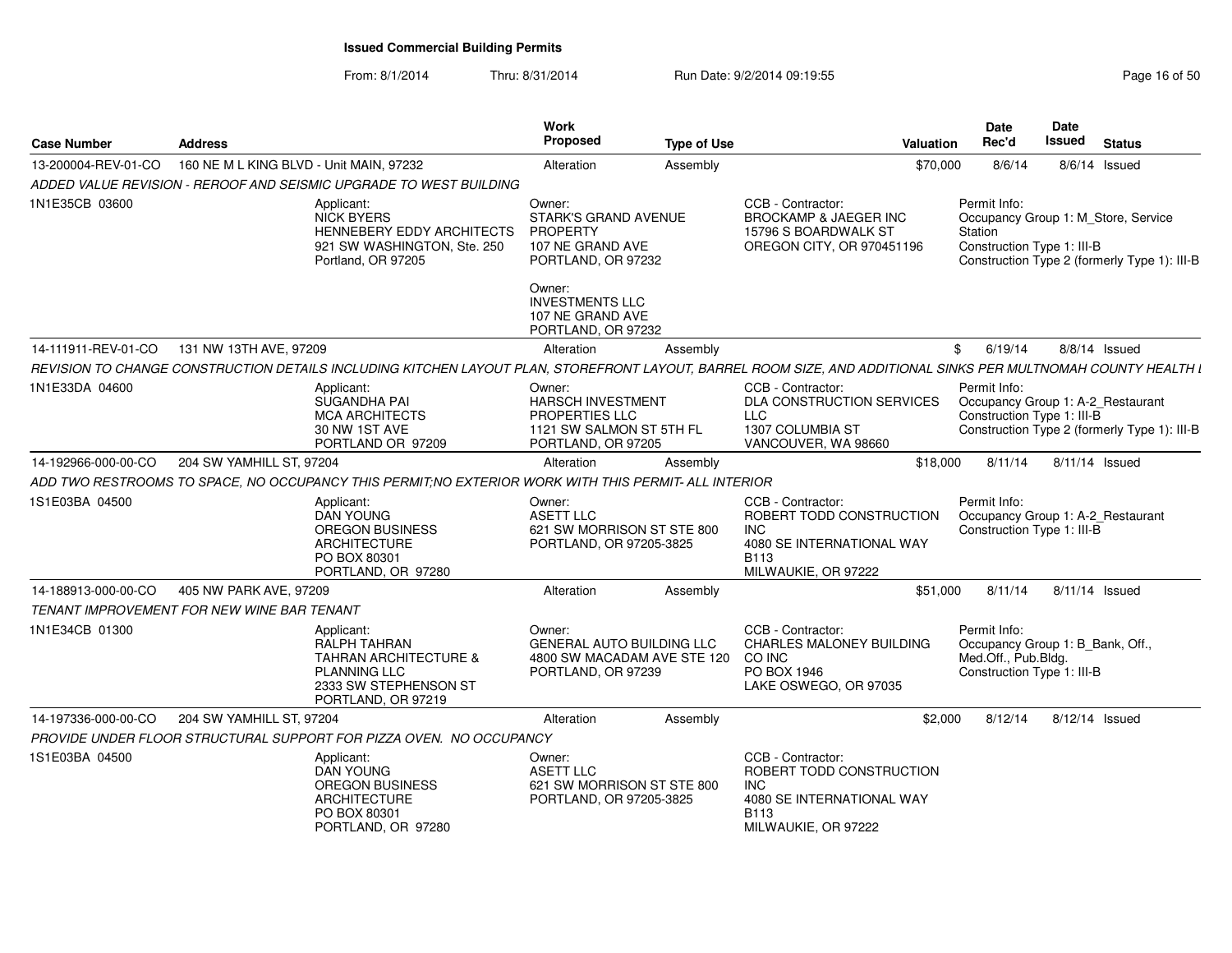**Issued Commercial Building Permits**

From: 8/1/2014 Thru: 8/31/2014 Run Date: 9/2/2014 09:19:55

| Case Number | Address | Work Proposed | Type of Use | Valuation | Date Rec'd | Date Issued | Status |
|---|---|---|---|---|---|---|---|
| 13-200004-REV-01-CO | 160 NE M L KING BLVD - Unit MAIN, 97232 | Alteration | Assembly | $70,000 | 8/6/14 | 8/6/14 | Issued |

*ADDED VALUE REVISION - REROOF AND SEISMIC UPGRADE TO WEST BUILDING*

1N1E35CB 03600

Applicant: NICK BYERS, HENNEBERY EDDY ARCHITECTS, 921 SW WASHINGTON, Ste. 250, Portland, OR 97205

Owner: STARK'S GRAND AVENUE PROPERTY, 107 NE GRAND AVE, PORTLAND, OR 97232

Owner: INVESTMENTS LLC, 107 NE GRAND AVE, PORTLAND, OR 97232

CCB - Contractor: BROCKAMP & JAEGER INC, 15796 S BOARDWALK ST, OREGON CITY, OR 970451196

Permit Info: Occupancy Group 1: M_Store, Service Station; Construction Type 1: III-B; Construction Type 2 (formerly Type 1): III-B

| Case Number | Address | Work Proposed | Type of Use | Valuation | Date Rec'd | Date Issued | Status |
|---|---|---|---|---|---|---|---|
| 14-111911-REV-01-CO | 131 NW 13TH AVE, 97209 | Alteration | Assembly | $ | 6/19/14 | 8/8/14 | Issued |

*REVISION TO CHANGE CONSTRUCTION DETAILS INCLUDING KITCHEN LAYOUT PLAN, STOREFRONT LAYOUT, BARREL ROOM SIZE, AND ADDITIONAL SINKS PER MULTNOMAH COUNTY HEALTH I*

1N1E33DA 04600

Applicant: SUGANDHA PAI, MCA ARCHITECTS, 30 NW 1ST AVE, PORTLAND OR 97209

Owner: HARSCH INVESTMENT PROPERTIES LLC, 1121 SW SALMON ST 5TH FL, PORTLAND, OR 97205

CCB - Contractor: DLA CONSTRUCTION SERVICES LLC, 1307 COLUMBIA ST, VANCOUVER, WA 98660

Permit Info: Occupancy Group 1: A-2_Restaurant; Construction Type 1: III-B; Construction Type 2 (formerly Type 1): III-B

| Case Number | Address | Work Proposed | Type of Use | Valuation | Date Rec'd | Date Issued | Status |
|---|---|---|---|---|---|---|---|
| 14-192966-000-00-CO | 204 SW YAMHILL ST, 97204 | Alteration | Assembly | $18,000 | 8/11/14 | 8/11/14 | Issued |

*ADD TWO RESTROOMS TO SPACE, NO OCCUPANCY THIS PERMIT;NO EXTERIOR WORK WITH THIS PERMIT- ALL INTERIOR*

1S1E03BA 04500

Applicant: DAN YOUNG, OREGON BUSINESS ARCHITECTURE, PO BOX 80301, PORTLAND, OR 97280

Owner: ASETT LLC, 621 SW MORRISON ST STE 800, PORTLAND, OR 97205-3825

CCB - Contractor: ROBERT TODD CONSTRUCTION INC, 4080 SE INTERNATIONAL WAY B113, MILWAUKIE, OR 97222

Permit Info: Occupancy Group 1: A-2_Restaurant; Construction Type 1: III-B

| Case Number | Address | Work Proposed | Type of Use | Valuation | Date Rec'd | Date Issued | Status |
|---|---|---|---|---|---|---|---|
| 14-188913-000-00-CO | 405 NW PARK AVE, 97209 | Alteration | Assembly | $51,000 | 8/11/14 | 8/11/14 | Issued |

*TENANT IMPROVEMENT FOR NEW WINE BAR TENANT*

1N1E34CB 01300

Applicant: RALPH TAHRAN, TAHRAN ARCHITECTURE & PLANNING LLC, 2333 SW STEPHENSON ST, PORTLAND, OR 97219

Owner: GENERAL AUTO BUILDING LLC, 4800 SW MACADAM AVE STE 120, PORTLAND, OR 97239

CCB - Contractor: CHARLES MALONEY BUILDING CO INC, PO BOX 1946, LAKE OSWEGO, OR 97035

Permit Info: Occupancy Group 1: B_Bank, Off., Med.Off., Pub.Bldg.; Construction Type 1: III-B

| Case Number | Address | Work Proposed | Type of Use | Valuation | Date Rec'd | Date Issued | Status |
|---|---|---|---|---|---|---|---|
| 14-197336-000-00-CO | 204 SW YAMHILL ST, 97204 | Alteration | Assembly | $2,000 | 8/12/14 | 8/12/14 | Issued |

*PROVIDE UNDER FLOOR STRUCTURAL SUPPORT FOR PIZZA OVEN. NO OCCUPANCY*

1S1E03BA 04500

Applicant: DAN YOUNG, OREGON BUSINESS ARCHITECTURE, PO BOX 80301, PORTLAND, OR 97280

Owner: ASETT LLC, 621 SW MORRISON ST STE 800, PORTLAND, OR 97205-3825

CCB - Contractor: ROBERT TODD CONSTRUCTION INC, 4080 SE INTERNATIONAL WAY B113, MILWAUKIE, OR 97222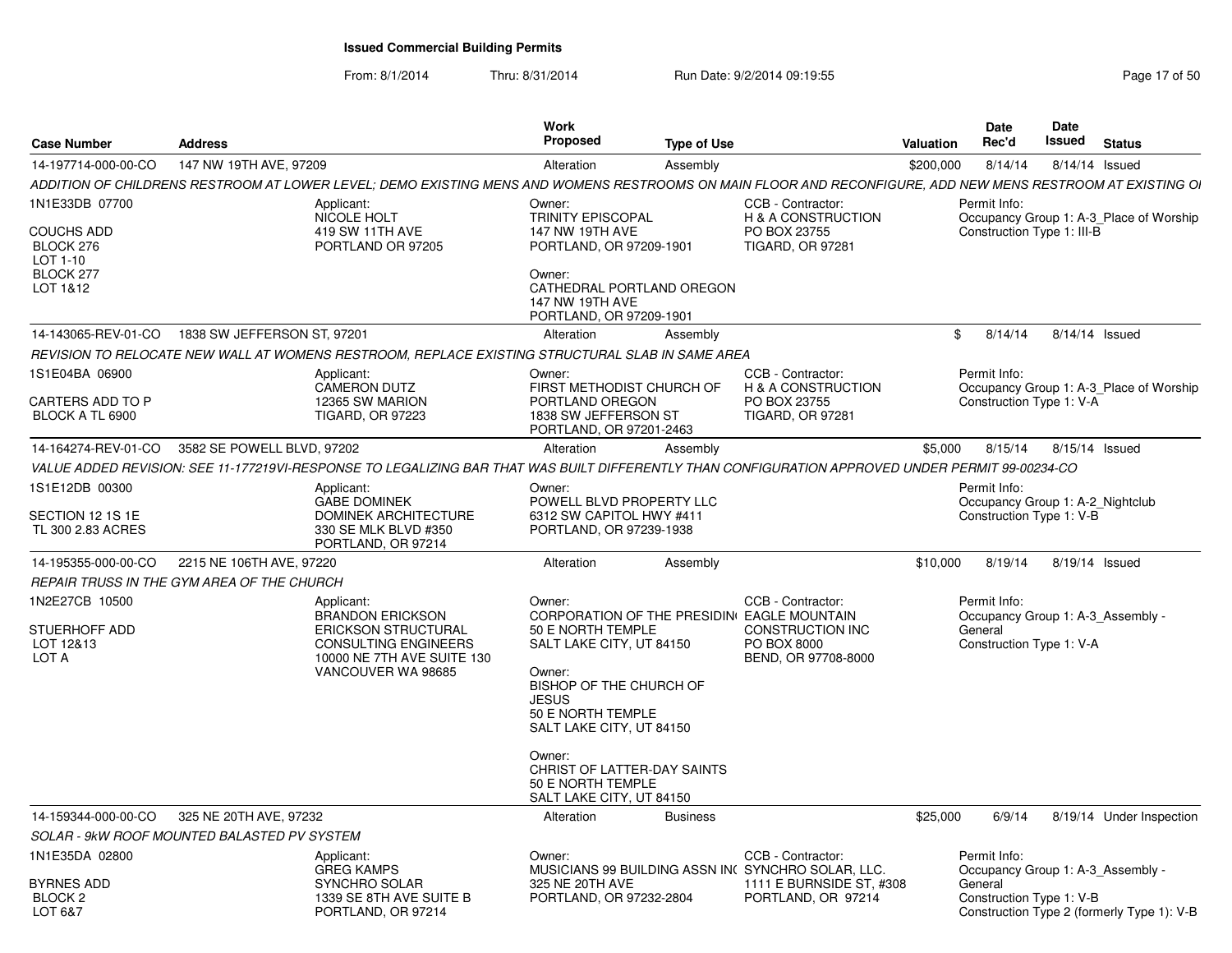**Issued Commercial Building Permits**

From: 8/1/2014 Thru: 8/31/2014 Run Date: 9/2/2014 09:19:55

| Case Number | Address | Work Proposed | Type of Use | Valuation | Date Rec'd | Date Issued | Status |
|---|---|---|---|---|---|---|---|
| 14-197714-000-00-CO | 147 NW 19TH AVE, 97209 | Alteration | Assembly | $200,000 | 8/14/14 | 8/14/14 | Issued |

*ADDITION OF CHILDRENS RESTROOM AT LOWER LEVEL; DEMO EXISTING MENS AND WOMENS RESTROOMS ON MAIN FLOOR AND RECONFIGURE, ADD NEW MENS RESTROOM AT EXISTING OI*

1N1E33DB 07700
COUCHS ADD
BLOCK 276
LOT 1-10
BLOCK 277
LOT 1&12

Applicant:
NICOLE HOLT
419 SW 11TH AVE
PORTLAND OR 97205

Owner:
TRINITY EPISCOPAL
147 NW 19TH AVE
PORTLAND, OR 97209-1901

Owner:
CATHEDRAL PORTLAND OREGON
147 NW 19TH AVE
PORTLAND, OR 97209-1901

CCB - Contractor:
H & A CONSTRUCTION
PO BOX 23755
TIGARD, OR 97281

Permit Info:
Occupancy Group 1: A-3_Place of Worship
Construction Type 1: III-B

---

| Case Number | Address | Work Proposed | Type of Use | Valuation | Date Rec'd | Date Issued | Status |
|---|---|---|---|---|---|---|---|
| 14-143065-REV-01-CO | 1838 SW JEFFERSON ST, 97201 | Alteration | Assembly | $ | 8/14/14 | 8/14/14 | Issued |

*REVISION TO RELOCATE NEW WALL AT WOMENS RESTROOM, REPLACE EXISTING STRUCTURAL SLAB IN SAME AREA*

1S1E04BA 06900
CARTERS ADD TO P
BLOCK A TL 6900

Applicant:
CAMERON DUTZ
12365 SW MARION
TIGARD, OR 97223

Owner:
FIRST METHODIST CHURCH OF PORTLAND OREGON
1838 SW JEFFERSON ST
PORTLAND, OR 97201-2463

CCB - Contractor:
H & A CONSTRUCTION
PO BOX 23755
TIGARD, OR 97281

Permit Info:
Occupancy Group 1: A-3_Place of Worship
Construction Type 1: V-A

---

| Case Number | Address | Work Proposed | Type of Use | Valuation | Date Rec'd | Date Issued | Status |
|---|---|---|---|---|---|---|---|
| 14-164274-REV-01-CO | 3582 SE POWELL BLVD, 97202 | Alteration | Assembly | $5,000 | 8/15/14 | 8/15/14 | Issued |

*VALUE ADDED REVISION: SEE 11-177219VI-RESPONSE TO LEGALIZING BAR THAT WAS BUILT DIFFERENTLY THAN CONFIGURATION APPROVED UNDER PERMIT 99-00234-CO*

1S1E12DB 00300
SECTION 12 1S 1E
TL 300 2.83 ACRES

Applicant:
GABE DOMINEK
DOMINEK ARCHITECTURE
330 SE MLK BLVD #350
PORTLAND, OR 97214

Owner:
POWELL BLVD PROPERTY LLC
6312 SW CAPITOL HWY #411
PORTLAND, OR 97239-1938

Permit Info:
Occupancy Group 1: A-2_Nightclub
Construction Type 1: V-B

---

| Case Number | Address | Work Proposed | Type of Use | Valuation | Date Rec'd | Date Issued | Status |
|---|---|---|---|---|---|---|---|
| 14-195355-000-00-CO | 2215 NE 106TH AVE, 97220 | Alteration | Assembly | $10,000 | 8/19/14 | 8/19/14 | Issued |

*REPAIR TRUSS IN THE GYM AREA OF THE CHURCH*

1N2E27CB 10500
STUERHOFF ADD
LOT 12&13
LOT A

Applicant:
BRANDON ERICKSON
ERICKSON STRUCTURAL CONSULTING ENGINEERS
10000 NE 7TH AVE SUITE 130
VANCOUVER WA 98685

Owner:
CORPORATION OF THE PRESIDIN
50 E NORTH TEMPLE
SALT LAKE CITY, UT 84150

Owner:
BISHOP OF THE CHURCH OF JESUS
50 E NORTH TEMPLE
SALT LAKE CITY, UT 84150

Owner:
CHRIST OF LATTER-DAY SAINTS
50 E NORTH TEMPLE
SALT LAKE CITY, UT 84150

CCB - Contractor:
EAGLE MOUNTAIN CONSTRUCTION INC
PO BOX 8000
BEND, OR 97708-8000

Permit Info:
Occupancy Group 1: A-3_Assembly - General
Construction Type 1: V-A

---

| Case Number | Address | Work Proposed | Type of Use | Valuation | Date Rec'd | Date Issued | Status |
|---|---|---|---|---|---|---|---|
| 14-159344-000-00-CO | 325 NE 20TH AVE, 97232 | Alteration | Business | $25,000 | 6/9/14 | 8/19/14 | Under Inspection |

*SOLAR - 9kW ROOF MOUNTED BALASTED PV SYSTEM*

1N1E35DA 02800
BYRNES ADD
BLOCK 2
LOT 6&7

Applicant:
GREG KAMPS
SYNCHRO SOLAR
1339 SE 8TH AVE SUITE B
PORTLAND, OR 97214

Owner:
MUSICIANS 99 BUILDING ASSN IN(
325 NE 20TH AVE
PORTLAND, OR 97232-2804

CCB - Contractor:
SYNCHRO SOLAR, LLC.
1111 E BURNSIDE ST, #308
PORTLAND, OR 97214

Permit Info:
Occupancy Group 1: A-3_Assembly - General
Construction Type 1: V-B
Construction Type 2 (formerly Type 1): V-B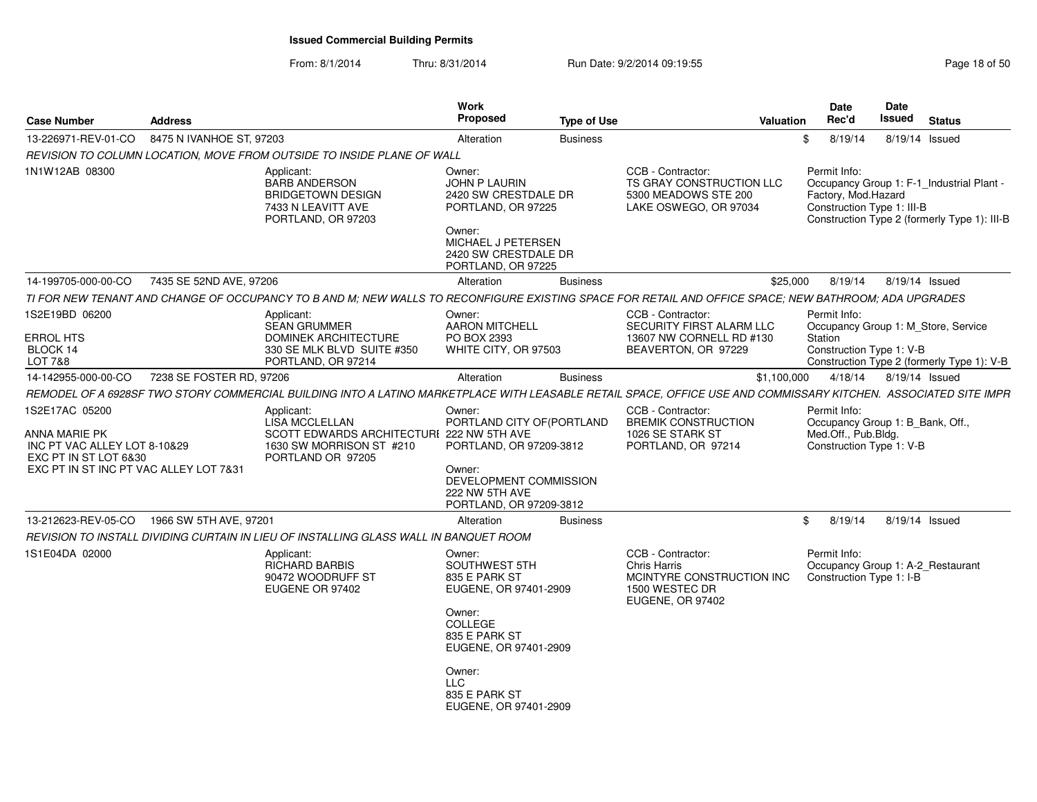# Issued Commercial Building Permits

From: 8/1/2014 Thru: 8/31/2014 Run Date: 9/2/2014 09:19:55

| Case Number | Address | Work Proposed | Type of Use | Valuation | Date Rec'd | Date Issued | Status |
|---|---|---|---|---|---|---|---|
| 13-226971-REV-01-CO | 8475 N IVANHOE ST, 97203 | Alteration | Business | $ | 8/19/14 | 8/19/14 | Issued |

*REVISION TO COLUMN LOCATION, MOVE FROM OUTSIDE TO INSIDE PLANE OF WALL*

1N1W12AB 08300

Applicant:
BARB ANDERSON
BRIDGETOWN DESIGN
7433 N LEAVITT AVE
PORTLAND, OR 97203

Owner:
JOHN P LAURIN
2420 SW CRESTDALE DR
PORTLAND, OR 97225

Owner:
MICHAEL J PETERSEN
2420 SW CRESTDALE DR
PORTLAND, OR 97225

CCB - Contractor:
TS GRAY CONSTRUCTION LLC
5300 MEADOWS STE 200
LAKE OSWEGO, OR 97034

Permit Info:
Occupancy Group 1: F-1_Industrial Plant - Factory, Mod.Hazard
Construction Type 1: III-B
Construction Type 2 (formerly Type 1): III-B

| Case Number | Address | Work Proposed | Type of Use | Valuation | Date Rec'd | Date Issued | Status |
|---|---|---|---|---|---|---|---|
| 14-199705-000-00-CO | 7435 SE 52ND AVE, 97206 | Alteration | Business | $25,000 | 8/19/14 | 8/19/14 | Issued |

*TI FOR NEW TENANT AND CHANGE OF OCCUPANCY TO B AND M; NEW WALLS TO RECONFIGURE EXISTING SPACE FOR RETAIL AND OFFICE SPACE; NEW BATHROOM; ADA UPGRADES*

1S2E19BD 06200
ERROL HTS
BLOCK 14
LOT 7&8

Applicant:
SEAN GRUMMER
DOMINEK ARCHITECTURE
330 SE MLK BLVD SUITE #350
PORTLAND, OR 97214

Owner:
AARON MITCHELL
PO BOX 2393
WHITE CITY, OR 97503

CCB - Contractor:
SECURITY FIRST ALARM LLC
13607 NW CORNELL RD #130
BEAVERTON, OR 97229

Permit Info:
Occupancy Group 1: M_Store, Service Station
Construction Type 1: V-B
Construction Type 2 (formerly Type 1): V-B

| Case Number | Address | Work Proposed | Type of Use | Valuation | Date Rec'd | Date Issued | Status |
|---|---|---|---|---|---|---|---|
| 14-142955-000-00-CO | 7238 SE FOSTER RD, 97206 | Alteration | Business | $1,100,000 | 4/18/14 | 8/19/14 | Issued |

*REMODEL OF A 6928SF TWO STORY COMMERCIAL BUILDING INTO A LATINO MARKETPLACE WITH LEASABLE RETAIL SPACE, OFFICE USE AND COMMISSARY KITCHEN. ASSOCIATED SITE IMPR*

1S2E17AC 05200
ANNA MARIE PK
INC PT VAC ALLEY LOT 8-10&29
EXC PT IN ST LOT 6&30
EXC PT IN ST INC PT VAC ALLEY LOT 7&31

Applicant:
LISA MCCLELLAN
SCOTT EDWARDS ARCHITECTURE
1630 SW MORRISON ST #210
PORTLAND OR 97205

Owner:
PORTLAND CITY OF(PORTLAND
222 NW 5TH AVE
PORTLAND, OR 97209-3812

Owner:
DEVELOPMENT COMMISSION
222 NW 5TH AVE
PORTLAND, OR 97209-3812

CCB - Contractor:
BREMIK CONSTRUCTION
1026 SE STARK ST
PORTLAND, OR 97214

Permit Info:
Occupancy Group 1: B_Bank, Off., Med.Off., Pub.Bldg.
Construction Type 1: V-B

| Case Number | Address | Work Proposed | Type of Use | Valuation | Date Rec'd | Date Issued | Status |
|---|---|---|---|---|---|---|---|
| 13-212623-REV-05-CO | 1966 SW 5TH AVE, 97201 | Alteration | Business | $ | 8/19/14 | 8/19/14 | Issued |

*REVISION TO INSTALL DIVIDING CURTAIN IN LIEU OF INSTALLING GLASS WALL IN BANQUET ROOM*

1S1E04DA 02000

Applicant:
RICHARD BARBIS
90472 WOODRUFF ST
EUGENE OR 97402

Owner:
SOUTHWEST 5TH
835 E PARK ST
EUGENE, OR 97401-2909

Owner:
COLLEGE
835 E PARK ST
EUGENE, OR 97401-2909

Owner:
LLC
835 E PARK ST
EUGENE, OR 97401-2909

CCB - Contractor:
Chris Harris
MCINTYRE CONSTRUCTION INC
1500 WESTEC DR
EUGENE, OR 97402

Permit Info:
Occupancy Group 1: A-2_Restaurant
Construction Type 1: I-B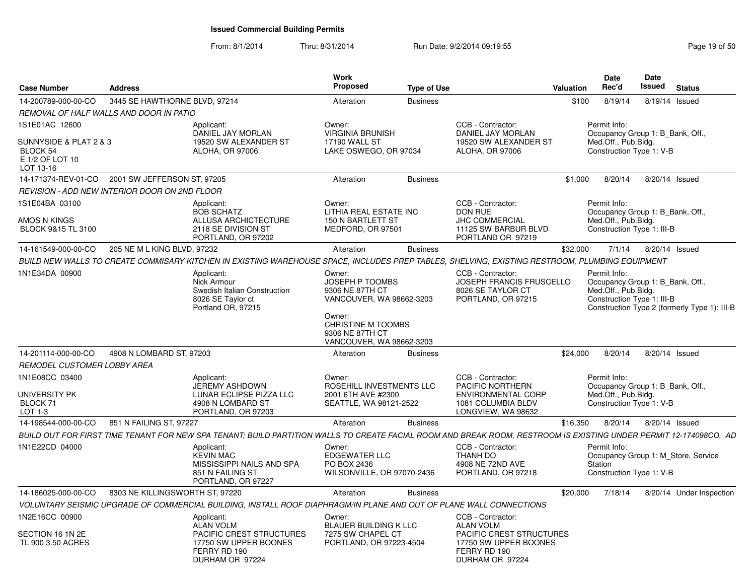# Issued Commercial Building Permits

From: 8/1/2014 Thru: 8/31/2014 Run Date: 9/2/2014 09:19:55

| Case Number | Address | Work Proposed | Type of Use | Valuation | Date Rec'd | Date Issued | Status |
|---|---|---|---|---|---|---|---|
| 14-200789-000-00-CO | 3445 SE HAWTHORNE BLVD, 97214 | Alteration | Business | $100 | 8/19/14 | 8/19/14 | Issued |

*REMOVAL OF HALF WALLS AND DOOR IN PATIO*

1S1E01AC 12600

SUNNYSIDE & PLAT 2 & 3
BLOCK 54
E 1/2 OF LOT 10
LOT 13-16

Applicant:
DANIEL JAY MORLAN
19520 SW ALEXANDER ST
ALOHA, OR 97006

Owner:
VIRGINIA BRUNISH
17190 WALL ST
LAKE OSWEGO, OR 97034

CCB - Contractor:
DANIEL JAY MORLAN
19520 SW ALEXANDER ST
ALOHA, OR 97006

Permit Info:
Occupancy Group 1: B_Bank, Off., Med.Off., Pub.Bldg.
Construction Type 1: V-B

---

| Case Number | Address | Work Proposed | Type of Use | Valuation | Date Rec'd | Date Issued | Status |
|---|---|---|---|---|---|---|---|
| 14-171374-REV-01-CO | 2001 SW JEFFERSON ST, 97205 | Alteration | Business | $1,000 | 8/20/14 | 8/20/14 | Issued |

*REVISION - ADD NEW INTERIOR DOOR ON 2ND FLOOR*

1S1E04BA 03100

AMOS N KINGS
BLOCK 9&15 TL 3100

Applicant:
BOB SCHATZ
ALLUSA ARCHICTECTURE
2118 SE DIVISION ST
PORTLAND, OR 97202

Owner:
LITHIA REAL ESTATE INC
150 N BARTLETT ST
MEDFORD, OR 97501

CCB - Contractor:
DON RUE
JHC COMMERCIAL
11125 SW BARBUR BLVD
PORTLAND OR 97219

Permit Info:
Occupancy Group 1: B_Bank, Off., Med.Off., Pub.Bldg.
Construction Type 1: III-B

---

| Case Number | Address | Work Proposed | Type of Use | Valuation | Date Rec'd | Date Issued | Status |
|---|---|---|---|---|---|---|---|
| 14-161549-000-00-CO | 205 NE M L KING BLVD, 97232 | Alteration | Business | $32,000 | 7/1/14 | 8/20/14 | Issued |

*BUILD NEW WALLS TO CREATE COMMISARY KITCHEN IN EXISTING WAREHOUSE SPACE, INCLUDES PREP TABLES, SHELVING, EXISTING RESTROOM, PLUMBING EQUIPMENT*

1N1E34DA 00900

Applicant:
Nick Armour
Swedish Italian Construction
8026 SE Taylor ct
Portland OR, 97215

Owner:
JOSEPH P TOOMBS
9306 NE 87TH CT
VANCOUVER, WA 98662-3203

Owner:
CHRISTINE M TOOMBS
9306 NE 87TH CT
VANCOUVER, WA 98662-3203

CCB - Contractor:
JOSEPH FRANCIS FRUSCELLO
8026 SE TAYLOR CT
PORTLAND, OR 97215

Permit Info:
Occupancy Group 1: B_Bank, Off., Med.Off., Pub.Bldg.
Construction Type 1: III-B
Construction Type 2 (formerly Type 1): III-B

---

| Case Number | Address | Work Proposed | Type of Use | Valuation | Date Rec'd | Date Issued | Status |
|---|---|---|---|---|---|---|---|
| 14-201114-000-00-CO | 4908 N LOMBARD ST, 97203 | Alteration | Business | $24,000 | 8/20/14 | 8/20/14 | Issued |

*REMODEL CUSTOMER LOBBY AREA*

1N1E08CC 03400

UNIVERSITY PK
BLOCK 71
LOT 1-3

Applicant:
JEREMY ASHDOWN
LUNAR ECLIPSE PIZZA LLC
4908 N LOMBARD ST
PORTLAND, OR 97203

Owner:
ROSEHILL INVESTMENTS LLC
2001 6TH AVE #2300
SEATTLE, WA 98121-2522

CCB - Contractor:
PACIFIC NORTHERN ENVIRONMENTAL CORP
1081 COLUMBIA BLDV
LONGVIEW, WA 98632

Permit Info:
Occupancy Group 1: B_Bank, Off., Med.Off., Pub.Bldg.
Construction Type 1: V-B

---

| Case Number | Address | Work Proposed | Type of Use | Valuation | Date Rec'd | Date Issued | Status |
|---|---|---|---|---|---|---|---|
| 14-198544-000-00-CO | 851 N FAILING ST, 97227 | Alteration | Business | $16,350 | 8/20/14 | 8/20/14 | Issued |

*BUILD OUT FOR FIRST TIME TENANT FOR NEW SPA TENANT; BUILD PARTITION WALLS TO CREATE FACIAL ROOM AND BREAK ROOM, RESTROOM IS EXISTING UNDER PERMIT 12-174098CO, AD*

1N1E22CD 04000

Applicant:
KEVIN MAC
MISSISSIPPI NAILS AND SPA
851 N FAILING ST
PORTLAND, OR 97227

Owner:
EDGEWATER LLC
PO BOX 2436
WILSONVILLE, OR 97070-2436

CCB - Contractor:
THANH DO
4908 NE 72ND AVE
PORTLAND, OR 97218

Permit Info:
Occupancy Group 1: M_Store, Service Station
Construction Type 1: V-B

---

| Case Number | Address | Work Proposed | Type of Use | Valuation | Date Rec'd | Date Issued | Status |
|---|---|---|---|---|---|---|---|
| 14-186025-000-00-CO | 8303 NE KILLINGSWORTH ST, 97220 | Alteration | Business | $20,000 | 7/18/14 | 8/20/14 | Under Inspection |

*VOLUNTARY SEISMIC UPGRADE OF COMMERCIAL BUILDING, INSTALL ROOF DIAPHRAGM/IN PLANE AND OUT OF PLANE WALL CONNECTIONS*

1N2E16CC 00900

SECTION 16 1N 2E
TL 900 3.50 ACRES

Applicant:
ALAN VOLM
PACIFIC CREST STRUCTURES
17750 SW UPPER BOONES FERRY RD 190
DURHAM OR 97224

Owner:
BLAUER BUILDING K LLC
7275 SW CHAPEL CT
PORTLAND, OR 97223-4504

CCB - Contractor:
ALAN VOLM
PACIFIC CREST STRUCTURES
17750 SW UPPER BOONES FERRY RD 190
DURHAM OR 97224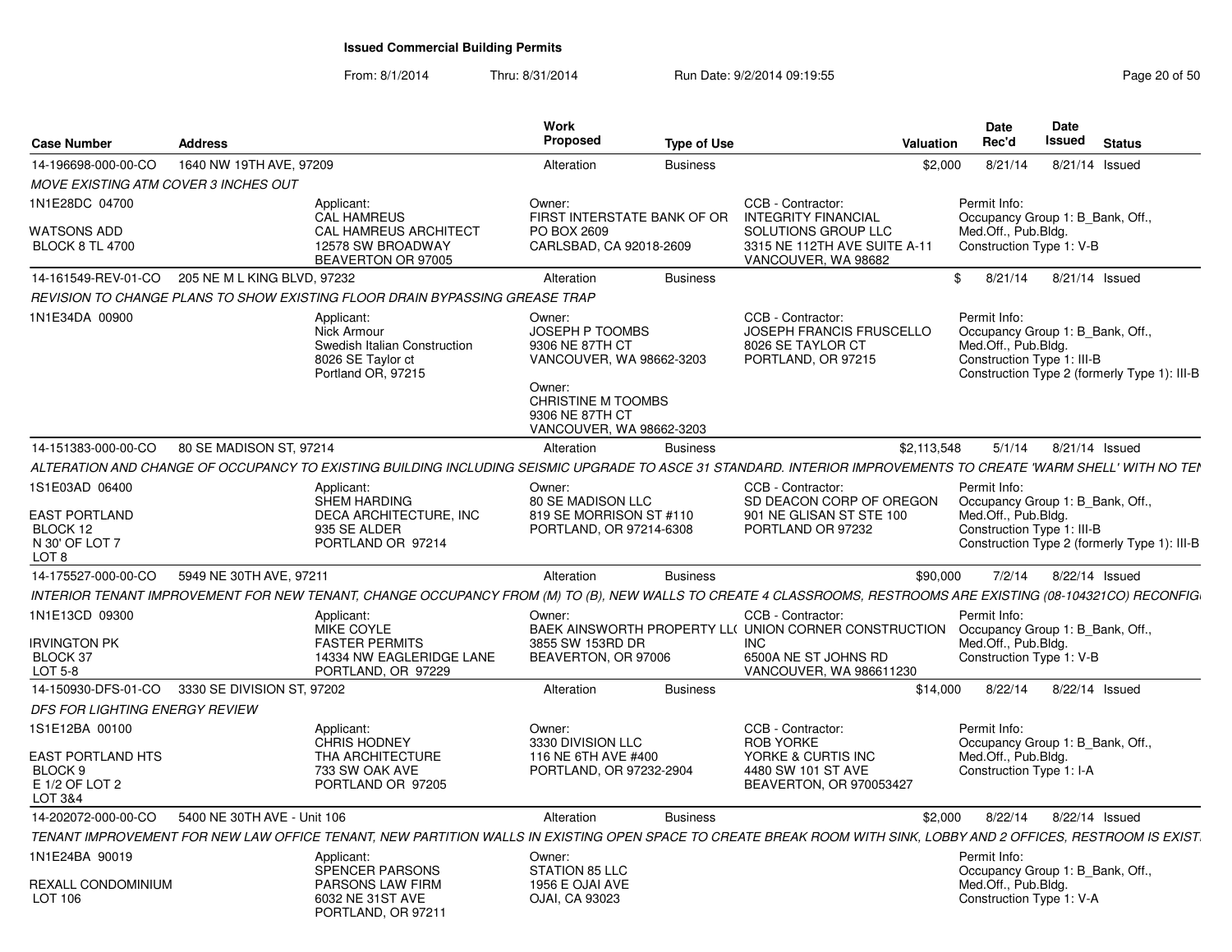# Issued Commercial Building Permits

From: 8/1/2014 Thru: 8/31/2014 Run Date: 9/2/2014 09:19:55

| Case Number | Address | Work Proposed | Type of Use | Valuation | Date Rec'd | Date Issued | Status |
|---|---|---|---|---|---|---|---|
| 14-196698-000-00-CO | 1640 NW 19TH AVE, 97209 | Alteration | Business | $2,000 | 8/21/14 | 8/21/14 | Issued |

*MOVE EXISTING ATM COVER 3 INCHES OUT*

1N1E28DC 04700
WATSONS ADD
BLOCK 8 TL 4700

Applicant:
CAL HAMREUS
CAL HAMREUS ARCHITECT
12578 SW BROADWAY
BEAVERTON OR 97005

Owner:
FIRST INTERSTATE BANK OF OR
PO BOX 2609
CARLSBAD, CA 92018-2609

CCB - Contractor:
INTEGRITY FINANCIAL SOLUTIONS GROUP LLC
3315 NE 112TH AVE SUITE A-11
VANCOUVER, WA 98682

Permit Info:
Occupancy Group 1: B_Bank, Off., Med.Off., Pub.Bldg.
Construction Type 1: V-B

| Case Number | Address | Work Proposed | Type of Use | Valuation | Date Rec'd | Date Issued | Status |
|---|---|---|---|---|---|---|---|
| 14-161549-REV-01-CO | 205 NE M L KING BLVD, 97232 | Alteration | Business | $ | 8/21/14 | 8/21/14 | Issued |

*REVISION TO CHANGE PLANS TO SHOW EXISTING FLOOR DRAIN BYPASSING GREASE TRAP*

1N1E34DA 00900

Applicant:
Nick Armour
Swedish Italian Construction
8026 SE Taylor ct
Portland OR, 97215

Owner:
JOSEPH P TOOMBS
9306 NE 87TH CT
VANCOUVER, WA 98662-3203

Owner:
CHRISTINE M TOOMBS
9306 NE 87TH CT
VANCOUVER, WA 98662-3203

CCB - Contractor:
JOSEPH FRANCIS FRUSCELLO
8026 SE TAYLOR CT
PORTLAND, OR 97215

Permit Info:
Occupancy Group 1: B_Bank, Off., Med.Off., Pub.Bldg.
Construction Type 1: III-B
Construction Type 2 (formerly Type 1): III-B

| Case Number | Address | Work Proposed | Type of Use | Valuation | Date Rec'd | Date Issued | Status |
|---|---|---|---|---|---|---|---|
| 14-151383-000-00-CO | 80 SE MADISON ST, 97214 | Alteration | Business | $2,113,548 | 5/1/14 | 8/21/14 | Issued |

*ALTERATION AND CHANGE OF OCCUPANCY TO EXISTING BUILDING INCLUDING SEISMIC UPGRADE TO ASCE 31 STANDARD. INTERIOR IMPROVEMENTS TO CREATE 'WARM SHELL' WITH NO TEN*

1S1E03AD 06400
EAST PORTLAND
BLOCK 12
N 30' OF LOT 7
LOT 8

Applicant:
SHEM HARDING
DECA ARCHITECTURE, INC
935 SE ALDER
PORTLAND OR 97214

Owner:
80 SE MADISON LLC
819 SE MORRISON ST #110
PORTLAND, OR 97214-6308

CCB - Contractor:
SD DEACON CORP OF OREGON
901 NE GLISAN ST STE 100
PORTLAND OR 97232

Permit Info:
Occupancy Group 1: B_Bank, Off., Med.Off., Pub.Bldg.
Construction Type 1: III-B
Construction Type 2 (formerly Type 1): III-B

| Case Number | Address | Work Proposed | Type of Use | Valuation | Date Rec'd | Date Issued | Status |
|---|---|---|---|---|---|---|---|
| 14-175527-000-00-CO | 5949 NE 30TH AVE, 97211 | Alteration | Business | $90,000 | 7/2/14 | 8/22/14 | Issued |

*INTERIOR TENANT IMPROVEMENT FOR NEW TENANT, CHANGE OCCUPANCY FROM (M) TO (B), NEW WALLS TO CREATE 4 CLASSROOMS, RESTROOMS ARE EXISTING (08-104321CO) RECONFIG*

1N1E13CD 09300
IRVINGTON PK
BLOCK 37
LOT 5-8

Applicant:
MIKE COYLE
FASTER PERMITS
14334 NW EAGLERIDGE LANE
PORTLAND, OR 97229

Owner:
BAEK AINSWORTH PROPERTY LL(
3855 SW 153RD DR
BEAVERTON, OR 97006

CCB - Contractor:
UNION CORNER CONSTRUCTION INC
6500A NE ST JOHNS RD
VANCOUVER, WA 986611230

Permit Info:
Occupancy Group 1: B_Bank, Off., Med.Off., Pub.Bldg.
Construction Type 1: V-B

| Case Number | Address | Work Proposed | Type of Use | Valuation | Date Rec'd | Date Issued | Status |
|---|---|---|---|---|---|---|---|
| 14-150930-DFS-01-CO | 3330 SE DIVISION ST, 97202 | Alteration | Business | $14,000 | 8/22/14 | 8/22/14 | Issued |

*DFS FOR LIGHTING ENERGY REVIEW*

1S1E12BA 00100
EAST PORTLAND HTS
BLOCK 9
E 1/2 OF LOT 2
LOT 3&4

Applicant:
CHRIS HODNEY
THA ARCHITECTURE
733 SW OAK AVE
PORTLAND OR 97205

Owner:
3330 DIVISION LLC
116 NE 6TH AVE #400
PORTLAND, OR 97232-2904

CCB - Contractor:
ROB YORKE
YORKE & CURTIS INC
4480 SW 101 ST AVE
BEAVERTON, OR 970053427

Permit Info:
Occupancy Group 1: B_Bank, Off., Med.Off., Pub.Bldg.
Construction Type 1: I-A

| Case Number | Address | Work Proposed | Type of Use | Valuation | Date Rec'd | Date Issued | Status |
|---|---|---|---|---|---|---|---|
| 14-202072-000-00-CO | 5400 NE 30TH AVE - Unit 106 | Alteration | Business | $2,000 | 8/22/14 | 8/22/14 | Issued |

*TENANT IMPROVEMENT FOR NEW LAW OFFICE TENANT, NEW PARTITION WALLS IN EXISTING OPEN SPACE TO CREATE BREAK ROOM WITH SINK, LOBBY AND 2 OFFICES, RESTROOM IS EXIST.*

1N1E24BA 90019
REXALL CONDOMINIUM
LOT 106

Applicant:
SPENCER PARSONS
PARSONS LAW FIRM
6032 NE 31ST AVE
PORTLAND, OR 97211

Owner:
STATION 85 LLC
1956 E OJAI AVE
OJAI, CA 93023

Permit Info:
Occupancy Group 1: B_Bank, Off., Med.Off., Pub.Bldg.
Construction Type 1: V-A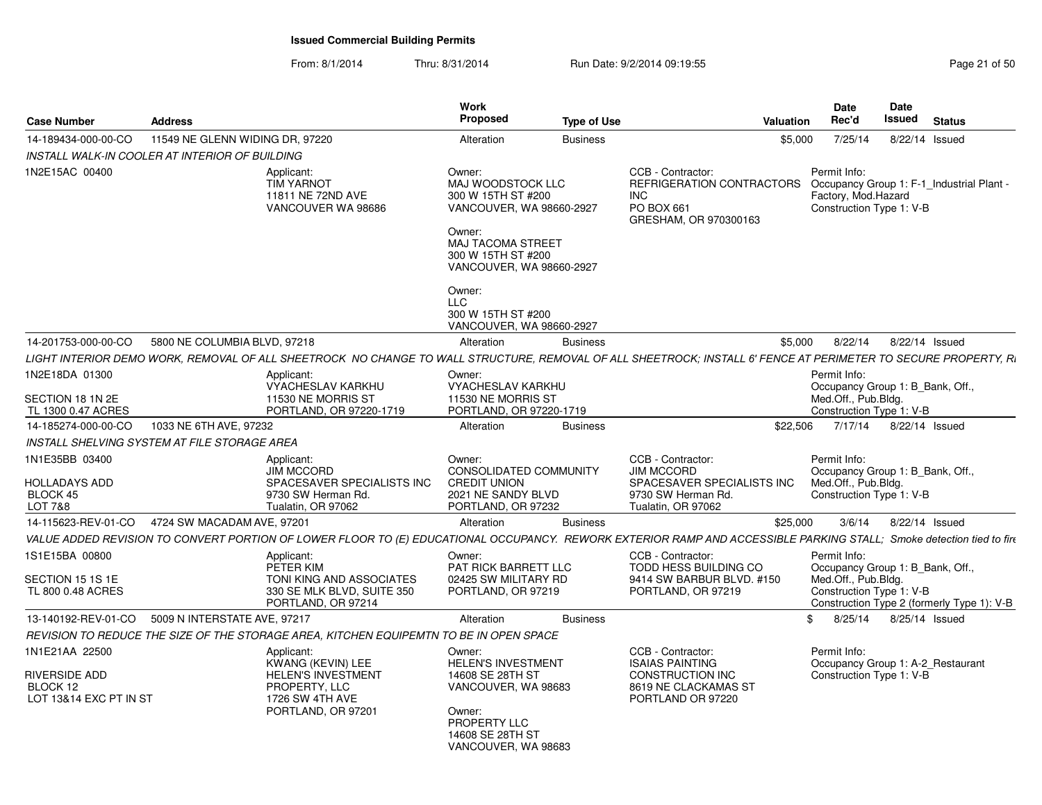# Issued Commercial Building Permits

From: 8/1/2014 Thru: 8/31/2014 Run Date: 9/2/2014 09:19:55

| Case Number | Address | Work Proposed | Type of Use | Valuation | Date Rec'd | Date Issued | Status |
|---|---|---|---|---|---|---|---|
| 14-189434-000-00-CO | 11549 NE GLENN WIDING DR, 97220 | Alteration | Business | $5,000 | 7/25/14 | 8/22/14 | Issued |

*INSTALL WALK-IN COOLER AT INTERIOR OF BUILDING*

1N2E15AC 00400

Applicant:
TIM YARNOT
11811 NE 72ND AVE
VANCOUVER WA 98686

Owner:
MAJ WOODSTOCK LLC
300 W 15TH ST #200
VANCOUVER, WA 98660-2927

Owner:
MAJ TACOMA STREET
300 W 15TH ST #200
VANCOUVER, WA 98660-2927

Owner:
LLC
300 W 15TH ST #200
VANCOUVER, WA 98660-2927

CCB - Contractor:
REFRIGERATION CONTRACTORS INC
PO BOX 661
GRESHAM, OR 970300163

Permit Info:
Occupancy Group 1: F-1_Industrial Plant - Factory, Mod.Hazard
Construction Type 1: V-B

---

| Case Number | Address | Work Proposed | Type of Use | Valuation | Date Rec'd | Date Issued | Status |
|---|---|---|---|---|---|---|---|
| 14-201753-000-00-CO | 5800 NE COLUMBIA BLVD, 97218 | Alteration | Business | $5,000 | 8/22/14 | 8/22/14 | Issued |

*LIGHT INTERIOR DEMO WORK, REMOVAL OF ALL SHEETROCK NO CHANGE TO WALL STRUCTURE, REMOVAL OF ALL SHEETROCK; INSTALL 6' FENCE AT PERIMETER TO SECURE PROPERTY, R*

1N2E18DA 01300

SECTION 18 1N 2E
TL 1300 0.47 ACRES

Applicant:
VYACHESLAV KARKHU
11530 NE MORRIS ST
PORTLAND, OR 97220-1719

Owner:
VYACHESLAV KARKHU
11530 NE MORRIS ST
PORTLAND, OR 97220-1719

Permit Info:
Occupancy Group 1: B_Bank, Off., Med.Off., Pub.Bldg.
Construction Type 1: V-B

---

| Case Number | Address | Work Proposed | Type of Use | Valuation | Date Rec'd | Date Issued | Status |
|---|---|---|---|---|---|---|---|
| 14-185274-000-00-CO | 1033 NE 6TH AVE, 97232 | Alteration | Business | $22,506 | 7/17/14 | 8/22/14 | Issued |

*INSTALL SHELVING SYSTEM AT FILE STORAGE AREA*

1N1E35BB 03400

HOLLADAYS ADD
BLOCK 45
LOT 7&8

Applicant:
JIM MCCORD
SPACESAVER SPECIALISTS INC
9730 SW Herman Rd.
Tualatin, OR 97062

Owner:
CONSOLIDATED COMMUNITY CREDIT UNION
2021 NE SANDY BLVD
PORTLAND, OR 97232

CCB - Contractor:
JIM MCCORD
SPACESAVER SPECIALISTS INC
9730 SW Herman Rd.
Tualatin, OR 97062

Permit Info:
Occupancy Group 1: B_Bank, Off., Med.Off., Pub.Bldg.
Construction Type 1: V-B

---

| Case Number | Address | Work Proposed | Type of Use | Valuation | Date Rec'd | Date Issued | Status |
|---|---|---|---|---|---|---|---|
| 14-115623-REV-01-CO | 4724 SW MACADAM AVE, 97201 | Alteration | Business | $25,000 | 3/6/14 | 8/22/14 | Issued |

*VALUE ADDED REVISION TO CONVERT PORTION OF LOWER FLOOR TO (E) EDUCATIONAL OCCUPANCY. REWORK EXTERIOR RAMP AND ACCESSIBLE PARKING STALL; Smoke detection tied to fire*

1S1E15BA 00800

SECTION 15 1S 1E
TL 800 0.48 ACRES

Applicant:
PETER KIM
TONI KING AND ASSOCIATES
330 SE MLK BLVD, SUITE 350
PORTLAND, OR 97214

Owner:
PAT RICK BARRETT LLC
02425 SW MILITARY RD
PORTLAND, OR 97219

CCB - Contractor:
TODD HESS BUILDING CO
9414 SW BARBUR BLVD. #150
PORTLAND, OR 97219

Permit Info:
Occupancy Group 1: B_Bank, Off., Med.Off., Pub.Bldg.
Construction Type 1: V-B
Construction Type 2 (formerly Type 1): V-B

---

| Case Number | Address | Work Proposed | Type of Use | Valuation | Date Rec'd | Date Issued | Status |
|---|---|---|---|---|---|---|---|
| 13-140192-REV-01-CO | 5009 N INTERSTATE AVE, 97217 | Alteration | Business | $ | 8/25/14 | 8/25/14 | Issued |

*REVISION TO REDUCE THE SIZE OF THE STORAGE AREA, KITCHEN EQUIPEMTN TO BE IN OPEN SPACE*

1N1E21AA 22500

RIVERSIDE ADD
BLOCK 12
LOT 13&14 EXC PT IN ST

Applicant:
KWANG (KEVIN) LEE
HELEN'S INVESTMENT PROPERTY, LLC
1726 SW 4TH AVE
PORTLAND, OR 97201

Owner:
HELEN'S INVESTMENT
14608 SE 28TH ST
VANCOUVER, WA 98683

Owner:
PROPERTY LLC
14608 SE 28TH ST
VANCOUVER, WA 98683

CCB - Contractor:
ISAIAS PAINTING CONSTRUCTION INC
8619 NE CLACKAMAS ST
PORTLAND OR 97220

Permit Info:
Occupancy Group 1: A-2_Restaurant
Construction Type 1: V-B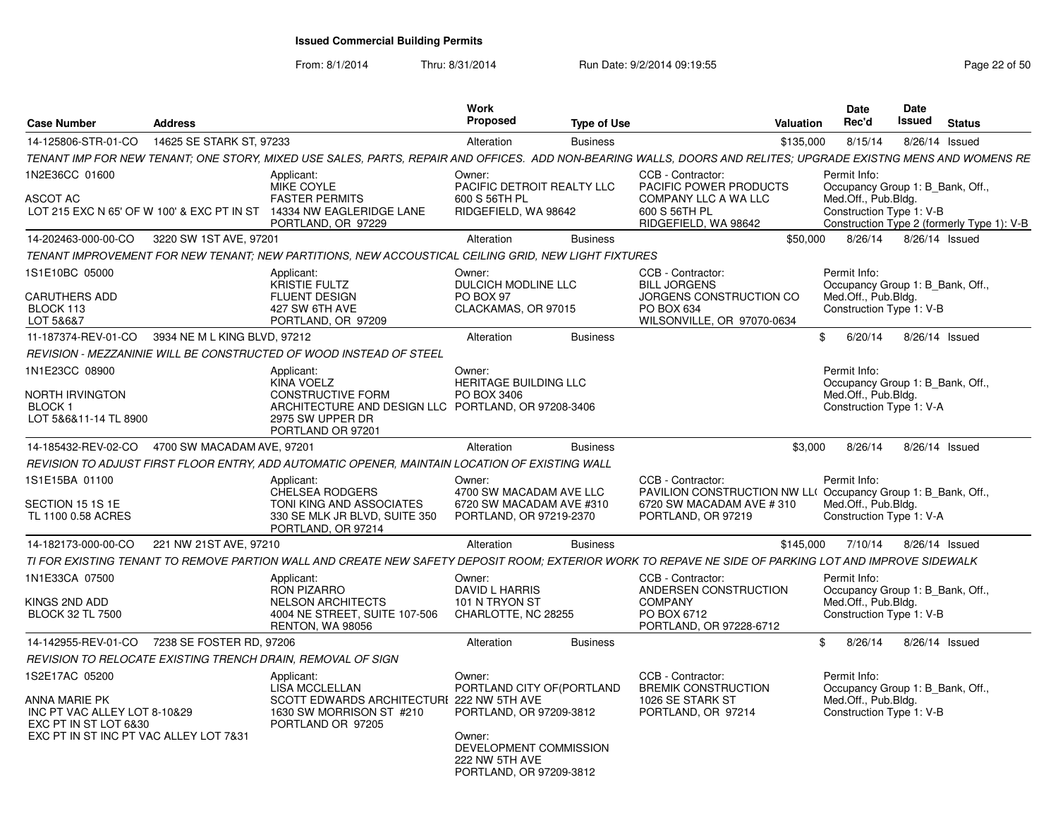# Issued Commercial Building Permits

From: 8/1/2014 Thru: 8/31/2014 Run Date: 9/2/2014 09:19:55

| Case Number | Address | Work Proposed | Type of Use | Valuation | Date Rec'd | Date Issued | Status |
|---|---|---|---|---|---|---|---|
| 14-125806-STR-01-CO | 14625 SE STARK ST, 97233 | Alteration | Business | $135,000 | 8/15/14 | 8/26/14 | Issued |

TENANT IMP FOR NEW TENANT; ONE STORY, MIXED USE SALES, PARTS, REPAIR AND OFFICES. ADD NON-BEARING WALLS, DOORS AND RELITES; UPGRADE EXISTNG MENS AND WOMENS RE

1N2E36CC 01600
ASCOT AC
LOT 215 EXC N 65' OF W 100' & EXC PT IN ST

Applicant: MIKE COYLE, FASTER PERMITS, 14334 NW EAGLERIDGE LANE, PORTLAND, OR 97229

Owner: PACIFIC DETROIT REALTY LLC, 600 S 56TH PL, RIDGEFIELD, WA 98642

CCB - Contractor: PACIFIC POWER PRODUCTS COMPANY LLC A WA LLC, 600 S 56TH PL, RIDGEFIELD, WA 98642

Permit Info: Occupancy Group 1: B_Bank, Off., Med.Off., Pub.Bldg. Construction Type 1: V-B. Construction Type 2 (formerly Type 1): V-B

| Case Number | Address | Work Proposed | Type of Use | Valuation | Date Rec'd | Date Issued | Status |
|---|---|---|---|---|---|---|---|
| 14-202463-000-00-CO | 3220 SW 1ST AVE, 97201 | Alteration | Business | $50,000 | 8/26/14 | 8/26/14 | Issued |

TENANT IMPROVEMENT FOR NEW TENANT; NEW PARTITIONS, NEW ACCOUSTICAL CEILING GRID, NEW LIGHT FIXTURES

1S1E10BC 05000
CARUTHERS ADD
BLOCK 113
LOT 5&6&7

Applicant: KRISTIE FULTZ, FLUENT DESIGN, 427 SW 6TH AVE, PORTLAND, OR 97209

Owner: DULCICH MODLINE LLC, PO BOX 97, CLACKAMAS, OR 97015

CCB - Contractor: BILL JORGENS, JORGENS CONSTRUCTION CO, PO BOX 634, WILSONVILLE, OR 97070-0634

Permit Info: Occupancy Group 1: B_Bank, Off., Med.Off., Pub.Bldg. Construction Type 1: V-B

| Case Number | Address | Work Proposed | Type of Use | Valuation | Date Rec'd | Date Issued | Status |
|---|---|---|---|---|---|---|---|
| 11-187374-REV-01-CO | 3934 NE M L KING BLVD, 97212 | Alteration | Business | $ | 6/20/14 | 8/26/14 | Issued |

REVISION - MEZZANINIE WILL BE CONSTRUCTED OF WOOD INSTEAD OF STEEL

1N1E23CC 08900
NORTH IRVINGTON
BLOCK 1
LOT 5&6&11-14 TL 8900

Applicant: KINA VOELZ, CONSTRUCTIVE FORM ARCHITECTURE AND DESIGN LLC, 2975 SW UPPER DR, PORTLAND OR 97201

Owner: HERITAGE BUILDING LLC, PO BOX 3406, PORTLAND, OR 97208-3406

Permit Info: Occupancy Group 1: B_Bank, Off., Med.Off., Pub.Bldg. Construction Type 1: V-A

| Case Number | Address | Work Proposed | Type of Use | Valuation | Date Rec'd | Date Issued | Status |
|---|---|---|---|---|---|---|---|
| 14-185432-REV-02-CO | 4700 SW MACADAM AVE, 97201 | Alteration | Business | $3,000 | 8/26/14 | 8/26/14 | Issued |

REVISION TO ADJUST FIRST FLOOR ENTRY, ADD AUTOMATIC OPENER, MAINTAIN LOCATION OF EXISTING WALL

1S1E15BA 01100
SECTION 15 1S 1E
TL 1100 0.58 ACRES

Applicant: CHELSEA RODGERS, TONI KING AND ASSOCIATES, 330 SE MLK JR BLVD, SUITE 350, PORTLAND, OR 97214

Owner: 4700 SW MACADAM AVE LLC, 6720 SW MACADAM AVE #310, PORTLAND, OR 97219-2370

CCB - Contractor: PAVILION CONSTRUCTION NW LL(, 6720 SW MACADAM AVE # 310, PORTLAND, OR 97219

Permit Info: Occupancy Group 1: B_Bank, Off., Med.Off., Pub.Bldg. Construction Type 1: V-A

| Case Number | Address | Work Proposed | Type of Use | Valuation | Date Rec'd | Date Issued | Status |
|---|---|---|---|---|---|---|---|
| 14-182173-000-00-CO | 221 NW 21ST AVE, 97210 | Alteration | Business | $145,000 | 7/10/14 | 8/26/14 | Issued |

TI FOR EXISTING TENANT TO REMOVE PARTION WALL AND CREATE NEW SAFETY DEPOSIT ROOM; EXTERIOR WORK TO REPAVE NE SIDE OF PARKING LOT AND IMPROVE SIDEWALK

1N1E33CA 07500
KINGS 2ND ADD
BLOCK 32 TL 7500

Applicant: RON PIZARRO, NELSON ARCHITECTS, 4004 NE STREET, SUITE 107-506, RENTON, WA 98056

Owner: DAVID L HARRIS, 101 N TRYON ST, CHARLOTTE, NC 28255

CCB - Contractor: ANDERSEN CONSTRUCTION COMPANY, PO BOX 6712, PORTLAND, OR 97228-6712

Permit Info: Occupancy Group 1: B_Bank, Off., Med.Off., Pub.Bldg. Construction Type 1: V-B

| Case Number | Address | Work Proposed | Type of Use | Valuation | Date Rec'd | Date Issued | Status |
|---|---|---|---|---|---|---|---|
| 14-142955-REV-01-CO | 7238 SE FOSTER RD, 97206 | Alteration | Business | $ | 8/26/14 | 8/26/14 | Issued |

REVISION TO RELOCATE EXISTING TRENCH DRAIN, REMOVAL OF SIGN

1S2E17AC 05200
ANNA MARIE PK
INC PT VAC ALLEY LOT 8-10&29
EXC PT IN ST LOT 6&30
EXC PT IN ST INC PT VAC ALLEY LOT 7&31

Applicant: LISA MCCLELLAN, SCOTT EDWARDS ARCHITECTURE, 1630 SW MORRISON ST #210, PORTLAND OR 97205

Owner: PORTLAND CITY OF(PORTLAND, 222 NW 5TH AVE, PORTLAND, OR 97209-3812

Owner: DEVELOPMENT COMMISSION, 222 NW 5TH AVE, PORTLAND, OR 97209-3812

CCB - Contractor: BREMIK CONSTRUCTION, 1026 SE STARK ST, PORTLAND, OR 97214

Permit Info: Occupancy Group 1: B_Bank, Off., Med.Off., Pub.Bldg. Construction Type 1: V-B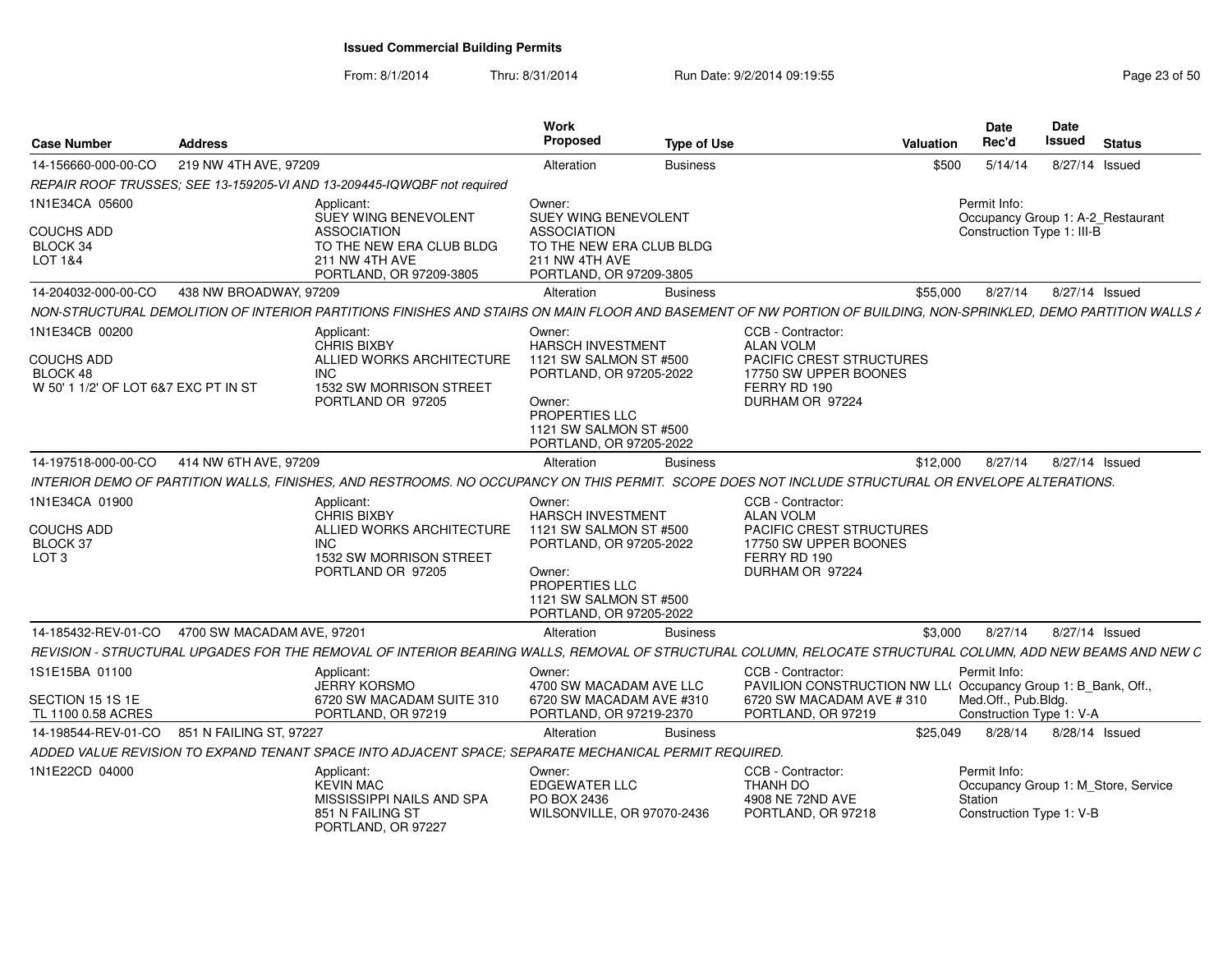# Issued Commercial Building Permits

From: 8/1/2014 Thru: 8/31/2014 Run Date: 9/2/2014 09:19:55

| Case Number | Address | Work Proposed | Type of Use | Valuation | Date Rec'd | Date Issued | Status |
|---|---|---|---|---|---|---|---|
| 14-156660-000-00-CO | 219 NW 4TH AVE, 97209 | Alteration | Business | $500 | 5/14/14 | 8/27/14 | Issued |

*REPAIR ROOF TRUSSES; SEE 13-159205-VI AND 13-209445-IQWQBF not required*

1N1E34CA 05600

COUCHS ADD
BLOCK 34
LOT 1&4

Applicant:
SUEY WING BENEVOLENT ASSOCIATION
TO THE NEW ERA CLUB BLDG
211 NW 4TH AVE
PORTLAND, OR 97209-3805

Owner:
SUEY WING BENEVOLENT ASSOCIATION
TO THE NEW ERA CLUB BLDG
211 NW 4TH AVE
PORTLAND, OR 97209-3805

Permit Info:
Occupancy Group 1: A-2_Restaurant
Construction Type 1: III-B

| Case Number | Address | Work Proposed | Type of Use | Valuation | Date Rec'd | Date Issued | Status |
|---|---|---|---|---|---|---|---|
| 14-204032-000-00-CO | 438 NW BROADWAY, 97209 | Alteration | Business | $55,000 | 8/27/14 | 8/27/14 | Issued |

*NON-STRUCTURAL DEMOLITION OF INTERIOR PARTITIONS FINISHES AND STAIRS ON MAIN FLOOR AND BASEMENT OF NW PORTION OF BUILDING, NON-SPRINKLED, DEMO PARTITION WALLS A*

1N1E34CB 00200

COUCHS ADD
BLOCK 48
W 50' 1 1/2' OF LOT 6&7 EXC PT IN ST

Applicant:
CHRIS BIXBY
ALLIED WORKS ARCHITECTURE INC
1532 SW MORRISON STREET
PORTLAND OR 97205

Owner:
HARSCH INVESTMENT
1121 SW SALMON ST #500
PORTLAND, OR 97205-2022

Owner:
PROPERTIES LLC
1121 SW SALMON ST #500
PORTLAND, OR 97205-2022

CCB - Contractor:
ALAN VOLM
PACIFIC CREST STRUCTURES
17750 SW UPPER BOONES FERRY RD 190
DURHAM OR 97224

| Case Number | Address | Work Proposed | Type of Use | Valuation | Date Rec'd | Date Issued | Status |
|---|---|---|---|---|---|---|---|
| 14-197518-000-00-CO | 414 NW 6TH AVE, 97209 | Alteration | Business | $12,000 | 8/27/14 | 8/27/14 | Issued |

*INTERIOR DEMO OF PARTITION WALLS, FINISHES, AND RESTROOMS. NO OCCUPANCY ON THIS PERMIT. SCOPE DOES NOT INCLUDE STRUCTURAL OR ENVELOPE ALTERATIONS.*

1N1E34CA 01900

COUCHS ADD
BLOCK 37
LOT 3

Applicant:
CHRIS BIXBY
ALLIED WORKS ARCHITECTURE INC
1532 SW MORRISON STREET
PORTLAND OR 97205

Owner:
HARSCH INVESTMENT
1121 SW SALMON ST #500
PORTLAND, OR 97205-2022

Owner:
PROPERTIES LLC
1121 SW SALMON ST #500
PORTLAND, OR 97205-2022

CCB - Contractor:
ALAN VOLM
PACIFIC CREST STRUCTURES
17750 SW UPPER BOONES FERRY RD 190
DURHAM OR 97224

| Case Number | Address | Work Proposed | Type of Use | Valuation | Date Rec'd | Date Issued | Status |
|---|---|---|---|---|---|---|---|
| 14-185432-REV-01-CO | 4700 SW MACADAM AVE, 97201 | Alteration | Business | $3,000 | 8/27/14 | 8/27/14 | Issued |

*REVISION - STRUCTURAL UPGADES FOR THE REMOVAL OF INTERIOR BEARING WALLS, REMOVAL OF STRUCTURAL COLUMN, RELOCATE STRUCTURAL COLUMN, ADD NEW BEAMS AND NEW C*

1S1E15BA 01100

SECTION 15 1S 1E
TL 1100 0.58 ACRES

Applicant:
JERRY KORSMO
6720 SW MACADAM SUITE 310
PORTLAND, OR 97219

Owner:
4700 SW MACADAM AVE LLC
6720 SW MACADAM AVE #310
PORTLAND, OR 97219-2370

CCB - Contractor:
PAVILION CONSTRUCTION NW LL(
6720 SW MACADAM AVE # 310
PORTLAND, OR 97219

Permit Info:
Occupancy Group 1: B_Bank, Off., Med.Off., Pub.Bldg.
Construction Type 1: V-A

| Case Number | Address | Work Proposed | Type of Use | Valuation | Date Rec'd | Date Issued | Status |
|---|---|---|---|---|---|---|---|
| 14-198544-REV-01-CO | 851 N FAILING ST, 97227 | Alteration | Business | $25,049 | 8/28/14 | 8/28/14 | Issued |

*ADDED VALUE REVISION TO EXPAND TENANT SPACE INTO ADJACENT SPACE; SEPARATE MECHANICAL PERMIT REQUIRED.*

1N1E22CD 04000

Applicant:
KEVIN MAC
MISSISSIPPI NAILS AND SPA
851 N FAILING ST
PORTLAND, OR 97227

Owner:
EDGEWATER LLC
PO BOX 2436
WILSONVILLE, OR 97070-2436

CCB - Contractor:
THANH DO
4908 NE 72ND AVE
PORTLAND, OR 97218

Permit Info:
Occupancy Group 1: M_Store, Service Station
Construction Type 1: V-B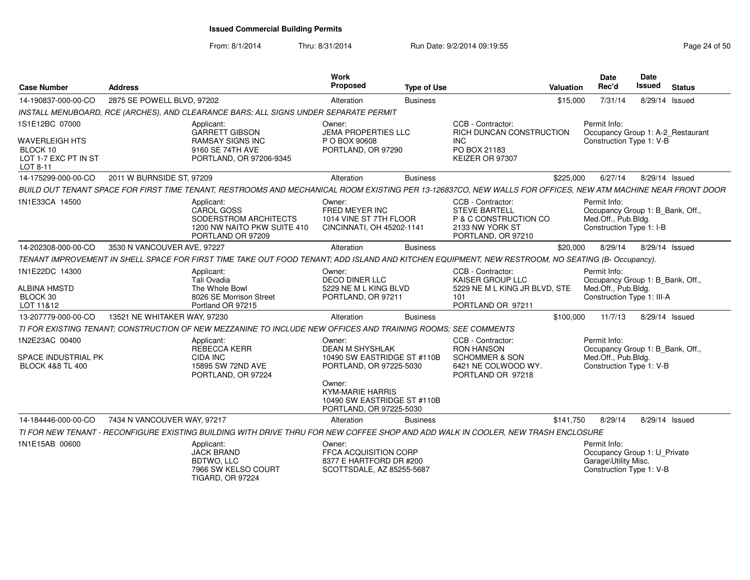**Issued Commercial Building Permits**

From: 8/1/2014 Thru: 8/31/2014 Run Date: 9/2/2014 09:19:55

| Case Number | Address | Work Proposed | Type of Use | Valuation | Date Rec'd | Date Issued | Status |
|---|---|---|---|---|---|---|---|
| 14-190837-000-00-CO | 2875 SE POWELL BLVD, 97202 | Alteration | Business | $15,000 | 7/31/14 | 8/29/14 | Issued |

INSTALL MENUBOARD, RCE (ARCHES), AND CLEARANCE BARS; ALL SIGNS UNDER SEPARATE PERMIT

1S1E12BC 07000

WAVERLEIGH HTS
BLOCK 10
LOT 1-7 EXC PT IN ST
LOT 8-11

Applicant:
GARRETT GIBSON
RAMSAY SIGNS INC
9160 SE 74TH AVE
PORTLAND, OR 97206-9345

Owner:
JEMA PROPERTIES LLC
P O BOX 90608
PORTLAND, OR 97290

CCB - Contractor:
RICH DUNCAN CONSTRUCTION INC
PO BOX 21183
KEIZER OR 97307

Permit Info:
Occupancy Group 1: A-2_Restaurant
Construction Type 1: V-B

| Case Number | Address | Work Proposed | Type of Use | Valuation | Date Rec'd | Date Issued | Status |
|---|---|---|---|---|---|---|---|
| 14-175299-000-00-CO | 2011 W BURNSIDE ST, 97209 | Alteration | Business | $225,000 | 6/27/14 | 8/29/14 | Issued |

BUILD OUT TENANT SPACE FOR FIRST TIME TENANT, RESTROOMS AND MECHANICAL ROOM EXISTING PER 13-126837CO, NEW WALLS FOR OFFICES, NEW ATM MACHINE NEAR FRONT DOOR

1N1E33CA 14500

Applicant:
CAROL GOSS
SODERSTROM ARCHITECTS
1200 NW NAITO PKW SUITE 410
PORTLAND OR 97209

Owner:
FRED MEYER INC
1014 VINE ST 7TH FLOOR
CINCINNATI, OH 45202-1141

CCB - Contractor:
STEVE BARTELL
P & C CONSTRUCTION CO
2133 NW YORK ST
PORTLAND, OR 97210

Permit Info:
Occupancy Group 1: B_Bank, Off., Med.Off., Pub.Bldg.
Construction Type 1: I-B

| Case Number | Address | Work Proposed | Type of Use | Valuation | Date Rec'd | Date Issued | Status |
|---|---|---|---|---|---|---|---|
| 14-202308-000-00-CO | 3530 N VANCOUVER AVE, 97227 | Alteration | Business | $20,000 | 8/29/14 | 8/29/14 | Issued |

TENANT IMPROVEMENT IN SHELL SPACE FOR FIRST TIME TAKE OUT FOOD TENANT; ADD ISLAND AND KITCHEN EQUIPMENT, NEW RESTROOM, NO SEATING (B- Occupancy).

1N1E22DC 14300

ALBINA HMSTD
BLOCK 30
LOT 11&12

Applicant:
Tali Ovadia
The Whole Bowl
8026 SE Morrison Street
Portland OR 97215

Owner:
DECO DINER LLC
5229 NE M L KING BLVD
PORTLAND, OR 97211

CCB - Contractor:
KAISER GROUP LLC
5229 NE M L KING JR BLVD, STE 101
PORTLAND OR 97211

Permit Info:
Occupancy Group 1: B_Bank, Off., Med.Off., Pub.Bldg.
Construction Type 1: III-A

| Case Number | Address | Work Proposed | Type of Use | Valuation | Date Rec'd | Date Issued | Status |
|---|---|---|---|---|---|---|---|
| 13-207779-000-00-CO | 13521 NE WHITAKER WAY, 97230 | Alteration | Business | $100,000 | 11/7/13 | 8/29/14 | Issued |

TI FOR EXISTING TENANT; CONSTRUCTION OF NEW MEZZANINE TO INCLUDE NEW OFFICES AND TRAINING ROOMS; SEE COMMENTS

1N2E23AC 00400

SPACE INDUSTRIAL PK
BLOCK 4&8 TL 400

Applicant:
REBECCA KERR
CIDA INC
15895 SW 72ND AVE
PORTLAND, OR 97224

Owner:
DEAN M SHYSHLAK
10490 SW EASTRIDGE ST #110B
PORTLAND, OR 97225-5030

Owner:
KYM-MARIE HARRIS
10490 SW EASTRIDGE ST #110B
PORTLAND, OR 97225-5030

CCB - Contractor:
RON HANSON
SCHOMMER & SON
6421 NE COLWOOD WY.
PORTLAND OR 97218

Permit Info:
Occupancy Group 1: B_Bank, Off., Med.Off., Pub.Bldg.
Construction Type 1: V-B

| Case Number | Address | Work Proposed | Type of Use | Valuation | Date Rec'd | Date Issued | Status |
|---|---|---|---|---|---|---|---|
| 14-184446-000-00-CO | 7434 N VANCOUVER WAY, 97217 | Alteration | Business | $141,750 | 8/29/14 | 8/29/14 | Issued |

TI FOR NEW TENANT - RECONFIGURE EXISTING BUILDING WITH DRIVE THRU FOR NEW COFFEE SHOP AND ADD WALK IN COOLER, NEW TRASH ENCLOSURE

1N1E15AB 00600

Applicant:
JACK BRAND
BDTWO, LLC
7966 SW KELSO COURT
TIGARD, OR 97224

Owner:
FFCA ACQUISITION CORP
8377 E HARTFORD DR #200
SCOTTSDALE, AZ 85255-5687

Permit Info:
Occupancy Group 1: U_Private Garage\Utility Misc.
Construction Type 1: V-B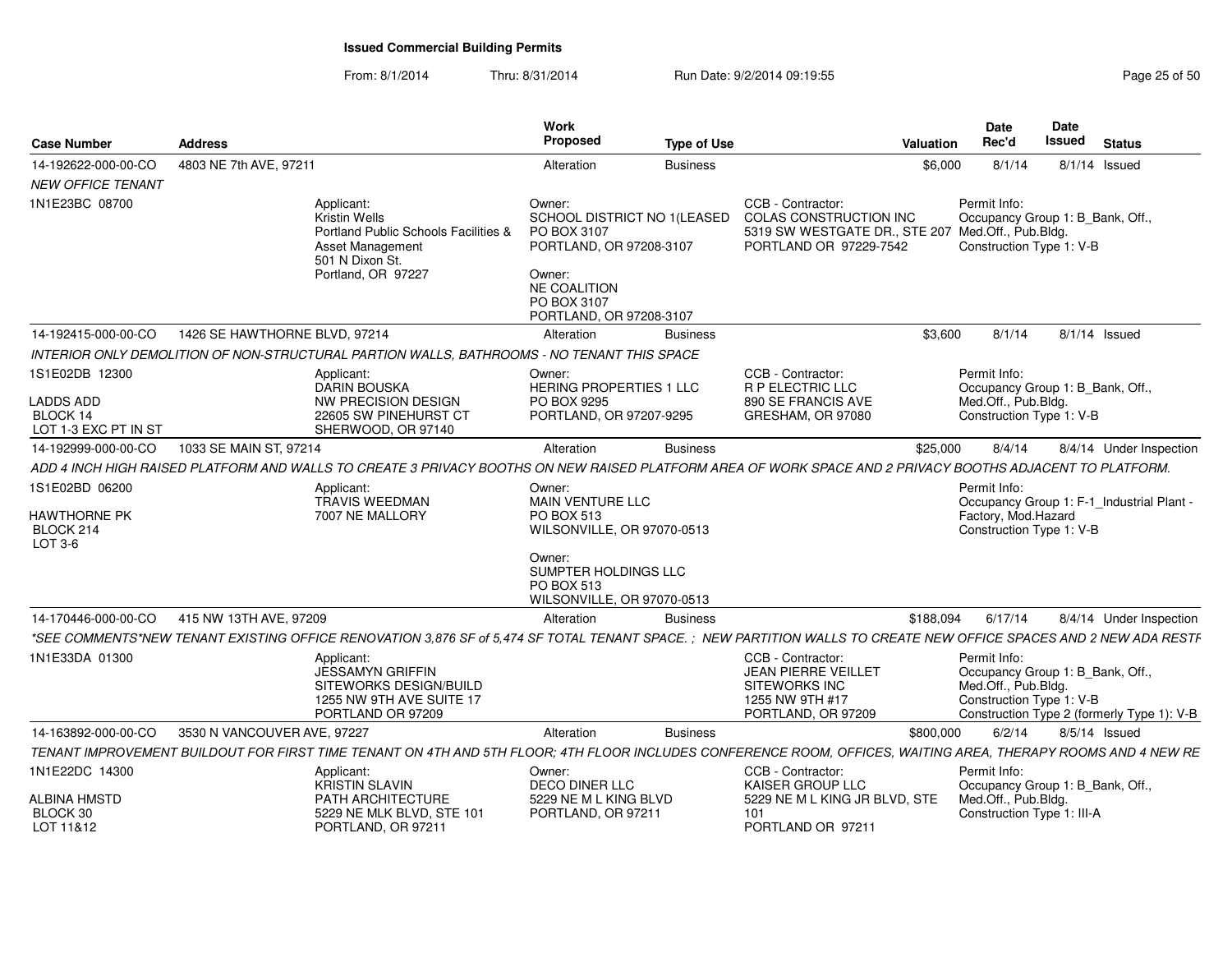# Issued Commercial Building Permits

From: 8/1/2014 Thru: 8/31/2014 Run Date: 9/2/2014 09:19:55

| Case Number | Address | Work Proposed | Type of Use | Valuation | Date Rec'd | Date Issued | Status |
|---|---|---|---|---|---|---|---|
| 14-192622-000-00-CO | 4803 NE 7th AVE, 97211 | Alteration | Business | $6,000 | 8/1/14 | 8/1/14 | Issued |

*NEW OFFICE TENANT*

1N1E23BC 08700

Applicant:
Kristin Wells
Portland Public Schools Facilities & Asset Management
501 N Dixon St.
Portland, OR 97227

Owner:
SCHOOL DISTRICT NO 1(LEASED
PO BOX 3107
PORTLAND, OR 97208-3107

Owner:
NE COALITION
PO BOX 3107
PORTLAND, OR 97208-3107

CCB - Contractor:
COLAS CONSTRUCTION INC
5319 SW WESTGATE DR., STE 207
PORTLAND OR 97229-7542

Permit Info:
Occupancy Group 1: B_Bank, Off., Med.Off., Pub.Bldg.
Construction Type 1: V-B

---

| Case Number | Address | Work Proposed | Type of Use | Valuation | Date Rec'd | Date Issued | Status |
|---|---|---|---|---|---|---|---|
| 14-192415-000-00-CO | 1426 SE HAWTHORNE BLVD, 97214 | Alteration | Business | $3,600 | 8/1/14 | 8/1/14 | Issued |

*INTERIOR ONLY DEMOLITION OF NON-STRUCTURAL PARTION WALLS, BATHROOMS - NO TENANT THIS SPACE*

1S1E02DB 12300
LADDS ADD
BLOCK 14
LOT 1-3 EXC PT IN ST

Applicant:
DARIN BOUSKA
NW PRECISION DESIGN
22605 SW PINEHURST CT
SHERWOOD, OR 97140

Owner:
HERING PROPERTIES 1 LLC
PO BOX 9295
PORTLAND, OR 97207-9295

CCB - Contractor:
R P ELECTRIC LLC
890 SE FRANCIS AVE
GRESHAM, OR 97080

Permit Info:
Occupancy Group 1: B_Bank, Off., Med.Off., Pub.Bldg.
Construction Type 1: V-B

---

| Case Number | Address | Work Proposed | Type of Use | Valuation | Date Rec'd | Date Issued | Status |
|---|---|---|---|---|---|---|---|
| 14-192999-000-00-CO | 1033 SE MAIN ST, 97214 | Alteration | Business | $25,000 | 8/4/14 | 8/4/14 | Under Inspection |

*ADD 4 INCH HIGH RAISED PLATFORM AND WALLS TO CREATE 3 PRIVACY BOOTHS ON NEW RAISED PLATFORM AREA OF WORK SPACE AND 2 PRIVACY BOOTHS ADJACENT TO PLATFORM.*

1S1E02BD 06200
HAWTHORNE PK
BLOCK 214
LOT 3-6

Applicant:
TRAVIS WEEDMAN
7007 NE MALLORY

Owner:
MAIN VENTURE LLC
PO BOX 513
WILSONVILLE, OR 97070-0513

Owner:
SUMPTER HOLDINGS LLC
PO BOX 513
WILSONVILLE, OR 97070-0513

Permit Info:
Occupancy Group 1: F-1_Industrial Plant - Factory, Mod.Hazard
Construction Type 1: V-B

---

| Case Number | Address | Work Proposed | Type of Use | Valuation | Date Rec'd | Date Issued | Status |
|---|---|---|---|---|---|---|---|
| 14-170446-000-00-CO | 415 NW 13TH AVE, 97209 | Alteration | Business | $188,094 | 6/17/14 | 8/4/14 | Under Inspection |

*\*SEE COMMENTS\*NEW TENANT EXISTING OFFICE RENOVATION 3,876 SF of 5,474 SF TOTAL TENANT SPACE. ; NEW PARTITION WALLS TO CREATE NEW OFFICE SPACES AND 2 NEW ADA RESTF*

1N1E33DA 01300

Applicant:
JESSAMYN GRIFFIN
SITEWORKS DESIGN/BUILD
1255 NW 9TH AVE SUITE 17
PORTLAND OR 97209

CCB - Contractor:
JEAN PIERRE VEILLET
SITEWORKS INC
1255 NW 9TH #17
PORTLAND, OR 97209

Permit Info:
Occupancy Group 1: B_Bank, Off., Med.Off., Pub.Bldg.
Construction Type 1: V-B
Construction Type 2 (formerly Type 1): V-B

---

| Case Number | Address | Work Proposed | Type of Use | Valuation | Date Rec'd | Date Issued | Status |
|---|---|---|---|---|---|---|---|
| 14-163892-000-00-CO | 3530 N VANCOUVER AVE, 97227 | Alteration | Business | $800,000 | 6/2/14 | 8/5/14 | Issued |

*TENANT IMPROVEMENT BUILDOUT FOR FIRST TIME TENANT ON 4TH AND 5TH FLOOR; 4TH FLOOR INCLUDES CONFERENCE ROOM, OFFICES, WAITING AREA, THERAPY ROOMS AND 4 NEW RE*

1N1E22DC 14300
ALBINA HMSTD
BLOCK 30
LOT 11&12

Applicant:
KRISTIN SLAVIN
PATH ARCHITECTURE
5229 NE MLK BLVD, STE 101
PORTLAND, OR 97211

Owner:
DECO DINER LLC
5229 NE M L KING BLVD
PORTLAND, OR 97211

CCB - Contractor:
KAISER GROUP LLC
5229 NE M L KING JR BLVD, STE 101
PORTLAND OR 97211

Permit Info:
Occupancy Group 1: B_Bank, Off., Med.Off., Pub.Bldg.
Construction Type 1: III-A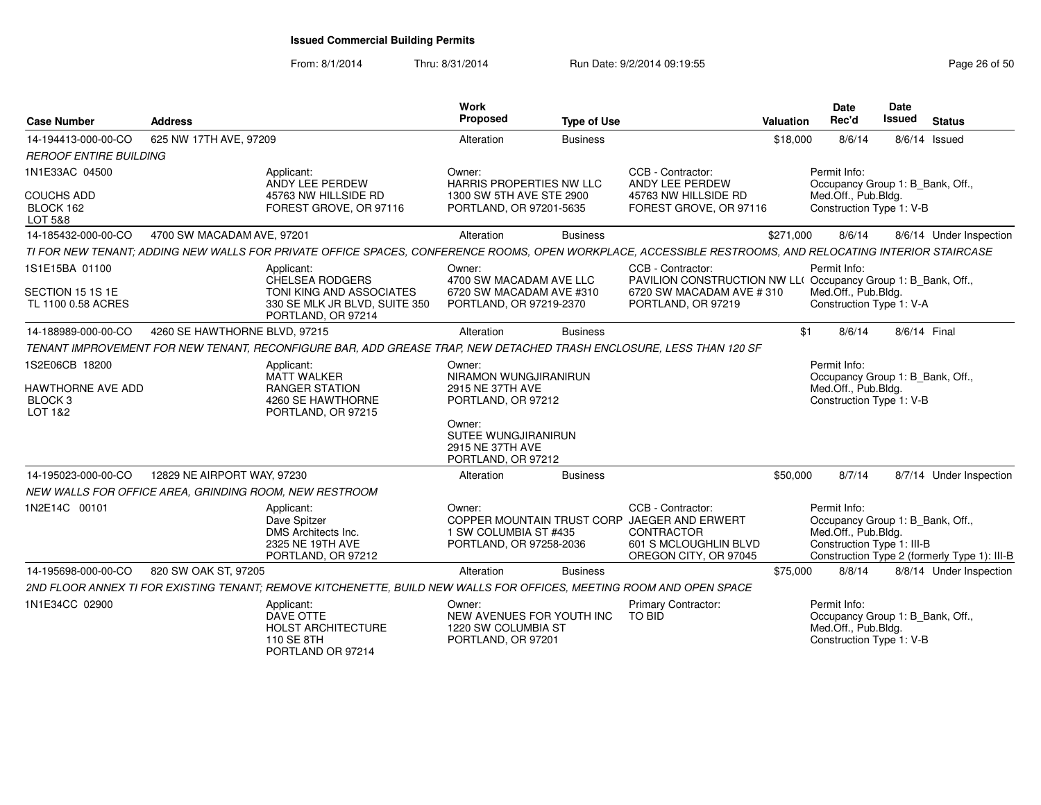# Issued Commercial Building Permits

From: 8/1/2014 Thru: 8/31/2014 Run Date: 9/2/2014 09:19:55

| Case Number | Address | Work Proposed | Type of Use | Valuation | Date Rec'd | Date Issued | Status |
|---|---|---|---|---|---|---|---|
| 14-194413-000-00-CO | 625 NW 17TH AVE, 97209 | Alteration | Business | $18,000 | 8/6/14 | 8/6/14 | Issued |

*REROOF ENTIRE BUILDING*

1N1E33AC 04500
COUCHS ADD
BLOCK 162
LOT 5&8

Applicant: ANDY LEE PERDEW, 45763 NW HILLSIDE RD, FOREST GROVE, OR 97116

Owner: HARRIS PROPERTIES NW LLC, 1300 SW 5TH AVE STE 2900, PORTLAND, OR 97201-5635

CCB - Contractor: ANDY LEE PERDEW, 45763 NW HILLSIDE RD, FOREST GROVE, OR 97116

Permit Info: Occupancy Group 1: B_Bank, Off., Med.Off., Pub.Bldg. Construction Type 1: V-B

| Case Number | Address | Work Proposed | Type of Use | Valuation | Date Rec'd | Date Issued | Status |
|---|---|---|---|---|---|---|---|
| 14-185432-000-00-CO | 4700 SW MACADAM AVE, 97201 | Alteration | Business | $271,000 | 8/6/14 | 8/6/14 | Under Inspection |

*TI FOR NEW TENANT; ADDING NEW WALLS FOR PRIVATE OFFICE SPACES, CONFERENCE ROOMS, OPEN WORKPLACE, ACCESSIBLE RESTROOMS, AND RELOCATING INTERIOR STAIRCASE*

1S1E15BA 01100
SECTION 15 1S 1E
TL 1100 0.58 ACRES

Applicant: CHELSEA RODGERS, TONI KING AND ASSOCIATES, 330 SE MLK JR BLVD, SUITE 350, PORTLAND, OR 97214

Owner: 4700 SW MACADAM AVE LLC, 6720 SW MACADAM AVE #310, PORTLAND, OR 97219-2370

CCB - Contractor: PAVILION CONSTRUCTION NW LL(, 6720 SW MACADAM AVE # 310, PORTLAND, OR 97219

Permit Info: Occupancy Group 1: B_Bank, Off., Med.Off., Pub.Bldg. Construction Type 1: V-A

| Case Number | Address | Work Proposed | Type of Use | Valuation | Date Rec'd | Date Issued | Status |
|---|---|---|---|---|---|---|---|
| 14-188989-000-00-CO | 4260 SE HAWTHORNE BLVD, 97215 | Alteration | Business | $1 | 8/6/14 | 8/6/14 | Final |

*TENANT IMPROVEMENT FOR NEW TENANT, RECONFIGURE BAR, ADD GREASE TRAP, NEW DETACHED TRASH ENCLOSURE, LESS THAN 120 SF*

1S2E06CB 18200
HAWTHORNE AVE ADD
BLOCK 3
LOT 1&2

Applicant: MATT WALKER, RANGER STATION, 4260 SE HAWTHORNE, PORTLAND, OR 97215

Owner: NIRAMON WUNGJIRANIRUN, 2915 NE 37TH AVE, PORTLAND, OR 97212

Owner: SUTEE WUNGJIRANIRUN, 2915 NE 37TH AVE, PORTLAND, OR 97212

Permit Info: Occupancy Group 1: B_Bank, Off., Med.Off., Pub.Bldg. Construction Type 1: V-B

| Case Number | Address | Work Proposed | Type of Use | Valuation | Date Rec'd | Date Issued | Status |
|---|---|---|---|---|---|---|---|
| 14-195023-000-00-CO | 12829 NE AIRPORT WAY, 97230 | Alteration | Business | $50,000 | 8/7/14 | 8/7/14 | Under Inspection |

*NEW WALLS FOR OFFICE AREA, GRINDING ROOM, NEW RESTROOM*

1N2E14C 00101

Applicant: Dave Spitzer, DMS Architects Inc., 2325 NE 19TH AVE, PORTLAND, OR 97212

Owner: COPPER MOUNTAIN TRUST CORP, 1 SW COLUMBIA ST #435, PORTLAND, OR 97258-2036

CCB - Contractor: JAEGER AND ERWERT CONTRACTOR, 601 S MCLOUGHLIN BLVD, OREGON CITY, OR 97045

Permit Info: Occupancy Group 1: B_Bank, Off., Med.Off., Pub.Bldg. Construction Type 1: III-B Construction Type 2 (formerly Type 1): III-B

| Case Number | Address | Work Proposed | Type of Use | Valuation | Date Rec'd | Date Issued | Status |
|---|---|---|---|---|---|---|---|
| 14-195698-000-00-CO | 820 SW OAK ST, 97205 | Alteration | Business | $75,000 | 8/8/14 | 8/8/14 | Under Inspection |

*2ND FLOOR ANNEX TI FOR EXISTING TENANT; REMOVE KITCHENETTE, BUILD NEW WALLS FOR OFFICES, MEETING ROOM AND OPEN SPACE*

1N1E34CC 02900

Applicant: DAVE OTTE, HOLST ARCHITECTURE, 110 SE 8TH, PORTLAND OR 97214

Owner: NEW AVENUES FOR YOUTH INC, 1220 SW COLUMBIA ST, PORTLAND, OR 97201

Primary Contractor: TO BID

Permit Info: Occupancy Group 1: B_Bank, Off., Med.Off., Pub.Bldg. Construction Type 1: V-B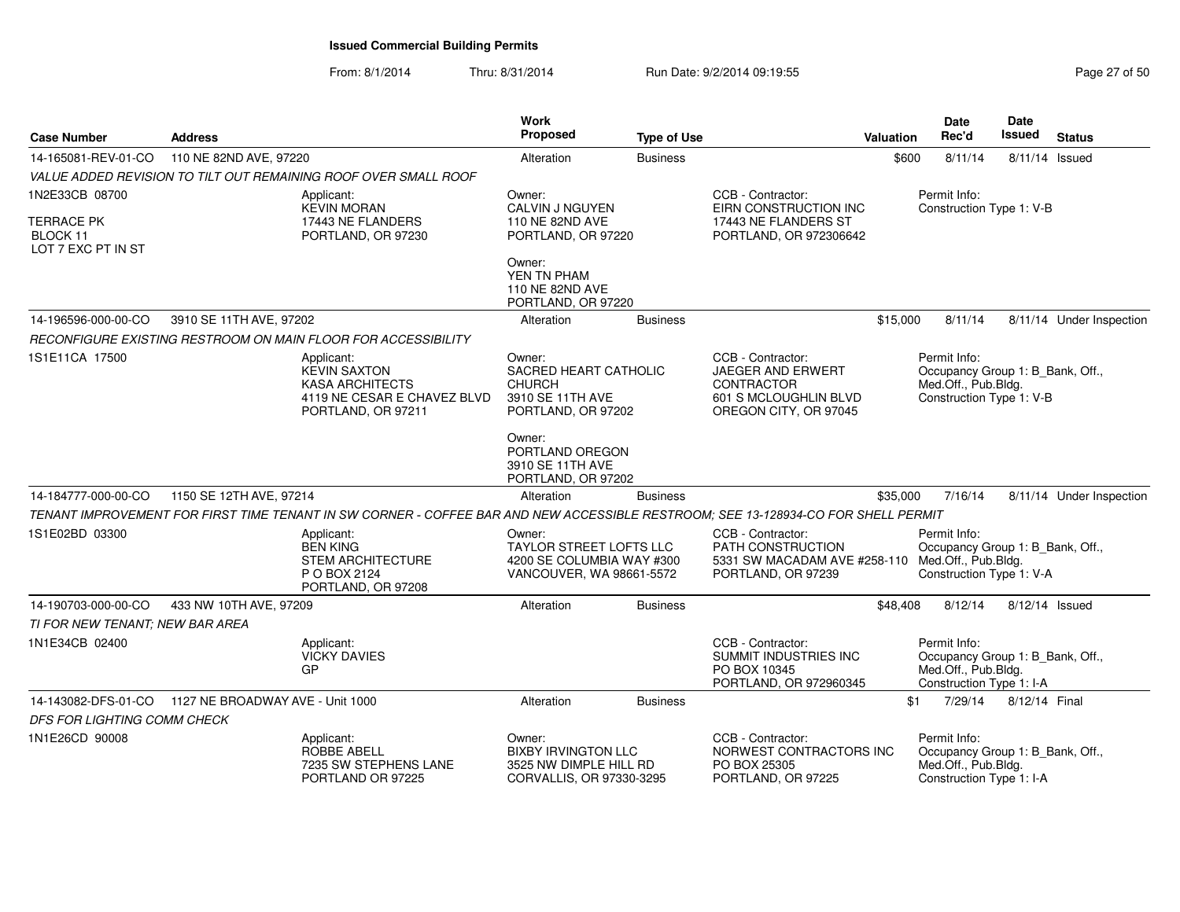# Issued Commercial Building Permits

From: 8/1/2014 Thru: 8/31/2014 Run Date: 9/2/2014 09:19:55

| Case Number | Address | Work Proposed | Type of Use | Valuation | Date Rec'd | Date Issued | Status |
|---|---|---|---|---|---|---|---|
| 14-165081-REV-01-CO | 110 NE 82ND AVE, 97220 | Alteration | Business | $600 | 8/11/14 | 8/11/14 | Issued |
| 14-196596-000-00-CO | 3910 SE 11TH AVE, 97202 | Alteration | Business | $15,000 | 8/11/14 | 8/11/14 | Under Inspection |
| 14-184777-000-00-CO | 1150 SE 12TH AVE, 97214 | Alteration | Business | $35,000 | 7/16/14 | 8/11/14 | Under Inspection |
| 14-190703-000-00-CO | 433 NW 10TH AVE, 97209 | Alteration | Business | $48,408 | 8/12/14 | 8/12/14 | Issued |
| 14-143082-DFS-01-CO | 1127 NE BROADWAY AVE - Unit 1000 | Alteration | Business | $1 | 7/29/14 | 8/12/14 | Final |

## 14-165081-REV-01-CO — 110 NE 82ND AVE, 97220

*VALUE ADDED REVISION TO TILT OUT REMAINING ROOF OVER SMALL ROOF*

1N2E33CB 08700
TERRACE PK
BLOCK 11
LOT 7 EXC PT IN ST

Applicant:
KEVIN MORAN
17443 NE FLANDERS
PORTLAND, OR 97230

Owner:
CALVIN J NGUYEN
110 NE 82ND AVE
PORTLAND, OR 97220

Owner:
YEN TN PHAM
110 NE 82ND AVE
PORTLAND, OR 97220

CCB - Contractor:
EIRN CONSTRUCTION INC
17443 NE FLANDERS ST
PORTLAND, OR 972306642

Permit Info:
Construction Type 1: V-B

## 14-196596-000-00-CO — 3910 SE 11TH AVE, 97202

*RECONFIGURE EXISTING RESTROOM ON MAIN FLOOR FOR ACCESSIBILITY*

1S1E11CA 17500

Applicant:
KEVIN SAXTON
KASA ARCHITECTS
4119 NE CESAR E CHAVEZ BLVD
PORTLAND, OR 97211

Owner:
SACRED HEART CATHOLIC CHURCH
3910 SE 11TH AVE
PORTLAND, OR 97202

Owner:
PORTLAND OREGON
3910 SE 11TH AVE
PORTLAND, OR 97202

CCB - Contractor:
JAEGER AND ERWERT CONTRACTOR
601 S MCLOUGHLIN BLVD
OREGON CITY, OR 97045

Permit Info:
Occupancy Group 1: B_Bank, Off., Med.Off., Pub.Bldg.
Construction Type 1: V-B

## 14-184777-000-00-CO — 1150 SE 12TH AVE, 97214

*TENANT IMPROVEMENT FOR FIRST TIME TENANT IN SW CORNER - COFFEE BAR AND NEW ACCESSIBLE RESTROOM; SEE 13-128934-CO FOR SHELL PERMIT*

1S1E02BD 03300

Applicant:
BEN KING
STEM ARCHITECTURE
P O BOX 2124
PORTLAND, OR 97208

Owner:
TAYLOR STREET LOFTS LLC
4200 SE COLUMBIA WAY #300
VANCOUVER, WA 98661-5572

CCB - Contractor:
PATH CONSTRUCTION
5331 SW MACADAM AVE #258-110
PORTLAND, OR 97239

Permit Info:
Occupancy Group 1: B_Bank, Off., Med.Off., Pub.Bldg.
Construction Type 1: V-A

## 14-190703-000-00-CO — 433 NW 10TH AVE, 97209

*TI FOR NEW TENANT; NEW BAR AREA*

1N1E34CB 02400

Applicant:
VICKY DAVIES
GP

CCB - Contractor:
SUMMIT INDUSTRIES INC
PO BOX 10345
PORTLAND, OR 972960345

Permit Info:
Occupancy Group 1: B_Bank, Off., Med.Off., Pub.Bldg.
Construction Type 1: I-A

## 14-143082-DFS-01-CO — 1127 NE BROADWAY AVE - Unit 1000

*DFS FOR LIGHTING COMM CHECK*

1N1E26CD 90008

Applicant:
ROBBE ABELL
7235 SW STEPHENS LANE
PORTLAND OR 97225

Owner:
BIXBY IRVINGTON LLC
3525 NW DIMPLE HILL RD
CORVALLIS, OR 97330-3295

CCB - Contractor:
NORWEST CONTRACTORS INC
PO BOX 25305
PORTLAND, OR 97225

Permit Info:
Occupancy Group 1: B_Bank, Off., Med.Off., Pub.Bldg.
Construction Type 1: I-A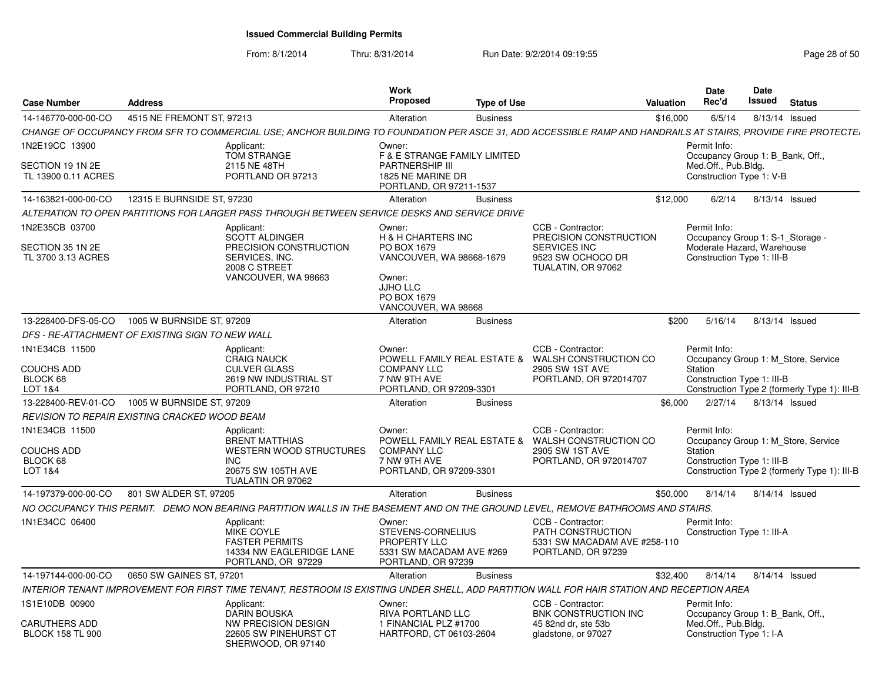# Issued Commercial Building Permits

From: 8/1/2014 Thru: 8/31/2014 Run Date: 9/2/2014 09:19:55

| Case Number | Address | Work Proposed | Type of Use | Valuation | Date Rec'd | Date Issued | Status |
|---|---|---|---|---|---|---|---|
| 14-146770-000-00-CO | 4515 NE FREMONT ST, 97213 | Alteration | Business | $16,000 | 6/5/14 | 8/13/14 | Issued |

*CHANGE OF OCCUPANCY FROM SFR TO COMMERCIAL USE; ANCHOR BUILDING TO FOUNDATION PER ASCE 31, ADD ACCESSIBLE RAMP AND HANDRAILS AT STAIRS, PROVIDE FIRE PROTECTE*

1N2E19CC 13900
SECTION 19 1N 2E
TL 13900 0.11 ACRES

Applicant: TOM STRANGE, 2115 NE 48TH, PORTLAND OR 97213

Owner: F & E STRANGE FAMILY LIMITED PARTNERSHIP III, 1825 NE MARINE DR, PORTLAND, OR 97211-1537

Permit Info: Occupancy Group 1: B_Bank, Off., Med.Off., Pub.Bldg. Construction Type 1: V-B

---

| Case Number | Address | Work Proposed | Type of Use | Valuation | Date Rec'd | Date Issued | Status |
|---|---|---|---|---|---|---|---|
| 14-163821-000-00-CO | 12315 E BURNSIDE ST, 97230 | Alteration | Business | $12,000 | 6/2/14 | 8/13/14 | Issued |

*ALTERATION TO OPEN PARTITIONS FOR LARGER PASS THROUGH BETWEEN SERVICE DESKS AND SERVICE DRIVE*

1N2E35CB 03700
SECTION 35 1N 2E
TL 3700 3.13 ACRES

Applicant: SCOTT ALDINGER, PRECISION CONSTRUCTION SERVICES, INC., 2008 C STREET, VANCOUVER, WA 98663

Owner: H & H CHARTERS INC, PO BOX 1679, VANCOUVER, WA 98668-1679

Owner: JJHO LLC, PO BOX 1679, VANCOUVER, WA 98668

CCB - Contractor: PRECISION CONSTRUCTION SERVICES INC, 9523 SW OCHOCO DR, TUALATIN, OR 97062

Permit Info: Occupancy Group 1: S-1_Storage - Moderate Hazard, Warehouse. Construction Type 1: III-B

---

| Case Number | Address | Work Proposed | Type of Use | Valuation | Date Rec'd | Date Issued | Status |
|---|---|---|---|---|---|---|---|
| 13-228400-DFS-05-CO | 1005 W BURNSIDE ST, 97209 | Alteration | Business | $200 | 5/16/14 | 8/13/14 | Issued |

*DFS - RE-ATTACHMENT OF EXISTING SIGN TO NEW WALL*

1N1E34CB 11500
COUCHS ADD
BLOCK 68
LOT 1&4

Applicant: CRAIG NAUCK, CULVER GLASS, 2619 NW INDUSTRIAL ST, PORTLAND, OR 97210

Owner: POWELL FAMILY REAL ESTATE & COMPANY LLC, 7 NW 9TH AVE, PORTLAND, OR 97209-3301

CCB - Contractor: WALSH CONSTRUCTION CO, 2905 SW 1ST AVE, PORTLAND, OR 972014707

Permit Info: Occupancy Group 1: M_Store, Service Station. Construction Type 1: III-B. Construction Type 2 (formerly Type 1): III-B

---

| Case Number | Address | Work Proposed | Type of Use | Valuation | Date Rec'd | Date Issued | Status |
|---|---|---|---|---|---|---|---|
| 13-228400-REV-01-CO | 1005 W BURNSIDE ST, 97209 | Alteration | Business | $6,000 | 2/27/14 | 8/13/14 | Issued |

*REVISION TO REPAIR EXISTING CRACKED WOOD BEAM*

1N1E34CB 11500
COUCHS ADD
BLOCK 68
LOT 1&4

Applicant: BRENT MATTHIAS, WESTERN WOOD STRUCTURES INC, 20675 SW 105TH AVE, TUALATIN OR 97062

Owner: POWELL FAMILY REAL ESTATE & COMPANY LLC, 7 NW 9TH AVE, PORTLAND, OR 97209-3301

CCB - Contractor: WALSH CONSTRUCTION CO, 2905 SW 1ST AVE, PORTLAND, OR 972014707

Permit Info: Occupancy Group 1: M_Store, Service Station. Construction Type 1: III-B. Construction Type 2 (formerly Type 1): III-B

---

| Case Number | Address | Work Proposed | Type of Use | Valuation | Date Rec'd | Date Issued | Status |
|---|---|---|---|---|---|---|---|
| 14-197379-000-00-CO | 801 SW ALDER ST, 97205 | Alteration | Business | $50,000 | 8/14/14 | 8/14/14 | Issued |

*NO OCCUPANCY THIS PERMIT. DEMO NON BEARING PARTITION WALLS IN THE BASEMENT AND ON THE GROUND LEVEL, REMOVE BATHROOMS AND STAIRS.*

1N1E34CC 06400

Applicant: MIKE COYLE, FASTER PERMITS, 14334 NW EAGLERIDGE LANE, PORTLAND, OR 97229

Owner: STEVENS-CORNELIUS PROPERTY LLC, 5331 SW MACADAM AVE #269, PORTLAND, OR 97239

CCB - Contractor: PATH CONSTRUCTION, 5331 SW MACADAM AVE #258-110, PORTLAND, OR 97239

Permit Info: Construction Type 1: III-A

---

| Case Number | Address | Work Proposed | Type of Use | Valuation | Date Rec'd | Date Issued | Status |
|---|---|---|---|---|---|---|---|
| 14-197144-000-00-CO | 0650 SW GAINES ST, 97201 | Alteration | Business | $32,400 | 8/14/14 | 8/14/14 | Issued |

*INTERIOR TENANT IMPROVEMENT FOR FIRST TIME TENANT, RESTROOM IS EXISTING UNDER SHELL, ADD PARTITION WALL FOR HAIR STATION AND RECEPTION AREA*

1S1E10DB 00900
CARUTHERS ADD
BLOCK 158 TL 900

Applicant: DARIN BOUSKA, NW PRECISION DESIGN, 22605 SW PINEHURST CT, SHERWOOD, OR 97140

Owner: RIVA PORTLAND LLC, 1 FINANCIAL PLZ #1700, HARTFORD, CT 06103-2604

CCB - Contractor: BNK CONSTRUCTION INC, 45 82nd dr, ste 53b, gladstone, or 97027

Permit Info: Occupancy Group 1: B_Bank, Off., Med.Off., Pub.Bldg. Construction Type 1: I-A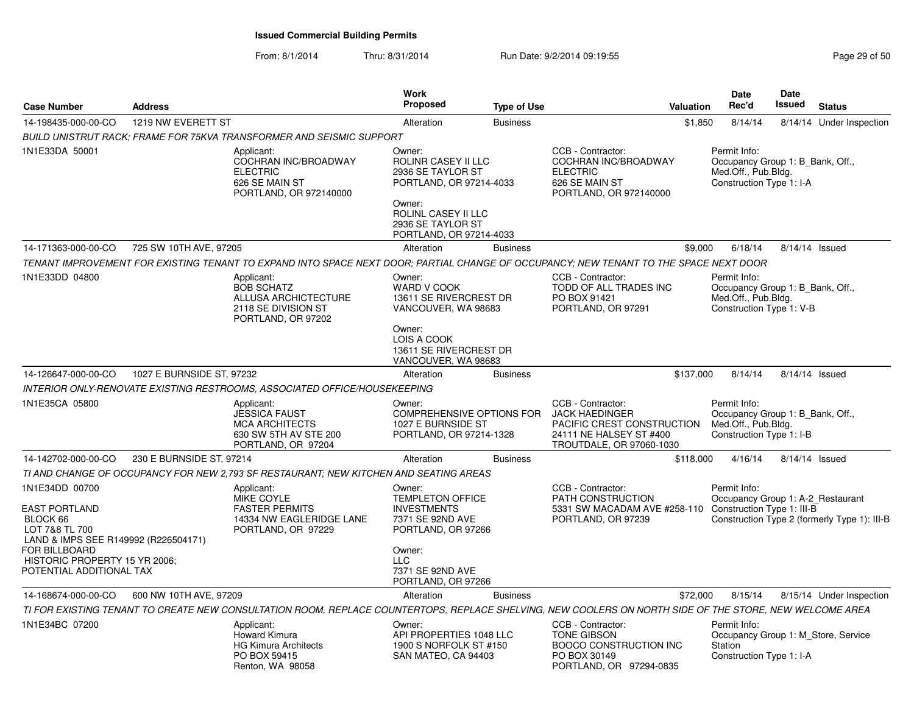# Issued Commercial Building Permits

From: 8/1/2014 Thru: 8/31/2014 Run Date: 9/2/2014 09:19:55

| Case Number | Address | Work Proposed | Type of Use | Valuation | Date Rec'd | Date Issued | Status |
|---|---|---|---|---|---|---|---|
| 14-198435-000-00-CO | 1219 NW EVERETT ST | Alteration | Business | $1,850 | 8/14/14 | 8/14/14 | Under Inspection |

*BUILD UNISTRUT RACK; FRAME FOR 75KVA TRANSFORMER AND SEISMIC SUPPORT*

1N1E33DA 50001

Applicant: COCHRAN INC/BROADWAY ELECTRIC, 626 SE MAIN ST, PORTLAND, OR 972140000

Owner: ROLINR CASEY II LLC, 2936 SE TAYLOR ST, PORTLAND, OR 97214-4033

Owner: ROLINL CASEY II LLC, 2936 SE TAYLOR ST, PORTLAND, OR 97214-4033

CCB - Contractor: COCHRAN INC/BROADWAY ELECTRIC, 626 SE MAIN ST, PORTLAND, OR 972140000

Permit Info: Occupancy Group 1: B_Bank, Off., Med.Off., Pub.Bldg. Construction Type 1: I-A

---

| Case Number | Address | Work Proposed | Type of Use | Valuation | Date Rec'd | Date Issued | Status |
|---|---|---|---|---|---|---|---|
| 14-171363-000-00-CO | 725 SW 10TH AVE, 97205 | Alteration | Business | $9,000 | 6/18/14 | 8/14/14 | Issued |

*TENANT IMPROVEMENT FOR EXISTING TENANT TO EXPAND INTO SPACE NEXT DOOR; PARTIAL CHANGE OF OCCUPANCY; NEW TENANT TO THE SPACE NEXT DOOR*

1N1E33DD 04800

Applicant: BOB SCHATZ, ALLUSA ARCHICTECTURE, 2118 SE DIVISION ST, PORTLAND, OR 97202

Owner: WARD V COOK, 13611 SE RIVERCREST DR, VANCOUVER, WA 98683

Owner: LOIS A COOK, 13611 SE RIVERCREST DR, VANCOUVER, WA 98683

CCB - Contractor: TODD OF ALL TRADES INC, PO BOX 91421, PORTLAND, OR 97291

Permit Info: Occupancy Group 1: B_Bank, Off., Med.Off., Pub.Bldg. Construction Type 1: V-B

---

| Case Number | Address | Work Proposed | Type of Use | Valuation | Date Rec'd | Date Issued | Status |
|---|---|---|---|---|---|---|---|
| 14-126647-000-00-CO | 1027 E BURNSIDE ST, 97232 | Alteration | Business | $137,000 | 8/14/14 | 8/14/14 | Issued |

*INTERIOR ONLY-RENOVATE EXISTING RESTROOMS, ASSOCIATED OFFICE/HOUSEKEEPING*

1N1E35CA 05800

Applicant: JESSICA FAUST, MCA ARCHITECTS, 630 SW 5TH AV STE 200, PORTLAND, OR 97204

Owner: COMPREHENSIVE OPTIONS FOR, 1027 E BURNSIDE ST, PORTLAND, OR 97214-1328

CCB - Contractor: JACK HAEDINGER, PACIFIC CREST CONSTRUCTION, 24111 NE HALSEY ST #400, TROUTDALE, OR 97060-1030

Permit Info: Occupancy Group 1: B_Bank, Off., Med.Off., Pub.Bldg. Construction Type 1: I-B

---

| Case Number | Address | Work Proposed | Type of Use | Valuation | Date Rec'd | Date Issued | Status |
|---|---|---|---|---|---|---|---|
| 14-142702-000-00-CO | 230 E BURNSIDE ST, 97214 | Alteration | Business | $118,000 | 4/16/14 | 8/14/14 | Issued |

*TI AND CHANGE OF OCCUPANCY FOR NEW 2,793 SF RESTAURANT; NEW KITCHEN AND SEATING AREAS*

1N1E34DD 00700

EAST PORTLAND
BLOCK 66
LOT 7&8 TL 700
LAND & IMPS SEE R149992 (R226504171)
FOR BILLBOARD
HISTORIC PROPERTY 15 YR 2006;
POTENTIAL ADDITIONAL TAX

Applicant: MIKE COYLE, FASTER PERMITS, 14334 NW EAGLERIDGE LANE, PORTLAND, OR 97229

Owner: TEMPLETON OFFICE INVESTMENTS, 7371 SE 92ND AVE, PORTLAND, OR 97266

Owner: LLC, 7371 SE 92ND AVE, PORTLAND, OR 97266

CCB - Contractor: PATH CONSTRUCTION, 5331 SW MACADAM AVE #258-110, PORTLAND, OR 97239

Permit Info: Occupancy Group 1: A-2_Restaurant Construction Type 1: III-B Construction Type 2 (formerly Type 1): III-B

---

| Case Number | Address | Work Proposed | Type of Use | Valuation | Date Rec'd | Date Issued | Status |
|---|---|---|---|---|---|---|---|
| 14-168674-000-00-CO | 600 NW 10TH AVE, 97209 | Alteration | Business | $72,000 | 8/15/14 | 8/15/14 | Under Inspection |

*TI FOR EXISTING TENANT TO CREATE NEW CONSULTATION ROOM, REPLACE COUNTERTOPS, REPLACE SHELVING, NEW COOLERS ON NORTH SIDE OF THE STORE, NEW WELCOME AREA*

1N1E34BC 07200

Applicant: Howard Kimura, HG Kimura Architects, PO BOX 59415, Renton, WA 98058

Owner: API PROPERTIES 1048 LLC, 1900 S NORFOLK ST #150, SAN MATEO, CA 94403

CCB - Contractor: TONE GIBSON, BOOCO CONSTRUCTION INC, PO BOX 30149, PORTLAND, OR 97294-0835

Permit Info: Occupancy Group 1: M_Store, Service Station Construction Type 1: I-A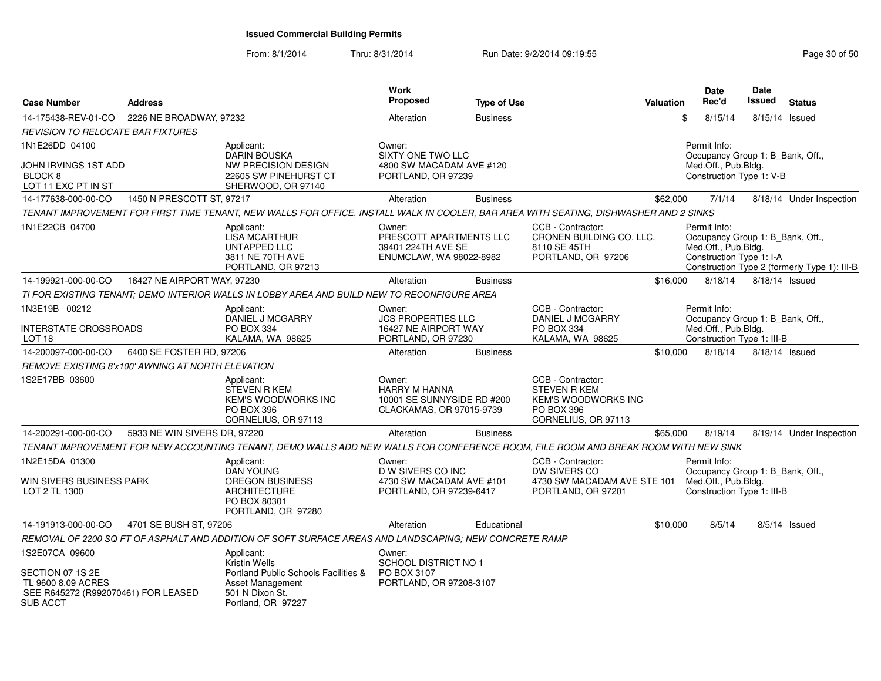# Issued Commercial Building Permits

From: 8/1/2014 Thru: 8/31/2014 Run Date: 9/2/2014 09:19:55

| Case Number | Address | Work Proposed | Type of Use | Valuation | Date Rec'd | Date Issued | Status |
|---|---|---|---|---|---|---|---|
| 14-175438-REV-01-CO | 2226 NE BROADWAY, 97232 | Alteration | Business | $ | 8/15/14 | 8/15/14 | Issued |

*REVISION TO RELOCATE BAR FIXTURES*

1N1E26DD 04100

JOHN IRVINGS 1ST ADD
BLOCK 8
LOT 11 EXC PT IN ST

Applicant:
DARIN BOUSKA
NW PRECISION DESIGN
22605 SW PINEHURST CT
SHERWOOD, OR 97140

Owner:
SIXTY ONE TWO LLC
4800 SW MACADAM AVE #120
PORTLAND, OR 97239

Permit Info:
Occupancy Group 1: B_Bank, Off., Med.Off., Pub.Bldg.
Construction Type 1: V-B

---

| Case Number | Address | Work Proposed | Type of Use | Valuation | Date Rec'd | Date Issued | Status |
|---|---|---|---|---|---|---|---|
| 14-177638-000-00-CO | 1450 N PRESCOTT ST, 97217 | Alteration | Business | $62,000 | 7/1/14 | 8/18/14 | Under Inspection |

*TENANT IMPROVEMENT FOR FIRST TIME TENANT, NEW WALLS FOR OFFICE, INSTALL WALK IN COOLER, BAR AREA WITH SEATING, DISHWASHER AND 2 SINKS*

1N1E22CB 04700

Applicant:
LISA MCARTHUR
UNTAPPED LLC
3811 NE 70TH AVE
PORTLAND, OR 97213

Owner:
PRESCOTT APARTMENTS LLC
39401 224TH AVE SE
ENUMCLAW, WA 98022-8982

CCB - Contractor:
CRONEN BUILDING CO. LLC.
8110 SE 45TH
PORTLAND, OR 97206

Permit Info:
Occupancy Group 1: B_Bank, Off., Med.Off., Pub.Bldg.
Construction Type 1: I-A
Construction Type 2 (formerly Type 1): III-B

---

| Case Number | Address | Work Proposed | Type of Use | Valuation | Date Rec'd | Date Issued | Status |
|---|---|---|---|---|---|---|---|
| 14-199921-000-00-CO | 16427 NE AIRPORT WAY, 97230 | Alteration | Business | $16,000 | 8/18/14 | 8/18/14 | Issued |

*TI FOR EXISTING TENANT; DEMO INTERIOR WALLS IN LOBBY AREA AND BUILD NEW TO RECONFIGURE AREA*

1N3E19B 00212

INTERSTATE CROSSROADS
LOT 18

Applicant:
DANIEL J MCGARRY
PO BOX 334
KALAMA, WA 98625

Owner:
JCS PROPERTIES LLC
16427 NE AIRPORT WAY
PORTLAND, OR 97230

CCB - Contractor:
DANIEL J MCGARRY
PO BOX 334
KALAMA, WA 98625

Permit Info:
Occupancy Group 1: B_Bank, Off., Med.Off., Pub.Bldg.
Construction Type 1: III-B

---

| Case Number | Address | Work Proposed | Type of Use | Valuation | Date Rec'd | Date Issued | Status |
|---|---|---|---|---|---|---|---|
| 14-200097-000-00-CO | 6400 SE FOSTER RD, 97206 | Alteration | Business | $10,000 | 8/18/14 | 8/18/14 | Issued |

*REMOVE EXISTING 8'x100' AWNING AT NORTH ELEVATION*

1S2E17BB 03600

Applicant:
STEVEN R KEM
KEM'S WOODWORKS INC
PO BOX 396
CORNELIUS, OR 97113

Owner:
HARRY M HANNA
10001 SE SUNNYSIDE RD #200
CLACKAMAS, OR 97015-9739

CCB - Contractor:
STEVEN R KEM
KEM'S WOODWORKS INC
PO BOX 396
CORNELIUS, OR 97113

---

| Case Number | Address | Work Proposed | Type of Use | Valuation | Date Rec'd | Date Issued | Status |
|---|---|---|---|---|---|---|---|
| 14-200291-000-00-CO | 5933 NE WIN SIVERS DR, 97220 | Alteration | Business | $65,000 | 8/19/14 | 8/19/14 | Under Inspection |

*TENANT IMPROVEMENT FOR NEW ACCOUNTING TENANT, DEMO WALLS ADD NEW WALLS FOR CONFERENCE ROOM, FILE ROOM AND BREAK ROOM WITH NEW SINK*

1N2E15DA 01300

WIN SIVERS BUSINESS PARK
LOT 2 TL 1300

Applicant:
DAN YOUNG
OREGON BUSINESS ARCHITECTURE
PO BOX 80301
PORTLAND, OR 97280

Owner:
D W SIVERS CO INC
4730 SW MACADAM AVE #101
PORTLAND, OR 97239-6417

CCB - Contractor:
DW SIVERS CO
4730 SW MACADAM AVE STE 101
PORTLAND, OR 97201

Permit Info:
Occupancy Group 1: B_Bank, Off., Med.Off., Pub.Bldg.
Construction Type 1: III-B

---

| Case Number | Address | Work Proposed | Type of Use | Valuation | Date Rec'd | Date Issued | Status |
|---|---|---|---|---|---|---|---|
| 14-191913-000-00-CO | 4701 SE BUSH ST, 97206 | Alteration | Educational | $10,000 | 8/5/14 | 8/5/14 | Issued |

*REMOVAL OF 2200 SQ FT OF ASPHALT AND ADDITION OF SOFT SURFACE AREAS AND LANDSCAPING; NEW CONCRETE RAMP*

1S2E07CA 09600

SECTION 07 1S 2E
TL 9600 8.09 ACRES
SEE R645272 (R992070461) FOR LEASED SUB ACCT

Applicant:
Kristin Wells
Portland Public Schools Facilities & Asset Management
501 N Dixon St.
Portland, OR 97227

Owner:
SCHOOL DISTRICT NO 1
PO BOX 3107
PORTLAND, OR 97208-3107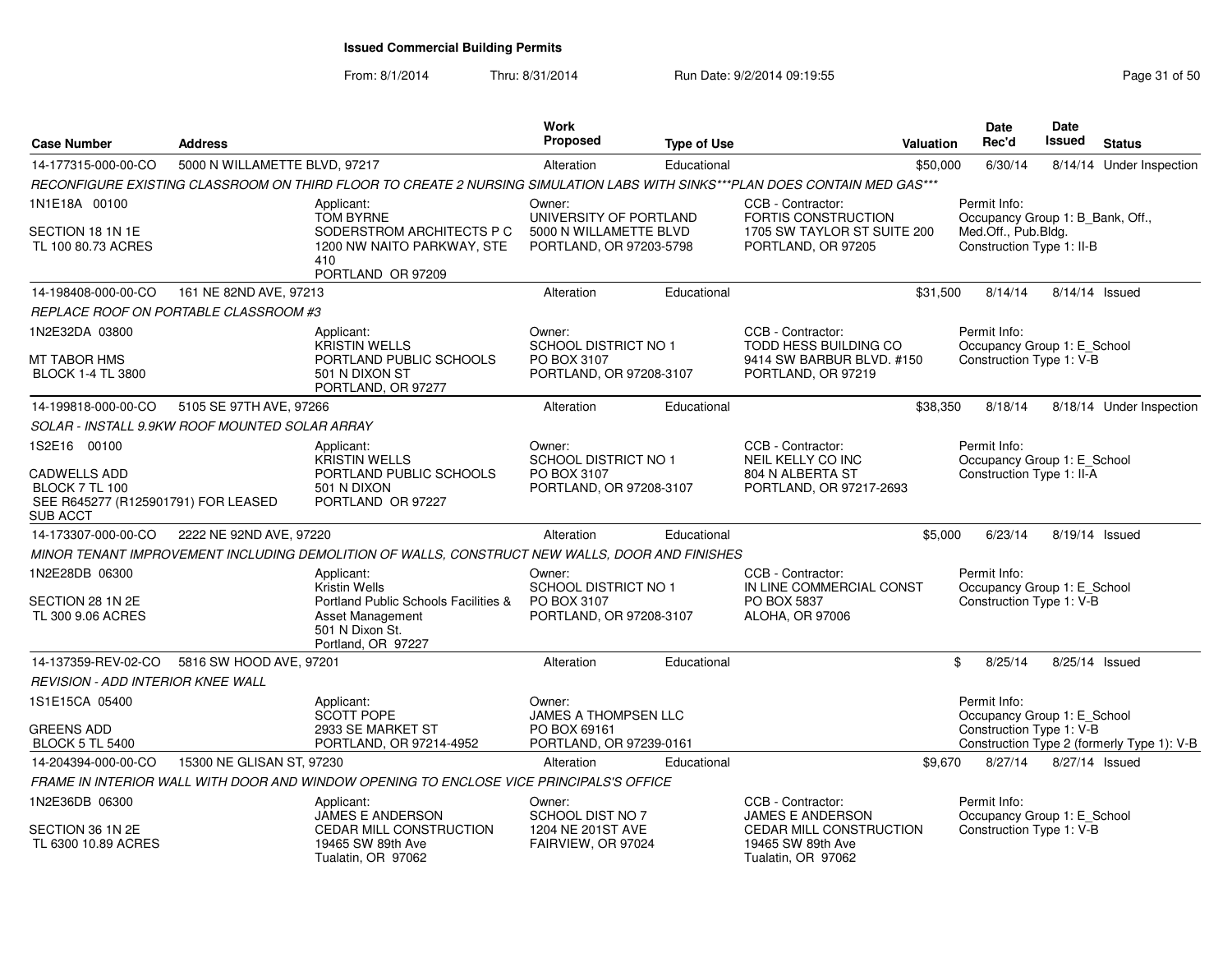# Issued Commercial Building Permits

From: 8/1/2014 Thru: 8/31/2014 Run Date: 9/2/2014 09:19:55

| Case Number | Address | Work Proposed | Type of Use | Valuation | Date Rec'd | Date Issued | Status |
|---|---|---|---|---|---|---|---|
| 14-177315-000-00-CO | 5000 N WILLAMETTE BLVD, 97217 | Alteration | Educational | $50,000 | 6/30/14 | 8/14/14 | Under Inspection |

*RECONFIGURE EXISTING CLASSROOM ON THIRD FLOOR TO CREATE 2 NURSING SIMULATION LABS WITH SINKS***PLAN DOES CONTAIN MED GAS****

1N1E18A 00100
SECTION 18 1N 1E
TL 100 80.73 ACRES

Applicant: TOM BYRNE, SODERSTROM ARCHITECTS P C, 1200 NW NAITO PARKWAY, STE 410, PORTLAND OR 97209

Owner: UNIVERSITY OF PORTLAND, 5000 N WILLAMETTE BLVD, PORTLAND, OR 97203-5798

CCB - Contractor: FORTIS CONSTRUCTION, 1705 SW TAYLOR ST SUITE 200, PORTLAND, OR 97205

Permit Info: Occupancy Group 1: B_Bank, Off., Med.Off., Pub.Bldg. Construction Type 1: II-B

| Case Number | Address | Work Proposed | Type of Use | Valuation | Date Rec'd | Date Issued | Status |
|---|---|---|---|---|---|---|---|
| 14-198408-000-00-CO | 161 NE 82ND AVE, 97213 | Alteration | Educational | $31,500 | 8/14/14 | 8/14/14 | Issued |

*REPLACE ROOF ON PORTABLE CLASSROOM #3*

1N2E32DA 03800
MT TABOR HMS
BLOCK 1-4 TL 3800

Applicant: KRISTIN WELLS, PORTLAND PUBLIC SCHOOLS, 501 N DIXON ST, PORTLAND, OR 97277

Owner: SCHOOL DISTRICT NO 1, PO BOX 3107, PORTLAND, OR 97208-3107

CCB - Contractor: TODD HESS BUILDING CO, 9414 SW BARBUR BLVD. #150, PORTLAND, OR 97219

Permit Info: Occupancy Group 1: E_School Construction Type 1: V-B

| Case Number | Address | Work Proposed | Type of Use | Valuation | Date Rec'd | Date Issued | Status |
|---|---|---|---|---|---|---|---|
| 14-199818-000-00-CO | 5105 SE 97TH AVE, 97266 | Alteration | Educational | $38,350 | 8/18/14 | 8/18/14 | Under Inspection |

*SOLAR - INSTALL 9.9KW ROOF MOUNTED SOLAR ARRAY*

1S2E16 00100
CADWELLS ADD
BLOCK 7 TL 100
SEE R645277 (R125901791) FOR LEASED SUB ACCT

Applicant: KRISTIN WELLS, PORTLAND PUBLIC SCHOOLS, 501 N DIXON, PORTLAND OR 97227

Owner: SCHOOL DISTRICT NO 1, PO BOX 3107, PORTLAND, OR 97208-3107

CCB - Contractor: NEIL KELLY CO INC, 804 N ALBERTA ST, PORTLAND, OR 97217-2693

Permit Info: Occupancy Group 1: E_School Construction Type 1: II-A

| Case Number | Address | Work Proposed | Type of Use | Valuation | Date Rec'd | Date Issued | Status |
|---|---|---|---|---|---|---|---|
| 14-173307-000-00-CO | 2222 NE 92ND AVE, 97220 | Alteration | Educational | $5,000 | 6/23/14 | 8/19/14 | Issued |

*MINOR TENANT IMPROVEMENT INCLUDING DEMOLITION OF WALLS, CONSTRUCT NEW WALLS, DOOR AND FINISHES*

1N2E28DB 06300
SECTION 28 1N 2E
TL 300 9.06 ACRES

Applicant: Kristin Wells, Portland Public Schools Facilities & Asset Management, 501 N Dixon St., Portland, OR 97227

Owner: SCHOOL DISTRICT NO 1, PO BOX 3107, PORTLAND, OR 97208-3107

CCB - Contractor: IN LINE COMMERCIAL CONST, PO BOX 5837, ALOHA, OR 97006

Permit Info: Occupancy Group 1: E_School Construction Type 1: V-B

| Case Number | Address | Work Proposed | Type of Use | Valuation | Date Rec'd | Date Issued | Status |
|---|---|---|---|---|---|---|---|
| 14-137359-REV-02-CO | 5816 SW HOOD AVE, 97201 | Alteration | Educational | $ | 8/25/14 | 8/25/14 | Issued |

*REVISION - ADD INTERIOR KNEE WALL*

1S1E15CA 05400
GREENS ADD
BLOCK 5 TL 5400

Applicant: SCOTT POPE, 2933 SE MARKET ST, PORTLAND, OR 97214-4952

Owner: JAMES A THOMPSEN LLC, PO BOX 69161, PORTLAND, OR 97239-0161

Permit Info: Occupancy Group 1: E_School Construction Type 1: V-B Construction Type 2 (formerly Type 1): V-B

| Case Number | Address | Work Proposed | Type of Use | Valuation | Date Rec'd | Date Issued | Status |
|---|---|---|---|---|---|---|---|
| 14-204394-000-00-CO | 15300 NE GLISAN ST, 97230 | Alteration | Educational | $9,670 | 8/27/14 | 8/27/14 | Issued |

*FRAME IN INTERIOR WALL WITH DOOR AND WINDOW OPENING TO ENCLOSE VICE PRINCIPALS'S OFFICE*

1N2E36DB 06300
SECTION 36 1N 2E
TL 6300 10.89 ACRES

Applicant: JAMES E ANDERSON, CEDAR MILL CONSTRUCTION, 19465 SW 89th Ave, Tualatin, OR 97062

Owner: SCHOOL DIST NO 7, 1204 NE 201ST AVE, FAIRVIEW, OR 97024

CCB - Contractor: JAMES E ANDERSON, CEDAR MILL CONSTRUCTION, 19465 SW 89th Ave, Tualatin, OR 97062

Permit Info: Occupancy Group 1: E_School Construction Type 1: V-B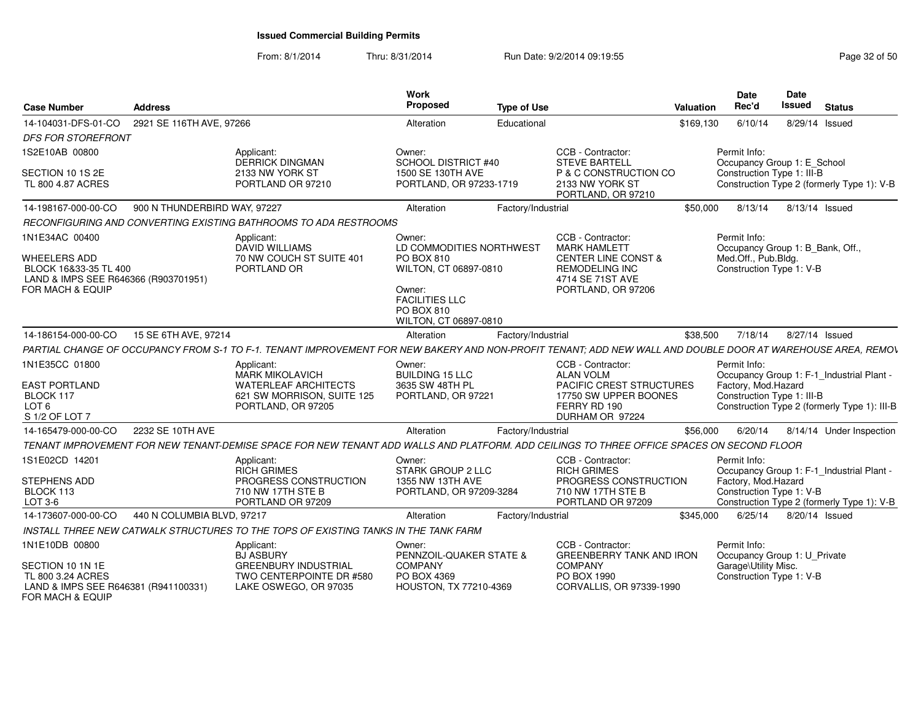# Issued Commercial Building Permits

From: 8/1/2014 Thru: 8/31/2014 Run Date: 9/2/2014 09:19:55

| Case Number | Address | Work Proposed | Type of Use | Valuation | Date Rec'd | Date Issued | Status |
|---|---|---|---|---|---|---|---|
| 14-104031-DFS-01-CO | 2921 SE 116TH AVE, 97266 | Alteration | Educational | $169,130 | 6/10/14 | 8/29/14 | Issued |

*DFS FOR STOREFRONT*

1S2E10AB 00800
SECTION 10 1S 2E
TL 800 4.87 ACRES

Applicant: DERRICK DINGMAN, 2133 NW YORK ST, PORTLAND OR 97210

Owner: SCHOOL DISTRICT #40, 1500 SE 130TH AVE, PORTLAND, OR 97233-1719

CCB - Contractor: STEVE BARTELL, P & C CONSTRUCTION CO, 2133 NW YORK ST, PORTLAND, OR 97210

Permit Info: Occupancy Group 1: E_School; Construction Type 1: III-B; Construction Type 2 (formerly Type 1): V-B

---

| Case Number | Address | Work Proposed | Type of Use | Valuation | Date Rec'd | Date Issued | Status |
|---|---|---|---|---|---|---|---|
| 14-198167-000-00-CO | 900 N THUNDERBIRD WAY, 97227 | Alteration | Factory/Industrial | $50,000 | 8/13/14 | 8/13/14 | Issued |

*RECONFIGURING AND CONVERTING EXISTING BATHROOMS TO ADA RESTROOMS*

1N1E34AC 00400
WHEELERS ADD
BLOCK 16&33-35 TL 400
LAND & IMPS SEE R646366 (R903701951)
FOR MACH & EQUIP

Applicant: DAVID WILLIAMS, 70 NW COUCH ST SUITE 401, PORTLAND OR

Owner: LD COMMODITIES NORTHWEST, PO BOX 810, WILTON, CT 06897-0810
Owner: FACILITIES LLC, PO BOX 810, WILTON, CT 06897-0810

CCB - Contractor: MARK HAMLETT, CENTER LINE CONST & REMODELING INC, 4714 SE 71ST AVE, PORTLAND, OR 97206

Permit Info: Occupancy Group 1: B_Bank, Off., Med.Off., Pub.Bldg.; Construction Type 1: V-B

---

| Case Number | Address | Work Proposed | Type of Use | Valuation | Date Rec'd | Date Issued | Status |
|---|---|---|---|---|---|---|---|
| 14-186154-000-00-CO | 15 SE 6TH AVE, 97214 | Alteration | Factory/Industrial | $38,500 | 7/18/14 | 8/27/14 | Issued |

*PARTIAL CHANGE OF OCCUPANCY FROM S-1 TO F-1. TENANT IMPROVEMENT FOR NEW BAKERY AND NON-PROFIT TENANT; ADD NEW WALL AND DOUBLE DOOR AT WAREHOUSE AREA, REMOV*

1N1E35CC 01800
EAST PORTLAND
BLOCK 117
LOT 6
S 1/2 OF LOT 7

Applicant: MARK MIKOLAVICH, WATERLEAF ARCHITECTS, 621 SW MORRISON, SUITE 125, PORTLAND, OR 97205

Owner: BUILDING 15 LLC, 3635 SW 48TH PL, PORTLAND, OR 97221

CCB - Contractor: ALAN VOLM, PACIFIC CREST STRUCTURES, 17750 SW UPPER BOONES FERRY RD 190, DURHAM OR 97224

Permit Info: Occupancy Group 1: F-1_Industrial Plant - Factory, Mod.Hazard; Construction Type 1: III-B; Construction Type 2 (formerly Type 1): III-B

---

| Case Number | Address | Work Proposed | Type of Use | Valuation | Date Rec'd | Date Issued | Status |
|---|---|---|---|---|---|---|---|
| 14-165479-000-00-CO | 2232 SE 10TH AVE | Alteration | Factory/Industrial | $56,000 | 6/20/14 | 8/14/14 | Under Inspection |

*TENANT IMPROVEMENT FOR NEW TENANT-DEMISE SPACE FOR NEW TENANT ADD WALLS AND PLATFORM. ADD CEILINGS TO THREE OFFICE SPACES ON SECOND FLOOR*

1S1E02CD 14201
STEPHENS ADD
BLOCK 113
LOT 3-6

Applicant: RICH GRIMES, PROGRESS CONSTRUCTION, 710 NW 17TH STE B, PORTLAND OR 97209

Owner: STARK GROUP 2 LLC, 1355 NW 13TH AVE, PORTLAND, OR 97209-3284

CCB - Contractor: RICH GRIMES, PROGRESS CONSTRUCTION, 710 NW 17TH STE B, PORTLAND OR 97209

Permit Info: Occupancy Group 1: F-1_Industrial Plant - Factory, Mod.Hazard; Construction Type 1: V-B; Construction Type 2 (formerly Type 1): V-B

---

| Case Number | Address | Work Proposed | Type of Use | Valuation | Date Rec'd | Date Issued | Status |
|---|---|---|---|---|---|---|---|
| 14-173607-000-00-CO | 440 N COLUMBIA BLVD, 97217 | Alteration | Factory/Industrial | $345,000 | 6/25/14 | 8/20/14 | Issued |

*INSTALL THREE NEW CATWALK STRUCTURES TO THE TOPS OF EXISTING TANKS IN THE TANK FARM*

1N1E10DB 00800
SECTION 10 1N 1E
TL 800 3.24 ACRES
LAND & IMPS SEE R646381 (R941100331)
FOR MACH & EQUIP

Applicant: BJ ASBURY, GREENBURY INDUSTRIAL, TWO CENTERPOINTE DR #580, LAKE OSWEGO, OR 97035

Owner: PENNZOIL-QUAKER STATE & COMPANY, PO BOX 4369, HOUSTON, TX 77210-4369

CCB - Contractor: GREENBERRY TANK AND IRON COMPANY, PO BOX 1990, CORVALLIS, OR 97339-1990

Permit Info: Occupancy Group 1: U_Private Garage\Utility Misc.; Construction Type 1: V-B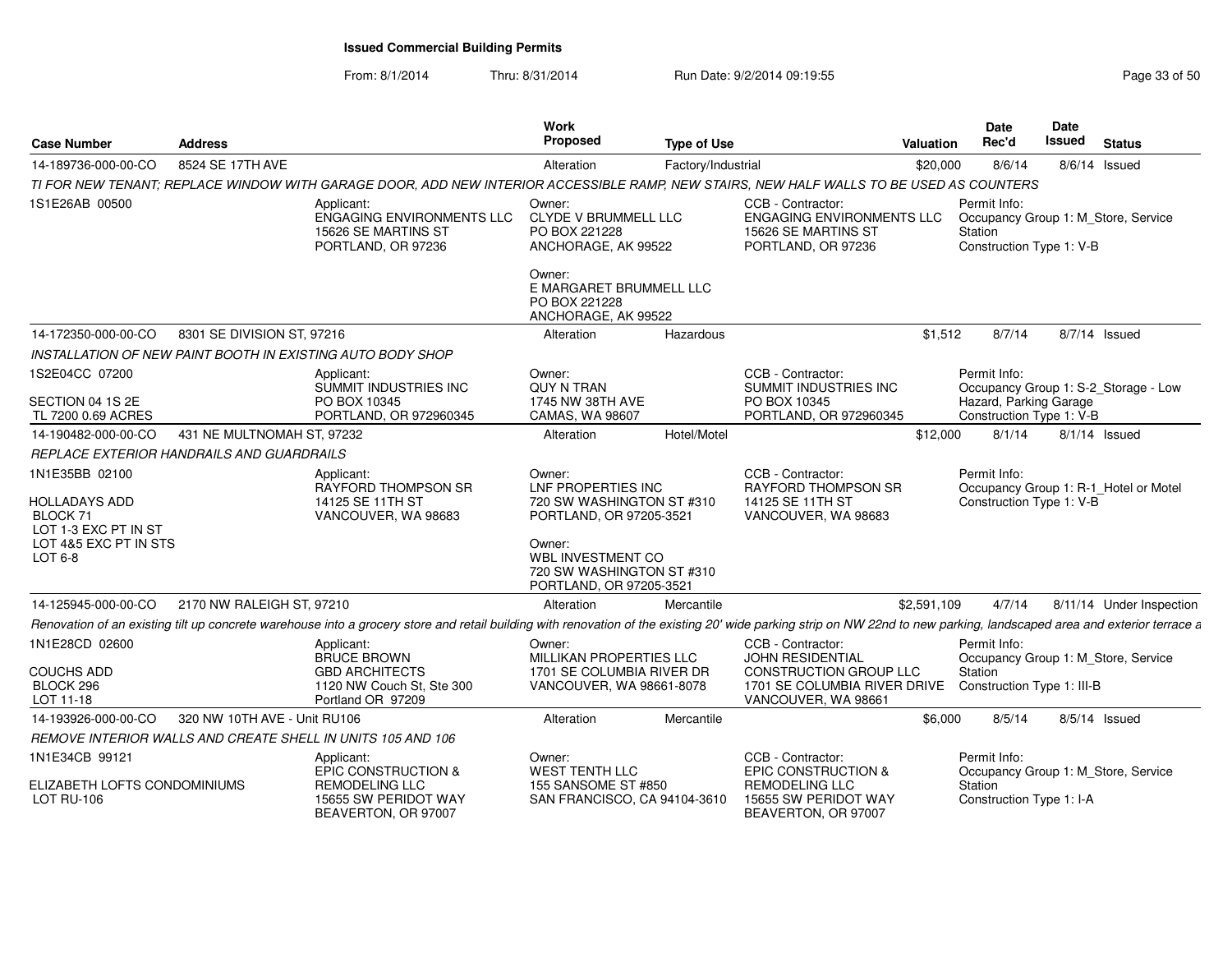# Issued Commercial Building Permits

From: 8/1/2014 Thru: 8/31/2014 Run Date: 9/2/2014 09:19:55

| Case Number | Address | Work Proposed | Type of Use | Valuation | Date Rec'd | Date Issued | Status |
|---|---|---|---|---|---|---|---|
| 14-189736-000-00-CO | 8524 SE 17TH AVE | Alteration | Factory/Industrial | $20,000 | 8/6/14 | 8/6/14 | Issued |

*TI FOR NEW TENANT; REPLACE WINDOW WITH GARAGE DOOR, ADD NEW INTERIOR ACCESSIBLE RAMP, NEW STAIRS, NEW HALF WALLS TO BE USED AS COUNTERS*

1S1E26AB 00500

Applicant: ENGAGING ENVIRONMENTS LLC, 15626 SE MARTINS ST, PORTLAND, OR 97236

Owner: CLYDE V BRUMMELL LLC, PO BOX 221228, ANCHORAGE, AK 99522

Owner: E MARGARET BRUMMELL LLC, PO BOX 221228, ANCHORAGE, AK 99522

CCB - Contractor: ENGAGING ENVIRONMENTS LLC, 15626 SE MARTINS ST, PORTLAND, OR 97236

Permit Info: Occupancy Group 1: M_Store, Service Station; Construction Type 1: V-B

| Case Number | Address | Work Proposed | Type of Use | Valuation | Date Rec'd | Date Issued | Status |
|---|---|---|---|---|---|---|---|
| 14-172350-000-00-CO | 8301 SE DIVISION ST, 97216 | Alteration | Hazardous | $1,512 | 8/7/14 | 8/7/14 | Issued |

*INSTALLATION OF NEW PAINT BOOTH IN EXISTING AUTO BODY SHOP*

1S2E04CC 07200
SECTION 04 1S 2E
TL 7200 0.69 ACRES

Applicant: SUMMIT INDUSTRIES INC, PO BOX 10345, PORTLAND, OR 972960345

Owner: QUY N TRAN, 1745 NW 38TH AVE, CAMAS, WA 98607

CCB - Contractor: SUMMIT INDUSTRIES INC, PO BOX 10345, PORTLAND, OR 972960345

Permit Info: Occupancy Group 1: S-2_Storage - Low Hazard, Parking Garage; Construction Type 1: V-B

| Case Number | Address | Work Proposed | Type of Use | Valuation | Date Rec'd | Date Issued | Status |
|---|---|---|---|---|---|---|---|
| 14-190482-000-00-CO | 431 NE MULTNOMAH ST, 97232 | Alteration | Hotel/Motel | $12,000 | 8/1/14 | 8/1/14 | Issued |

*REPLACE EXTERIOR HANDRAILS AND GUARDRAILS*

1N1E35BB 02100
HOLLADAYS ADD
BLOCK 71
LOT 1-3 EXC PT IN ST
LOT 4&5 EXC PT IN STS
LOT 6-8

Applicant: RAYFORD THOMPSON SR, 14125 SE 11TH ST, VANCOUVER, WA 98683

Owner: LNF PROPERTIES INC, 720 SW WASHINGTON ST #310, PORTLAND, OR 97205-3521

Owner: WBL INVESTMENT CO, 720 SW WASHINGTON ST #310, PORTLAND, OR 97205-3521

CCB - Contractor: RAYFORD THOMPSON SR, 14125 SE 11TH ST, VANCOUVER, WA 98683

Permit Info: Occupancy Group 1: R-1_Hotel or Motel; Construction Type 1: V-B

| Case Number | Address | Work Proposed | Type of Use | Valuation | Date Rec'd | Date Issued | Status |
|---|---|---|---|---|---|---|---|
| 14-125945-000-00-CO | 2170 NW RALEIGH ST, 97210 | Alteration | Mercantile | $2,591,109 | 4/7/14 | 8/11/14 | Under Inspection |

*Renovation of an existing tilt up concrete warehouse into a grocery store and retail building with renovation of the existing 20' wide parking strip on NW 22nd to new parking, landscaped area and exterior terrace a*

1N1E28CD 02600
COUCHS ADD
BLOCK 296
LOT 11-18

Applicant: BRUCE BROWN, GBD ARCHITECTS, 1120 NW Couch St, Ste 300, Portland OR 97209

Owner: MILLIKAN PROPERTIES LLC, 1701 SE COLUMBIA RIVER DR, VANCOUVER, WA 98661-8078

CCB - Contractor: JOHN RESIDENTIAL CONSTRUCTION GROUP LLC, 1701 SE COLUMBIA RIVER DRIVE, VANCOUVER, WA 98661

Permit Info: Occupancy Group 1: M_Store, Service Station; Construction Type 1: III-B

| Case Number | Address | Work Proposed | Type of Use | Valuation | Date Rec'd | Date Issued | Status |
|---|---|---|---|---|---|---|---|
| 14-193926-000-00-CO | 320 NW 10TH AVE - Unit RU106 | Alteration | Mercantile | $6,000 | 8/5/14 | 8/5/14 | Issued |

*REMOVE INTERIOR WALLS AND CREATE SHELL IN UNITS 105 AND 106*

1N1E34CB 99121
ELIZABETH LOFTS CONDOMINIUMS
LOT RU-106

Applicant: EPIC CONSTRUCTION & REMODELING LLC, 15655 SW PERIDOT WAY, BEAVERTON, OR 97007

Owner: WEST TENTH LLC, 155 SANSOME ST #850, SAN FRANCISCO, CA 94104-3610

CCB - Contractor: EPIC CONSTRUCTION & REMODELING LLC, 15655 SW PERIDOT WAY, BEAVERTON, OR 97007

Permit Info: Occupancy Group 1: M_Store, Service Station; Construction Type 1: I-A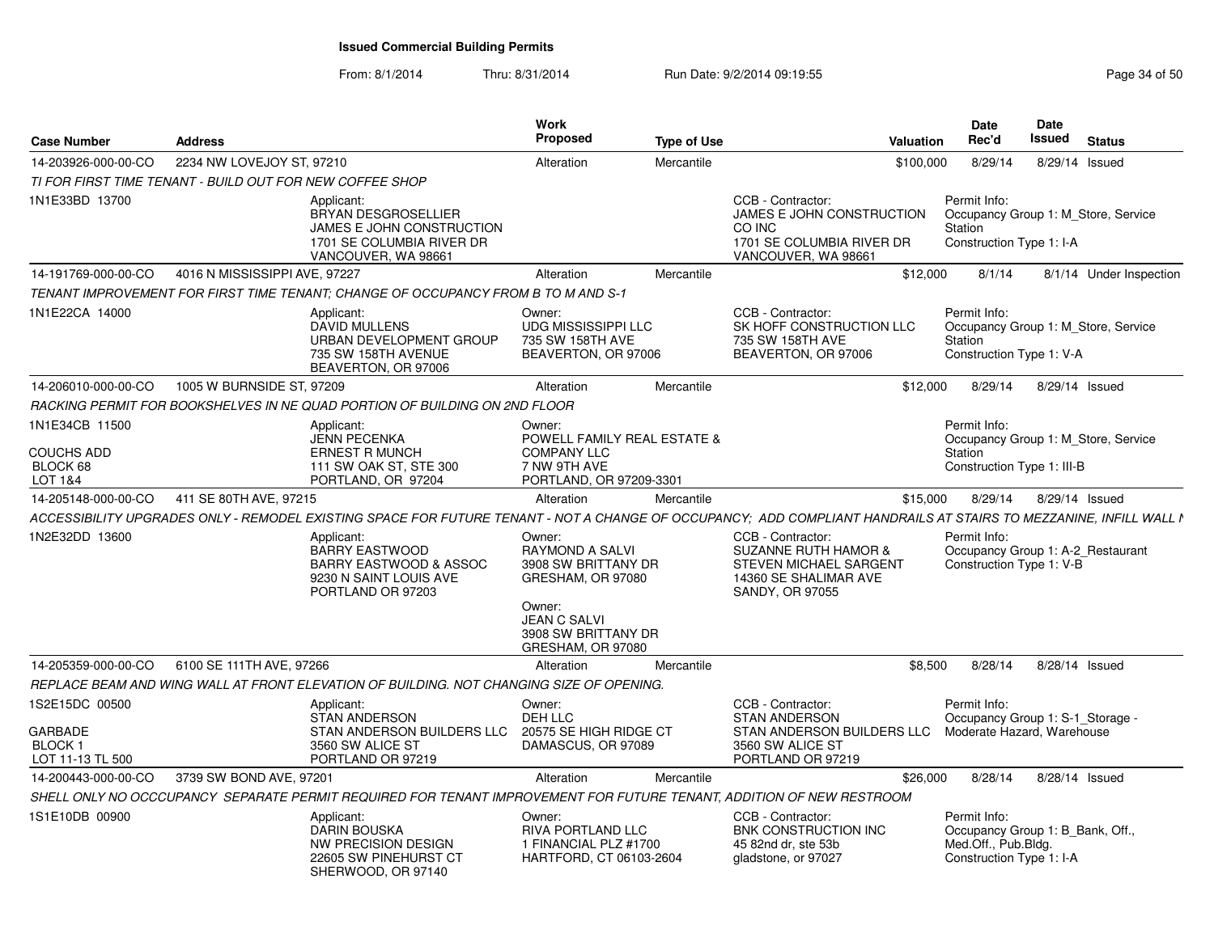# Issued Commercial Building Permits

From: 8/1/2014 Thru: 8/31/2014 Run Date: 9/2/2014 09:19:55

| Case Number | Address | Work Proposed | Type of Use | Valuation | Date Rec'd | Date Issued | Status |
|---|---|---|---|---|---|---|---|
| 14-203926-000-00-CO | 2234 NW LOVEJOY ST, 97210 | Alteration | Mercantile | $100,000 | 8/29/14 | 8/29/14 | Issued |

*TI FOR FIRST TIME TENANT - BUILD OUT FOR NEW COFFEE SHOP*

1N1E33BD 13700

Applicant: BRYAN DESGROSELLIER, JAMES E JOHN CONSTRUCTION, 1701 SE COLUMBIA RIVER DR, VANCOUVER, WA 98661

CCB - Contractor: JAMES E JOHN CONSTRUCTION CO INC, 1701 SE COLUMBIA RIVER DR, VANCOUVER, WA 98661

Permit Info: Occupancy Group 1: M_Store, Service Station; Construction Type 1: I-A

| Case Number | Address | Work Proposed | Type of Use | Valuation | Date Rec'd | Date Issued | Status |
|---|---|---|---|---|---|---|---|
| 14-191769-000-00-CO | 4016 N MISSISSIPPI AVE, 97227 | Alteration | Mercantile | $12,000 | 8/1/14 | 8/1/14 | Under Inspection |

*TENANT IMPROVEMENT FOR FIRST TIME TENANT; CHANGE OF OCCUPANCY FROM B TO M AND S-1*

1N1E22CA 14000

Applicant: DAVID MULLENS, URBAN DEVELOPMENT GROUP, 735 SW 158TH AVENUE, BEAVERTON, OR 97006

Owner: UDG MISSISSIPPI LLC, 735 SW 158TH AVE, BEAVERTON, OR 97006

CCB - Contractor: SK HOFF CONSTRUCTION LLC, 735 SW 158TH AVE, BEAVERTON, OR 97006

Permit Info: Occupancy Group 1: M_Store, Service Station; Construction Type 1: V-A

| Case Number | Address | Work Proposed | Type of Use | Valuation | Date Rec'd | Date Issued | Status |
|---|---|---|---|---|---|---|---|
| 14-206010-000-00-CO | 1005 W BURNSIDE ST, 97209 | Alteration | Mercantile | $12,000 | 8/29/14 | 8/29/14 | Issued |

*RACKING PERMIT FOR BOOKSHELVES IN NE QUAD PORTION OF BUILDING ON 2ND FLOOR*

1N1E34CB 11500, COUCHS ADD, BLOCK 68, LOT 1&4

Applicant: JENN PECENKA, ERNEST R MUNCH, 111 SW OAK ST, STE 300, PORTLAND, OR 97204

Owner: POWELL FAMILY REAL ESTATE & COMPANY LLC, 7 NW 9TH AVE, PORTLAND, OR 97209-3301

Permit Info: Occupancy Group 1: M_Store, Service Station; Construction Type 1: III-B

| Case Number | Address | Work Proposed | Type of Use | Valuation | Date Rec'd | Date Issued | Status |
|---|---|---|---|---|---|---|---|
| 14-205148-000-00-CO | 411 SE 80TH AVE, 97215 | Alteration | Mercantile | $15,000 | 8/29/14 | 8/29/14 | Issued |

*ACCESSIBILITY UPGRADES ONLY - REMODEL EXISTING SPACE FOR FUTURE TENANT - NOT A CHANGE OF OCCUPANCY; ADD COMPLIANT HANDRAILS AT STAIRS TO MEZZANINE, INFILL WALL N*

1N2E32DD 13600

Applicant: BARRY EASTWOOD, BARRY EASTWOOD & ASSOC, 9230 N SAINT LOUIS AVE, PORTLAND OR 97203

Owner: RAYMOND A SALVI, 3908 SW BRITTANY DR, GRESHAM, OR 97080

Owner: JEAN C SALVI, 3908 SW BRITTANY DR, GRESHAM, OR 97080

CCB - Contractor: SUZANNE RUTH HAMOR & STEVEN MICHAEL SARGENT, 14360 SE SHALIMAR AVE, SANDY, OR 97055

Permit Info: Occupancy Group 1: A-2_Restaurant; Construction Type 1: V-B

| Case Number | Address | Work Proposed | Type of Use | Valuation | Date Rec'd | Date Issued | Status |
|---|---|---|---|---|---|---|---|
| 14-205359-000-00-CO | 6100 SE 111TH AVE, 97266 | Alteration | Mercantile | $8,500 | 8/28/14 | 8/28/14 | Issued |

*REPLACE BEAM AND WING WALL AT FRONT ELEVATION OF BUILDING. NOT CHANGING SIZE OF OPENING.*

1S2E15DC 00500, GARBADE, BLOCK 1, LOT 11-13 TL 500

Applicant: STAN ANDERSON, STAN ANDERSON BUILDERS LLC, 3560 SW ALICE ST, PORTLAND OR 97219

Owner: DEH LLC, 20575 SE HIGH RIDGE CT, DAMASCUS, OR 97089

CCB - Contractor: STAN ANDERSON, STAN ANDERSON BUILDERS LLC, 3560 SW ALICE ST, PORTLAND OR 97219

Permit Info: Occupancy Group 1: S-1_Storage - Moderate Hazard, Warehouse

| Case Number | Address | Work Proposed | Type of Use | Valuation | Date Rec'd | Date Issued | Status |
|---|---|---|---|---|---|---|---|
| 14-200443-000-00-CO | 3739 SW BOND AVE, 97201 | Alteration | Mercantile | $26,000 | 8/28/14 | 8/28/14 | Issued |

*SHELL ONLY NO OCCCUPANCY SEPARATE PERMIT REQUIRED FOR TENANT IMPROVEMENT FOR FUTURE TENANT, ADDITION OF NEW RESTROOM*

1S1E10DB 00900

Applicant: DARIN BOUSKA, NW PRECISION DESIGN, 22605 SW PINEHURST CT, SHERWOOD, OR 97140

Owner: RIVA PORTLAND LLC, 1 FINANCIAL PLZ #1700, HARTFORD, CT 06103-2604

CCB - Contractor: BNK CONSTRUCTION INC, 45 82nd dr, ste 53b, gladstone, or 97027

Permit Info: Occupancy Group 1: B_Bank, Off., Med.Off., Pub.Bldg.; Construction Type 1: I-A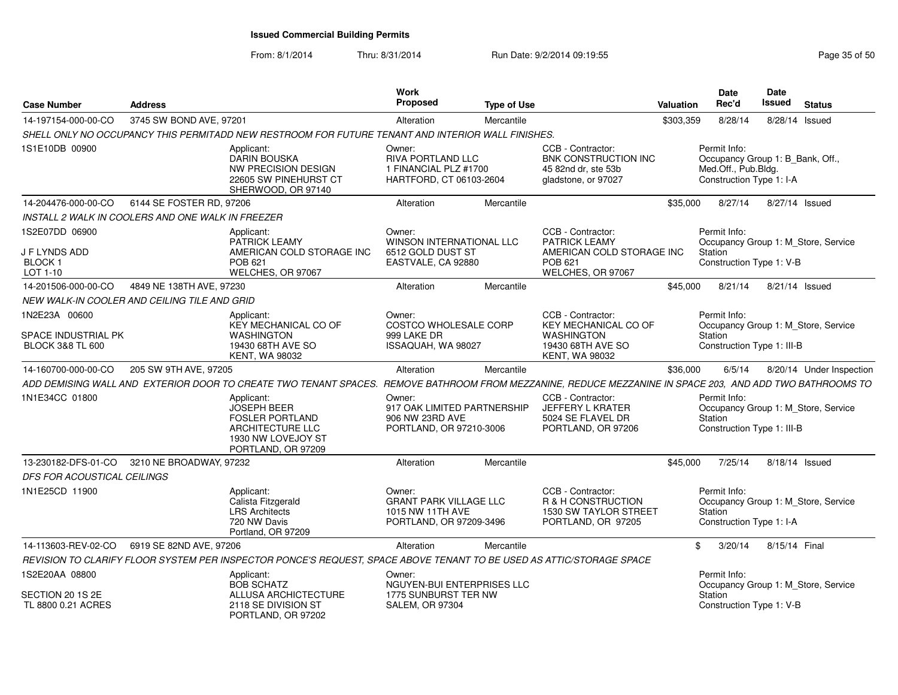# Issued Commercial Building Permits

From: 8/1/2014 Thru: 8/31/2014 Run Date: 9/2/2014 09:19:55

| Case Number | Address | Work Proposed | Type of Use | Valuation | Date Rec'd | Date Issued | Status |
|---|---|---|---|---|---|---|---|
| 14-197154-000-00-CO | 3745 SW BOND AVE, 97201 | Alteration | Mercantile | $303,359 | 8/28/14 | 8/28/14 | Issued |

*SHELL ONLY NO OCCUPANCY THIS PERMITADD NEW RESTROOM FOR FUTURE TENANT AND INTERIOR WALL FINISHES.*

1S1E10DB 00900

Applicant: DARIN BOUSKA, NW PRECISION DESIGN, 22605 SW PINEHURST CT, SHERWOOD, OR 97140

Owner: RIVA PORTLAND LLC, 1 FINANCIAL PLZ #1700, HARTFORD, CT 06103-2604

CCB - Contractor: BNK CONSTRUCTION INC, 45 82nd dr, ste 53b, gladstone, or 97027

Permit Info: Occupancy Group 1: B_Bank, Off., Med.Off., Pub.Bldg. Construction Type 1: I-A

---

| Case Number | Address | Work Proposed | Type of Use | Valuation | Date Rec'd | Date Issued | Status |
|---|---|---|---|---|---|---|---|
| 14-204476-000-00-CO | 6144 SE FOSTER RD, 97206 | Alteration | Mercantile | $35,000 | 8/27/14 | 8/27/14 | Issued |

*INSTALL 2 WALK IN COOLERS AND ONE WALK IN FREEZER*

1S2E07DD 06900
J F LYNDS ADD
BLOCK 1
LOT 1-10

Applicant: PATRICK LEAMY, AMERICAN COLD STORAGE INC, POB 621, WELCHES, OR 97067

Owner: WINSON INTERNATIONAL LLC, 6512 GOLD DUST ST, EASTVALE, CA 92880

CCB - Contractor: PATRICK LEAMY, AMERICAN COLD STORAGE INC, POB 621, WELCHES, OR 97067

Permit Info: Occupancy Group 1: M_Store, Service Station. Construction Type 1: V-B

---

| Case Number | Address | Work Proposed | Type of Use | Valuation | Date Rec'd | Date Issued | Status |
|---|---|---|---|---|---|---|---|
| 14-201506-000-00-CO | 4849 NE 138TH AVE, 97230 | Alteration | Mercantile | $45,000 | 8/21/14 | 8/21/14 | Issued |

*NEW WALK-IN COOLER AND CEILING TILE AND GRID*

1N2E23A 00600
SPACE INDUSTRIAL PK
BLOCK 3&8 TL 600

Applicant: KEY MECHANICAL CO OF WASHINGTON, 19430 68TH AVE SO, KENT, WA 98032

Owner: COSTCO WHOLESALE CORP, 999 LAKE DR, ISSAQUAH, WA 98027

CCB - Contractor: KEY MECHANICAL CO OF WASHINGTON, 19430 68TH AVE SO, KENT, WA 98032

Permit Info: Occupancy Group 1: M_Store, Service Station. Construction Type 1: III-B

---

| Case Number | Address | Work Proposed | Type of Use | Valuation | Date Rec'd | Date Issued | Status |
|---|---|---|---|---|---|---|---|
| 14-160700-000-00-CO | 205 SW 9TH AVE, 97205 | Alteration | Mercantile | $36,000 | 6/5/14 | 8/20/14 | Under Inspection |

*ADD DEMISING WALL AND EXTERIOR DOOR TO CREATE TWO TENANT SPACES. REMOVE BATHROOM FROM MEZZANINE, REDUCE MEZZANINE IN SPACE 203, AND ADD TWO BATHROOMS TO*

1N1E34CC 01800

Applicant: JOSEPH BEER, FOSLER PORTLAND ARCHITECTURE LLC, 1930 NW LOVEJOY ST, PORTLAND, OR 97209

Owner: 917 OAK LIMITED PARTNERSHIP, 906 NW 23RD AVE, PORTLAND, OR 97210-3006

CCB - Contractor: JEFFERY L KRATER, 5024 SE FLAVEL DR, PORTLAND, OR 97206

Permit Info: Occupancy Group 1: M_Store, Service Station. Construction Type 1: III-B

---

| Case Number | Address | Work Proposed | Type of Use | Valuation | Date Rec'd | Date Issued | Status |
|---|---|---|---|---|---|---|---|
| 13-230182-DFS-01-CO | 3210 NE BROADWAY, 97232 | Alteration | Mercantile | $45,000 | 7/25/14 | 8/18/14 | Issued |

*DFS FOR ACOUSTICAL CEILINGS*

1N1E25CD 11900

Applicant: Calista Fitzgerald, LRS Architects, 720 NW Davis, Portland, OR 97209

Owner: GRANT PARK VILLAGE LLC, 1015 NW 11TH AVE, PORTLAND, OR 97209-3496

CCB - Contractor: R & H CONSTRUCTION, 1530 SW TAYLOR STREET, PORTLAND, OR 97205

Permit Info: Occupancy Group 1: M_Store, Service Station. Construction Type 1: I-A

---

| Case Number | Address | Work Proposed | Type of Use | Valuation | Date Rec'd | Date Issued | Status |
|---|---|---|---|---|---|---|---|
| 14-113603-REV-02-CO | 6919 SE 82ND AVE, 97206 | Alteration | Mercantile | $ | 3/20/14 | 8/15/14 | Final |

*REVISION TO CLARIFY FLOOR SYSTEM PER INSPECTOR PONCE'S REQUEST, SPACE ABOVE TENANT TO BE USED AS ATTIC/STORAGE SPACE*

1S2E20AA 08800
SECTION 20 1S 2E
TL 8800 0.21 ACRES

Applicant: BOB SCHATZ, ALLUSA ARCHICTECTURE, 2118 SE DIVISION ST, PORTLAND, OR 97202

Owner: NGUYEN-BUI ENTERPRISES LLC, 1775 SUNBURST TER NW, SALEM, OR 97304

Permit Info: Occupancy Group 1: M_Store, Service Station. Construction Type 1: V-B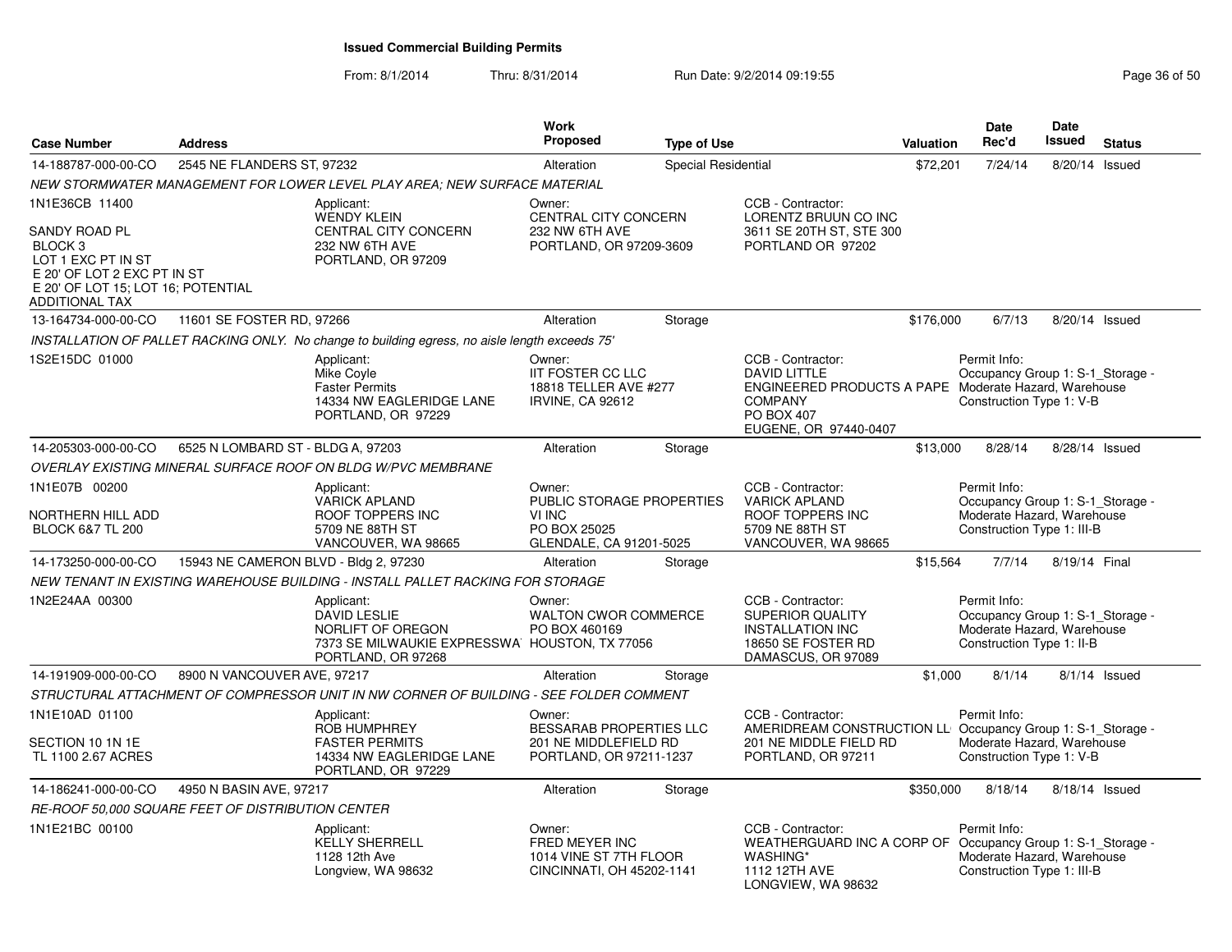# Issued Commercial Building Permits

From: 8/1/2014 Thru: 8/31/2014 Run Date: 9/2/2014 09:19:55

| Case Number | Address | Work Proposed | Type of Use | Valuation | Date Rec'd | Date Issued | Status |
|---|---|---|---|---|---|---|---|
| 14-188787-000-00-CO | 2545 NE FLANDERS ST, 97232 | Alteration | Special Residential | $72,201 | 7/24/14 | 8/20/14 | Issued |

*NEW STORMWATER MANAGEMENT FOR LOWER LEVEL PLAY AREA; NEW SURFACE MATERIAL*

1N1E36CB 11400

SANDY ROAD PL
BLOCK 3
LOT 1 EXC PT IN ST
E 20' OF LOT 2 EXC PT IN ST
E 20' OF LOT 15; LOT 16; POTENTIAL ADDITIONAL TAX

Applicant: WENDY KLEIN, CENTRAL CITY CONCERN, 232 NW 6TH AVE, PORTLAND, OR 97209

Owner: CENTRAL CITY CONCERN, 232 NW 6TH AVE, PORTLAND, OR 97209-3609

CCB - Contractor: LORENTZ BRUUN CO INC, 3611 SE 20TH ST, STE 300, PORTLAND OR 97202

| Case Number | Address | Work Proposed | Type of Use | Valuation | Date Rec'd | Date Issued | Status |
|---|---|---|---|---|---|---|---|
| 13-164734-000-00-CO | 11601 SE FOSTER RD, 97266 | Alteration | Storage | $176,000 | 6/7/13 | 8/20/14 | Issued |

*INSTALLATION OF PALLET RACKING ONLY. No change to building egress, no aisle length exceeds 75'*

1S2E15DC 01000

Applicant: Mike Coyle, Faster Permits, 14334 NW EAGLERIDGE LANE, PORTLAND, OR 97229

Owner: IIT FOSTER CC LLC, 18818 TELLER AVE #277, IRVINE, CA 92612

CCB - Contractor: DAVID LITTLE, ENGINEERED PRODUCTS A PAPE COMPANY, PO BOX 407, EUGENE, OR 97440-0407

Permit Info: Occupancy Group 1: S-1_Storage - Moderate Hazard, Warehouse; Construction Type 1: V-B

| Case Number | Address | Work Proposed | Type of Use | Valuation | Date Rec'd | Date Issued | Status |
|---|---|---|---|---|---|---|---|
| 14-205303-000-00-CO | 6525 N LOMBARD ST - BLDG A, 97203 | Alteration | Storage | $13,000 | 8/28/14 | 8/28/14 | Issued |

*OVERLAY EXISTING MINERAL SURFACE ROOF ON BLDG W/PVC MEMBRANE*

1N1E07B 00200

NORTHERN HILL ADD
BLOCK 6&7 TL 200

Applicant: VARICK APLAND, ROOF TOPPERS INC, 5709 NE 88TH ST, VANCOUVER, WA 98665

Owner: PUBLIC STORAGE PROPERTIES VI INC, PO BOX 25025, GLENDALE, CA 91201-5025

CCB - Contractor: VARICK APLAND, ROOF TOPPERS INC, 5709 NE 88TH ST, VANCOUVER, WA 98665

Permit Info: Occupancy Group 1: S-1_Storage - Moderate Hazard, Warehouse; Construction Type 1: III-B

| Case Number | Address | Work Proposed | Type of Use | Valuation | Date Rec'd | Date Issued | Status |
|---|---|---|---|---|---|---|---|
| 14-173250-000-00-CO | 15943 NE CAMERON BLVD - Bldg 2, 97230 | Alteration | Storage | $15,564 | 7/7/14 | 8/19/14 | Final |

*NEW TENANT IN EXISTING WAREHOUSE BUILDING - INSTALL PALLET RACKING FOR STORAGE*

1N2E24AA 00300

Applicant: DAVID LESLIE, NORLIFT OF OREGON, 7373 SE MILWAUKIE EXPRESSWA, PORTLAND, OR 97268

Owner: WALTON CWOR COMMERCE, PO BOX 460169, HOUSTON, TX 77056

CCB - Contractor: SUPERIOR QUALITY INSTALLATION INC, 18650 SE FOSTER RD, DAMASCUS, OR 97089

Permit Info: Occupancy Group 1: S-1_Storage - Moderate Hazard, Warehouse; Construction Type 1: II-B

| Case Number | Address | Work Proposed | Type of Use | Valuation | Date Rec'd | Date Issued | Status |
|---|---|---|---|---|---|---|---|
| 14-191909-000-00-CO | 8900 N VANCOUVER AVE, 97217 | Alteration | Storage | $1,000 | 8/1/14 | 8/1/14 | Issued |

*STRUCTURAL ATTACHMENT OF COMPRESSOR UNIT IN NW CORNER OF BUILDING - SEE FOLDER COMMENT*

1N1E10AD 01100

SECTION 10 1N 1E
TL 1100 2.67 ACRES

Applicant: ROB HUMPHREY, FASTER PERMITS, 14334 NW EAGLERIDGE LANE, PORTLAND, OR 97229

Owner: BESSARAB PROPERTIES LLC, 201 NE MIDDLEFIELD RD, PORTLAND, OR 97211-1237

CCB - Contractor: AMERIDREAM CONSTRUCTION LL, 201 NE MIDDLE FIELD RD, PORTLAND, OR 97211

Permit Info: Occupancy Group 1: S-1_Storage - Moderate Hazard, Warehouse; Construction Type 1: V-B

| Case Number | Address | Work Proposed | Type of Use | Valuation | Date Rec'd | Date Issued | Status |
|---|---|---|---|---|---|---|---|
| 14-186241-000-00-CO | 4950 N BASIN AVE, 97217 | Alteration | Storage | $350,000 | 8/18/14 | 8/18/14 | Issued |

*RE-ROOF 50,000 SQUARE FEET OF DISTRIBUTION CENTER*

1N1E21BC 00100

Applicant: KELLY SHERRELL, 1128 12th Ave, Longview, WA 98632

Owner: FRED MEYER INC, 1014 VINE ST 7TH FLOOR, CINCINNATI, OH 45202-1141

CCB - Contractor: WEATHERGUARD INC A CORP OF WASHING*, 1112 12TH AVE, LONGVIEW, WA 98632

Permit Info: Occupancy Group 1: S-1_Storage - Moderate Hazard, Warehouse; Construction Type 1: III-B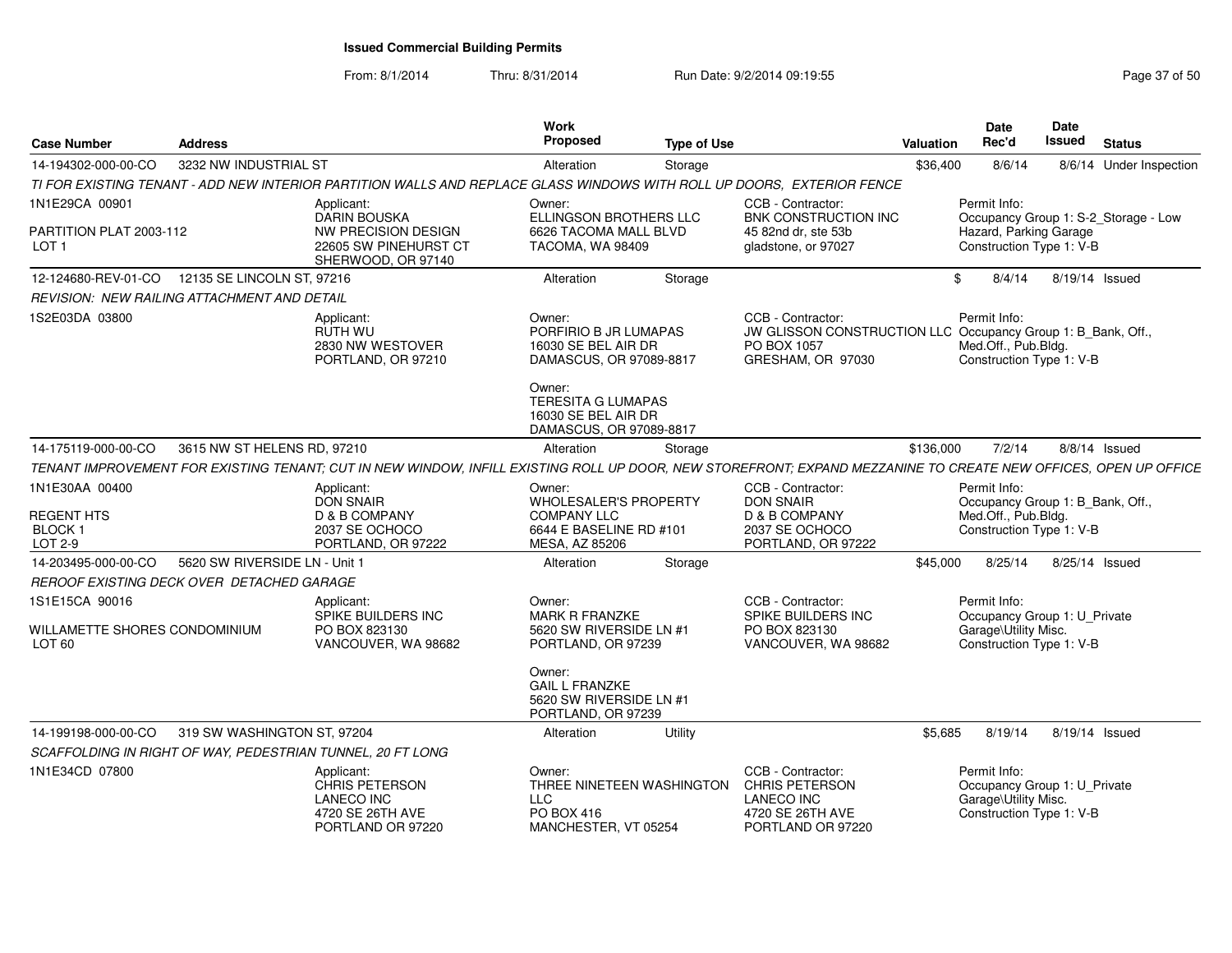# Issued Commercial Building Permits

From: 8/1/2014 Thru: 8/31/2014 Run Date: 9/2/2014 09:19:55

| Case Number | Address | Work Proposed | Type of Use | Valuation | Date Rec'd | Date Issued | Status |
|---|---|---|---|---|---|---|---|
| 14-194302-000-00-CO | 3232 NW INDUSTRIAL ST | Alteration | Storage | $36,400 | 8/6/14 | 8/6/14 | Under Inspection |

TI FOR EXISTING TENANT - ADD NEW INTERIOR PARTITION WALLS AND REPLACE GLASS WINDOWS WITH ROLL UP DOORS, EXTERIOR FENCE

1N1E29CA 00901
PARTITION PLAT 2003-112
LOT 1

Applicant: DARIN BOUSKA, NW PRECISION DESIGN, 22605 SW PINEHURST CT, SHERWOOD, OR 97140

Owner: ELLINGSON BROTHERS LLC, 6626 TACOMA MALL BLVD, TACOMA, WA 98409

CCB - Contractor: BNK CONSTRUCTION INC, 45 82nd dr, ste 53b, gladstone, or 97027

Permit Info: Occupancy Group 1: S-2_Storage - Low Hazard, Parking Garage; Construction Type 1: V-B

---

| Case Number | Address | Work Proposed | Type of Use | Valuation | Date Rec'd | Date Issued | Status |
|---|---|---|---|---|---|---|---|
| 12-124680-REV-01-CO | 12135 SE LINCOLN ST, 97216 | Alteration | Storage | $ | 8/4/14 | 8/19/14 | Issued |

REVISION: NEW RAILING ATTACHMENT AND DETAIL

1S2E03DA 03800

Applicant: RUTH WU, 2830 NW WESTOVER, PORTLAND, OR 97210

Owner: PORFIRIO B JR LUMAPAS, 16030 SE BEL AIR DR, DAMASCUS, OR 97089-8817

Owner: TERESITA G LUMAPAS, 16030 SE BEL AIR DR, DAMASCUS, OR 97089-8817

CCB - Contractor: JW GLISSON CONSTRUCTION LLC, PO BOX 1057, GRESHAM, OR 97030

Permit Info: Occupancy Group 1: B_Bank, Off., Med.Off., Pub.Bldg.; Construction Type 1: V-B

---

| Case Number | Address | Work Proposed | Type of Use | Valuation | Date Rec'd | Date Issued | Status |
|---|---|---|---|---|---|---|---|
| 14-175119-000-00-CO | 3615 NW ST HELENS RD, 97210 | Alteration | Storage | $136,000 | 7/2/14 | 8/8/14 | Issued |

TENANT IMPROVEMENT FOR EXISTING TENANT; CUT IN NEW WINDOW, INFILL EXISTING ROLL UP DOOR, NEW STOREFRONT; EXPAND MEZZANINE TO CREATE NEW OFFICES, OPEN UP OFFICE

1N1E30AA 00400
REGENT HTS
BLOCK 1
LOT 2-9

Applicant: DON SNAIR, D & B COMPANY, 2037 SE OCHOCO, PORTLAND, OR 97222

Owner: WHOLESALER'S PROPERTY COMPANY LLC, 6644 E BASELINE RD #101, MESA, AZ 85206

CCB - Contractor: DON SNAIR, D & B COMPANY, 2037 SE OCHOCO, PORTLAND, OR 97222

Permit Info: Occupancy Group 1: B_Bank, Off., Med.Off., Pub.Bldg.; Construction Type 1: V-B

---

| Case Number | Address | Work Proposed | Type of Use | Valuation | Date Rec'd | Date Issued | Status |
|---|---|---|---|---|---|---|---|
| 14-203495-000-00-CO | 5620 SW RIVERSIDE LN - Unit 1 | Alteration | Storage | $45,000 | 8/25/14 | 8/25/14 | Issued |

REROOF EXISTING DECK OVER DETACHED GARAGE

1S1E15CA 90016
WILLAMETTE SHORES CONDOMINIUM
LOT 60

Applicant: SPIKE BUILDERS INC, PO BOX 823130, VANCOUVER, WA 98682

Owner: MARK R FRANZKE, 5620 SW RIVERSIDE LN #1, PORTLAND, OR 97239

Owner: GAIL L FRANZKE, 5620 SW RIVERSIDE LN #1, PORTLAND, OR 97239

CCB - Contractor: SPIKE BUILDERS INC, PO BOX 823130, VANCOUVER, WA 98682

Permit Info: Occupancy Group 1: U_Private Garage\Utility Misc.; Construction Type 1: V-B

---

| Case Number | Address | Work Proposed | Type of Use | Valuation | Date Rec'd | Date Issued | Status |
|---|---|---|---|---|---|---|---|
| 14-199198-000-00-CO | 319 SW WASHINGTON ST, 97204 | Alteration | Utility | $5,685 | 8/19/14 | 8/19/14 | Issued |

SCAFFOLDING IN RIGHT OF WAY, PEDESTRIAN TUNNEL, 20 FT LONG

1N1E34CD 07800

Applicant: CHRIS PETERSON, LANECO INC, 4720 SE 26TH AVE, PORTLAND OR 97220

Owner: THREE NINETEEN WASHINGTON LLC, PO BOX 416, MANCHESTER, VT 05254

CCB - Contractor: CHRIS PETERSON, LANECO INC, 4720 SE 26TH AVE, PORTLAND OR 97220

Permit Info: Occupancy Group 1: U_Private Garage\Utility Misc.; Construction Type 1: V-B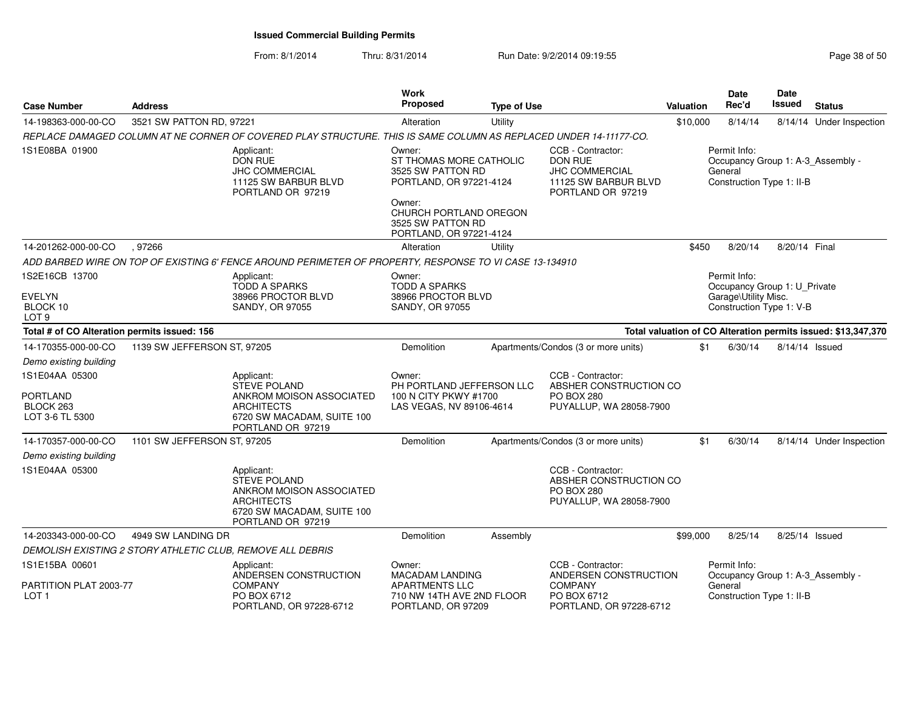**Issued Commercial Building Permits**

From: 8/1/2014 Thru: 8/31/2014 Run Date: 9/2/2014 09:19:55

| Case Number | Address | Work Proposed | Type of Use | Valuation | Date Rec'd | Date Issued | Status |
|---|---|---|---|---|---|---|---|
| 14-198363-000-00-CO | 3521 SW PATTON RD, 97221 | Alteration | Utility | $10,000 | 8/14/14 | 8/14/14 | Under Inspection |

*REPLACE DAMAGED COLUMN AT NE CORNER OF COVERED PLAY STRUCTURE. THIS IS SAME COLUMN AS REPLACED UNDER 14-11177-CO.*

1S1E08BA 01900

Applicant: DON RUE, JHC COMMERCIAL, 11125 SW BARBUR BLVD, PORTLAND OR 97219

Owner: ST THOMAS MORE CATHOLIC, 3525 SW PATTON RD, PORTLAND, OR 97221-4124

Owner: CHURCH PORTLAND OREGON, 3525 SW PATTON RD, PORTLAND, OR 97221-4124

CCB - Contractor: DON RUE, JHC COMMERCIAL, 11125 SW BARBUR BLVD, PORTLAND OR 97219

Permit Info: Occupancy Group 1: A-3_Assembly - General; Construction Type 1: II-B

| Case Number | Address | Work Proposed | Type of Use | Valuation | Date Rec'd | Date Issued | Status |
|---|---|---|---|---|---|---|---|
| 14-201262-000-00-CO | , 97266 | Alteration | Utility | $450 | 8/20/14 | 8/20/14 | Final |

*ADD BARBED WIRE ON TOP OF EXISTING 6' FENCE AROUND PERIMETER OF PROPERTY, RESPONSE TO VI CASE 13-134910*

1S2E16CB 13700

EVELYN
BLOCK 10
LOT 9

Applicant: TODD A SPARKS, 38966 PROCTOR BLVD, SANDY, OR 97055

Owner: TODD A SPARKS, 38966 PROCTOR BLVD, SANDY, OR 97055

Permit Info: Occupancy Group 1: U_Private Garage\Utility Misc.; Construction Type 1: V-B

**Total # of CO Alteration permits issued: 156**

**Total valuation of CO Alteration permits issued: $13,347,370**

| Case Number | Address | Work Proposed | Type of Use | Valuation | Date Rec'd | Date Issued | Status |
|---|---|---|---|---|---|---|---|
| 14-170355-000-00-CO | 1139 SW JEFFERSON ST, 97205 | Demolition | Apartments/Condos (3 or more units) | $1 | 6/30/14 | 8/14/14 | Issued |

*Demo existing building*

1S1E04AA 05300

PORTLAND
BLOCK 263
LOT 3-6 TL 5300

Applicant: STEVE POLAND, ANKROM MOISON ASSOCIATED ARCHITECTS, 6720 SW MACADAM, SUITE 100, PORTLAND OR 97219

Owner: PH PORTLAND JEFFERSON LLC, 100 N CITY PKWY #1700, LAS VEGAS, NV 89106-4614

CCB - Contractor: ABSHER CONSTRUCTION CO, PO BOX 280, PUYALLUP, WA 28058-7900

| Case Number | Address | Work Proposed | Type of Use | Valuation | Date Rec'd | Date Issued | Status |
|---|---|---|---|---|---|---|---|
| 14-170357-000-00-CO | 1101 SW JEFFERSON ST, 97205 | Demolition | Apartments/Condos (3 or more units) | $1 | 6/30/14 | 8/14/14 | Under Inspection |

*Demo existing building*

1S1E04AA 05300

Applicant: STEVE POLAND, ANKROM MOISON ASSOCIATED ARCHITECTS, 6720 SW MACADAM, SUITE 100, PORTLAND OR 97219

CCB - Contractor: ABSHER CONSTRUCTION CO, PO BOX 280, PUYALLUP, WA 28058-7900

| Case Number | Address | Work Proposed | Type of Use | Valuation | Date Rec'd | Date Issued | Status |
|---|---|---|---|---|---|---|---|
| 14-203343-000-00-CO | 4949 SW LANDING DR | Demolition | Assembly | $99,000 | 8/25/14 | 8/25/14 | Issued |

*DEMOLISH EXISTING 2 STORY ATHLETIC CLUB, REMOVE ALL DEBRIS*

1S1E15BA 00601

PARTITION PLAT 2003-77
LOT 1

Applicant: ANDERSEN CONSTRUCTION COMPANY, PO BOX 6712, PORTLAND, OR 97228-6712

Owner: MACADAM LANDING APARTMENTS LLC, 710 NW 14TH AVE 2ND FLOOR, PORTLAND, OR 97209

CCB - Contractor: ANDERSEN CONSTRUCTION COMPANY, PO BOX 6712, PORTLAND, OR 97228-6712

Permit Info: Occupancy Group 1: A-3_Assembly - General; Construction Type 1: II-B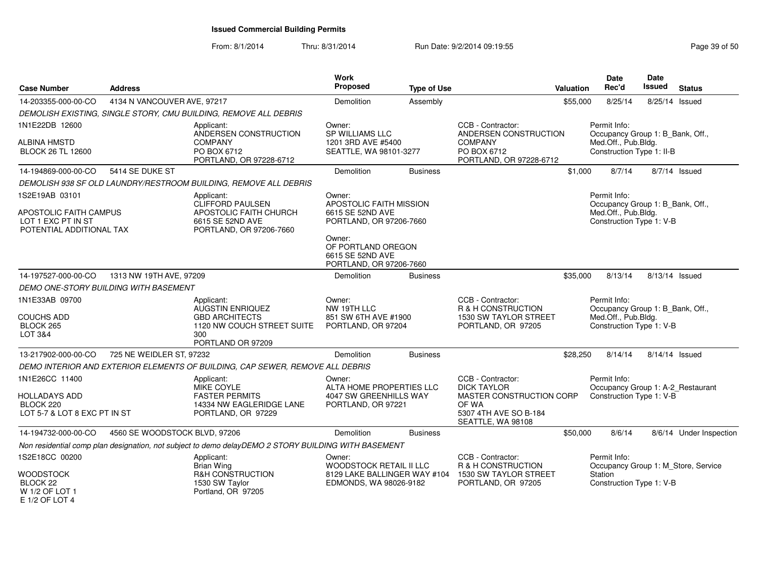**Issued Commercial Building Permits**

From: 8/1/2014 Thru: 8/31/2014 Run Date: 9/2/2014 09:19:55

| Case Number | Address | | Work Proposed | Type of Use | | Valuation | Date Rec'd | Date Issued | Status |
|---|---|---|---|---|---|---|---|---|---|
| 14-203355-000-00-CO | 4134 N VANCOUVER AVE, 97217 | | Demolition | Assembly | | $55,000 | 8/25/14 | 8/25/14 | Issued |
| *DEMOLISH EXISTING, SINGLE STORY, CMU BUILDING, REMOVE ALL DEBRIS* | | | | | | | | | |
| 1N1E22DB 12600<br><br>ALBINA HMSTD<br>BLOCK 26 TL 12600 | | Applicant:<br>ANDERSEN CONSTRUCTION COMPANY<br>PO BOX 6712<br>PORTLAND, OR 97228-6712 | Owner:<br>SP WILLIAMS LLC<br>1201 3RD AVE #5400<br>SEATTLE, WA 98101-3277 | | CCB - Contractor:<br>ANDERSEN CONSTRUCTION COMPANY<br>PO BOX 6712<br>PORTLAND, OR 97228-6712 | | Permit Info:<br>Occupancy Group 1: B_Bank, Off., Med.Off., Pub.Bldg.<br>Construction Type 1: II-B | | |
| 14-194869-000-00-CO | 5414 SE DUKE ST | | Demolition | Business | | $1,000 | 8/7/14 | 8/7/14 | Issued |
| *DEMOLISH 938 SF OLD LAUNDRY/RESTROOM BUILDING, REMOVE ALL DEBRIS* | | | | | | | | | |
| 1S2E19AB 03101<br><br>APOSTOLIC FAITH CAMPUS<br>LOT 1 EXC PT IN ST<br>POTENTIAL ADDITIONAL TAX | | Applicant:<br>CLIFFORD PAULSEN<br>APOSTOLIC FAITH CHURCH<br>6615 SE 52ND AVE<br>PORTLAND, OR 97206-7660 | Owner:<br>APOSTOLIC FAITH MISSION<br>6615 SE 52ND AVE<br>PORTLAND, OR 97206-7660<br><br>Owner:<br>OF PORTLAND OREGON<br>6615 SE 52ND AVE<br>PORTLAND, OR 97206-7660 | | | | Permit Info:<br>Occupancy Group 1: B_Bank, Off., Med.Off., Pub.Bldg.<br>Construction Type 1: V-B | | |
| 14-197527-000-00-CO | 1313 NW 19TH AVE, 97209 | | Demolition | Business | | $35,000 | 8/13/14 | 8/13/14 | Issued |
| *DEMO ONE-STORY BUILDING WITH BASEMENT* | | | | | | | | | |
| 1N1E33AB 09700<br><br>COUCHS ADD<br>BLOCK 265<br>LOT 3&4 | | Applicant:<br>AUGSTIN ENRIQUEZ<br>GBD ARCHITECTS<br>1120 NW COUCH STREET SUITE 300<br>PORTLAND OR 97209 | Owner:<br>NW 19TH LLC<br>851 SW 6TH AVE #1900<br>PORTLAND, OR 97204 | | CCB - Contractor:<br>R & H CONSTRUCTION<br>1530 SW TAYLOR STREET<br>PORTLAND, OR 97205 | | Permit Info:<br>Occupancy Group 1: B_Bank, Off., Med.Off., Pub.Bldg.<br>Construction Type 1: V-B | | |
| 13-217902-000-00-CO | 725 NE WEIDLER ST, 97232 | | Demolition | Business | | $28,250 | 8/14/14 | 8/14/14 | Issued |
| *DEMO INTERIOR AND EXTERIOR ELEMENTS OF BUILDING, CAP SEWER, REMOVE ALL DEBRIS* | | | | | | | | | |
| 1N1E26CC 11400<br><br>HOLLADAYS ADD<br>BLOCK 220<br>LOT 5-7 & LOT 8 EXC PT IN ST | | Applicant:<br>MIKE COYLE<br>FASTER PERMITS<br>14334 NW EAGLERIDGE LANE<br>PORTLAND, OR 97229 | Owner:<br>ALTA HOME PROPERTIES LLC<br>4047 SW GREENHILLS WAY<br>PORTLAND, OR 97221 | | CCB - Contractor:<br>DICK TAYLOR<br>MASTER CONSTRUCTION CORP OF WA<br>5307 4TH AVE SO B-184<br>SEATTLE, WA 98108 | | Permit Info:<br>Occupancy Group 1: A-2_Restaurant<br>Construction Type 1: V-B | | |
| 14-194732-000-00-CO | 4560 SE WOODSTOCK BLVD, 97206 | | Demolition | Business | | $50,000 | 8/6/14 | 8/6/14 | Under Inspection |
| *Non residential comp plan designation, not subject to demo delayDEMO 2 STORY BUILDING WITH BASEMENT* | | | | | | | | | |
| 1S2E18CC 00200<br><br>WOODSTOCK<br>BLOCK 22<br>W 1/2 OF LOT 1<br>E 1/2 OF LOT 4 | | Applicant:<br>Brian Wing<br>R&H CONSTRUCTION<br>1530 SW Taylor<br>Portland, OR 97205 | Owner:<br>WOODSTOCK RETAIL II LLC<br>8129 LAKE BALLINGER WAY #104<br>EDMONDS, WA 98026-9182 | | CCB - Contractor:<br>R & H CONSTRUCTION<br>1530 SW TAYLOR STREET<br>PORTLAND, OR 97205 | | Permit Info:<br>Occupancy Group 1: M_Store, Service Station<br>Construction Type 1: V-B | | |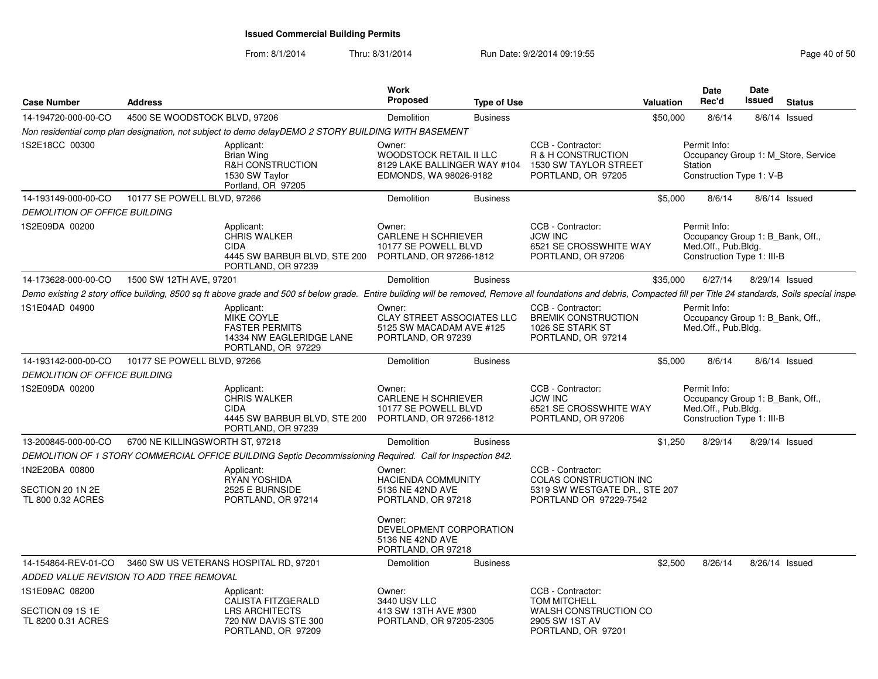**Issued Commercial Building Permits**

From: 8/1/2014 Thru: 8/31/2014 Run Date: 9/2/2014 09:19:55

| Case Number | Address | Work Proposed | Type of Use | Valuation | Date Rec'd | Date Issued | Status |
|---|---|---|---|---|---|---|---|
| 14-194720-000-00-CO | 4500 SE WOODSTOCK BLVD, 97206 | Demolition | Business | $50,000 | 8/6/14 | 8/6/14 | Issued |

*Non residential comp plan designation, not subject to demo delayDEMO 2 STORY BUILDING WITH BASEMENT*

1S2E18CC 00300

Applicant: Brian Wing, R&H CONSTRUCTION, 1530 SW Taylor, Portland, OR 97205

Owner: WOODSTOCK RETAIL II LLC, 8129 LAKE BALLINGER WAY #104, EDMONDS, WA 98026-9182

CCB - Contractor: R & H CONSTRUCTION, 1530 SW TAYLOR STREET, PORTLAND, OR 97205

Permit Info: Occupancy Group 1: M_Store, Service Station; Construction Type 1: V-B

| Case Number | Address | Work Proposed | Type of Use | Valuation | Date Rec'd | Date Issued | Status |
|---|---|---|---|---|---|---|---|
| 14-193149-000-00-CO | 10177 SE POWELL BLVD, 97266 | Demolition | Business | $5,000 | 8/6/14 | 8/6/14 | Issued |

*DEMOLITION OF OFFICE BUILDING*

1S2E09DA 00200

Applicant: CHRIS WALKER, CIDA, 4445 SW BARBUR BLVD, STE 200, PORTLAND, OR 97239

Owner: CARLENE H SCHRIEVER, 10177 SE POWELL BLVD, PORTLAND, OR 97266-1812

CCB - Contractor: JCW INC, 6521 SE CROSSWHITE WAY, PORTLAND, OR 97206

Permit Info: Occupancy Group 1: B_Bank, Off., Med.Off., Pub.Bldg.; Construction Type 1: III-B

| Case Number | Address | Work Proposed | Type of Use | Valuation | Date Rec'd | Date Issued | Status |
|---|---|---|---|---|---|---|---|
| 14-173628-000-00-CO | 1500 SW 12TH AVE, 97201 | Demolition | Business | $35,000 | 6/27/14 | 8/29/14 | Issued |

*Demo existing 2 story office building, 8500 sq ft above grade and 500 sf below grade. Entire building will be removed, Remove all foundations and debris, Compacted fill per Title 24 standards, Soils special inspe*

1S1E04AD 04900

Applicant: MIKE COYLE, FASTER PERMITS, 14334 NW EAGLERIDGE LANE, PORTLAND, OR 97229

Owner: CLAY STREET ASSOCIATES LLC, 5125 SW MACADAM AVE #125, PORTLAND, OR 97239

CCB - Contractor: BREMIK CONSTRUCTION, 1026 SE STARK ST, PORTLAND, OR 97214

Permit Info: Occupancy Group 1: B_Bank, Off., Med.Off., Pub.Bldg.

| Case Number | Address | Work Proposed | Type of Use | Valuation | Date Rec'd | Date Issued | Status |
|---|---|---|---|---|---|---|---|
| 14-193142-000-00-CO | 10177 SE POWELL BLVD, 97266 | Demolition | Business | $5,000 | 8/6/14 | 8/6/14 | Issued |

*DEMOLITION OF OFFICE BUILDING*

1S2E09DA 00200

Applicant: CHRIS WALKER, CIDA, 4445 SW BARBUR BLVD, STE 200, PORTLAND, OR 97239

Owner: CARLENE H SCHRIEVER, 10177 SE POWELL BLVD, PORTLAND, OR 97266-1812

CCB - Contractor: JCW INC, 6521 SE CROSSWHITE WAY, PORTLAND, OR 97206

Permit Info: Occupancy Group 1: B_Bank, Off., Med.Off., Pub.Bldg.; Construction Type 1: III-B

| Case Number | Address | Work Proposed | Type of Use | Valuation | Date Rec'd | Date Issued | Status |
|---|---|---|---|---|---|---|---|
| 13-200845-000-00-CO | 6700 NE KILLINGSWORTH ST, 97218 | Demolition | Business | $1,250 | 8/29/14 | 8/29/14 | Issued |

*DEMOLITION OF 1 STORY COMMERCIAL OFFICE BUILDING Septic Decommissioning Required. Call for Inspection 842.*

1N2E20BA 00800
SECTION 20 1N 2E
TL 800 0.32 ACRES

Applicant: RYAN YOSHIDA, 2525 E BURNSIDE, PORTLAND, OR 97214

Owner: HACIENDA COMMUNITY, 5136 NE 42ND AVE, PORTLAND, OR 97218

Owner: DEVELOPMENT CORPORATION, 5136 NE 42ND AVE, PORTLAND, OR 97218

CCB - Contractor: COLAS CONSTRUCTION INC, 5319 SW WESTGATE DR., STE 207, PORTLAND OR 97229-7542

| Case Number | Address | Work Proposed | Type of Use | Valuation | Date Rec'd | Date Issued | Status |
|---|---|---|---|---|---|---|---|
| 14-154864-REV-01-CO | 3460 SW US VETERANS HOSPITAL RD, 97201 | Demolition | Business | $2,500 | 8/26/14 | 8/26/14 | Issued |

*ADDED VALUE REVISION TO ADD TREE REMOVAL*

1S1E09AC 08200
SECTION 09 1S 1E
TL 8200 0.31 ACRES

Applicant: CALISTA FITZGERALD, LRS ARCHITECTS, 720 NW DAVIS STE 300, PORTLAND, OR 97209

Owner: 3440 USV LLC, 413 SW 13TH AVE #300, PORTLAND, OR 97205-2305

CCB - Contractor: TOM MITCHELL, WALSH CONSTRUCTION CO, 2905 SW 1ST AV, PORTLAND, OR 97201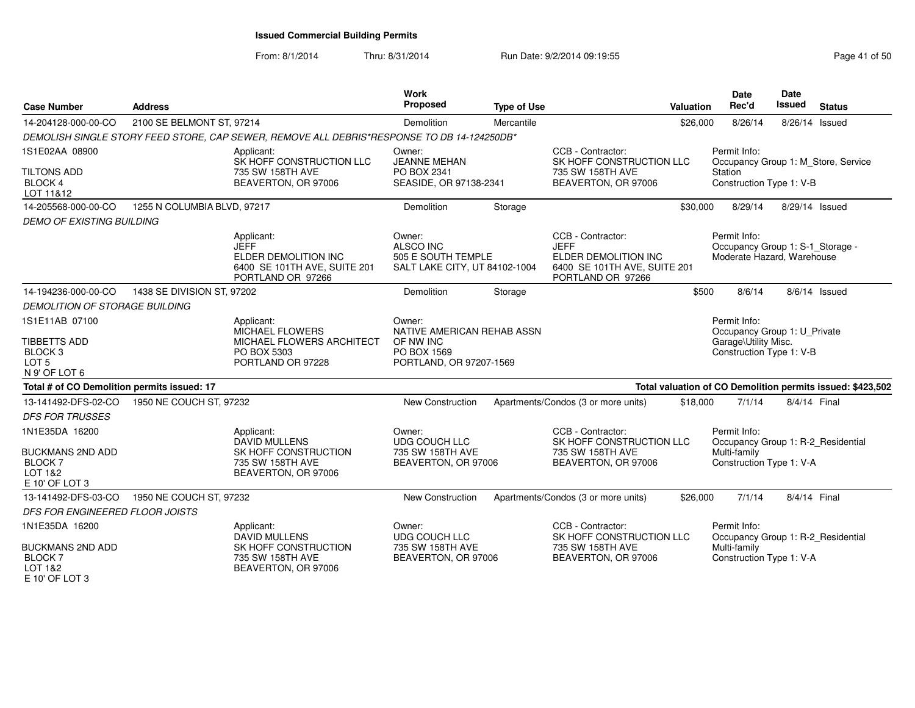# Issued Commercial Building Permits

From: 8/1/2014 Thru: 8/31/2014 Run Date: 9/2/2014 09:19:55

| Case Number | Address | Work Proposed | Type of Use | Valuation | Date Rec'd | Date Issued | Status |
|---|---|---|---|---|---|---|---|
| 14-204128-000-00-CO | 2100 SE BELMONT ST, 97214 | Demolition | Mercantile | $26,000 | 8/26/14 | 8/26/14 | Issued |

*DEMOLISH SINGLE STORY FEED STORE, CAP SEWER, REMOVE ALL DEBRIS*RESPONSE TO DB 14-124250DB**

1S1E02AA 08900
TILTONS ADD
BLOCK 4
LOT 11&12

Applicant: SK HOFF CONSTRUCTION LLC, 735 SW 158TH AVE, BEAVERTON, OR 97006

Owner: JEANNE MEHAN, PO BOX 2341, SEASIDE, OR 97138-2341

CCB - Contractor: SK HOFF CONSTRUCTION LLC, 735 SW 158TH AVE, BEAVERTON, OR 97006

Permit Info: Occupancy Group 1: M_Store, Service Station; Construction Type 1: V-B

| Case Number | Address | Work Proposed | Type of Use | Valuation | Date Rec'd | Date Issued | Status |
|---|---|---|---|---|---|---|---|
| 14-205568-000-00-CO | 1255 N COLUMBIA BLVD, 97217 | Demolition | Storage | $30,000 | 8/29/14 | 8/29/14 | Issued |

*DEMO OF EXISTING BUILDING*

Applicant: JEFF, ELDER DEMOLITION INC, 6400 SE 101TH AVE, SUITE 201, PORTLAND OR 97266

Owner: ALSCO INC, 505 E SOUTH TEMPLE, SALT LAKE CITY, UT 84102-1004

CCB - Contractor: JEFF, ELDER DEMOLITION INC, 6400 SE 101TH AVE, SUITE 201, PORTLAND OR 97266

Permit Info: Occupancy Group 1: S-1_Storage - Moderate Hazard, Warehouse

| Case Number | Address | Work Proposed | Type of Use | Valuation | Date Rec'd | Date Issued | Status |
|---|---|---|---|---|---|---|---|
| 14-194236-000-00-CO | 1438 SE DIVISION ST, 97202 | Demolition | Storage | $500 | 8/6/14 | 8/6/14 | Issued |

*DEMOLITION OF STORAGE BUILDING*

1S1E11AB 07100
TIBBETTS ADD
BLOCK 3
LOT 5
N 9' OF LOT 6

Applicant: MICHAEL FLOWERS, MICHAEL FLOWERS ARCHITECT, PO BOX 5303, PORTLAND OR 97228

Owner: NATIVE AMERICAN REHAB ASSN OF NW INC, PO BOX 1569, PORTLAND, OR 97207-1569

Permit Info: Occupancy Group 1: U_Private Garage\Utility Misc.; Construction Type 1: V-B

**Total # of CO Demolition permits issued: 17** — **Total valuation of CO Demolition permits issued: $423,502**

| Case Number | Address | Work Proposed | Type of Use | Valuation | Date Rec'd | Date Issued | Status |
|---|---|---|---|---|---|---|---|
| 13-141492-DFS-02-CO | 1950 NE COUCH ST, 97232 | New Construction | Apartments/Condos (3 or more units) | $18,000 | 7/1/14 | 8/4/14 | Final |

*DFS FOR TRUSSES*

1N1E35DA 16200
BUCKMANS 2ND ADD
BLOCK 7
LOT 1&2
E 10' OF LOT 3

Applicant: DAVID MULLENS, SK HOFF CONSTRUCTION, 735 SW 158TH AVE, BEAVERTON, OR 97006

Owner: UDG COUCH LLC, 735 SW 158TH AVE, BEAVERTON, OR 97006

CCB - Contractor: SK HOFF CONSTRUCTION LLC, 735 SW 158TH AVE, BEAVERTON, OR 97006

Permit Info: Occupancy Group 1: R-2_Residential Multi-family; Construction Type 1: V-A

| Case Number | Address | Work Proposed | Type of Use | Valuation | Date Rec'd | Date Issued | Status |
|---|---|---|---|---|---|---|---|
| 13-141492-DFS-03-CO | 1950 NE COUCH ST, 97232 | New Construction | Apartments/Condos (3 or more units) | $26,000 | 7/1/14 | 8/4/14 | Final |

*DFS FOR ENGINEERED FLOOR JOISTS*

1N1E35DA 16200
BUCKMANS 2ND ADD
BLOCK 7
LOT 1&2
E 10' OF LOT 3

Applicant: DAVID MULLENS, SK HOFF CONSTRUCTION, 735 SW 158TH AVE, BEAVERTON, OR 97006

Owner: UDG COUCH LLC, 735 SW 158TH AVE, BEAVERTON, OR 97006

CCB - Contractor: SK HOFF CONSTRUCTION LLC, 735 SW 158TH AVE, BEAVERTON, OR 97006

Permit Info: Occupancy Group 1: R-2_Residential Multi-family; Construction Type 1: V-A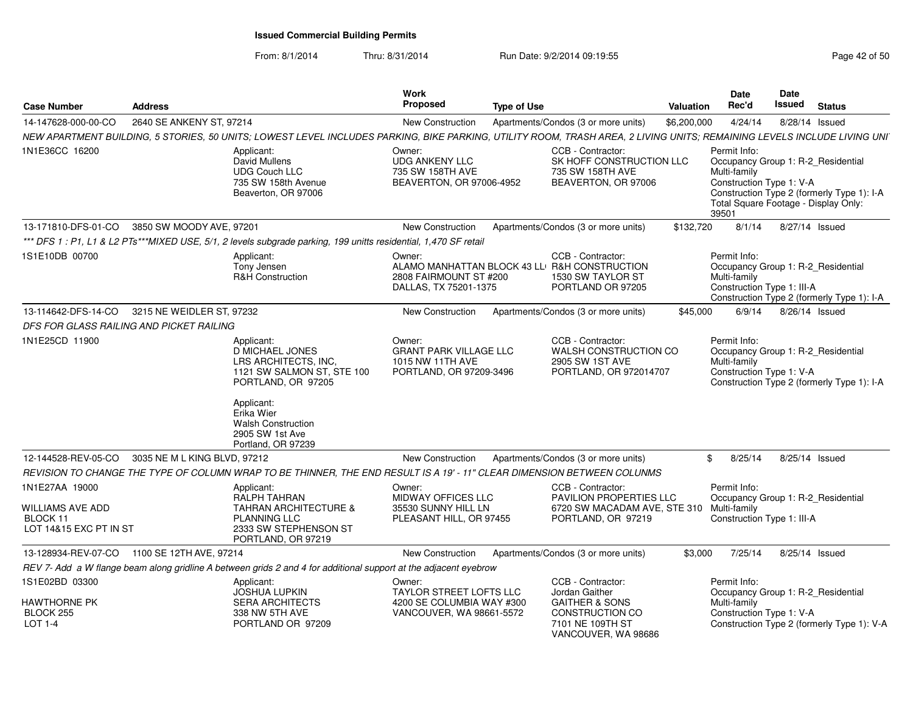# Issued Commercial Building Permits

From: 8/1/2014 Thru: 8/31/2014 Run Date: 9/2/2014 09:19:55

| Case Number | Address | Work Proposed | Type of Use | Valuation | Date Rec'd | Date Issued | Status |
|---|---|---|---|---|---|---|---|
| 14-147628-000-00-CO | 2640 SE ANKENY ST, 97214 | New Construction | Apartments/Condos (3 or more units) | $6,200,000 | 4/24/14 | 8/28/14 | Issued |

NEW APARTMENT BUILDING, 5 STORIES, 50 UNITS; LOWEST LEVEL INCLUDES PARKING, BIKE PARKING, UTILITY ROOM, TRASH AREA, 2 LIVING UNITS; REMAINING LEVELS INCLUDE LIVING UNI

1N1E36CC 16200

Applicant: David Mullens, UDG Couch LLC, 735 SW 158th Avenue, Beaverton, OR 97006

Owner: UDG ANKENY LLC, 735 SW 158TH AVE, BEAVERTON, OR 97006-4952

CCB - Contractor: SK HOFF CONSTRUCTION LLC, 735 SW 158TH AVE, BEAVERTON, OR 97006

Permit Info: Occupancy Group 1: R-2_Residential Multi-family; Construction Type 1: V-A; Construction Type 2 (formerly Type 1): I-A; Total Square Footage - Display Only: 39501

| Case Number | Address | Work Proposed | Type of Use | Valuation | Date Rec'd | Date Issued | Status |
|---|---|---|---|---|---|---|---|
| 13-171810-DFS-01-CO | 3850 SW MOODY AVE, 97201 | New Construction | Apartments/Condos (3 or more units) | $132,720 | 8/1/14 | 8/27/14 | Issued |

*** DFS 1 : P1, L1 & L2 PTs***MIXED USE, 5/1, 2 levels subgrade parking, 199 unitts residential, 1,470 SF retail

1S1E10DB 00700

Applicant: Tony Jensen, R&H Construction

Owner: ALAMO MANHATTAN BLOCK 43 LL, 2808 FAIRMOUNT ST #200, DALLAS, TX 75201-1375

CCB - Contractor: R&H CONSTRUCTION, 1530 SW TAYLOR ST, PORTLAND OR 97205

Permit Info: Occupancy Group 1: R-2_Residential Multi-family; Construction Type 1: III-A; Construction Type 2 (formerly Type 1): I-A

| Case Number | Address | Work Proposed | Type of Use | Valuation | Date Rec'd | Date Issued | Status |
|---|---|---|---|---|---|---|---|
| 13-114642-DFS-14-CO | 3215 NE WEIDLER ST, 97232 | New Construction | Apartments/Condos (3 or more units) | $45,000 | 6/9/14 | 8/26/14 | Issued |

DFS FOR GLASS RAILING AND PICKET RAILING

1N1E25CD 11900

Applicant: D MICHAEL JONES, LRS ARCHITECTS, INC, 1121 SW SALMON ST, STE 100, PORTLAND, OR 97205

Applicant: Erika Wier, Walsh Construction, 2905 SW 1st Ave, Portland, OR 97239

Owner: GRANT PARK VILLAGE LLC, 1015 NW 11TH AVE, PORTLAND, OR 97209-3496

CCB - Contractor: WALSH CONSTRUCTION CO, 2905 SW 1ST AVE, PORTLAND, OR 972014707

Permit Info: Occupancy Group 1: R-2_Residential Multi-family; Construction Type 1: V-A; Construction Type 2 (formerly Type 1): I-A

| Case Number | Address | Work Proposed | Type of Use | Valuation | Date Rec'd | Date Issued | Status |
|---|---|---|---|---|---|---|---|
| 12-144528-REV-05-CO | 3035 NE M L KING BLVD, 97212 | New Construction | Apartments/Condos (3 or more units) | $ | 8/25/14 | 8/25/14 | Issued |

REVISION TO CHANGE THE TYPE OF COLUMN WRAP TO BE THINNER, THE END RESULT IS A 19' - 11" CLEAR DIMENSION BETWEEN COLUNMS

1N1E27AA 19000
WILLIAMS AVE ADD
BLOCK 11
LOT 14&15 EXC PT IN ST

Applicant: RALPH TAHRAN, TAHRAN ARCHITECTURE & PLANNING LLC, 2333 SW STEPHENSON ST, PORTLAND, OR 97219

Owner: MIDWAY OFFICES LLC, 35530 SUNNY HILL LN, PLEASANT HILL, OR 97455

CCB - Contractor: PAVILION PROPERTIES LLC, 6720 SW MACADAM AVE, STE 310, PORTLAND, OR 97219

Permit Info: Occupancy Group 1: R-2_Residential Multi-family; Construction Type 1: III-A

| Case Number | Address | Work Proposed | Type of Use | Valuation | Date Rec'd | Date Issued | Status |
|---|---|---|---|---|---|---|---|
| 13-128934-REV-07-CO | 1100 SE 12TH AVE, 97214 | New Construction | Apartments/Condos (3 or more units) | $3,000 | 7/25/14 | 8/25/14 | Issued |

REV 7- Add a W flange beam along gridline A between grids 2 and 4 for additional support at the adjacent eyebrow

1S1E02BD 03300
HAWTHORNE PK
BLOCK 255
LOT 1-4

Applicant: JOSHUA LUPKIN, SERA ARCHITECTS, 338 NW 5TH AVE, PORTLAND OR 97209

Owner: TAYLOR STREET LOFTS LLC, 4200 SE COLUMBIA WAY #300, VANCOUVER, WA 98661-5572

CCB - Contractor: Jordan Gaither, GAITHER & SONS CONSTRUCTION CO, 7101 NE 109TH ST, VANCOUVER, WA 98686

Permit Info: Occupancy Group 1: R-2_Residential Multi-family; Construction Type 1: V-A; Construction Type 2 (formerly Type 1): V-A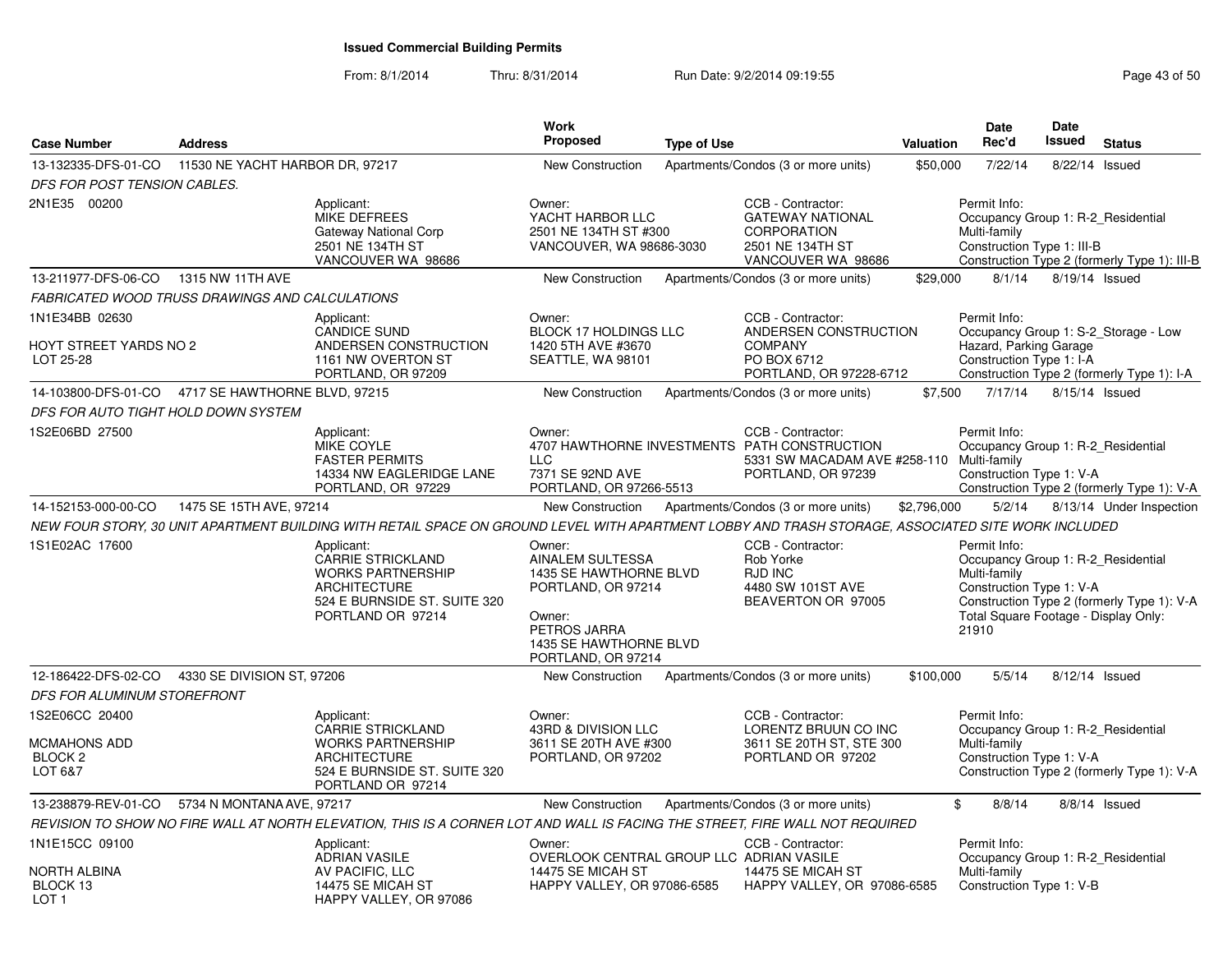## Issued Commercial Building Permits

From: 8/1/2014 Thru: 8/31/2014 Run Date: 9/2/2014 09:19:55

| Case Number | Address | Work Proposed | Type of Use | Valuation | Date Rec'd | Date Issued | Status |
|---|---|---|---|---|---|---|---|
| 13-132335-DFS-01-CO | 11530 NE YACHT HARBOR DR, 97217 | New Construction | Apartments/Condos (3 or more units) | $50,000 | 7/22/14 | 8/22/14 | Issued |

*DFS FOR POST TENSION CABLES.*

2N1E35 00200

Applicant: MIKE DEFREES, Gateway National Corp, 2501 NE 134TH ST, VANCOUVER WA 98686

Owner: YACHT HARBOR LLC, 2501 NE 134TH ST #300, VANCOUVER, WA 98686-3030

CCB - Contractor: GATEWAY NATIONAL CORPORATION, 2501 NE 134TH ST, VANCOUVER WA 98686

Permit Info: Occupancy Group 1: R-2_Residential Multi-family; Construction Type 1: III-B; Construction Type 2 (formerly Type 1): III-B

| Case Number | Address | Work Proposed | Type of Use | Valuation | Date Rec'd | Date Issued | Status |
|---|---|---|---|---|---|---|---|
| 13-211977-DFS-06-CO | 1315 NW 11TH AVE | New Construction | Apartments/Condos (3 or more units) | $29,000 | 8/1/14 | 8/19/14 | Issued |

*FABRICATED WOOD TRUSS DRAWINGS AND CALCULATIONS*

1N1E34BB 02630
HOYT STREET YARDS NO 2
LOT 25-28

Applicant: CANDICE SUND, ANDERSEN CONSTRUCTION, 1161 NW OVERTON ST, PORTLAND, OR 97209

Owner: BLOCK 17 HOLDINGS LLC, 1420 5TH AVE #3670, SEATTLE, WA 98101

CCB - Contractor: ANDERSEN CONSTRUCTION COMPANY, PO BOX 6712, PORTLAND, OR 97228-6712

Permit Info: Occupancy Group 1: S-2_Storage - Low Hazard, Parking Garage; Construction Type 1: I-A; Construction Type 2 (formerly Type 1): I-A

| Case Number | Address | Work Proposed | Type of Use | Valuation | Date Rec'd | Date Issued | Status |
|---|---|---|---|---|---|---|---|
| 14-103800-DFS-01-CO | 4717 SE HAWTHORNE BLVD, 97215 | New Construction | Apartments/Condos (3 or more units) | $7,500 | 7/17/14 | 8/15/14 | Issued |

*DFS FOR AUTO TIGHT HOLD DOWN SYSTEM*

1S2E06BD 27500

Applicant: MIKE COYLE, FASTER PERMITS, 14334 NW EAGLERIDGE LANE, PORTLAND, OR 97229

Owner: 4707 HAWTHORNE INVESTMENTS LLC, 7371 SE 92ND AVE, PORTLAND, OR 97266-5513

CCB - Contractor: PATH CONSTRUCTION, 5331 SW MACADAM AVE #258-110, PORTLAND, OR 97239

Permit Info: Occupancy Group 1: R-2_Residential Multi-family; Construction Type 1: V-A; Construction Type 2 (formerly Type 1): V-A

| Case Number | Address | Work Proposed | Type of Use | Valuation | Date Rec'd | Date Issued | Status |
|---|---|---|---|---|---|---|---|
| 14-152153-000-00-CO | 1475 SE 15TH AVE, 97214 | New Construction | Apartments/Condos (3 or more units) | $2,796,000 | 5/2/14 | 8/13/14 | Under Inspection |

*NEW FOUR STORY, 30 UNIT APARTMENT BUILDING WITH RETAIL SPACE ON GROUND LEVEL WITH APARTMENT LOBBY AND TRASH STORAGE, ASSOCIATED SITE WORK INCLUDED*

1S1E02AC 17600

Applicant: CARRIE STRICKLAND, WORKS PARTNERSHIP ARCHITECTURE, 524 E BURNSIDE ST. SUITE 320, PORTLAND OR 97214

Owner: AINALEM SULTESSA, 1435 SE HAWTHORNE BLVD, PORTLAND, OR 97214

Owner: PETROS JARRA, 1435 SE HAWTHORNE BLVD, PORTLAND, OR 97214

CCB - Contractor: Rob Yorke, RJD INC, 4480 SW 101ST AVE, BEAVERTON OR 97005

Permit Info: Occupancy Group 1: R-2_Residential Multi-family; Construction Type 1: V-A; Construction Type 2 (formerly Type 1): V-A; Total Square Footage - Display Only: 21910

| Case Number | Address | Work Proposed | Type of Use | Valuation | Date Rec'd | Date Issued | Status |
|---|---|---|---|---|---|---|---|
| 12-186422-DFS-02-CO | 4330 SE DIVISION ST, 97206 | New Construction | Apartments/Condos (3 or more units) | $100,000 | 5/5/14 | 8/12/14 | Issued |

*DFS FOR ALUMINUM STOREFRONT*

1S2E06CC 20400
MCMAHONS ADD
BLOCK 2
LOT 6&7

Applicant: CARRIE STRICKLAND, WORKS PARTNERSHIP ARCHITECTURE, 524 E BURNSIDE ST. SUITE 320, PORTLAND OR 97214

Owner: 43RD & DIVISION LLC, 3611 SE 20TH AVE #300, PORTLAND, OR 97202

CCB - Contractor: LORENTZ BRUUN CO INC, 3611 SE 20TH ST, STE 300, PORTLAND OR 97202

Permit Info: Occupancy Group 1: R-2_Residential Multi-family; Construction Type 1: V-A; Construction Type 2 (formerly Type 1): V-A

| Case Number | Address | Work Proposed | Type of Use | Valuation | Date Rec'd | Date Issued | Status |
|---|---|---|---|---|---|---|---|
| 13-238879-REV-01-CO | 5734 N MONTANA AVE, 97217 | New Construction | Apartments/Condos (3 or more units) | $ | 8/8/14 | 8/8/14 | Issued |

*REVISION TO SHOW NO FIRE WALL AT NORTH ELEVATION, THIS IS A CORNER LOT AND WALL IS FACING THE STREET, FIRE WALL NOT REQUIRED*

1N1E15CC 09100
NORTH ALBINA
BLOCK 13
LOT 1

Applicant: ADRIAN VASILE, AV PACIFIC, LLC, 14475 SE MICAH ST, HAPPY VALLEY, OR 97086

Owner: OVERLOOK CENTRAL GROUP LLC, 14475 SE MICAH ST, HAPPY VALLEY, OR 97086-6585

CCB - Contractor: ADRIAN VASILE, 14475 SE MICAH ST, HAPPY VALLEY, OR 97086-6585

Permit Info: Occupancy Group 1: R-2_Residential Multi-family; Construction Type 1: V-B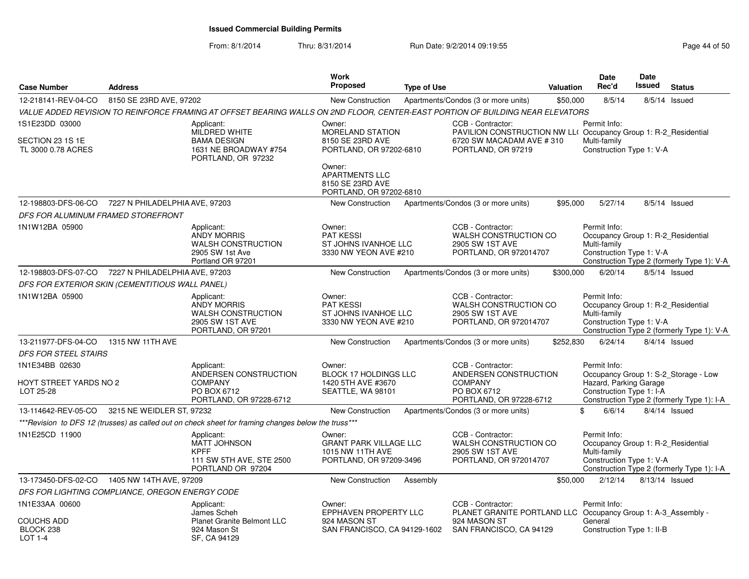# Issued Commercial Building Permits

From: 8/1/2014 Thru: 8/31/2014 Run Date: 9/2/2014 09:19:55

| Case Number | Address | Work Proposed | Type of Use | Valuation | Date Rec'd | Date Issued | Status |
|---|---|---|---|---|---|---|---|
| 12-218141-REV-04-CO | 8150 SE 23RD AVE, 97202 | New Construction | Apartments/Condos (3 or more units) | $50,000 | 8/5/14 | 8/5/14 | Issued |

*VALUE ADDED REVISION TO REINFORCE FRAMING AT OFFSET BEARING WALLS ON 2ND FLOOR, CENTER-EAST PORTION OF BUILDING NEAR ELEVATORS*

1S1E23DD 03000
SECTION 23 1S 1E
TL 3000 0.78 ACRES

Applicant: MILDRED WHITE, BAMA DESIGN, 1631 NE BROADWAY #754, PORTLAND, OR 97232

Owner: MORELAND STATION, 8150 SE 23RD AVE, PORTLAND, OR 97202-6810

Owner: APARTMENTS LLC, 8150 SE 23RD AVE, PORTLAND, OR 97202-6810

CCB - Contractor: PAVILION CONSTRUCTION NW LL(, 6720 SW MACADAM AVE # 310, PORTLAND, OR 97219

Permit Info: Occupancy Group 1: R-2_Residential Multi-family; Construction Type 1: V-A

---

| Case Number | Address | Work Proposed | Type of Use | Valuation | Date Rec'd | Date Issued | Status |
|---|---|---|---|---|---|---|---|
| 12-198803-DFS-06-CO | 7227 N PHILADELPHIA AVE, 97203 | New Construction | Apartments/Condos (3 or more units) | $95,000 | 5/27/14 | 8/5/14 | Issued |

*DFS FOR ALUMINUM FRAMED STOREFRONT*

1N1W12BA 05900

Applicant: ANDY MORRIS, WALSH CONSTRUCTION, 2905 SW 1st Ave, Portland OR 97201

Owner: PAT KESSI, ST JOHNS IVANHOE LLC, 3330 NW YEON AVE #210

CCB - Contractor: WALSH CONSTRUCTION CO, 2905 SW 1ST AVE, PORTLAND, OR 972014707

Permit Info: Occupancy Group 1: R-2_Residential Multi-family; Construction Type 1: V-A; Construction Type 2 (formerly Type 1): V-A

---

| Case Number | Address | Work Proposed | Type of Use | Valuation | Date Rec'd | Date Issued | Status |
|---|---|---|---|---|---|---|---|
| 12-198803-DFS-07-CO | 7227 N PHILADELPHIA AVE, 97203 | New Construction | Apartments/Condos (3 or more units) | $300,000 | 6/20/14 | 8/5/14 | Issued |

*DFS FOR EXTERIOR SKIN (CEMENTITIOUS WALL PANEL)*

1N1W12BA 05900

Applicant: ANDY MORRIS, WALSH CONSTRUCTION, 2905 SW 1ST AVE, PORTLAND, OR 97201

Owner: PAT KESSI, ST JOHNS IVANHOE LLC, 3330 NW YEON AVE #210

CCB - Contractor: WALSH CONSTRUCTION CO, 2905 SW 1ST AVE, PORTLAND, OR 972014707

Permit Info: Occupancy Group 1: R-2_Residential Multi-family; Construction Type 1: V-A; Construction Type 2 (formerly Type 1): V-A

---

| Case Number | Address | Work Proposed | Type of Use | Valuation | Date Rec'd | Date Issued | Status |
|---|---|---|---|---|---|---|---|
| 13-211977-DFS-04-CO | 1315 NW 11TH AVE | New Construction | Apartments/Condos (3 or more units) | $252,830 | 6/24/14 | 8/4/14 | Issued |

*DFS FOR STEEL STAIRS*

1N1E34BB 02630
HOYT STREET YARDS NO 2
LOT 25-28

Applicant: ANDERSEN CONSTRUCTION COMPANY, PO BOX 6712, PORTLAND, OR 97228-6712

Owner: BLOCK 17 HOLDINGS LLC, 1420 5TH AVE #3670, SEATTLE, WA 98101

CCB - Contractor: ANDERSEN CONSTRUCTION COMPANY, PO BOX 6712, PORTLAND, OR 97228-6712

Permit Info: Occupancy Group 1: S-2_Storage - Low Hazard, Parking Garage; Construction Type 1: I-A; Construction Type 2 (formerly Type 1): I-A

---

| Case Number | Address | Work Proposed | Type of Use | Valuation | Date Rec'd | Date Issued | Status |
|---|---|---|---|---|---|---|---|
| 13-114642-REV-05-CO | 3215 NE WEIDLER ST, 97232 | New Construction | Apartments/Condos (3 or more units) | $ | 6/6/14 | 8/4/14 | Issued |

*\*\*\*Revision to DFS 12 (trusses) as called out on check sheet for framing changes below the truss\*\*\**

1N1E25CD 11900

Applicant: MATT JOHNSON, KPFF, 111 SW 5TH AVE, STE 2500, PORTLAND OR 97204

Owner: GRANT PARK VILLAGE LLC, 1015 NW 11TH AVE, PORTLAND, OR 97209-3496

CCB - Contractor: WALSH CONSTRUCTION CO, 2905 SW 1ST AVE, PORTLAND, OR 972014707

Permit Info: Occupancy Group 1: R-2_Residential Multi-family; Construction Type 1: V-A; Construction Type 2 (formerly Type 1): I-A

---

| Case Number | Address | Work Proposed | Type of Use | Valuation | Date Rec'd | Date Issued | Status |
|---|---|---|---|---|---|---|---|
| 13-173450-DFS-02-CO | 1405 NW 14TH AVE, 97209 | New Construction | Assembly | $50,000 | 2/12/14 | 8/13/14 | Issued |

*DFS FOR LIGHTING COMPLIANCE, OREGON ENERGY CODE*

1N1E33AA 00600
COUCHS ADD
BLOCK 238
LOT 1-4

Applicant: James Scheh, Planet Granite Belmont LLC, 924 Mason St, SF, CA 94129

Owner: EPPHAVEN PROPERTY LLC, 924 MASON ST, SAN FRANCISCO, CA 94129-1602

CCB - Contractor: PLANET GRANITE PORTLAND LLC, 924 MASON ST, SAN FRANCISCO, CA 94129

Permit Info: Occupancy Group 1: A-3_Assembly - General; Construction Type 1: II-B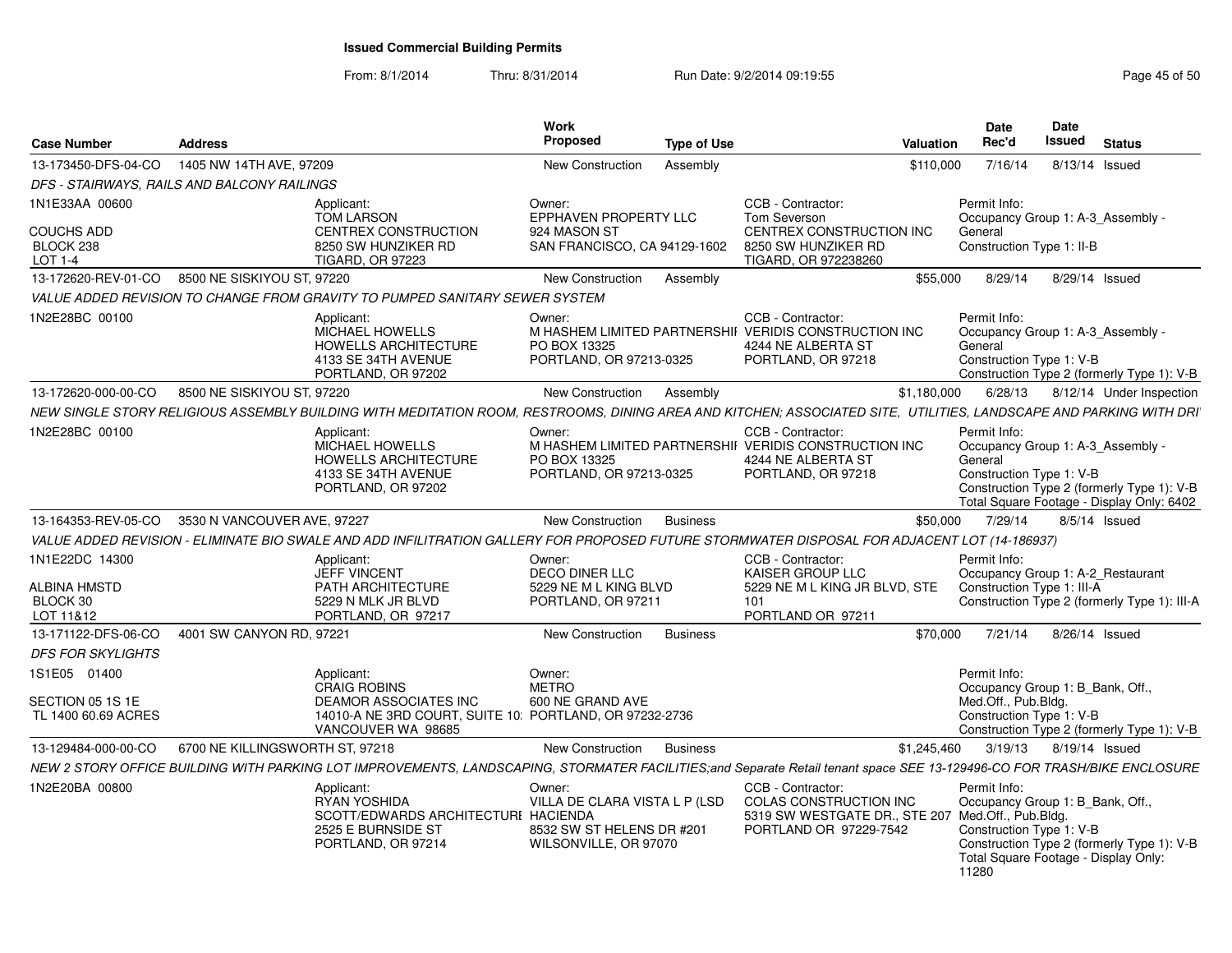# Issued Commercial Building Permits

From: 8/1/2014 Thru: 8/31/2014 Run Date: 9/2/2014 09:19:55

| Case Number | Address | Work Proposed | Type of Use | Valuation | Date Rec'd | Date Issued | Status |
|---|---|---|---|---|---|---|---|
| 13-173450-DFS-04-CO | 1405 NW 14TH AVE, 97209 | New Construction | Assembly | $110,000 | 7/16/14 | 8/13/14 | Issued |

DFS - STAIRWAYS, RAILS AND BALCONY RAILINGS

- 1N1E33AA 00600; COUCHS ADD; BLOCK 238; LOT 1-4
- Applicant: TOM LARSON, CENTREX CONSTRUCTION, 8250 SW HUNZIKER RD, TIGARD, OR 97223
- Owner: EPPHAVEN PROPERTY LLC, 924 MASON ST, SAN FRANCISCO, CA 94129-1602
- CCB - Contractor: Tom Severson, CENTREX CONSTRUCTION INC, 8250 SW HUNZIKER RD, TIGARD, OR 972238260
- Permit Info: Occupancy Group 1: A-3_Assembly - General; Construction Type 1: II-B

| Case Number | Address | Work Proposed | Type of Use | Valuation | Date Rec'd | Date Issued | Status |
|---|---|---|---|---|---|---|---|
| 13-172620-REV-01-CO | 8500 NE SISKIYOU ST, 97220 | New Construction | Assembly | $55,000 | 8/29/14 | 8/29/14 | Issued |

VALUE ADDED REVISION TO CHANGE FROM GRAVITY TO PUMPED SANITARY SEWER SYSTEM

- 1N2E28BC 00100
- Applicant: MICHAEL HOWELLS, HOWELLS ARCHITECTURE, 4133 SE 34TH AVENUE, PORTLAND, OR 97202
- Owner: M HASHEM LIMITED PARTNERSHIP, PO BOX 13325, PORTLAND, OR 97213-0325
- CCB - Contractor: VERIDIS CONSTRUCTION INC, 4244 NE ALBERTA ST, PORTLAND, OR 97218
- Permit Info: Occupancy Group 1: A-3_Assembly - General; Construction Type 1: V-B; Construction Type 2 (formerly Type 1): V-B

| Case Number | Address | Work Proposed | Type of Use | Valuation | Date Rec'd | Date Issued | Status |
|---|---|---|---|---|---|---|---|
| 13-172620-000-00-CO | 8500 NE SISKIYOU ST, 97220 | New Construction | Assembly | $1,180,000 | 6/28/13 | 8/12/14 | Under Inspection |

NEW SINGLE STORY RELIGIOUS ASSEMBLY BUILDING WITH MEDITATION ROOM, RESTROOMS, DINING AREA AND KITCHEN; ASSOCIATED SITE, UTILITIES, LANDSCAPE AND PARKING WITH DRI

- 1N2E28BC 00100
- Applicant: MICHAEL HOWELLS, HOWELLS ARCHITECTURE, 4133 SE 34TH AVENUE, PORTLAND, OR 97202
- Owner: M HASHEM LIMITED PARTNERSHIP, PO BOX 13325, PORTLAND, OR 97213-0325
- CCB - Contractor: VERIDIS CONSTRUCTION INC, 4244 NE ALBERTA ST, PORTLAND, OR 97218
- Permit Info: Occupancy Group 1: A-3_Assembly - General; Construction Type 1: V-B; Construction Type 2 (formerly Type 1): V-B; Total Square Footage - Display Only: 6402

| Case Number | Address | Work Proposed | Type of Use | Valuation | Date Rec'd | Date Issued | Status |
|---|---|---|---|---|---|---|---|
| 13-164353-REV-05-CO | 3530 N VANCOUVER AVE, 97227 | New Construction | Business | $50,000 | 7/29/14 | 8/5/14 | Issued |

VALUE ADDED REVISION - ELIMINATE BIO SWALE AND ADD INFILTRATION GALLERY FOR PROPOSED FUTURE STORMWATER DISPOSAL FOR ADJACENT LOT (14-186937)

- 1N1E22DC 14300; ALBINA HMSTD; BLOCK 30; LOT 11&12
- Applicant: JEFF VINCENT, PATH ARCHITECTURE, 5229 N MLK JR BLVD, PORTLAND, OR 97217
- Owner: DECO DINER LLC, 5229 NE M L KING BLVD, PORTLAND, OR 97211
- CCB - Contractor: KAISER GROUP LLC, 5229 NE M L KING JR BLVD, STE 101, PORTLAND OR 97211
- Permit Info: Occupancy Group 1: A-2_Restaurant; Construction Type 1: III-A; Construction Type 2 (formerly Type 1): III-A

| Case Number | Address | Work Proposed | Type of Use | Valuation | Date Rec'd | Date Issued | Status |
|---|---|---|---|---|---|---|---|
| 13-171122-DFS-06-CO | 4001 SW CANYON RD, 97221 | New Construction | Business | $70,000 | 7/21/14 | 8/26/14 | Issued |

DFS FOR SKYLIGHTS

- 1S1E05 01400; SECTION 05 1S 1E; TL 1400 60.69 ACRES
- Applicant: CRAIG ROBINS, DEAMOR ASSOCIATES INC, 14010-A NE 3RD COURT, SUITE 10; VANCOUVER WA 98685
- Owner: METRO, 600 NE GRAND AVE, PORTLAND, OR 97232-2736
- Permit Info: Occupancy Group 1: B_Bank, Off., Med.Off., Pub.Bldg.; Construction Type 1: V-B; Construction Type 2 (formerly Type 1): V-B

| Case Number | Address | Work Proposed | Type of Use | Valuation | Date Rec'd | Date Issued | Status |
|---|---|---|---|---|---|---|---|
| 13-129484-000-00-CO | 6700 NE KILLINGSWORTH ST, 97218 | New Construction | Business | $1,245,460 | 3/19/13 | 8/19/14 | Issued |

NEW 2 STORY OFFICE BUILDING WITH PARKING LOT IMPROVEMENTS, LANDSCAPING, STORMATER FACILITIES;and Separate Retail tenant space SEE 13-129496-CO FOR TRASH/BIKE ENCLOSURE

- 1N2E20BA 00800
- Applicant: RYAN YOSHIDA, SCOTT/EDWARDS ARCHITECTURE, 2525 E BURNSIDE ST, PORTLAND, OR 97214
- Owner: VILLA DE CLARA VISTA L P (LSD HACIENDA, 8532 SW ST HELENS DR #201, WILSONVILLE, OR 97070
- CCB - Contractor: COLAS CONSTRUCTION INC, 5319 SW WESTGATE DR., STE 207, PORTLAND OR 97229-7542
- Permit Info: Occupancy Group 1: B_Bank, Off., Med.Off., Pub.Bldg.; Construction Type 1: V-B; Construction Type 2 (formerly Type 1): V-B; Total Square Footage - Display Only: 11280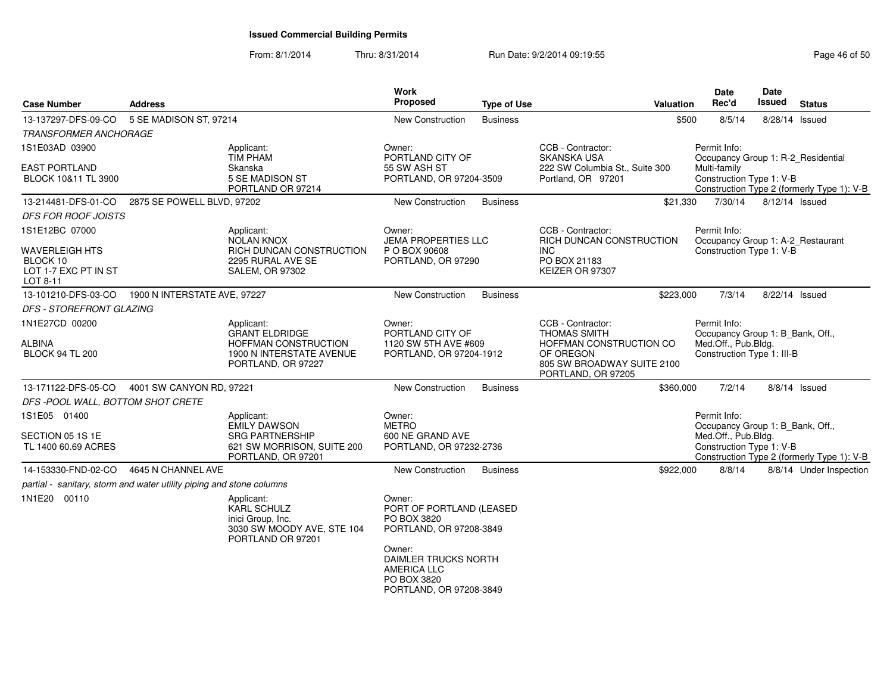# Issued Commercial Building Permits

From: 8/1/2014 Thru: 8/31/2014 Run Date: 9/2/2014 09:19:55

| Case Number | Address | | Work Proposed | Type of Use | | Valuation | Date Rec'd | Date Issued | Status |
|---|---|---|---|---|---|---|---|---|---|
| 13-137297-DFS-09-CO | 5 SE MADISON ST, 97214 | | New Construction | Business | | $500 | 8/5/14 | 8/28/14 | Issued |
| *TRANSFORMER ANCHORAGE* | | | | | | | | | |
| 1S1E03AD 03900<br><br>EAST PORTLAND<br>BLOCK 10&11 TL 3900 | | Applicant:<br>TIM PHAM<br>Skanska<br>5 SE MADISON ST<br>PORTLAND OR 97214 | Owner:<br>PORTLAND CITY OF<br>55 SW ASH ST<br>PORTLAND, OR 97204-3509 | | CCB - Contractor:<br>SKANSKA USA<br>222 SW Columbia St., Suite 300<br>Portland, OR 97201 | | Permit Info:<br>Occupancy Group 1: R-2_Residential Multi-family<br>Construction Type 1: V-B<br>Construction Type 2 (formerly Type 1): V-B | | |
| 13-214481-DFS-01-CO | 2875 SE POWELL BLVD, 97202 | | New Construction | Business | | $21,330 | 7/30/14 | 8/12/14 | Issued |
| *DFS FOR ROOF JOISTS* | | | | | | | | | |
| 1S1E12BC 07000<br><br>WAVERLEIGH HTS<br>BLOCK 10<br>LOT 1-7 EXC PT IN ST<br>LOT 8-11 | | Applicant:<br>NOLAN KNOX<br>RICH DUNCAN CONSTRUCTION<br>2295 RURAL AVE SE<br>SALEM, OR 97302 | Owner:<br>JEMA PROPERTIES LLC<br>P O BOX 90608<br>PORTLAND, OR 97290 | | CCB - Contractor:<br>RICH DUNCAN CONSTRUCTION INC<br>PO BOX 21183<br>KEIZER OR 97307 | | Permit Info:<br>Occupancy Group 1: A-2_Restaurant<br>Construction Type 1: V-B | | |
| 13-101210-DFS-03-CO | 1900 N INTERSTATE AVE, 97227 | | New Construction | Business | | $223,000 | 7/3/14 | 8/22/14 | Issued |
| *DFS - STOREFRONT GLAZING* | | | | | | | | | |
| 1N1E27CD 00200<br><br>ALBINA<br>BLOCK 94 TL 200 | | Applicant:<br>GRANT ELDRIDGE<br>HOFFMAN CONSTRUCTION<br>1900 N INTERSTATE AVENUE<br>PORTLAND, OR 97227 | Owner:<br>PORTLAND CITY OF<br>1120 SW 5TH AVE #609<br>PORTLAND, OR 97204-1912 | | CCB - Contractor:<br>THOMAS SMITH<br>HOFFMAN CONSTRUCTION CO OF OREGON<br>805 SW BROADWAY SUITE 2100<br>PORTLAND, OR 97205 | | Permit Info:<br>Occupancy Group 1: B_Bank, Off., Med.Off., Pub.Bldg.<br>Construction Type 1: III-B | | |
| 13-171122-DFS-05-CO | 4001 SW CANYON RD, 97221 | | New Construction | Business | | $360,000 | 7/2/14 | 8/8/14 | Issued |
| *DFS -POOL WALL, BOTTOM SHOT CRETE* | | | | | | | | | |
| 1S1E05 01400<br><br>SECTION 05 1S 1E<br>TL 1400 60.69 ACRES | | Applicant:<br>EMILY DAWSON<br>SRG PARTNERSHIP<br>621 SW MORRISON, SUITE 200<br>PORTLAND, OR 97201 | Owner:<br>METRO<br>600 NE GRAND AVE<br>PORTLAND, OR 97232-2736 | | | | Permit Info:<br>Occupancy Group 1: B_Bank, Off., Med.Off., Pub.Bldg.<br>Construction Type 1: V-B<br>Construction Type 2 (formerly Type 1): V-B | | |
| 14-153330-FND-02-CO | 4645 N CHANNEL AVE | | New Construction | Business | | $922,000 | 8/8/14 | 8/8/14 | Under Inspection |
| *partial - sanitary, storm and water utility piping and stone columns* | | | | | | | | | |
| 1N1E20 00110 | | Applicant:<br>KARL SCHULZ<br>inici Group, Inc.<br>3030 SW MOODY AVE, STE 104<br>PORTLAND OR 97201 | Owner:<br>PORT OF PORTLAND (LEASED<br>PO BOX 3820<br>PORTLAND, OR 97208-3849<br><br>Owner:<br>DAIMLER TRUCKS NORTH AMERICA LLC<br>PO BOX 3820<br>PORTLAND, OR 97208-3849 | | | | | | |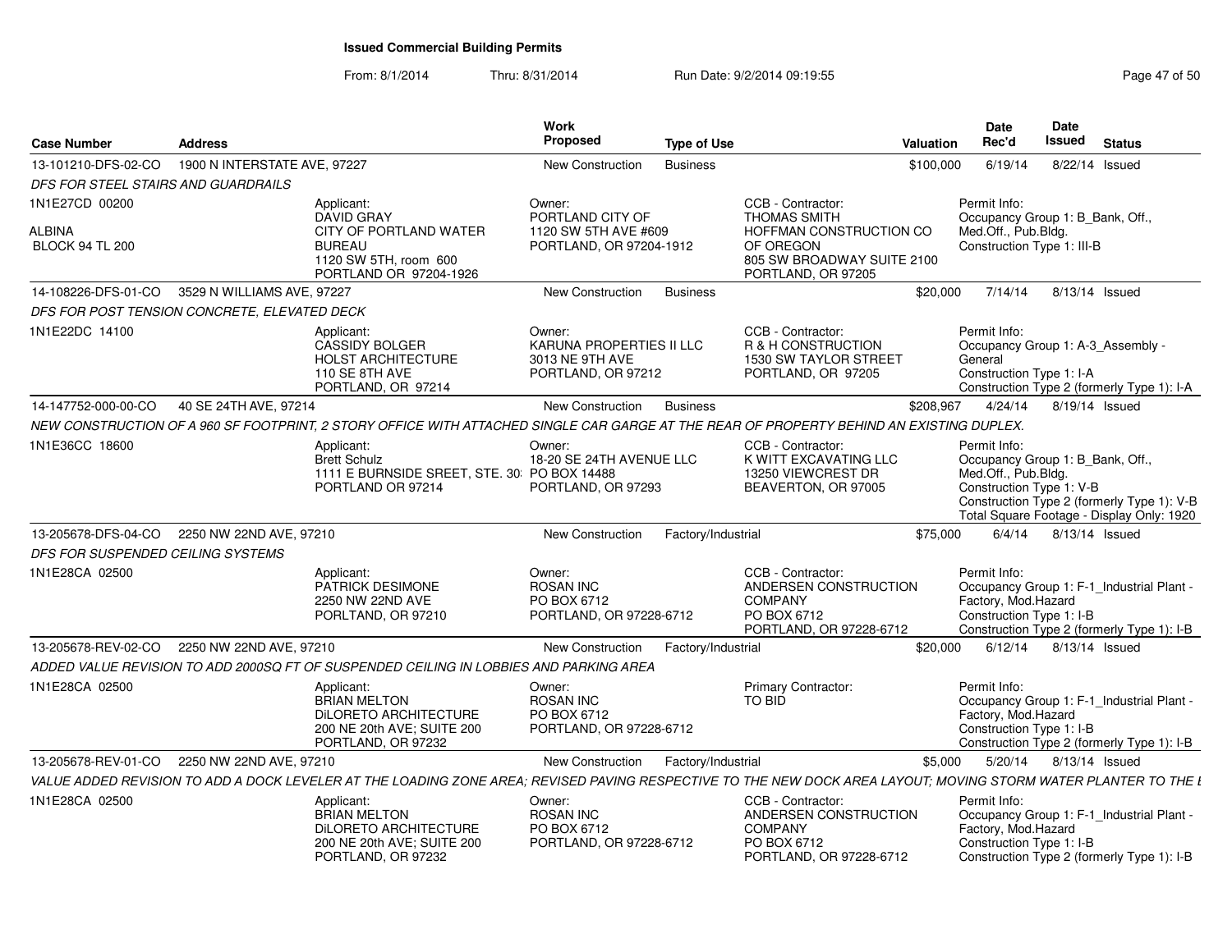## Issued Commercial Building Permits

From: 8/1/2014 Thru: 8/31/2014 Run Date: 9/2/2014 09:19:55

| Case Number | Address | | Work Proposed | Type of Use | | Valuation | Date Rec'd | Date Issued | Status |
|---|---|---|---|---|---|---|---|---|---|
| 13-101210-DFS-02-CO | 1900 N INTERSTATE AVE, 97227 | | New Construction | Business | | $100,000 | 6/19/14 | 8/22/14 | Issued |
| DFS FOR STEEL STAIRS AND GUARDRAILS | | | | | | | | | |
| 1N1E27CD 00200<br><br>ALBINA<br>BLOCK 94 TL 200 | | Applicant:<br>DAVID GRAY<br>CITY OF PORTLAND WATER BUREAU<br>1120 SW 5TH, room 600<br>PORTLAND OR 97204-1926 | Owner:<br>PORTLAND CITY OF<br>1120 SW 5TH AVE #609<br>PORTLAND, OR 97204-1912 | | CCB - Contractor:<br>THOMAS SMITH<br>HOFFMAN CONSTRUCTION CO OF OREGON<br>805 SW BROADWAY SUITE 2100<br>PORTLAND, OR 97205 | | Permit Info:<br>Occupancy Group 1: B_Bank, Off., Med.Off., Pub.Bldg.<br>Construction Type 1: III-B | | |
| 14-108226-DFS-01-CO | 3529 N WILLIAMS AVE, 97227 | | New Construction | Business | | $20,000 | 7/14/14 | 8/13/14 | Issued |
| DFS FOR POST TENSION CONCRETE, ELEVATED DECK | | | | | | | | | |
| 1N1E22DC 14100 | | Applicant:<br>CASSIDY BOLGER<br>HOLST ARCHITECTURE<br>110 SE 8TH AVE<br>PORTLAND, OR 97214 | Owner:<br>KARUNA PROPERTIES II LLC<br>3013 NE 9TH AVE<br>PORTLAND, OR 97212 | | CCB - Contractor:<br>R & H CONSTRUCTION<br>1530 SW TAYLOR STREET<br>PORTLAND, OR 97205 | | Permit Info:<br>Occupancy Group 1: A-3_Assembly - General<br>Construction Type 1: I-A<br>Construction Type 2 (formerly Type 1): I-A | | |
| 14-147752-000-00-CO | 40 SE 24TH AVE, 97214 | | New Construction | Business | | $208,967 | 4/24/14 | 8/19/14 | Issued |
| NEW CONSTRUCTION OF A 960 SF FOOTPRINT, 2 STORY OFFICE WITH ATTACHED SINGLE CAR GARGE AT THE REAR OF PROPERTY BEHIND AN EXISTING DUPLEX. | | | | | | | | | |
| 1N1E36CC 18600 | | Applicant:<br>Brett Schulz<br>1111 E BURNSIDE SREET, STE. 30:<br>PORTLAND OR 97214 | Owner:<br>18-20 SE 24TH AVENUE LLC<br>PO BOX 14488<br>PORTLAND, OR 97293 | | CCB - Contractor:<br>K WITT EXCAVATING LLC<br>13250 VIEWCREST DR<br>BEAVERTON, OR 97005 | | Permit Info:<br>Occupancy Group 1: B_Bank, Off., Med.Off., Pub.Bldg.<br>Construction Type 1: V-B<br>Construction Type 2 (formerly Type 1): V-B<br>Total Square Footage - Display Only: 1920 | | |
| 13-205678-DFS-04-CO | 2250 NW 22ND AVE, 97210 | | New Construction | Factory/Industrial | | $75,000 | 6/4/14 | 8/13/14 | Issued |
| DFS FOR SUSPENDED CEILING SYSTEMS | | | | | | | | | |
| 1N1E28CA 02500 | | Applicant:<br>PATRICK DESIMONE<br>2250 NW 22ND AVE<br>PORLTAND, OR 97210 | Owner:<br>ROSAN INC<br>PO BOX 6712<br>PORTLAND, OR 97228-6712 | | CCB - Contractor:<br>ANDERSEN CONSTRUCTION COMPANY<br>PO BOX 6712<br>PORTLAND, OR 97228-6712 | | Permit Info:<br>Occupancy Group 1: F-1_Industrial Plant - Factory, Mod.Hazard<br>Construction Type 1: I-B<br>Construction Type 2 (formerly Type 1): I-B | | |
| 13-205678-REV-02-CO | 2250 NW 22ND AVE, 97210 | | New Construction | Factory/Industrial | | $20,000 | 6/12/14 | 8/13/14 | Issued |
| ADDED VALUE REVISION TO ADD 2000SQ FT OF SUSPENDED CEILING IN LOBBIES AND PARKING AREA | | | | | | | | | |
| 1N1E28CA 02500 | | Applicant:<br>BRIAN MELTON<br>DiLORETO ARCHITECTURE<br>200 NE 20th AVE; SUITE 200<br>PORTLAND, OR 97232 | Owner:<br>ROSAN INC<br>PO BOX 6712<br>PORTLAND, OR 97228-6712 | | Primary Contractor:<br>TO BID | | Permit Info:<br>Occupancy Group 1: F-1_Industrial Plant - Factory, Mod.Hazard<br>Construction Type 1: I-B<br>Construction Type 2 (formerly Type 1): I-B | | |
| 13-205678-REV-01-CO | 2250 NW 22ND AVE, 97210 | | New Construction | Factory/Industrial | | $5,000 | 5/20/14 | 8/13/14 | Issued |
| VALUE ADDED REVISION TO ADD A DOCK LEVELER AT THE LOADING ZONE AREA; REVISED PAVING RESPECTIVE TO THE NEW DOCK AREA LAYOUT; MOVING STORM WATER PLANTER TO THE E | | | | | | | | | |
| 1N1E28CA 02500 | | Applicant:<br>BRIAN MELTON<br>DiLORETO ARCHITECTURE<br>200 NE 20th AVE; SUITE 200<br>PORTLAND, OR 97232 | Owner:<br>ROSAN INC<br>PO BOX 6712<br>PORTLAND, OR 97228-6712 | | CCB - Contractor:<br>ANDERSEN CONSTRUCTION COMPANY<br>PO BOX 6712<br>PORTLAND, OR 97228-6712 | | Permit Info:<br>Occupancy Group 1: F-1_Industrial Plant - Factory, Mod.Hazard<br>Construction Type 1: I-B<br>Construction Type 2 (formerly Type 1): I-B | | |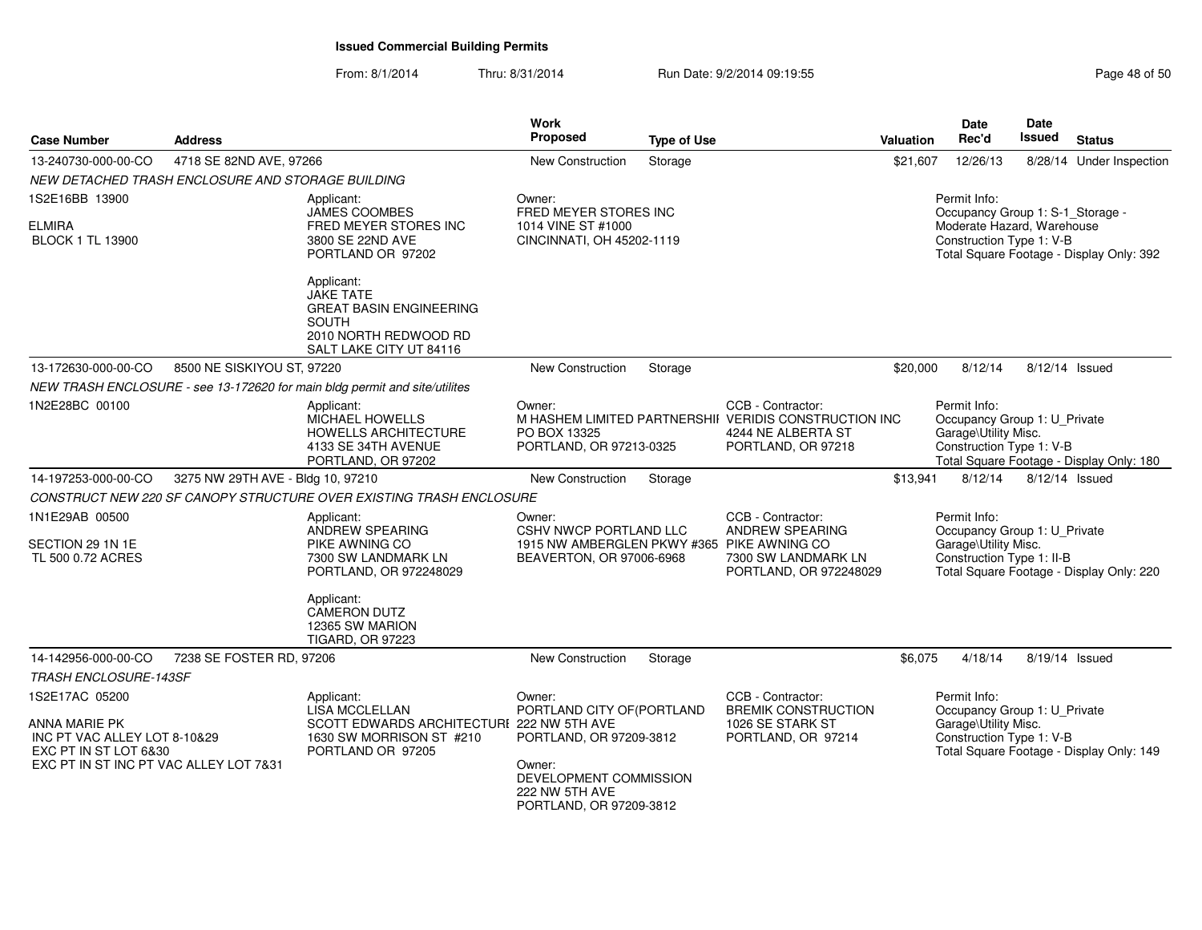**Issued Commercial Building Permits**

From: 8/1/2014 Thru: 8/31/2014 Run Date: 9/2/2014 09:19:55

| Case Number | Address | Work Proposed | Type of Use | Valuation | Date Rec'd | Date Issued | Status |
|---|---|---|---|---|---|---|---|
| 13-240730-000-00-CO | 4718 SE 82ND AVE, 97266 | New Construction | Storage | $21,607 | 12/26/13 | 8/28/14 | Under Inspection |

*NEW DETACHED TRASH ENCLOSURE AND STORAGE BUILDING*

1S2E16BB 13900
ELMIRA
BLOCK 1 TL 13900

Applicant:
JAMES COOMBES
FRED MEYER STORES INC
3800 SE 22ND AVE
PORTLAND OR 97202

Applicant:
JAKE TATE
GREAT BASIN ENGINEERING SOUTH
2010 NORTH REDWOOD RD
SALT LAKE CITY UT 84116

Owner:
FRED MEYER STORES INC
1014 VINE ST #1000
CINCINNATI, OH 45202-1119

Permit Info:
Occupancy Group 1: S-1_Storage - Moderate Hazard, Warehouse
Construction Type 1: V-B
Total Square Footage - Display Only: 392

| Case Number | Address | Work Proposed | Type of Use | Valuation | Date Rec'd | Date Issued | Status |
|---|---|---|---|---|---|---|---|
| 13-172630-000-00-CO | 8500 NE SISKIYOU ST, 97220 | New Construction | Storage | $20,000 | 8/12/14 | 8/12/14 | Issued |

*NEW TRASH ENCLOSURE - see 13-172620 for main bldg permit and site/utilites*

1N2E28BC 00100

Applicant:
MICHAEL HOWELLS
HOWELLS ARCHITECTURE
4133 SE 34TH AVENUE
PORTLAND, OR 97202

Owner:
M HASHEM LIMITED PARTNERSHIP
PO BOX 13325
PORTLAND, OR 97213-0325

CCB - Contractor:
VERIDIS CONSTRUCTION INC
4244 NE ALBERTA ST
PORTLAND, OR 97218

Permit Info:
Occupancy Group 1: U_Private Garage\Utility Misc.
Construction Type 1: V-B
Total Square Footage - Display Only: 180

| Case Number | Address | Work Proposed | Type of Use | Valuation | Date Rec'd | Date Issued | Status |
|---|---|---|---|---|---|---|---|
| 14-197253-000-00-CO | 3275 NW 29TH AVE - Bldg 10, 97210 | New Construction | Storage | $13,941 | 8/12/14 | 8/12/14 | Issued |

*CONSTRUCT NEW 220 SF CANOPY STRUCTURE OVER EXISTING TRASH ENCLOSURE*

1N1E29AB 00500
SECTION 29 1N 1E
TL 500 0.72 ACRES

Applicant:
ANDREW SPEARING
PIKE AWNING CO
7300 SW LANDMARK LN
PORTLAND, OR 972248029

Applicant:
CAMERON DUTZ
12365 SW MARION
TIGARD, OR 97223

Owner:
CSHV NWCP PORTLAND LLC
1915 NW AMBERGLEN PKWY #365
BEAVERTON, OR 97006-6968

CCB - Contractor:
ANDREW SPEARING
PIKE AWNING CO
7300 SW LANDMARK LN
PORTLAND, OR 972248029

Permit Info:
Occupancy Group 1: U_Private Garage\Utility Misc.
Construction Type 1: II-B
Total Square Footage - Display Only: 220

| Case Number | Address | Work Proposed | Type of Use | Valuation | Date Rec'd | Date Issued | Status |
|---|---|---|---|---|---|---|---|
| 14-142956-000-00-CO | 7238 SE FOSTER RD, 97206 | New Construction | Storage | $6,075 | 4/18/14 | 8/19/14 | Issued |

*TRASH ENCLOSURE-143SF*

1S2E17AC 05200
ANNA MARIE PK
INC PT VAC ALLEY LOT 8-10&29
EXC PT IN ST LOT 6&30
EXC PT IN ST INC PT VAC ALLEY LOT 7&31

Applicant:
LISA MCCLELLAN
SCOTT EDWARDS ARCHITECTURE
1630 SW MORRISON ST #210
PORTLAND OR 97205

Owner:
PORTLAND CITY OF(PORTLAND
222 NW 5TH AVE
PORTLAND, OR 97209-3812

Owner:
DEVELOPMENT COMMISSION
222 NW 5TH AVE
PORTLAND, OR 97209-3812

CCB - Contractor:
BREMIK CONSTRUCTION
1026 SE STARK ST
PORTLAND, OR 97214

Permit Info:
Occupancy Group 1: U_Private Garage\Utility Misc.
Construction Type 1: V-B
Total Square Footage - Display Only: 149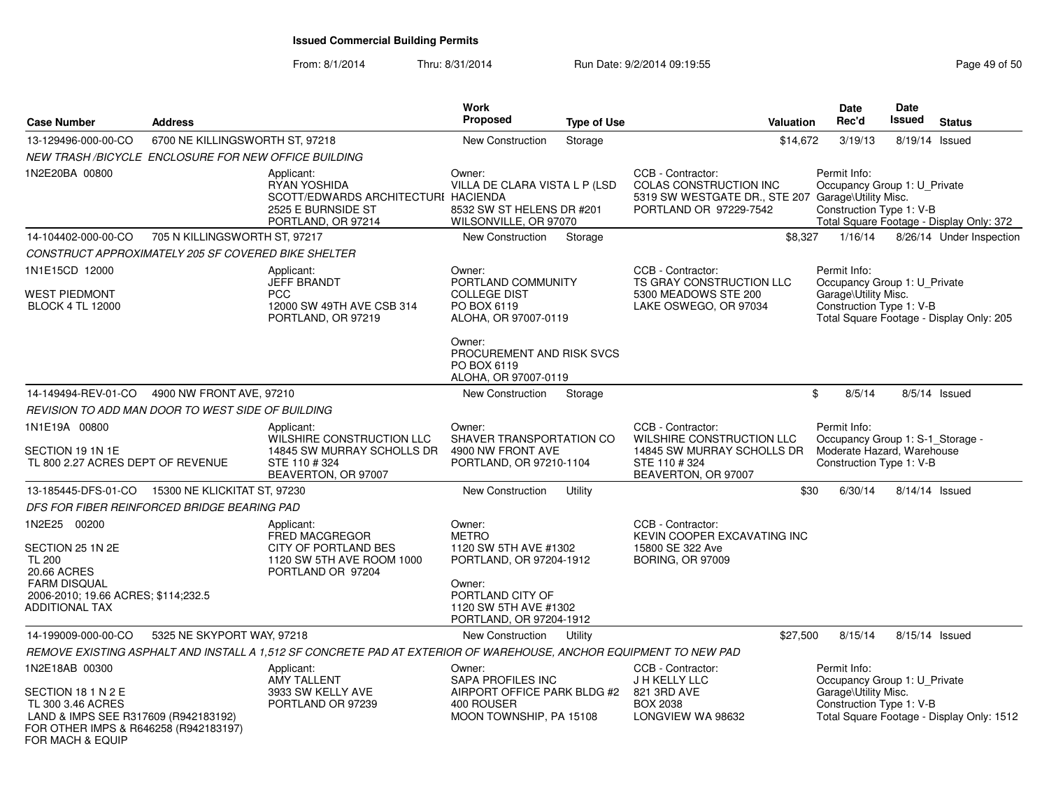# Issued Commercial Building Permits

From: 8/1/2014 Thru: 8/31/2014 Run Date: 9/2/2014 09:19:55

| Case Number | Address | | Work Proposed | Type of Use | | Valuation | Date Rec'd | Date Issued | Status |
|---|---|---|---|---|---|---|---|---|---|
| 13-129496-000-00-CO | 6700 NE KILLINGSWORTH ST, 97218 | | New Construction | Storage | | $14,672 | 3/19/13 | 8/19/14 | Issued |
| NEW TRASH /BICYCLE ENCLOSURE FOR NEW OFFICE BUILDING | | | | | | | | | |
| 1N2E20BA 00800 | | Applicant: RYAN YOSHIDA SCOTT/EDWARDS ARCHITECTURE 2525 E BURNSIDE ST PORTLAND, OR 97214 | Owner: VILLA DE CLARA VISTA L P (LSD HACIENDA 8532 SW ST HELENS DR #201 WILSONVILLE, OR 97070 | | CCB - Contractor: COLAS CONSTRUCTION INC 5319 SW WESTGATE DR., STE 207 PORTLAND OR 97229-7542 | | Permit Info: Occupancy Group 1: U_Private Garage\Utility Misc. Construction Type 1: V-B Total Square Footage - Display Only: 372 | | |
| 14-104402-000-00-CO | 705 N KILLINGSWORTH ST, 97217 | | New Construction | Storage | | $8,327 | 1/16/14 | 8/26/14 | Under Inspection |
| CONSTRUCT APPROXIMATELY 205 SF COVERED BIKE SHELTER | | | | | | | | | |
| 1N1E15CD 12000 WEST PIEDMONT BLOCK 4 TL 12000 | | Applicant: JEFF BRANDT PCC 12000 SW 49TH AVE CSB 314 PORTLAND, OR 97219 | Owner: PORTLAND COMMUNITY COLLEGE DIST PO BOX 6119 ALOHA, OR 97007-0119; Owner: PROCUREMENT AND RISK SVCS PO BOX 6119 ALOHA, OR 97007-0119 | | CCB - Contractor: TS GRAY CONSTRUCTION LLC 5300 MEADOWS STE 200 LAKE OSWEGO, OR 97034 | | Permit Info: Occupancy Group 1: U_Private Garage\Utility Misc. Construction Type 1: V-B Total Square Footage - Display Only: 205 | | |
| 14-149494-REV-01-CO | 4900 NW FRONT AVE, 97210 | | New Construction | Storage | | $ | 8/5/14 | 8/5/14 | Issued |
| REVISION TO ADD MAN DOOR TO WEST SIDE OF BUILDING | | | | | | | | | |
| 1N1E19A 00800 SECTION 19 1N 1E TL 800 2.27 ACRES DEPT OF REVENUE | | Applicant: WILSHIRE CONSTRUCTION LLC 14845 SW MURRAY SCHOLLS DR STE 110 # 324 BEAVERTON, OR 97007 | Owner: SHAVER TRANSPORTATION CO 4900 NW FRONT AVE PORTLAND, OR 97210-1104 | | CCB - Contractor: WILSHIRE CONSTRUCTION LLC 14845 SW MURRAY SCHOLLS DR STE 110 # 324 BEAVERTON, OR 97007 | | Permit Info: Occupancy Group 1: S-1_Storage - Moderate Hazard, Warehouse Construction Type 1: V-B | | |
| 13-185445-DFS-01-CO | 15300 NE KLICKITAT ST, 97230 | | New Construction | Utility | | $30 | 6/30/14 | 8/14/14 | Issued |
| DFS FOR FIBER REINFORCED BRIDGE BEARING PAD | | | | | | | | | |
| 1N2E25 00200 SECTION 25 1N 2E TL 200 20.66 ACRES FARM DISQUAL 2006-2010; 19.66 ACRES; $114;232.5 ADDITIONAL TAX | | Applicant: FRED MACGREGOR CITY OF PORTLAND BES 1120 SW 5TH AVE ROOM 1000 PORTLAND OR 97204 | Owner: METRO 1120 SW 5TH AVE #1302 PORTLAND, OR 97204-1912; Owner: PORTLAND CITY OF 1120 SW 5TH AVE #1302 PORTLAND, OR 97204-1912 | | CCB - Contractor: KEVIN COOPER EXCAVATING INC 15800 SE 322 Ave BORING, OR 97009 | | | | |
| 14-199009-000-00-CO | 5325 NE SKYPORT WAY, 97218 | | New Construction | Utility | | $27,500 | 8/15/14 | 8/15/14 | Issued |
| REMOVE EXISTING ASPHALT AND INSTALL A 1,512 SF CONCRETE PAD AT EXTERIOR OF WAREHOUSE, ANCHOR EQUIPMENT TO NEW PAD | | | | | | | | | |
| 1N2E18AB 00300 SECTION 18 1 N 2 E TL 300 3.46 ACRES LAND & IMPS SEE R317609 (R942183192) FOR OTHER IMPS & R646258 (R942183197) FOR MACH & EQUIP | | Applicant: AMY TALLENT 3933 SW KELLY AVE PORTLAND OR 97239 | Owner: SAPA PROFILES INC AIRPORT OFFICE PARK BLDG #2 400 ROUSER MOON TOWNSHIP, PA 15108 | | CCB - Contractor: J H KELLY LLC 821 3RD AVE BOX 2038 LONGVIEW WA 98632 | | Permit Info: Occupancy Group 1: U_Private Garage\Utility Misc. Construction Type 1: V-B Total Square Footage - Display Only: 1512 | | |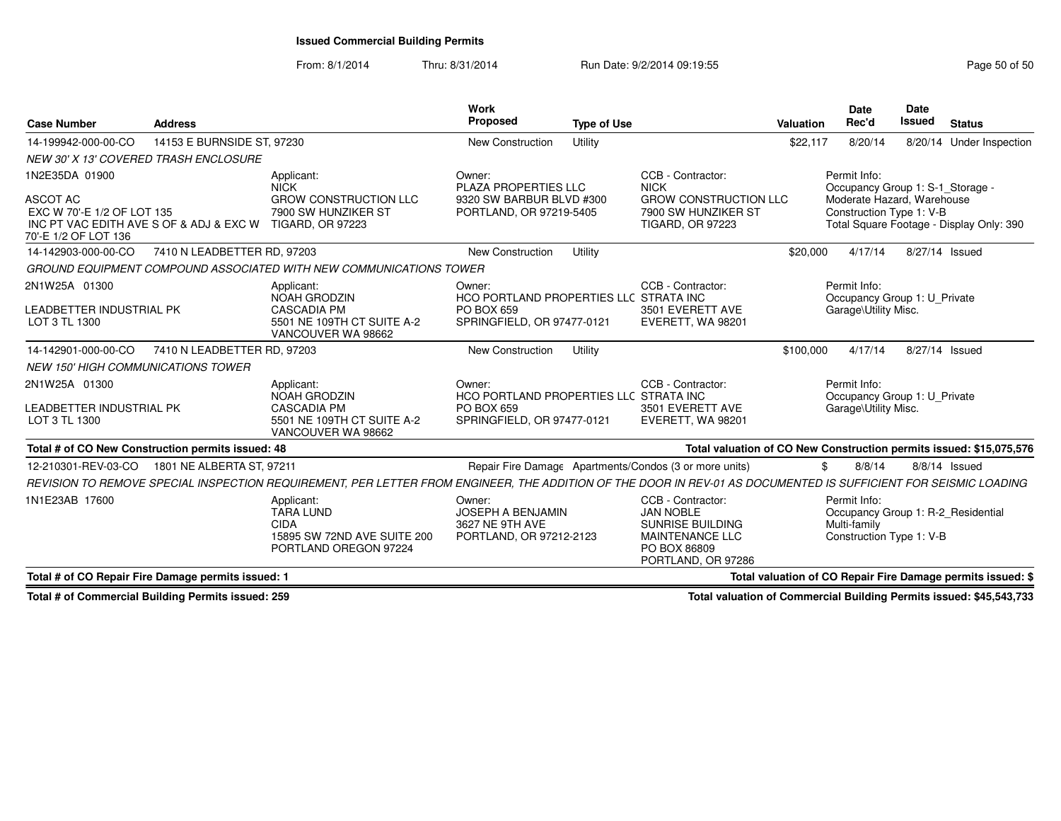# Issued Commercial Building Permits

From: 8/1/2014 Thru: 8/31/2014 Run Date: 9/2/2014 09:19:55

| Case Number | Address | | Work Proposed | Type of Use | | Valuation | Date Rec'd | Date Issued | Status |
|---|---|---|---|---|---|---|---|---|---|
| 14-199942-000-00-CO | 14153 E BURNSIDE ST, 97230 | | New Construction | Utility | | $22,117 | 8/20/14 | 8/20/14 | Under Inspection |
| *NEW 30' X 13' COVERED TRASH ENCLOSURE* | | | | | | | | | |
| 1N2E35DA 01900<br>ASCOT AC<br>EXC W 70'-E 1/2 OF LOT 135<br>INC PT VAC EDITH AVE S OF & ADJ & EXC W 70'-E 1/2 OF LOT 136 | | Applicant:<br>NICK<br>GROW CONSTRUCTION LLC<br>7900 SW HUNZIKER ST<br>TIGARD, OR 97223 | Owner:<br>PLAZA PROPERTIES LLC<br>9320 SW BARBUR BLVD #300<br>PORTLAND, OR 97219-5405 | | CCB - Contractor:<br>NICK<br>GROW CONSTRUCTION LLC<br>7900 SW HUNZIKER ST<br>TIGARD, OR 97223 | | Permit Info:<br>Occupancy Group 1: S-1_Storage - Moderate Hazard, Warehouse<br>Construction Type 1: V-B<br>Total Square Footage - Display Only: 390 | | |
| 14-142903-000-00-CO | 7410 N LEADBETTER RD, 97203 | | New Construction | Utility | | $20,000 | 4/17/14 | 8/27/14 | Issued |
| *GROUND EQUIPMENT COMPOUND ASSOCIATED WITH NEW COMMUNICATIONS TOWER* | | | | | | | | | |
| 2N1W25A 01300<br>LEADBETTER INDUSTRIAL PK<br>LOT 3 TL 1300 | | Applicant:<br>NOAH GRODZIN<br>CASCADIA PM<br>5501 NE 109TH CT SUITE A-2<br>VANCOUVER WA 98662 | Owner:<br>HCO PORTLAND PROPERTIES LLC<br>PO BOX 659<br>SPRINGFIELD, OR 97477-0121 | | CCB - Contractor:<br>STRATA INC<br>3501 EVERETT AVE<br>EVERETT, WA 98201 | | Permit Info:<br>Occupancy Group 1: U_Private Garage\Utility Misc. | | |
| 14-142901-000-00-CO | 7410 N LEADBETTER RD, 97203 | | New Construction | Utility | | $100,000 | 4/17/14 | 8/27/14 | Issued |
| *NEW 150' HIGH COMMUNICATIONS TOWER* | | | | | | | | | |
| 2N1W25A 01300<br>LEADBETTER INDUSTRIAL PK<br>LOT 3 TL 1300 | | Applicant:<br>NOAH GRODZIN<br>CASCADIA PM<br>5501 NE 109TH CT SUITE A-2<br>VANCOUVER WA 98662 | Owner:<br>HCO PORTLAND PROPERTIES LLC<br>PO BOX 659<br>SPRINGFIELD, OR 97477-0121 | | CCB - Contractor:<br>STRATA INC<br>3501 EVERETT AVE<br>EVERETT, WA 98201 | | Permit Info:<br>Occupancy Group 1: U_Private Garage\Utility Misc. | | |
| **Total # of CO New Construction permits issued: 48** | | | | | **Total valuation of CO New Construction permits issued: $15,075,576** | | | | |
| 12-210301-REV-03-CO | 1801 NE ALBERTA ST, 97211 | | Repair Fire Damage | Apartments/Condos (3 or more units) | | $ | 8/8/14 | 8/8/14 | Issued |
| *REVISION TO REMOVE SPECIAL INSPECTION REQUIREMENT, PER LETTER FROM ENGINEER, THE ADDITION OF THE DOOR IN REV-01 AS DOCUMENTED IS SUFFICIENT FOR SEISMIC LOADING* | | | | | | | | | |
| 1N1E23AB 17600 | | Applicant:<br>TARA LUND<br>CIDA<br>15895 SW 72ND AVE SUITE 200<br>PORTLAND OREGON 97224 | Owner:<br>JOSEPH A BENJAMIN<br>3627 NE 9TH AVE<br>PORTLAND, OR 97212-2123 | | CCB - Contractor:<br>JAN NOBLE<br>SUNRISE BUILDING MAINTENANCE LLC<br>PO BOX 86809<br>PORTLAND, OR 97286 | | Permit Info:<br>Occupancy Group 1: R-2_Residential Multi-family<br>Construction Type 1: V-B | | |
| **Total # of CO Repair Fire Damage permits issued: 1** | | | | | **Total valuation of CO Repair Fire Damage permits issued: $** | | | | |

**Total # of Commercial Building Permits issued: 259**

**Total valuation of Commercial Building Permits issued: $45,543,733**